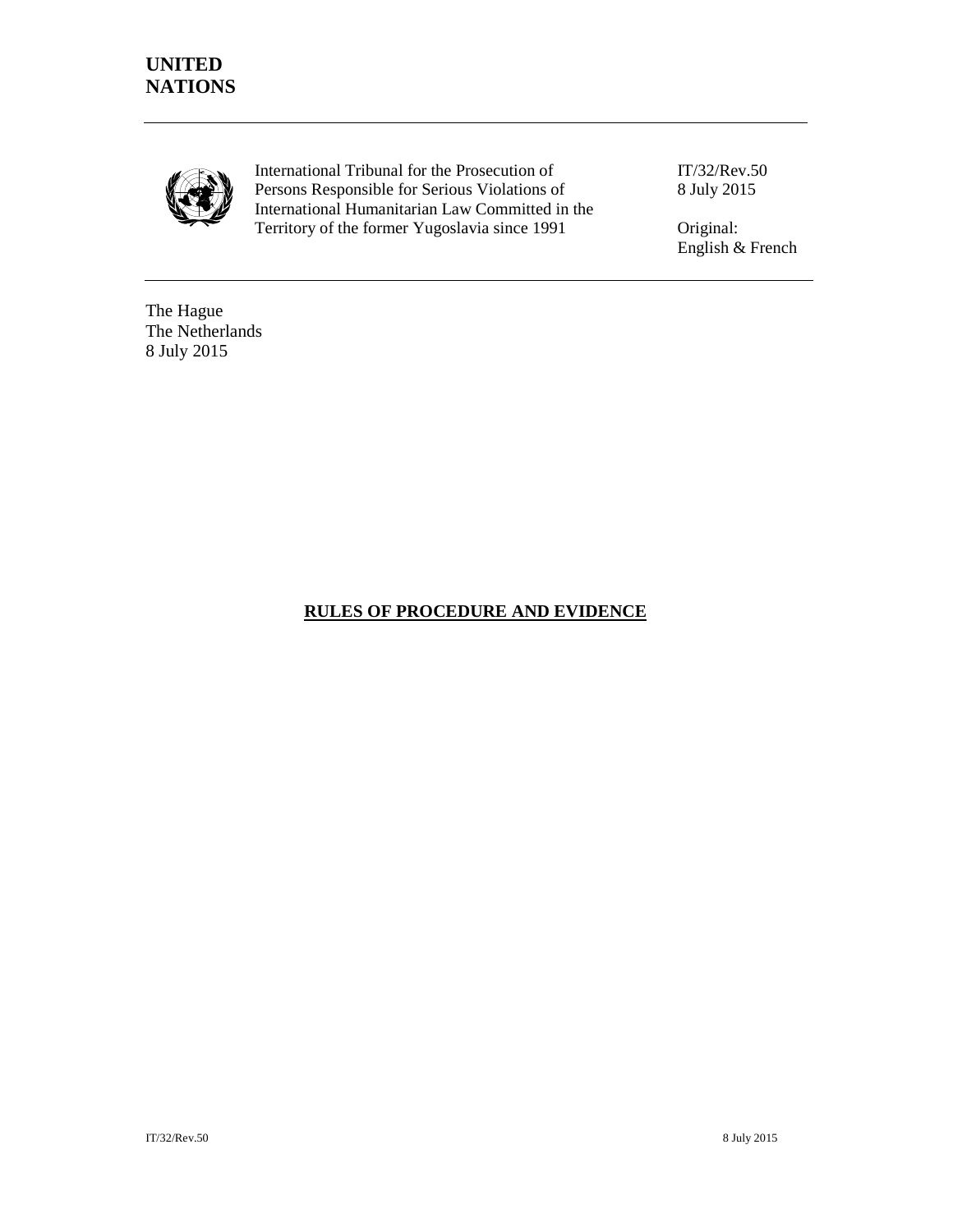**UNITED NATIONS**

International Tribunal for the Prosecution of Persons Responsible for Serious Violations of International Humanitarian Law Committed in the Territory of the former Yugoslavia since 1991

IT/32/Rev.50
8 July 2015

Original: English & French

The Hague
The Netherlands
8 July 2015

# RULES OF PROCEDURE AND EVIDENCE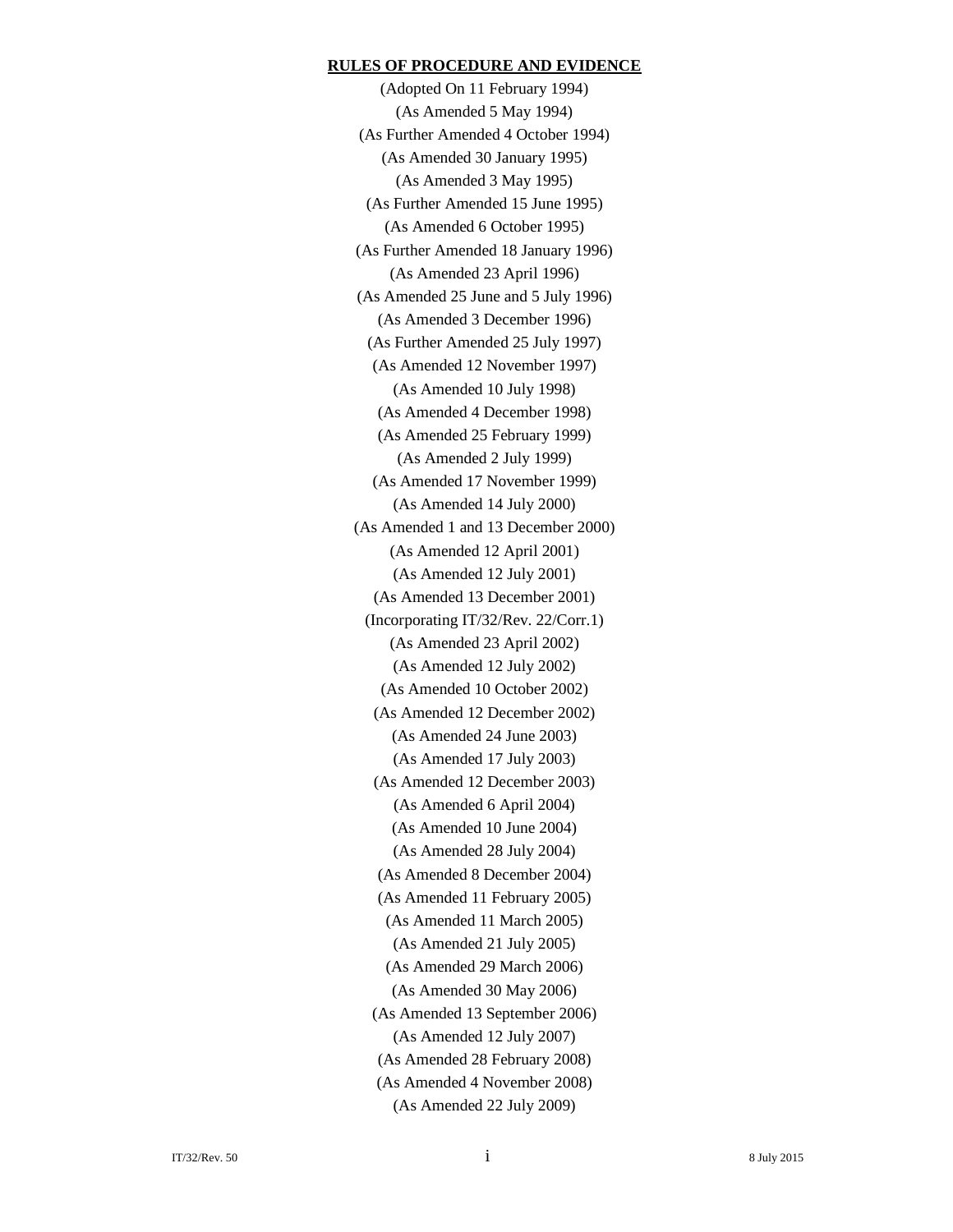# RULES OF PROCEDURE AND EVIDENCE

(Adopted On 11 February 1994)

(As Amended 5 May 1994)

(As Further Amended 4 October 1994)

(As Amended 30 January 1995)

(As Amended 3 May 1995)

(As Further Amended 15 June 1995)

(As Amended 6 October 1995)

(As Further Amended 18 January 1996)

(As Amended 23 April 1996)

(As Amended 25 June and 5 July 1996)

(As Amended 3 December 1996)

(As Further Amended 25 July 1997)

(As Amended 12 November 1997)

(As Amended 10 July 1998)

(As Amended 4 December 1998)

(As Amended 25 February 1999)

(As Amended 2 July 1999)

(As Amended 17 November 1999)

(As Amended 14 July 2000)

(As Amended 1 and 13 December 2000)

(As Amended 12 April 2001)

(As Amended 12 July 2001)

(As Amended 13 December 2001)

(Incorporating IT/32/Rev. 22/Corr.1)

(As Amended 23 April 2002)

(As Amended 12 July 2002)

(As Amended 10 October 2002)

(As Amended 12 December 2002)

(As Amended 24 June 2003)

(As Amended 17 July 2003)

(As Amended 12 December 2003)

(As Amended 6 April 2004)

(As Amended 10 June 2004)

(As Amended 28 July 2004)

(As Amended 8 December 2004)

(As Amended 11 February 2005)

(As Amended 11 March 2005)

(As Amended 21 July 2005)

(As Amended 29 March 2006)

(As Amended 30 May 2006)

(As Amended 13 September 2006)

(As Amended 12 July 2007)

(As Amended 28 February 2008)

(As Amended 4 November 2008)

(As Amended 22 July 2009)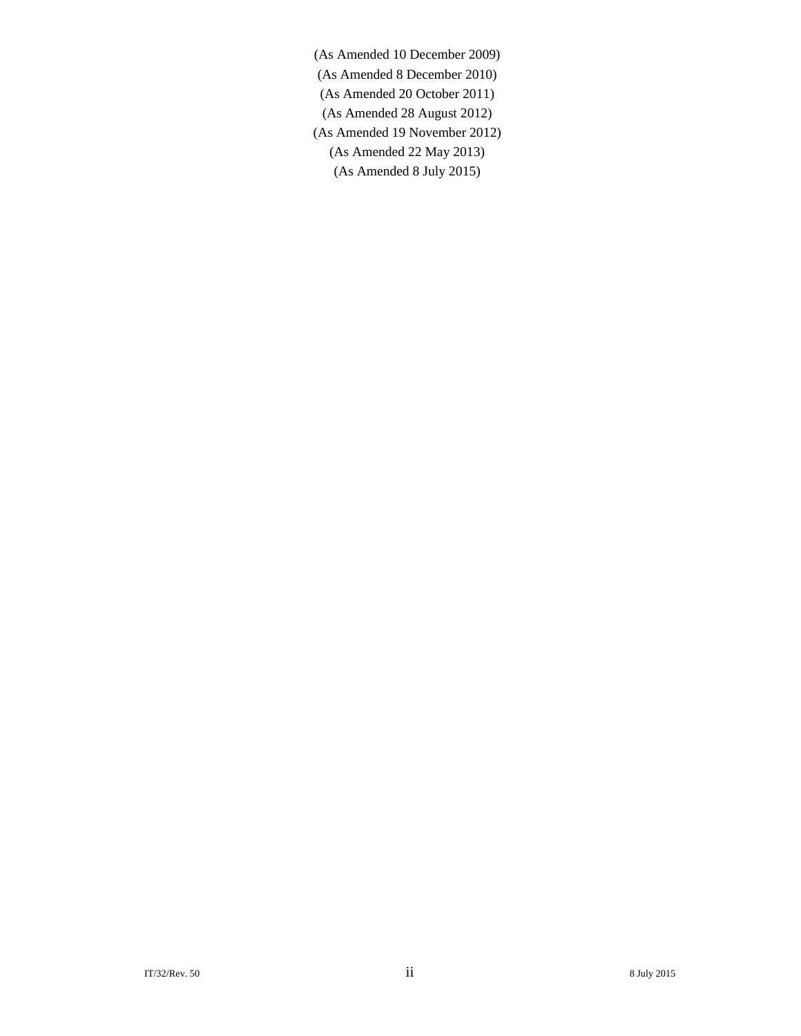(As Amended 10 December 2009)

(As Amended 8 December 2010)

(As Amended 20 October 2011)

(As Amended 28 August 2012)

(As Amended 19 November 2012)

(As Amended 22 May 2013)

(As Amended 8 July 2015)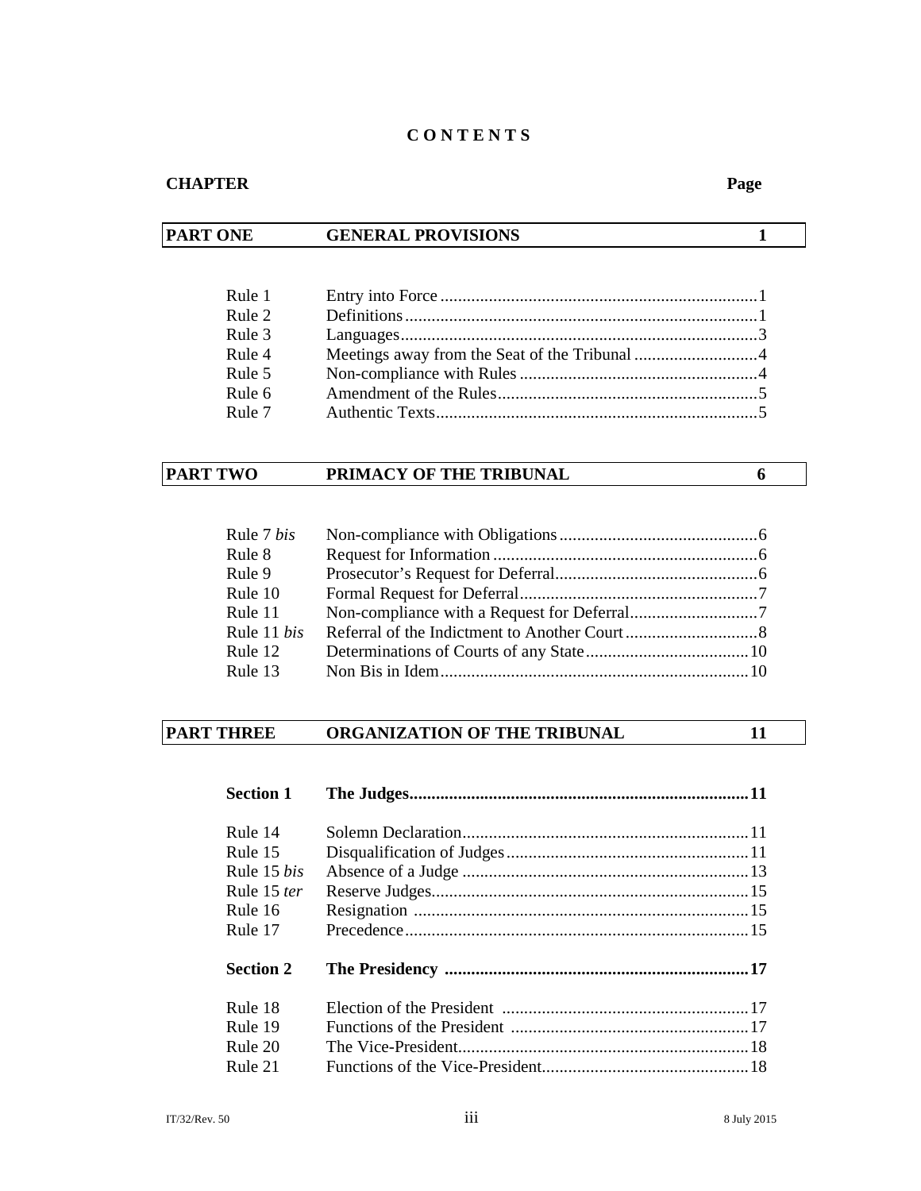# CONTENTS

| CHAPTER | | Page |
|---|---|---|
| **PART ONE** | **GENERAL PROVISIONS** | **1** |
| Rule 1 | Entry into Force | 1 |
| Rule 2 | Definitions | 1 |
| Rule 3 | Languages | 3 |
| Rule 4 | Meetings away from the Seat of the Tribunal | 4 |
| Rule 5 | Non-compliance with Rules | 4 |
| Rule 6 | Amendment of the Rules | 5 |
| Rule 7 | Authentic Texts | 5 |
| **PART TWO** | **PRIMACY OF THE TRIBUNAL** | **6** |
| Rule 7 *bis* | Non-compliance with Obligations | 6 |
| Rule 8 | Request for Information | 6 |
| Rule 9 | Prosecutor's Request for Deferral | 6 |
| Rule 10 | Formal Request for Deferral | 7 |
| Rule 11 | Non-compliance with a Request for Deferral | 7 |
| Rule 11 *bis* | Referral of the Indictment to Another Court | 8 |
| Rule 12 | Determinations of Courts of any State | 10 |
| Rule 13 | Non Bis in Idem | 10 |
| **PART THREE** | **ORGANIZATION OF THE TRIBUNAL** | **11** |
| **Section 1** | **The Judges** | **11** |
| Rule 14 | Solemn Declaration | 11 |
| Rule 15 | Disqualification of Judges | 11 |
| Rule 15 *bis* | Absence of a Judge | 13 |
| Rule 15 *ter* | Reserve Judges | 15 |
| Rule 16 | Resignation | 15 |
| Rule 17 | Precedence | 15 |
| **Section 2** | **The Presidency** | **17** |
| Rule 18 | Election of the President | 17 |
| Rule 19 | Functions of the President | 17 |
| Rule 20 | The Vice-President | 18 |
| Rule 21 | Functions of the Vice-President | 18 |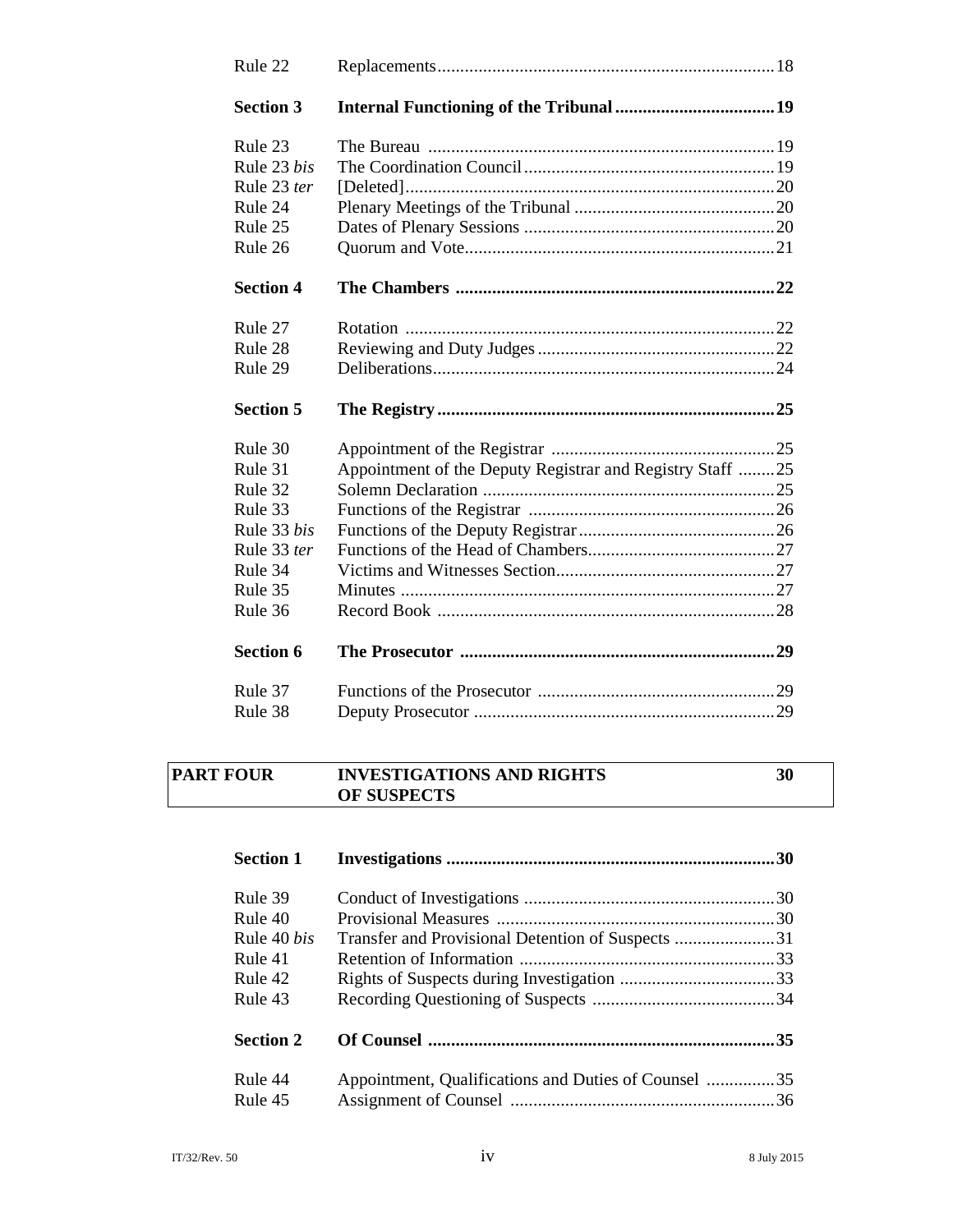| | | |
|---|---|---|
| Rule 22 | Replacements | 18 |
| **Section 3** | **Internal Functioning of the Tribunal** | **19** |
| Rule 23 | The Bureau | 19 |
| Rule 23 *bis* | The Coordination Council | 19 |
| Rule 23 *ter* | [Deleted] | 20 |
| Rule 24 | Plenary Meetings of the Tribunal | 20 |
| Rule 25 | Dates of Plenary Sessions | 20 |
| Rule 26 | Quorum and Vote | 21 |
| **Section 4** | **The Chambers** | **22** |
| Rule 27 | Rotation | 22 |
| Rule 28 | Reviewing and Duty Judges | 22 |
| Rule 29 | Deliberations | 24 |
| **Section 5** | **The Registry** | **25** |
| Rule 30 | Appointment of the Registrar | 25 |
| Rule 31 | Appointment of the Deputy Registrar and Registry Staff | 25 |
| Rule 32 | Solemn Declaration | 25 |
| Rule 33 | Functions of the Registrar | 26 |
| Rule 33 *bis* | Functions of the Deputy Registrar | 26 |
| Rule 33 *ter* | Functions of the Head of Chambers | 27 |
| Rule 34 | Victims and Witnesses Section | 27 |
| Rule 35 | Minutes | 27 |
| Rule 36 | Record Book | 28 |
| **Section 6** | **The Prosecutor** | **29** |
| Rule 37 | Functions of the Prosecutor | 29 |
| Rule 38 | Deputy Prosecutor | 29 |

| | | |
|---|---|---|
| **PART FOUR** | **INVESTIGATIONS AND RIGHTS OF SUSPECTS** | **30** |

| | | |
|---|---|---|
| **Section 1** | **Investigations** | **30** |
| Rule 39 | Conduct of Investigations | 30 |
| Rule 40 | Provisional Measures | 30 |
| Rule 40 *bis* | Transfer and Provisional Detention of Suspects | 31 |
| Rule 41 | Retention of Information | 33 |
| Rule 42 | Rights of Suspects during Investigation | 33 |
| Rule 43 | Recording Questioning of Suspects | 34 |
| **Section 2** | **Of Counsel** | **35** |
| Rule 44 | Appointment, Qualifications and Duties of Counsel | 35 |
| Rule 45 | Assignment of Counsel | 36 |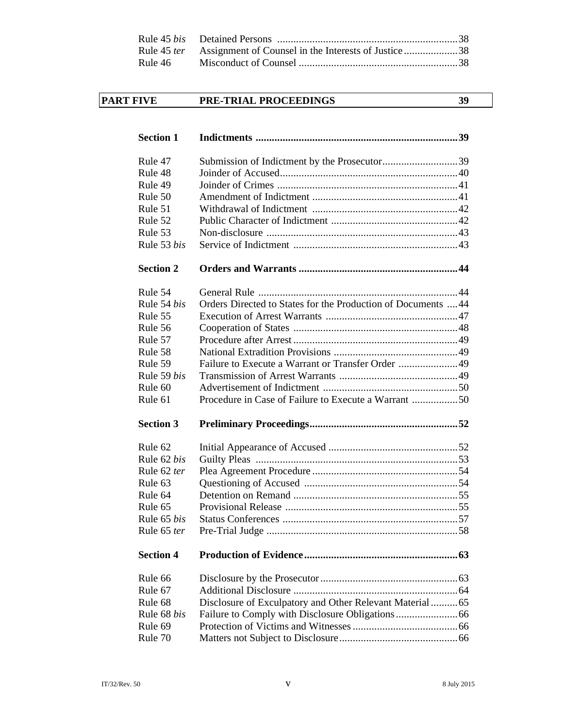| | | |
|---|---|---|
| Rule 45 *bis* | Detained Persons | 38 |
| Rule 45 *ter* | Assignment of Counsel in the Interests of Justice | 38 |
| Rule 46 | Misconduct of Counsel | 38 |

| **PART FIVE** | **PRE-TRIAL PROCEEDINGS** | **39** |
|---|---|---|

| | | |
|---|---|---|
| **Section 1** | **Indictments** | **39** |
| Rule 47 | Submission of Indictment by the Prosecutor | 39 |
| Rule 48 | Joinder of Accused | 40 |
| Rule 49 | Joinder of Crimes | 41 |
| Rule 50 | Amendment of Indictment | 41 |
| Rule 51 | Withdrawal of Indictment | 42 |
| Rule 52 | Public Character of Indictment | 42 |
| Rule 53 | Non-disclosure | 43 |
| Rule 53 *bis* | Service of Indictment | 43 |
| **Section 2** | **Orders and Warrants** | **44** |
| Rule 54 | General Rule | 44 |
| Rule 54 *bis* | Orders Directed to States for the Production of Documents | 44 |
| Rule 55 | Execution of Arrest Warrants | 47 |
| Rule 56 | Cooperation of States | 48 |
| Rule 57 | Procedure after Arrest | 49 |
| Rule 58 | National Extradition Provisions | 49 |
| Rule 59 | Failure to Execute a Warrant or Transfer Order | 49 |
| Rule 59 *bis* | Transmission of Arrest Warrants | 49 |
| Rule 60 | Advertisement of Indictment | 50 |
| Rule 61 | Procedure in Case of Failure to Execute a Warrant | 50 |
| **Section 3** | **Preliminary Proceedings** | **52** |
| Rule 62 | Initial Appearance of Accused | 52 |
| Rule 62 *bis* | Guilty Pleas | 53 |
| Rule 62 *ter* | Plea Agreement Procedure | 54 |
| Rule 63 | Questioning of Accused | 54 |
| Rule 64 | Detention on Remand | 55 |
| Rule 65 | Provisional Release | 55 |
| Rule 65 *bis* | Status Conferences | 57 |
| Rule 65 *ter* | Pre-Trial Judge | 58 |
| **Section 4** | **Production of Evidence** | **63** |
| Rule 66 | Disclosure by the Prosecutor | 63 |
| Rule 67 | Additional Disclosure | 64 |
| Rule 68 | Disclosure of Exculpatory and Other Relevant Material | 65 |
| Rule 68 *bis* | Failure to Comply with Disclosure Obligations | 66 |
| Rule 69 | Protection of Victims and Witnesses | 66 |
| Rule 70 | Matters not Subject to Disclosure | 66 |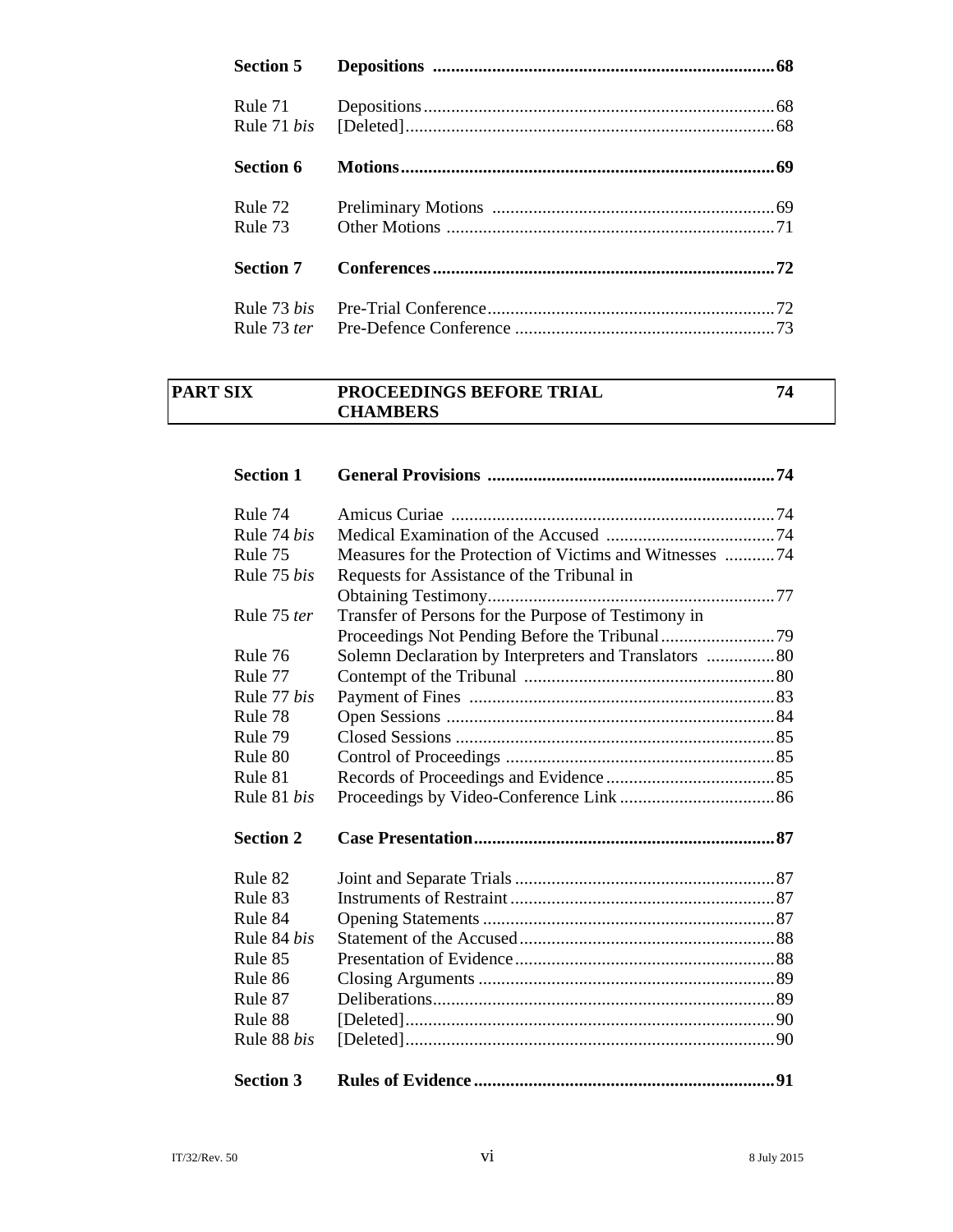| | | |
|---|---|---|
| **Section 5** | **Depositions** | **68** |
| Rule 71 | Depositions | 68 |
| Rule 71 *bis* | [Deleted] | 68 |
| **Section 6** | **Motions** | **69** |
| Rule 72 | Preliminary Motions | 69 |
| Rule 73 | Other Motions | 71 |
| **Section 7** | **Conferences** | **72** |
| Rule 73 *bis* | Pre-Trial Conference | 72 |
| Rule 73 *ter* | Pre-Defence Conference | 73 |

| | | |
|---|---|---|
| **PART SIX** | **PROCEEDINGS BEFORE TRIAL CHAMBERS** | **74** |

| | | |
|---|---|---|
| **Section 1** | **General Provisions** | **74** |
| Rule 74 | Amicus Curiae | 74 |
| Rule 74 *bis* | Medical Examination of the Accused | 74 |
| Rule 75 | Measures for the Protection of Victims and Witnesses | 74 |
| Rule 75 *bis* | Requests for Assistance of the Tribunal in Obtaining Testimony | 77 |
| Rule 75 *ter* | Transfer of Persons for the Purpose of Testimony in Proceedings Not Pending Before the Tribunal | 79 |
| Rule 76 | Solemn Declaration by Interpreters and Translators | 80 |
| Rule 77 | Contempt of the Tribunal | 80 |
| Rule 77 *bis* | Payment of Fines | 83 |
| Rule 78 | Open Sessions | 84 |
| Rule 79 | Closed Sessions | 85 |
| Rule 80 | Control of Proceedings | 85 |
| Rule 81 | Records of Proceedings and Evidence | 85 |
| Rule 81 *bis* | Proceedings by Video-Conference Link | 86 |
| **Section 2** | **Case Presentation** | **87** |
| Rule 82 | Joint and Separate Trials | 87 |
| Rule 83 | Instruments of Restraint | 87 |
| Rule 84 | Opening Statements | 87 |
| Rule 84 *bis* | Statement of the Accused | 88 |
| Rule 85 | Presentation of Evidence | 88 |
| Rule 86 | Closing Arguments | 89 |
| Rule 87 | Deliberations | 89 |
| Rule 88 | [Deleted] | 90 |
| Rule 88 *bis* | [Deleted] | 90 |
| **Section 3** | **Rules of Evidence** | **91** |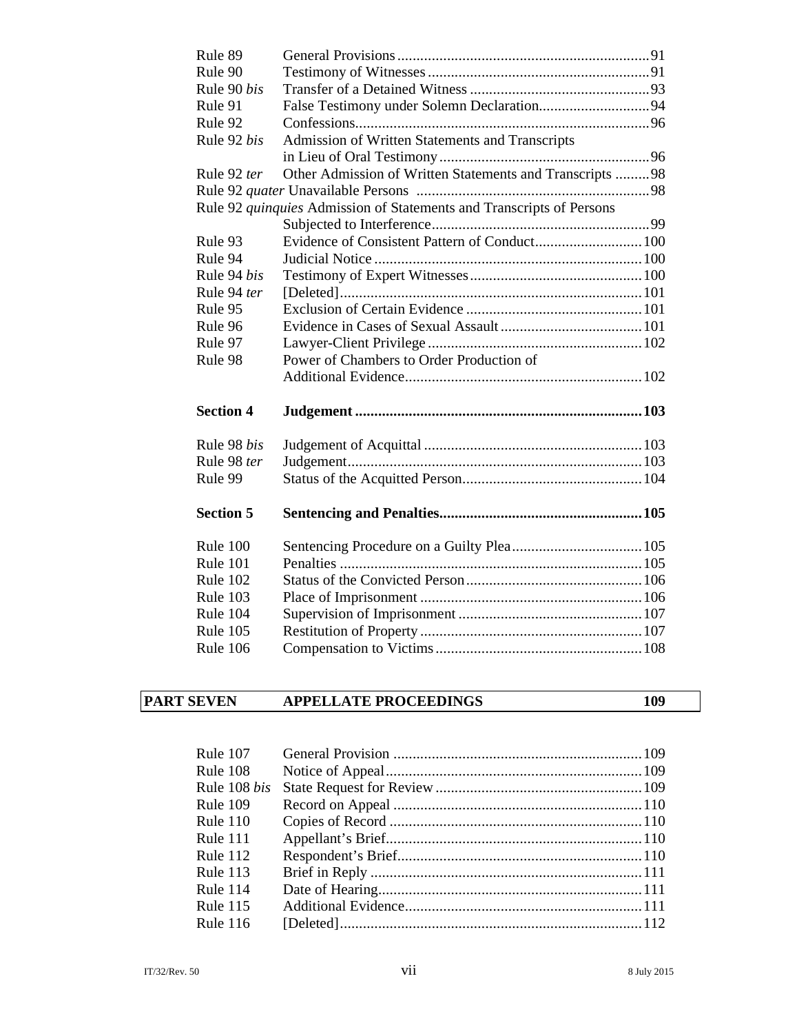| | | |
|---|---|---|
| Rule 89 | General Provisions | 91 |
| Rule 90 | Testimony of Witnesses | 91 |
| Rule 90 *bis* | Transfer of a Detained Witness | 93 |
| Rule 91 | False Testimony under Solemn Declaration | 94 |
| Rule 92 | Confessions | 96 |
| Rule 92 *bis* | Admission of Written Statements and Transcripts in Lieu of Oral Testimony | 96 |
| Rule 92 *ter* | Other Admission of Written Statements and Transcripts | 98 |
| Rule 92 *quater* | Unavailable Persons | 98 |
| Rule 92 *quinquies* | Admission of Statements and Transcripts of Persons Subjected to Interference | 99 |
| Rule 93 | Evidence of Consistent Pattern of Conduct | 100 |
| Rule 94 | Judicial Notice | 100 |
| Rule 94 *bis* | Testimony of Expert Witnesses | 100 |
| Rule 94 *ter* | [Deleted] | 101 |
| Rule 95 | Exclusion of Certain Evidence | 101 |
| Rule 96 | Evidence in Cases of Sexual Assault | 101 |
| Rule 97 | Lawyer-Client Privilege | 102 |
| Rule 98 | Power of Chambers to Order Production of Additional Evidence | 102 |

| | | |
|---|---|---|
| **Section 4** | **Judgement** | **103** |
| Rule 98 *bis* | Judgement of Acquittal | 103 |
| Rule 98 *ter* | Judgement | 103 |
| Rule 99 | Status of the Acquitted Person | 104 |

| | | |
|---|---|---|
| **Section 5** | **Sentencing and Penalties** | **105** |
| Rule 100 | Sentencing Procedure on a Guilty Plea | 105 |
| Rule 101 | Penalties | 105 |
| Rule 102 | Status of the Convicted Person | 106 |
| Rule 103 | Place of Imprisonment | 106 |
| Rule 104 | Supervision of Imprisonment | 107 |
| Rule 105 | Restitution of Property | 107 |
| Rule 106 | Compensation to Victims | 108 |

## PART SEVEN APPELLATE PROCEEDINGS 109

| | | |
|---|---|---|
| Rule 107 | General Provision | 109 |
| Rule 108 | Notice of Appeal | 109 |
| Rule 108 *bis* | State Request for Review | 109 |
| Rule 109 | Record on Appeal | 110 |
| Rule 110 | Copies of Record | 110 |
| Rule 111 | Appellant's Brief | 110 |
| Rule 112 | Respondent's Brief | 110 |
| Rule 113 | Brief in Reply | 111 |
| Rule 114 | Date of Hearing | 111 |
| Rule 115 | Additional Evidence | 111 |
| Rule 116 | [Deleted] | 112 |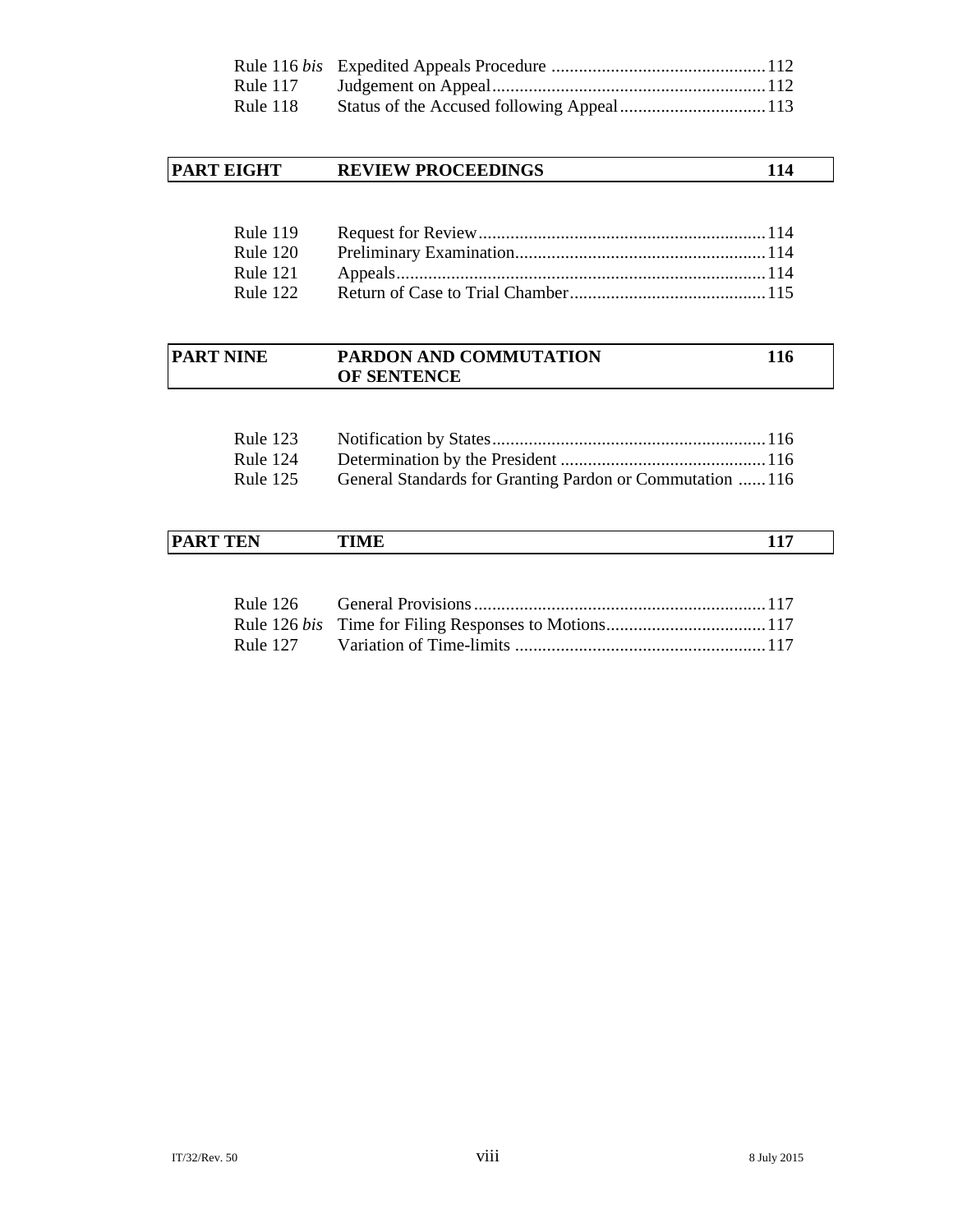| | | |
|---|---|---|
| Rule 116 *bis* | Expedited Appeals Procedure | 112 |
| Rule 117 | Judgement on Appeal | 112 |
| Rule 118 | Status of the Accused following Appeal | 113 |

| **PART EIGHT** | **REVIEW PROCEEDINGS** | **114** |
|---|---|---|

| | | |
|---|---|---|
| Rule 119 | Request for Review | 114 |
| Rule 120 | Preliminary Examination | 114 |
| Rule 121 | Appeals | 114 |
| Rule 122 | Return of Case to Trial Chamber | 115 |

| **PART NINE** | **PARDON AND COMMUTATION OF SENTENCE** | **116** |
|---|---|---|

| | | |
|---|---|---|
| Rule 123 | Notification by States | 116 |
| Rule 124 | Determination by the President | 116 |
| Rule 125 | General Standards for Granting Pardon or Commutation | 116 |

| **PART TEN** | **TIME** | **117** |
|---|---|---|

| | | |
|---|---|---|
| Rule 126 | General Provisions | 117 |
| Rule 126 *bis* | Time for Filing Responses to Motions | 117 |
| Rule 127 | Variation of Time-limits | 117 |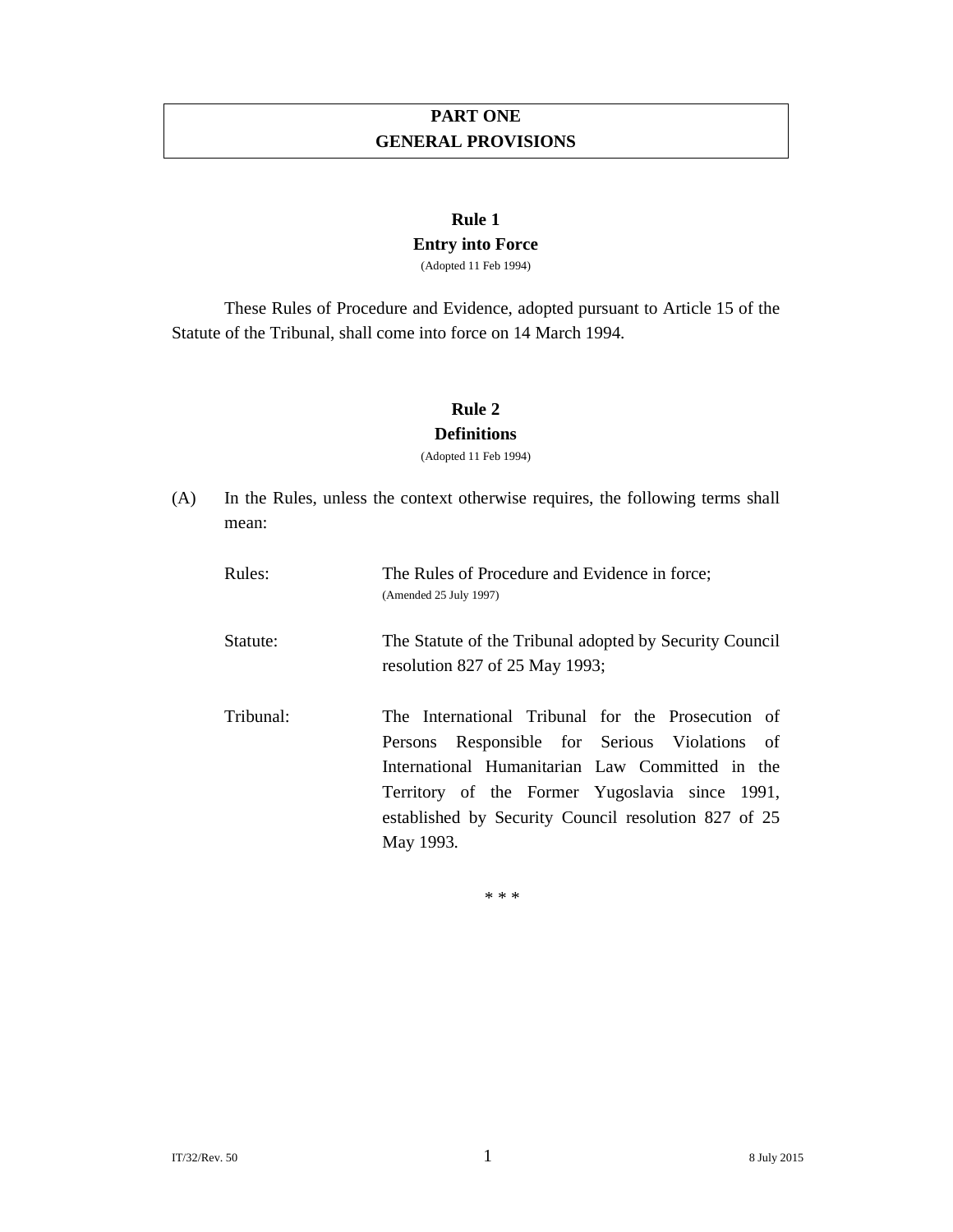# PART ONE
# GENERAL PROVISIONS

## Rule 1
### Entry into Force
(Adopted 11 Feb 1994)

These Rules of Procedure and Evidence, adopted pursuant to Article 15 of the Statute of the Tribunal, shall come into force on 14 March 1994.

## Rule 2
### Definitions
(Adopted 11 Feb 1994)

(A) In the Rules, unless the context otherwise requires, the following terms shall mean:

| | |
|---|---|
| Rules: | The Rules of Procedure and Evidence in force; (Amended 25 July 1997) |
| Statute: | The Statute of the Tribunal adopted by Security Council resolution 827 of 25 May 1993; |
| Tribunal: | The International Tribunal for the Prosecution of Persons Responsible for Serious Violations of International Humanitarian Law Committed in the Territory of the Former Yugoslavia since 1991, established by Security Council resolution 827 of 25 May 1993. |

* * *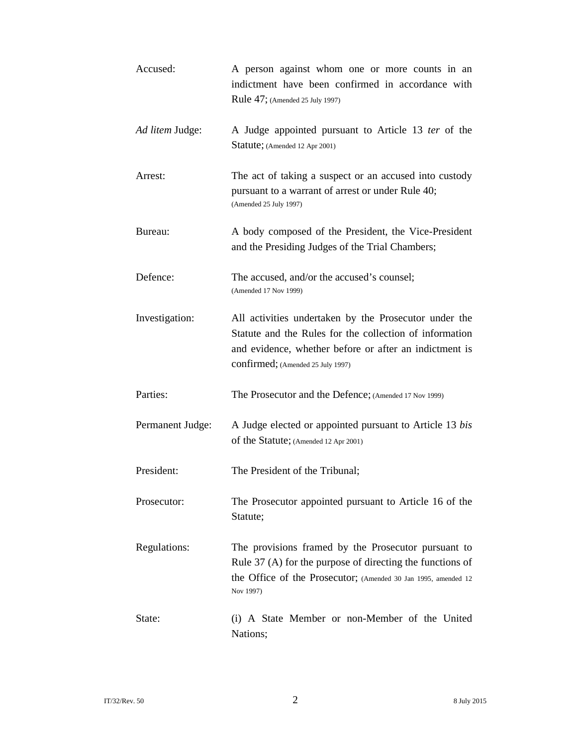Accused: A person against whom one or more counts in an indictment have been confirmed in accordance with Rule 47; (Amended 25 July 1997)

*Ad litem* Judge: A Judge appointed pursuant to Article 13 *ter* of the Statute; (Amended 12 Apr 2001)

Arrest: The act of taking a suspect or an accused into custody pursuant to a warrant of arrest or under Rule 40; (Amended 25 July 1997)

Bureau: A body composed of the President, the Vice-President and the Presiding Judges of the Trial Chambers;

Defence: The accused, and/or the accused's counsel; (Amended 17 Nov 1999)

Investigation: All activities undertaken by the Prosecutor under the Statute and the Rules for the collection of information and evidence, whether before or after an indictment is confirmed; (Amended 25 July 1997)

Parties: The Prosecutor and the Defence; (Amended 17 Nov 1999)

Permanent Judge: A Judge elected or appointed pursuant to Article 13 *bis* of the Statute; (Amended 12 Apr 2001)

President: The President of the Tribunal;

Prosecutor: The Prosecutor appointed pursuant to Article 16 of the Statute;

Regulations: The provisions framed by the Prosecutor pursuant to Rule 37 (A) for the purpose of directing the functions of the Office of the Prosecutor; (Amended 30 Jan 1995, amended 12 Nov 1997)

State: (i) A State Member or non-Member of the United Nations;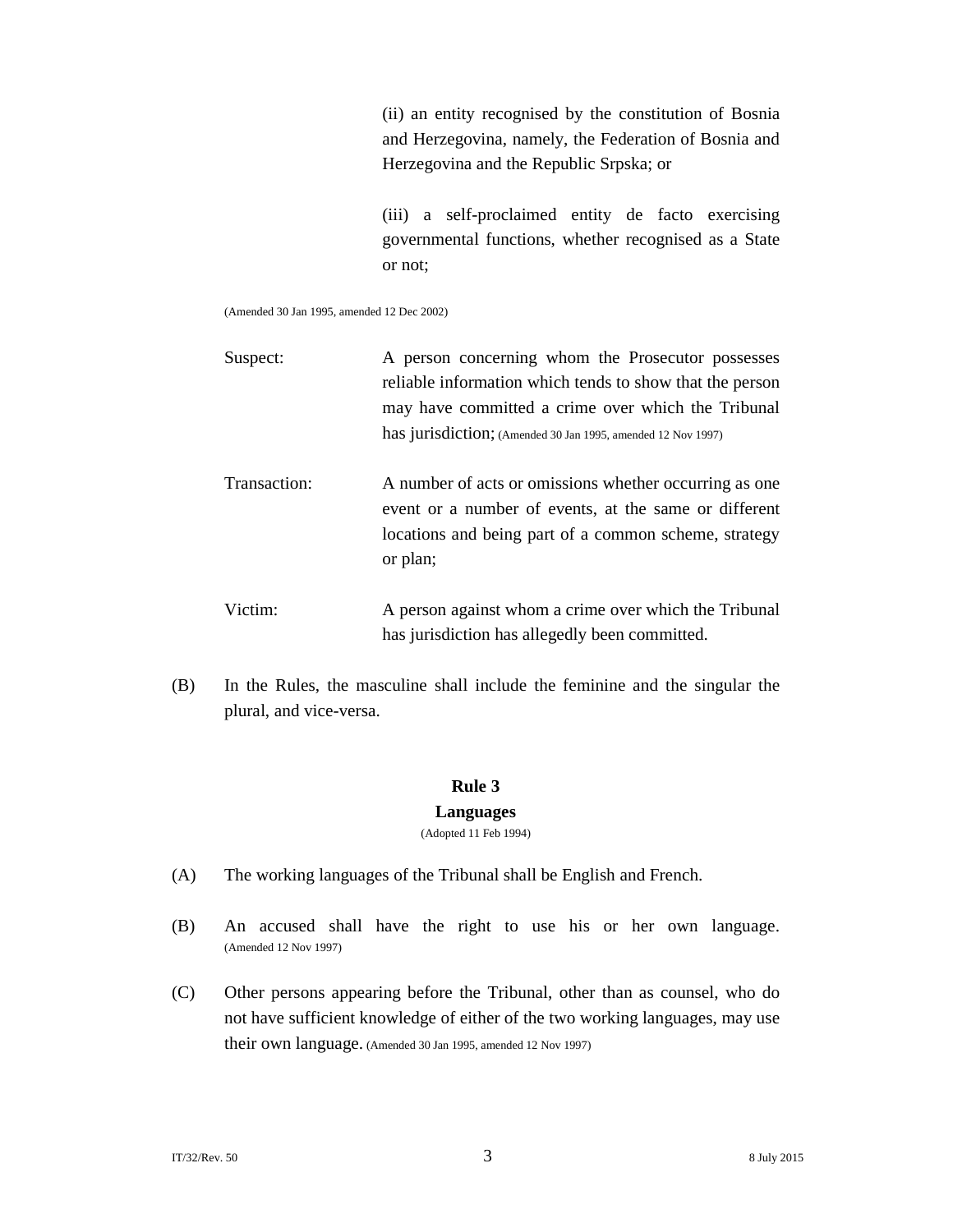(ii) an entity recognised by the constitution of Bosnia and Herzegovina, namely, the Federation of Bosnia and Herzegovina and the Republic Srpska; or

(iii) a self-proclaimed entity de facto exercising governmental functions, whether recognised as a State or not;

(Amended 30 Jan 1995, amended 12 Dec 2002)

Suspect: A person concerning whom the Prosecutor possesses reliable information which tends to show that the person may have committed a crime over which the Tribunal has jurisdiction; (Amended 30 Jan 1995, amended 12 Nov 1997)

Transaction: A number of acts or omissions whether occurring as one event or a number of events, at the same or different locations and being part of a common scheme, strategy or plan;

Victim: A person against whom a crime over which the Tribunal has jurisdiction has allegedly been committed.

(B) In the Rules, the masculine shall include the feminine and the singular the plural, and vice-versa.

## Rule 3
## Languages
(Adopted 11 Feb 1994)

(A) The working languages of the Tribunal shall be English and French.

(B) An accused shall have the right to use his or her own language. (Amended 12 Nov 1997)

(C) Other persons appearing before the Tribunal, other than as counsel, who do not have sufficient knowledge of either of the two working languages, may use their own language. (Amended 30 Jan 1995, amended 12 Nov 1997)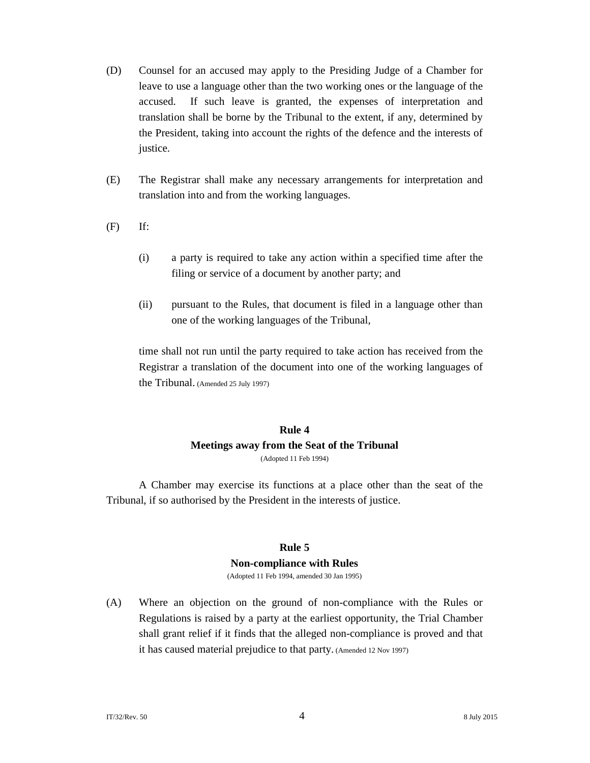(D) Counsel for an accused may apply to the Presiding Judge of a Chamber for leave to use a language other than the two working ones or the language of the accused. If such leave is granted, the expenses of interpretation and translation shall be borne by the Tribunal to the extent, if any, determined by the President, taking into account the rights of the defence and the interests of justice.

(E) The Registrar shall make any necessary arrangements for interpretation and translation into and from the working languages.

(F) If:

(i) a party is required to take any action within a specified time after the filing or service of a document by another party; and

(ii) pursuant to the Rules, that document is filed in a language other than one of the working languages of the Tribunal,

time shall not run until the party required to take action has received from the Registrar a translation of the document into one of the working languages of the Tribunal. (Amended 25 July 1997)

### Rule 4
### Meetings away from the Seat of the Tribunal

(Adopted 11 Feb 1994)

A Chamber may exercise its functions at a place other than the seat of the Tribunal, if so authorised by the President in the interests of justice.

### Rule 5
### Non-compliance with Rules

(Adopted 11 Feb 1994, amended 30 Jan 1995)

(A) Where an objection on the ground of non-compliance with the Rules or Regulations is raised by a party at the earliest opportunity, the Trial Chamber shall grant relief if it finds that the alleged non-compliance is proved and that it has caused material prejudice to that party. (Amended 12 Nov 1997)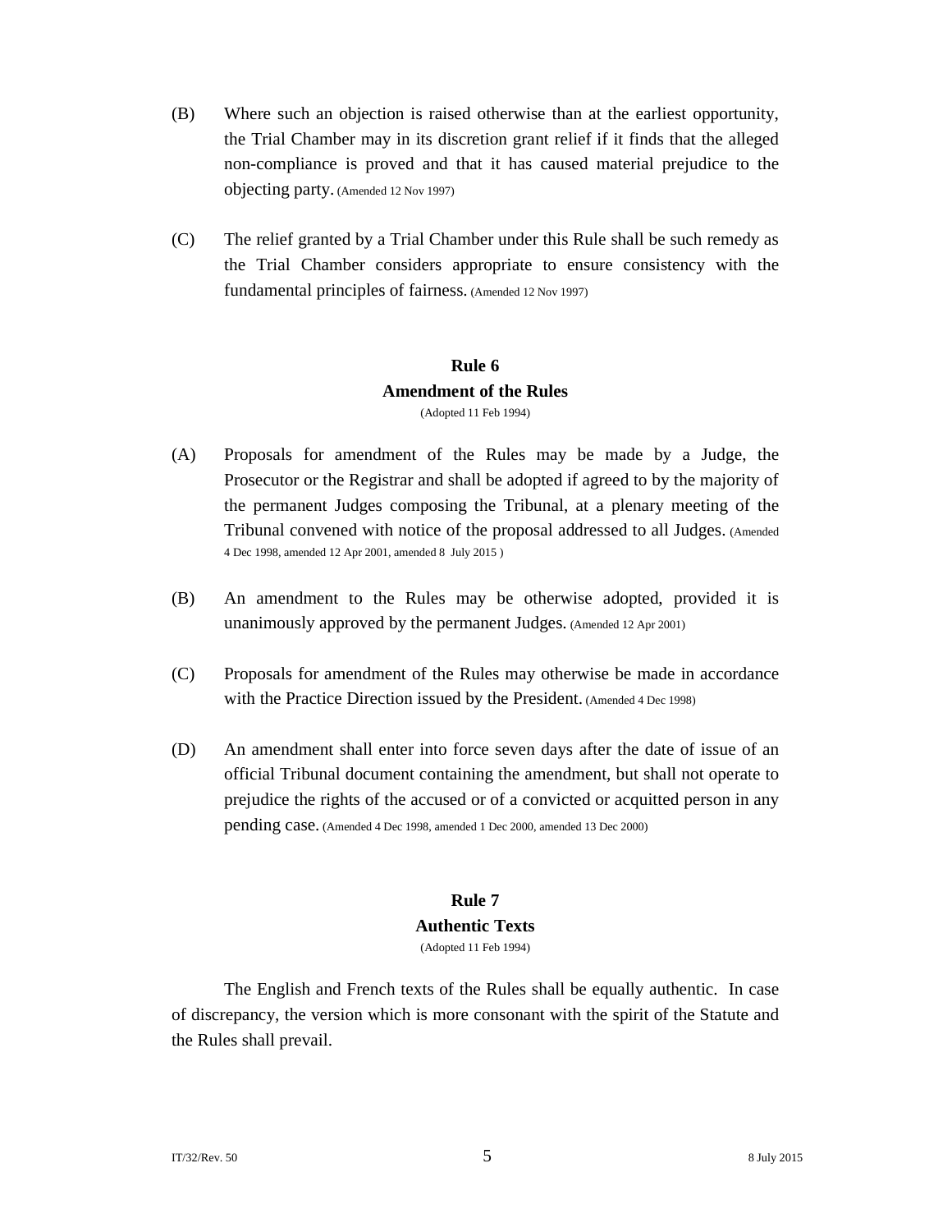(B) Where such an objection is raised otherwise than at the earliest opportunity, the Trial Chamber may in its discretion grant relief if it finds that the alleged non-compliance is proved and that it has caused material prejudice to the objecting party. (Amended 12 Nov 1997)

(C) The relief granted by a Trial Chamber under this Rule shall be such remedy as the Trial Chamber considers appropriate to ensure consistency with the fundamental principles of fairness. (Amended 12 Nov 1997)

### Rule 6
### Amendment of the Rules

(Adopted 11 Feb 1994)

(A) Proposals for amendment of the Rules may be made by a Judge, the Prosecutor or the Registrar and shall be adopted if agreed to by the majority of the permanent Judges composing the Tribunal, at a plenary meeting of the Tribunal convened with notice of the proposal addressed to all Judges. (Amended 4 Dec 1998, amended 12 Apr 2001, amended 8 July 2015 )

(B) An amendment to the Rules may be otherwise adopted, provided it is unanimously approved by the permanent Judges. (Amended 12 Apr 2001)

(C) Proposals for amendment of the Rules may otherwise be made in accordance with the Practice Direction issued by the President. (Amended 4 Dec 1998)

(D) An amendment shall enter into force seven days after the date of issue of an official Tribunal document containing the amendment, but shall not operate to prejudice the rights of the accused or of a convicted or acquitted person in any pending case. (Amended 4 Dec 1998, amended 1 Dec 2000, amended 13 Dec 2000)

### Rule 7
### Authentic Texts

(Adopted 11 Feb 1994)

The English and French texts of the Rules shall be equally authentic. In case of discrepancy, the version which is more consonant with the spirit of the Statute and the Rules shall prevail.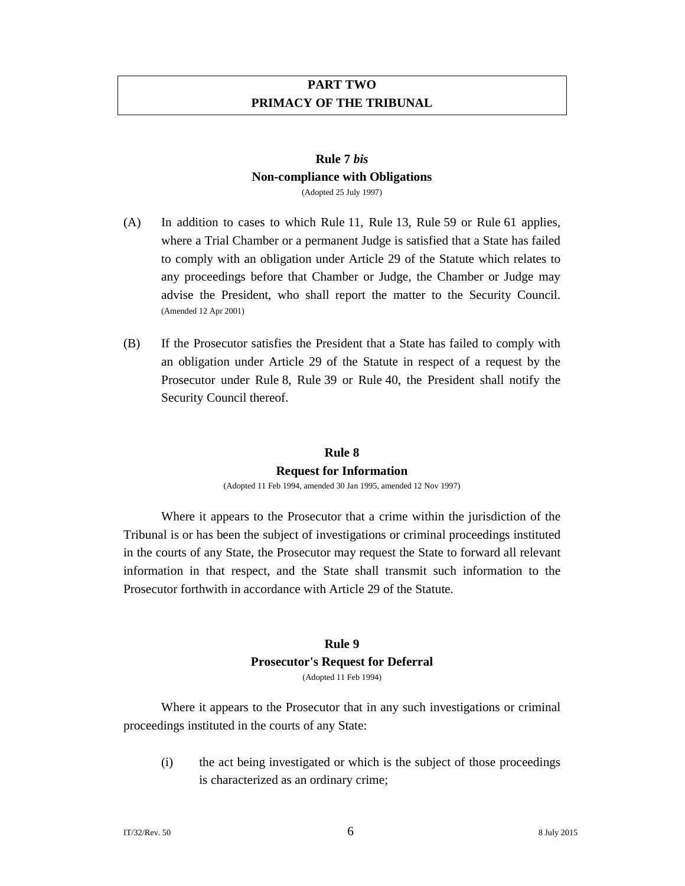## PART TWO
## PRIMACY OF THE TRIBUNAL

### Rule 7 *bis*
### Non-compliance with Obligations

(Adopted 25 July 1997)

(A) In addition to cases to which Rule 11, Rule 13, Rule 59 or Rule 61 applies, where a Trial Chamber or a permanent Judge is satisfied that a State has failed to comply with an obligation under Article 29 of the Statute which relates to any proceedings before that Chamber or Judge, the Chamber or Judge may advise the President, who shall report the matter to the Security Council. (Amended 12 Apr 2001)

(B) If the Prosecutor satisfies the President that a State has failed to comply with an obligation under Article 29 of the Statute in respect of a request by the Prosecutor under Rule 8, Rule 39 or Rule 40, the President shall notify the Security Council thereof.

### Rule 8
### Request for Information

(Adopted 11 Feb 1994, amended 30 Jan 1995, amended 12 Nov 1997)

Where it appears to the Prosecutor that a crime within the jurisdiction of the Tribunal is or has been the subject of investigations or criminal proceedings instituted in the courts of any State, the Prosecutor may request the State to forward all relevant information in that respect, and the State shall transmit such information to the Prosecutor forthwith in accordance with Article 29 of the Statute.

### Rule 9
### Prosecutor's Request for Deferral

(Adopted 11 Feb 1994)

Where it appears to the Prosecutor that in any such investigations or criminal proceedings instituted in the courts of any State:

(i) the act being investigated or which is the subject of those proceedings is characterized as an ordinary crime;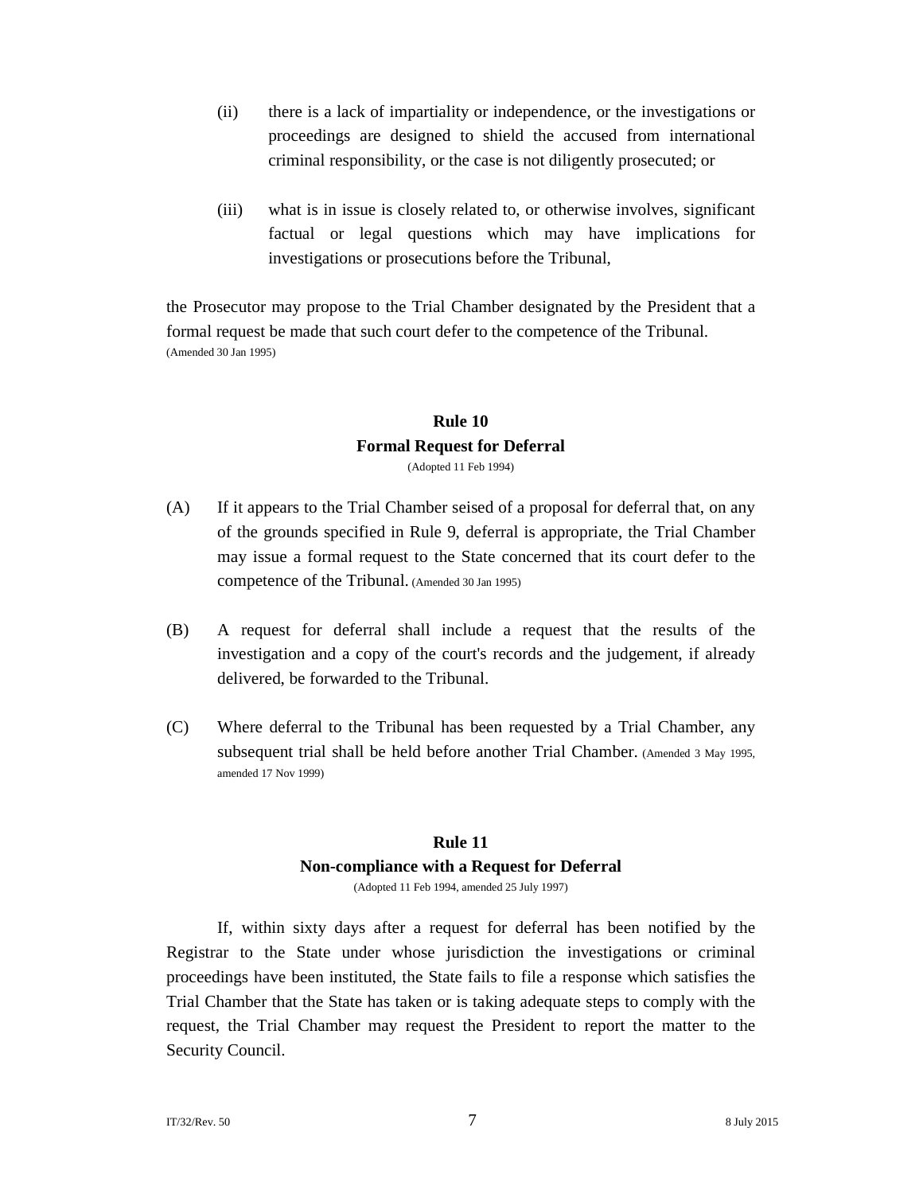(ii) there is a lack of impartiality or independence, or the investigations or proceedings are designed to shield the accused from international criminal responsibility, or the case is not diligently prosecuted; or

(iii) what is in issue is closely related to, or otherwise involves, significant factual or legal questions which may have implications for investigations or prosecutions before the Tribunal,

the Prosecutor may propose to the Trial Chamber designated by the President that a formal request be made that such court defer to the competence of the Tribunal. (Amended 30 Jan 1995)

## Rule 10
## Formal Request for Deferral

(Adopted 11 Feb 1994)

(A) If it appears to the Trial Chamber seised of a proposal for deferral that, on any of the grounds specified in Rule 9, deferral is appropriate, the Trial Chamber may issue a formal request to the State concerned that its court defer to the competence of the Tribunal. (Amended 30 Jan 1995)

(B) A request for deferral shall include a request that the results of the investigation and a copy of the court's records and the judgement, if already delivered, be forwarded to the Tribunal.

(C) Where deferral to the Tribunal has been requested by a Trial Chamber, any subsequent trial shall be held before another Trial Chamber. (Amended 3 May 1995, amended 17 Nov 1999)

## Rule 11
## Non-compliance with a Request for Deferral

(Adopted 11 Feb 1994, amended 25 July 1997)

If, within sixty days after a request for deferral has been notified by the Registrar to the State under whose jurisdiction the investigations or criminal proceedings have been instituted, the State fails to file a response which satisfies the Trial Chamber that the State has taken or is taking adequate steps to comply with the request, the Trial Chamber may request the President to report the matter to the Security Council.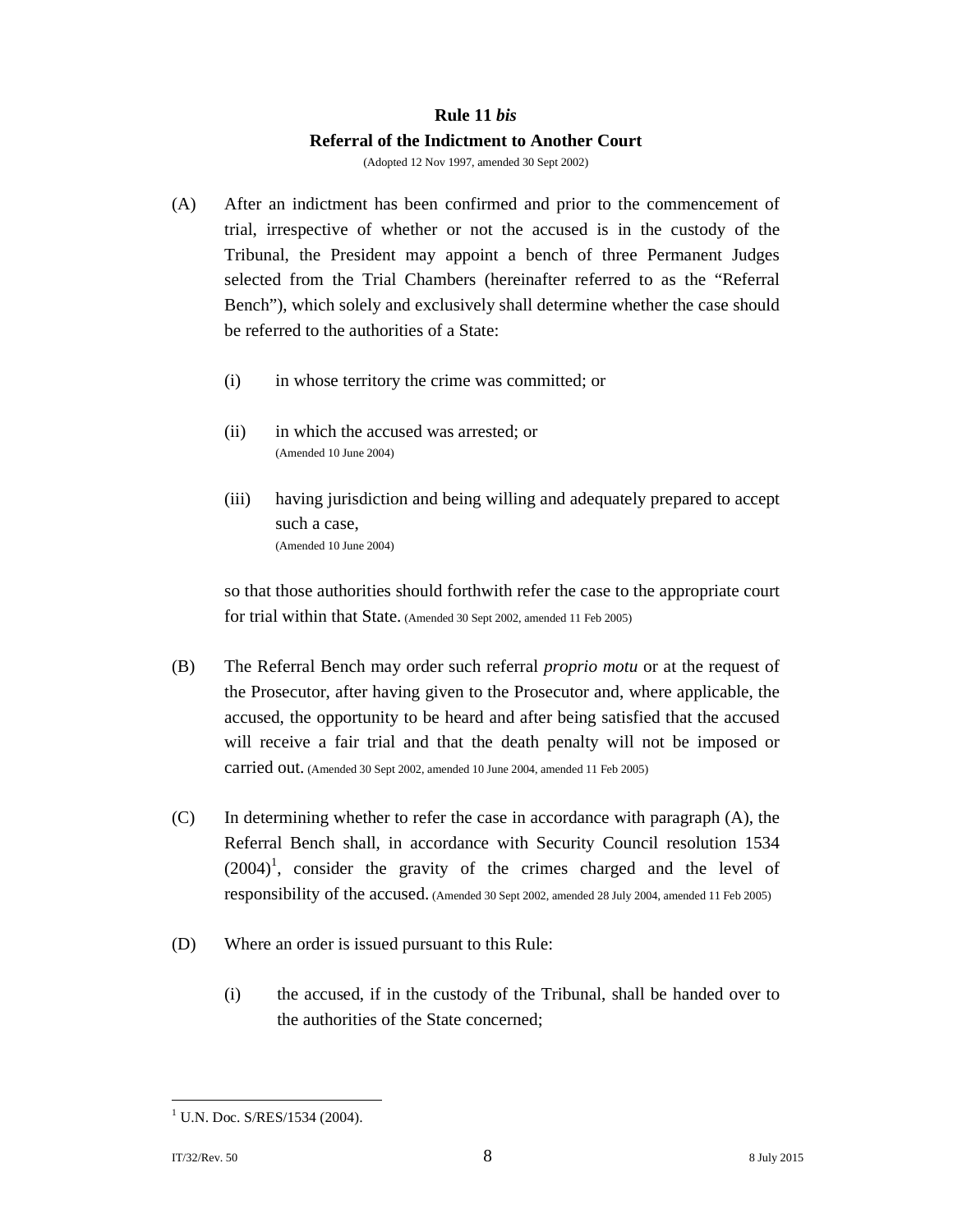## Rule 11 *bis*
## Referral of the Indictment to Another Court

(Adopted 12 Nov 1997, amended 30 Sept 2002)

(A) After an indictment has been confirmed and prior to the commencement of trial, irrespective of whether or not the accused is in the custody of the Tribunal, the President may appoint a bench of three Permanent Judges selected from the Trial Chambers (hereinafter referred to as the "Referral Bench"), which solely and exclusively shall determine whether the case should be referred to the authorities of a State:

(i) in whose territory the crime was committed; or

(ii) in which the accused was arrested; or
(Amended 10 June 2004)

(iii) having jurisdiction and being willing and adequately prepared to accept such a case,
(Amended 10 June 2004)

so that those authorities should forthwith refer the case to the appropriate court for trial within that State. (Amended 30 Sept 2002, amended 11 Feb 2005)

(B) The Referral Bench may order such referral *proprio motu* or at the request of the Prosecutor, after having given to the Prosecutor and, where applicable, the accused, the opportunity to be heard and after being satisfied that the accused will receive a fair trial and that the death penalty will not be imposed or carried out. (Amended 30 Sept 2002, amended 10 June 2004, amended 11 Feb 2005)

(C) In determining whether to refer the case in accordance with paragraph (A), the Referral Bench shall, in accordance with Security Council resolution 1534 (2004)[1], consider the gravity of the crimes charged and the level of responsibility of the accused. (Amended 30 Sept 2002, amended 28 July 2004, amended 11 Feb 2005)

(D) Where an order is issued pursuant to this Rule:

(i) the accused, if in the custody of the Tribunal, shall be handed over to the authorities of the State concerned;

---

[1] U.N. Doc. S/RES/1534 (2004).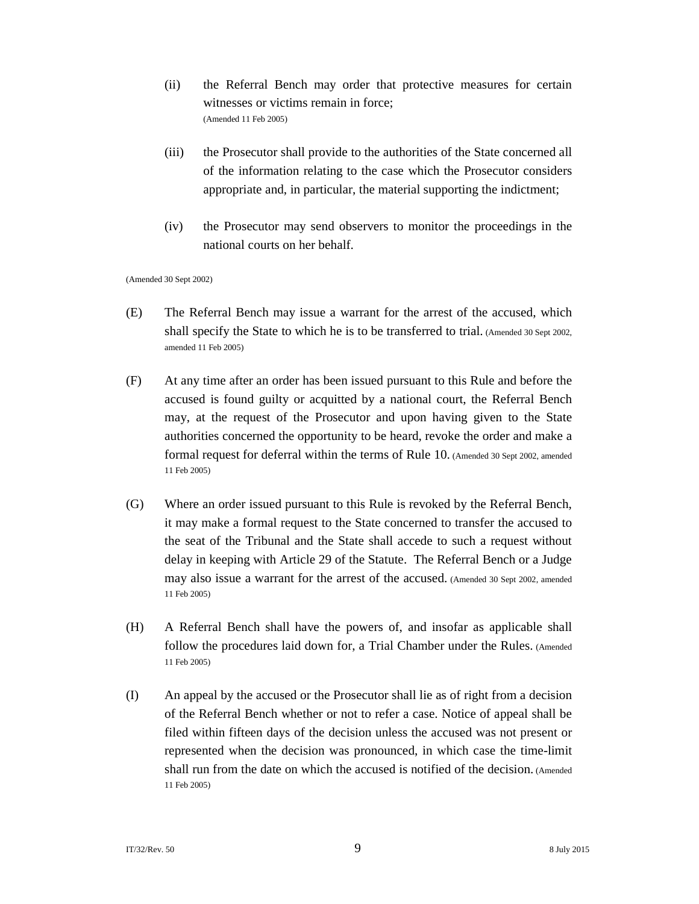(ii) the Referral Bench may order that protective measures for certain witnesses or victims remain in force;
(Amended 11 Feb 2005)

(iii) the Prosecutor shall provide to the authorities of the State concerned all of the information relating to the case which the Prosecutor considers appropriate and, in particular, the material supporting the indictment;

(iv) the Prosecutor may send observers to monitor the proceedings in the national courts on her behalf.

(Amended 30 Sept 2002)

(E) The Referral Bench may issue a warrant for the arrest of the accused, which shall specify the State to which he is to be transferred to trial. (Amended 30 Sept 2002, amended 11 Feb 2005)

(F) At any time after an order has been issued pursuant to this Rule and before the accused is found guilty or acquitted by a national court, the Referral Bench may, at the request of the Prosecutor and upon having given to the State authorities concerned the opportunity to be heard, revoke the order and make a formal request for deferral within the terms of Rule 10. (Amended 30 Sept 2002, amended 11 Feb 2005)

(G) Where an order issued pursuant to this Rule is revoked by the Referral Bench, it may make a formal request to the State concerned to transfer the accused to the seat of the Tribunal and the State shall accede to such a request without delay in keeping with Article 29 of the Statute. The Referral Bench or a Judge may also issue a warrant for the arrest of the accused. (Amended 30 Sept 2002, amended 11 Feb 2005)

(H) A Referral Bench shall have the powers of, and insofar as applicable shall follow the procedures laid down for, a Trial Chamber under the Rules. (Amended 11 Feb 2005)

(I) An appeal by the accused or the Prosecutor shall lie as of right from a decision of the Referral Bench whether or not to refer a case. Notice of appeal shall be filed within fifteen days of the decision unless the accused was not present or represented when the decision was pronounced, in which case the time-limit shall run from the date on which the accused is notified of the decision. (Amended 11 Feb 2005)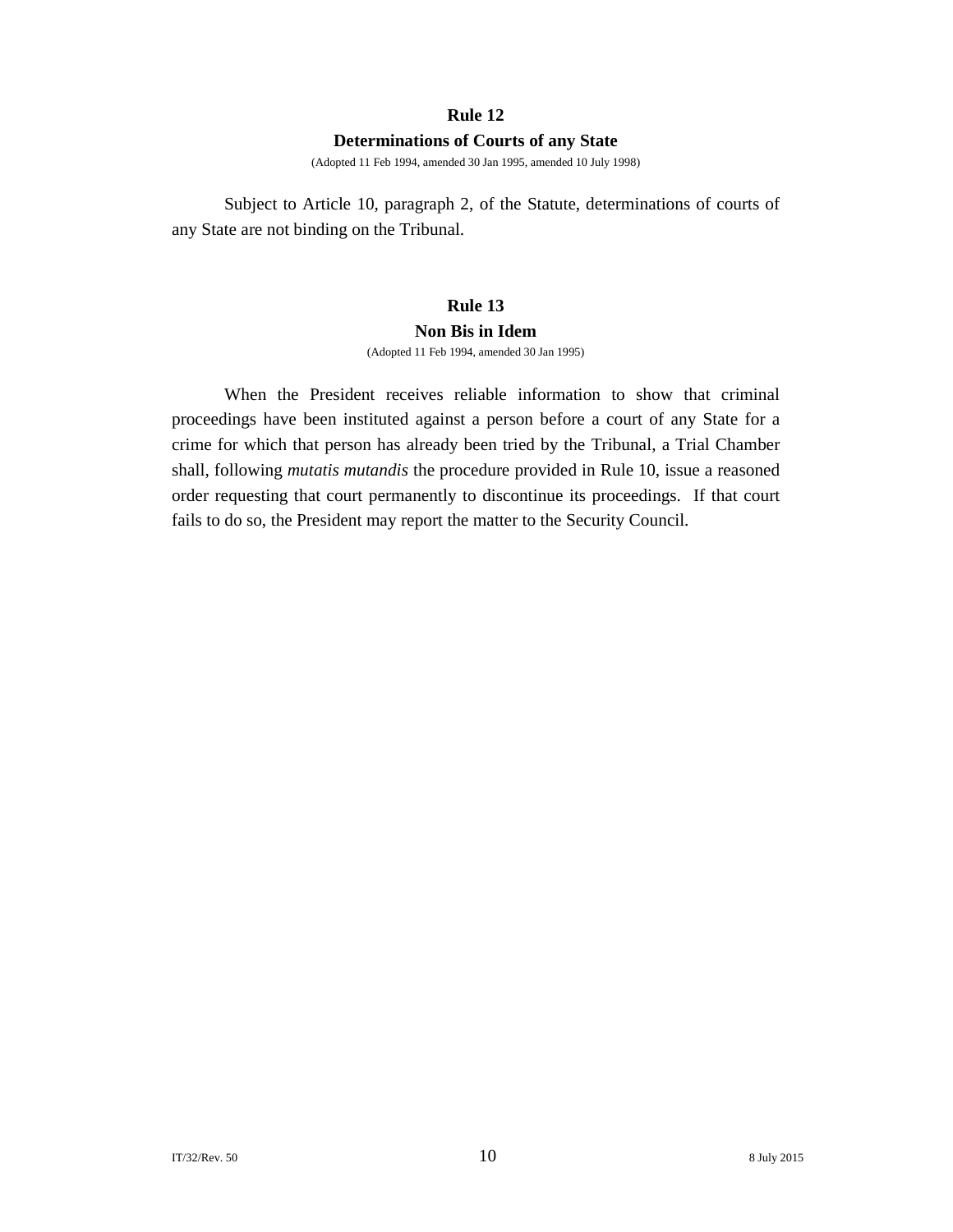## Rule 12

### Determinations of Courts of any State

(Adopted 11 Feb 1994, amended 30 Jan 1995, amended 10 July 1998)

Subject to Article 10, paragraph 2, of the Statute, determinations of courts of any State are not binding on the Tribunal.

## Rule 13

### Non Bis in Idem

(Adopted 11 Feb 1994, amended 30 Jan 1995)

When the President receives reliable information to show that criminal proceedings have been instituted against a person before a court of any State for a crime for which that person has already been tried by the Tribunal, a Trial Chamber shall, following *mutatis mutandis* the procedure provided in Rule 10, issue a reasoned order requesting that court permanently to discontinue its proceedings. If that court fails to do so, the President may report the matter to the Security Council.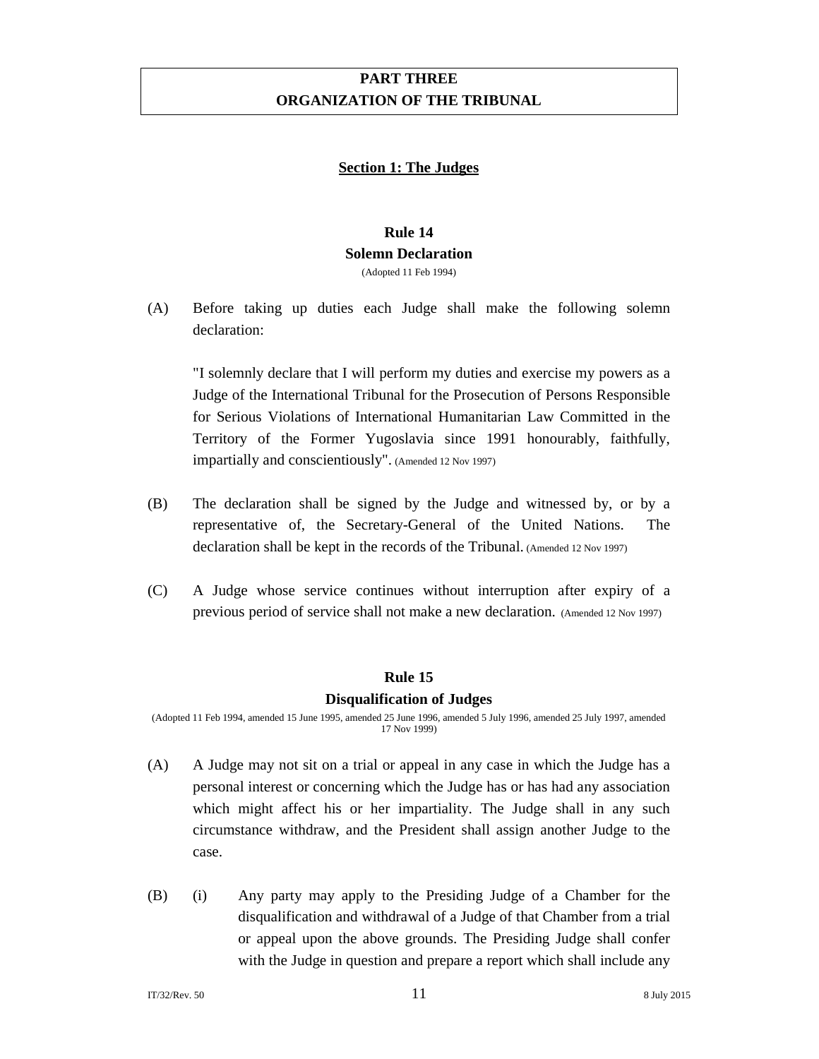# PART THREE
# ORGANIZATION OF THE TRIBUNAL

## Section 1: The Judges

### Rule 14
### Solemn Declaration

(Adopted 11 Feb 1994)

(A) Before taking up duties each Judge shall make the following solemn declaration:

"I solemnly declare that I will perform my duties and exercise my powers as a Judge of the International Tribunal for the Prosecution of Persons Responsible for Serious Violations of International Humanitarian Law Committed in the Territory of the Former Yugoslavia since 1991 honourably, faithfully, impartially and conscientiously". (Amended 12 Nov 1997)

(B) The declaration shall be signed by the Judge and witnessed by, or by a representative of, the Secretary-General of the United Nations. The declaration shall be kept in the records of the Tribunal. (Amended 12 Nov 1997)

(C) A Judge whose service continues without interruption after expiry of a previous period of service shall not make a new declaration. (Amended 12 Nov 1997)

### Rule 15
### Disqualification of Judges

(Adopted 11 Feb 1994, amended 15 June 1995, amended 25 June 1996, amended 5 July 1996, amended 25 July 1997, amended 17 Nov 1999)

(A) A Judge may not sit on a trial or appeal in any case in which the Judge has a personal interest or concerning which the Judge has or has had any association which might affect his or her impartiality. The Judge shall in any such circumstance withdraw, and the President shall assign another Judge to the case.

(B) (i) Any party may apply to the Presiding Judge of a Chamber for the disqualification and withdrawal of a Judge of that Chamber from a trial or appeal upon the above grounds. The Presiding Judge shall confer with the Judge in question and prepare a report which shall include any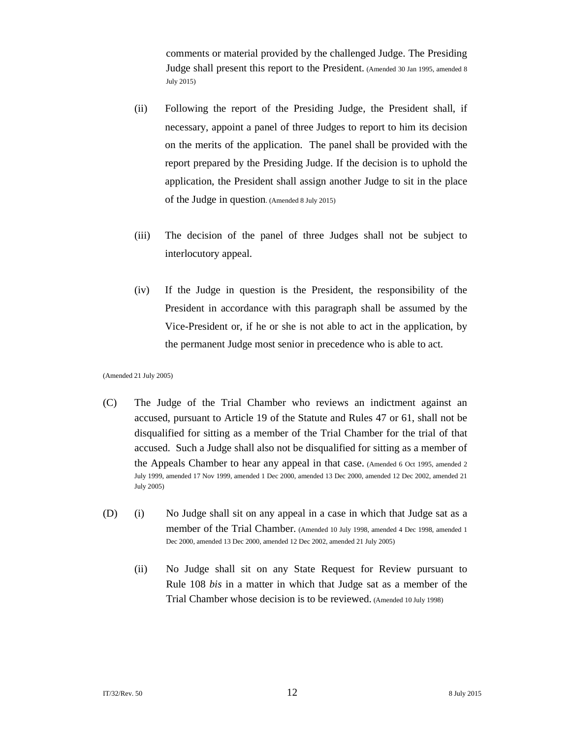comments or material provided by the challenged Judge. The Presiding Judge shall present this report to the President. (Amended 30 Jan 1995, amended 8 July 2015)

(ii) Following the report of the Presiding Judge, the President shall, if necessary, appoint a panel of three Judges to report to him its decision on the merits of the application. The panel shall be provided with the report prepared by the Presiding Judge. If the decision is to uphold the application, the President shall assign another Judge to sit in the place of the Judge in question. (Amended 8 July 2015)

(iii) The decision of the panel of three Judges shall not be subject to interlocutory appeal.

(iv) If the Judge in question is the President, the responsibility of the President in accordance with this paragraph shall be assumed by the Vice-President or, if he or she is not able to act in the application, by the permanent Judge most senior in precedence who is able to act.

(Amended 21 July 2005)

(C) The Judge of the Trial Chamber who reviews an indictment against an accused, pursuant to Article 19 of the Statute and Rules 47 or 61, shall not be disqualified for sitting as a member of the Trial Chamber for the trial of that accused. Such a Judge shall also not be disqualified for sitting as a member of the Appeals Chamber to hear any appeal in that case. (Amended 6 Oct 1995, amended 2 July 1999, amended 17 Nov 1999, amended 1 Dec 2000, amended 13 Dec 2000, amended 12 Dec 2002, amended 21 July 2005)

(D) (i) No Judge shall sit on any appeal in a case in which that Judge sat as a member of the Trial Chamber. (Amended 10 July 1998, amended 4 Dec 1998, amended 1 Dec 2000, amended 13 Dec 2000, amended 12 Dec 2002, amended 21 July 2005)

(ii) No Judge shall sit on any State Request for Review pursuant to Rule 108 *bis* in a matter in which that Judge sat as a member of the Trial Chamber whose decision is to be reviewed. (Amended 10 July 1998)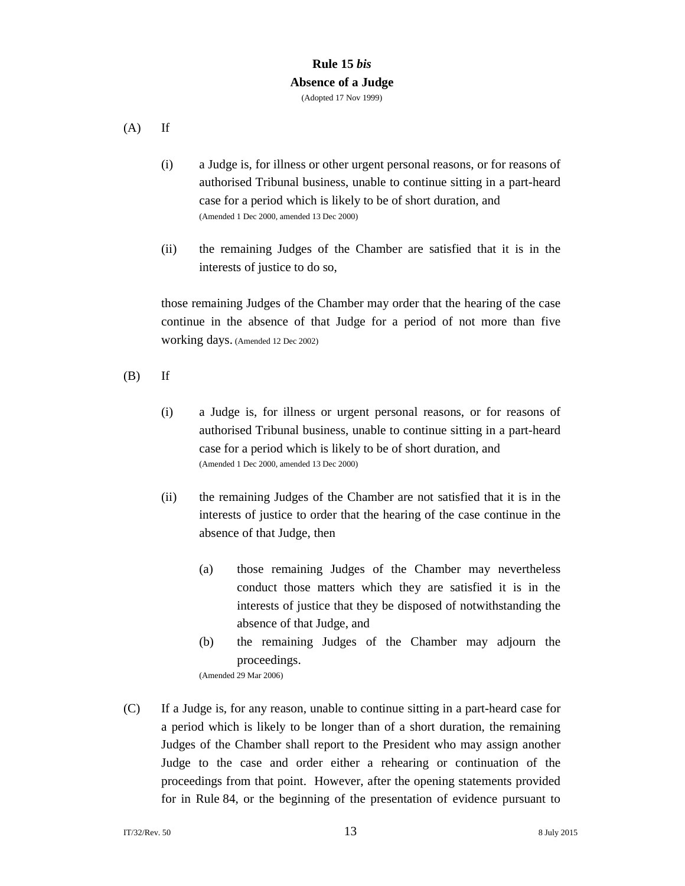## Rule 15 *bis*
## Absence of a Judge

(Adopted 17 Nov 1999)

(A) If

(i) a Judge is, for illness or other urgent personal reasons, or for reasons of authorised Tribunal business, unable to continue sitting in a part-heard case for a period which is likely to be of short duration, and
(Amended 1 Dec 2000, amended 13 Dec 2000)

(ii) the remaining Judges of the Chamber are satisfied that it is in the interests of justice to do so,

those remaining Judges of the Chamber may order that the hearing of the case continue in the absence of that Judge for a period of not more than five working days. (Amended 12 Dec 2002)

(B) If

(i) a Judge is, for illness or urgent personal reasons, or for reasons of authorised Tribunal business, unable to continue sitting in a part-heard case for a period which is likely to be of short duration, and
(Amended 1 Dec 2000, amended 13 Dec 2000)

(ii) the remaining Judges of the Chamber are not satisfied that it is in the interests of justice to order that the hearing of the case continue in the absence of that Judge, then

(a) those remaining Judges of the Chamber may nevertheless conduct those matters which they are satisfied it is in the interests of justice that they be disposed of notwithstanding the absence of that Judge, and

(b) the remaining Judges of the Chamber may adjourn the proceedings.

(Amended 29 Mar 2006)

(C) If a Judge is, for any reason, unable to continue sitting in a part-heard case for a period which is likely to be longer than of a short duration, the remaining Judges of the Chamber shall report to the President who may assign another Judge to the case and order either a rehearing or continuation of the proceedings from that point. However, after the opening statements provided for in Rule 84, or the beginning of the presentation of evidence pursuant to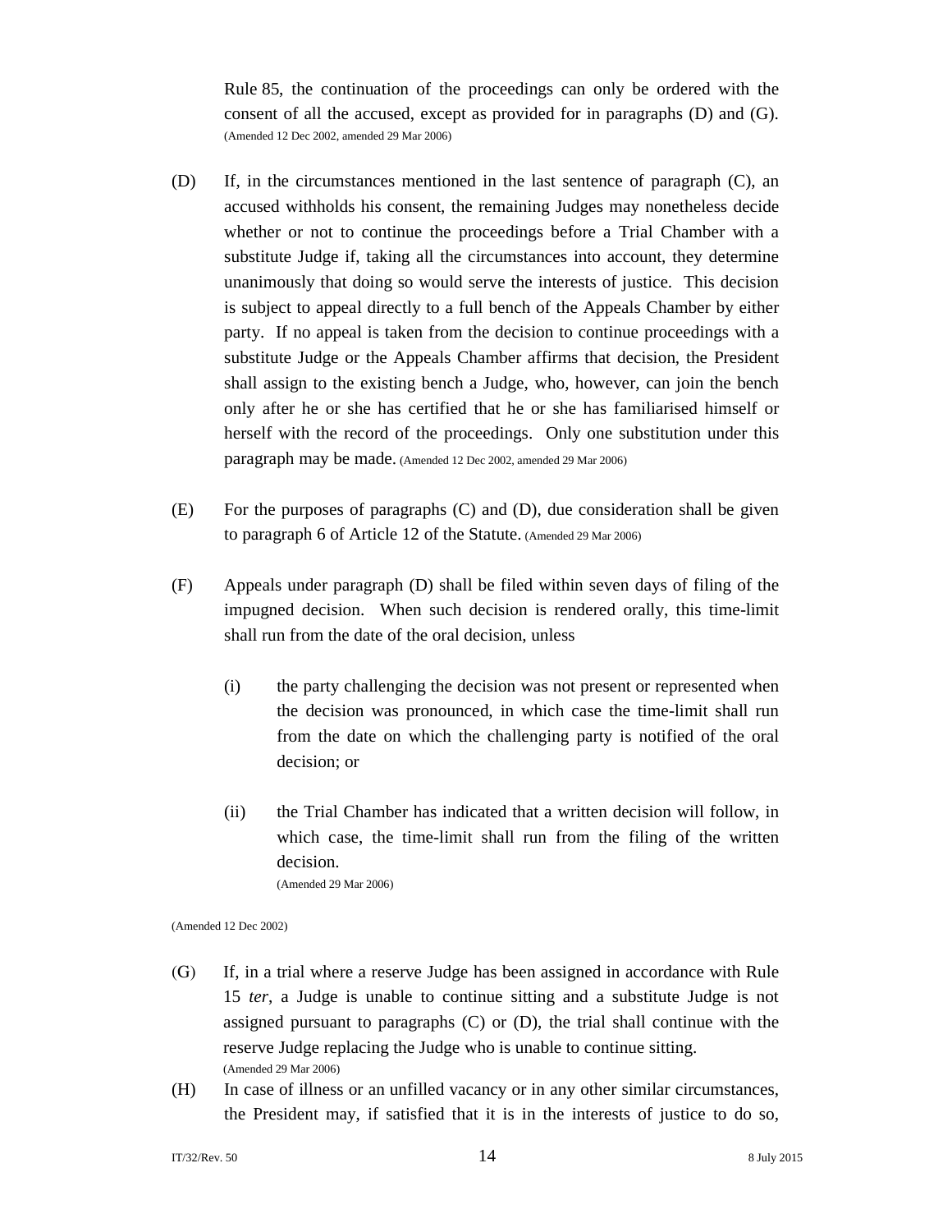Rule 85, the continuation of the proceedings can only be ordered with the consent of all the accused, except as provided for in paragraphs (D) and (G). (Amended 12 Dec 2002, amended 29 Mar 2006)

(D) If, in the circumstances mentioned in the last sentence of paragraph (C), an accused withholds his consent, the remaining Judges may nonetheless decide whether or not to continue the proceedings before a Trial Chamber with a substitute Judge if, taking all the circumstances into account, they determine unanimously that doing so would serve the interests of justice. This decision is subject to appeal directly to a full bench of the Appeals Chamber by either party. If no appeal is taken from the decision to continue proceedings with a substitute Judge or the Appeals Chamber affirms that decision, the President shall assign to the existing bench a Judge, who, however, can join the bench only after he or she has certified that he or she has familiarised himself or herself with the record of the proceedings. Only one substitution under this paragraph may be made. (Amended 12 Dec 2002, amended 29 Mar 2006)

(E) For the purposes of paragraphs (C) and (D), due consideration shall be given to paragraph 6 of Article 12 of the Statute. (Amended 29 Mar 2006)

(F) Appeals under paragraph (D) shall be filed within seven days of filing of the impugned decision. When such decision is rendered orally, this time-limit shall run from the date of the oral decision, unless

(i) the party challenging the decision was not present or represented when the decision was pronounced, in which case the time-limit shall run from the date on which the challenging party is notified of the oral decision; or

(ii) the Trial Chamber has indicated that a written decision will follow, in which case, the time-limit shall run from the filing of the written decision.
(Amended 29 Mar 2006)

(Amended 12 Dec 2002)

(G) If, in a trial where a reserve Judge has been assigned in accordance with Rule 15 *ter*, a Judge is unable to continue sitting and a substitute Judge is not assigned pursuant to paragraphs (C) or (D), the trial shall continue with the reserve Judge replacing the Judge who is unable to continue sitting.
(Amended 29 Mar 2006)

(H) In case of illness or an unfilled vacancy or in any other similar circumstances, the President may, if satisfied that it is in the interests of justice to do so,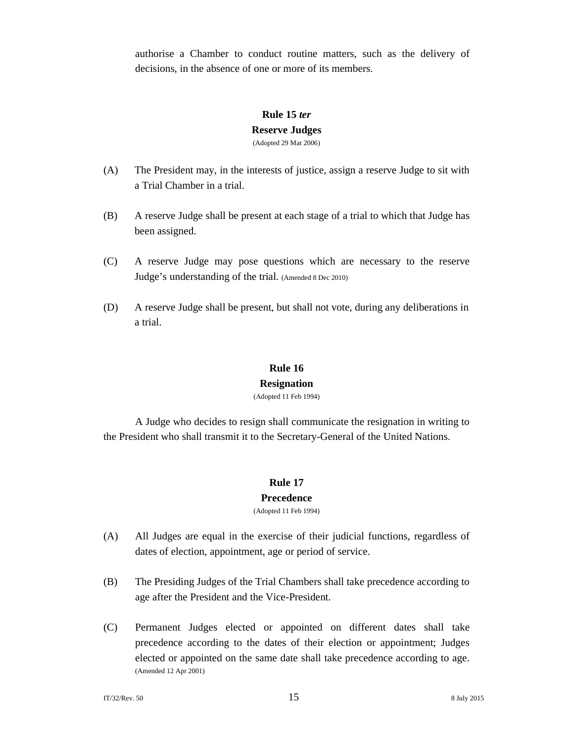authorise a Chamber to conduct routine matters, such as the delivery of decisions, in the absence of one or more of its members.

## Rule 15 *ter*
## Reserve Judges
(Adopted 29 Mar 2006)

(A) The President may, in the interests of justice, assign a reserve Judge to sit with a Trial Chamber in a trial.

(B) A reserve Judge shall be present at each stage of a trial to which that Judge has been assigned.

(C) A reserve Judge may pose questions which are necessary to the reserve Judge's understanding of the trial. (Amended 8 Dec 2010)

(D) A reserve Judge shall be present, but shall not vote, during any deliberations in a trial.

## Rule 16
## Resignation
(Adopted 11 Feb 1994)

A Judge who decides to resign shall communicate the resignation in writing to the President who shall transmit it to the Secretary-General of the United Nations.

## Rule 17
## Precedence
(Adopted 11 Feb 1994)

(A) All Judges are equal in the exercise of their judicial functions, regardless of dates of election, appointment, age or period of service.

(B) The Presiding Judges of the Trial Chambers shall take precedence according to age after the President and the Vice-President.

(C) Permanent Judges elected or appointed on different dates shall take precedence according to the dates of their election or appointment; Judges elected or appointed on the same date shall take precedence according to age. (Amended 12 Apr 2001)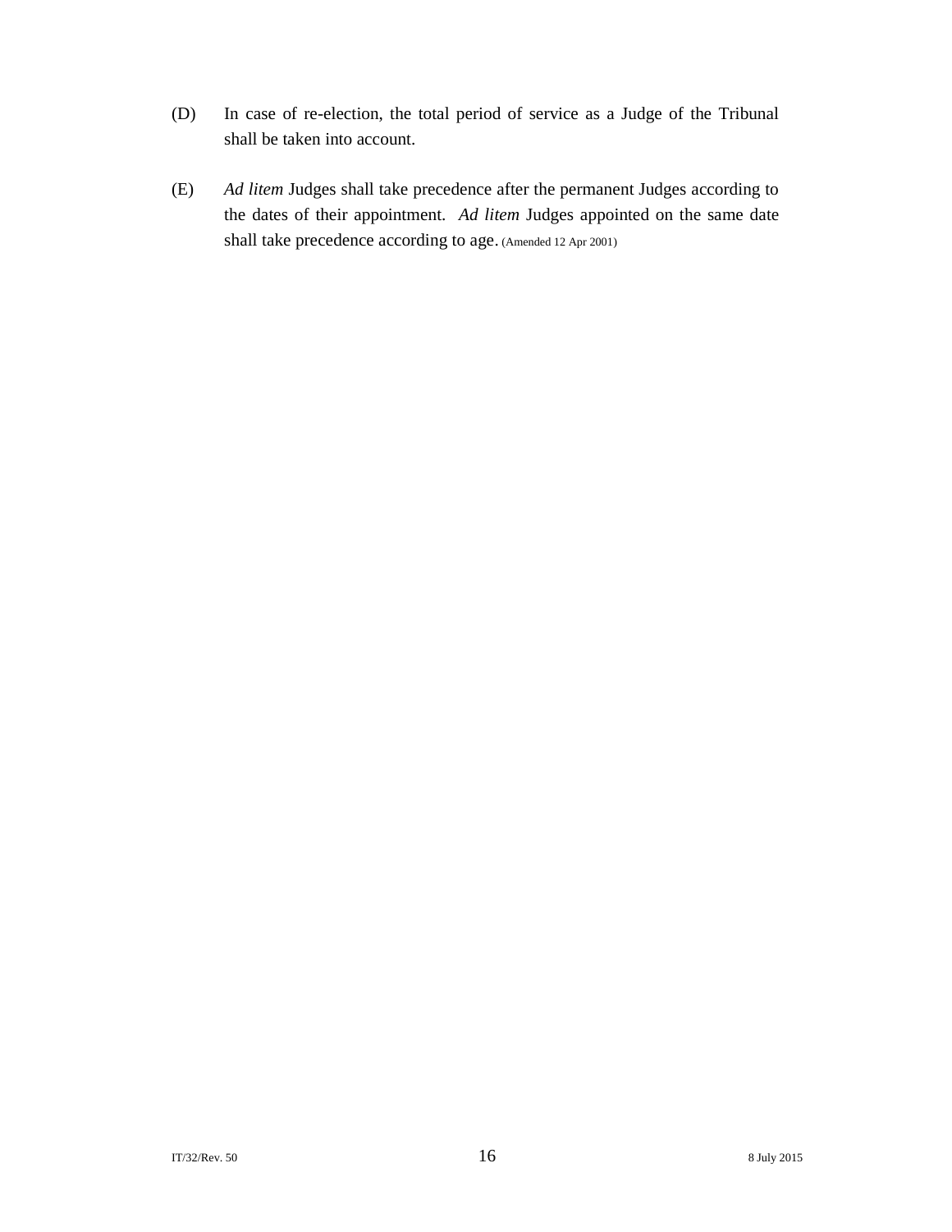(D) In case of re-election, the total period of service as a Judge of the Tribunal shall be taken into account.

(E) *Ad litem* Judges shall take precedence after the permanent Judges according to the dates of their appointment. *Ad litem* Judges appointed on the same date shall take precedence according to age. (Amended 12 Apr 2001)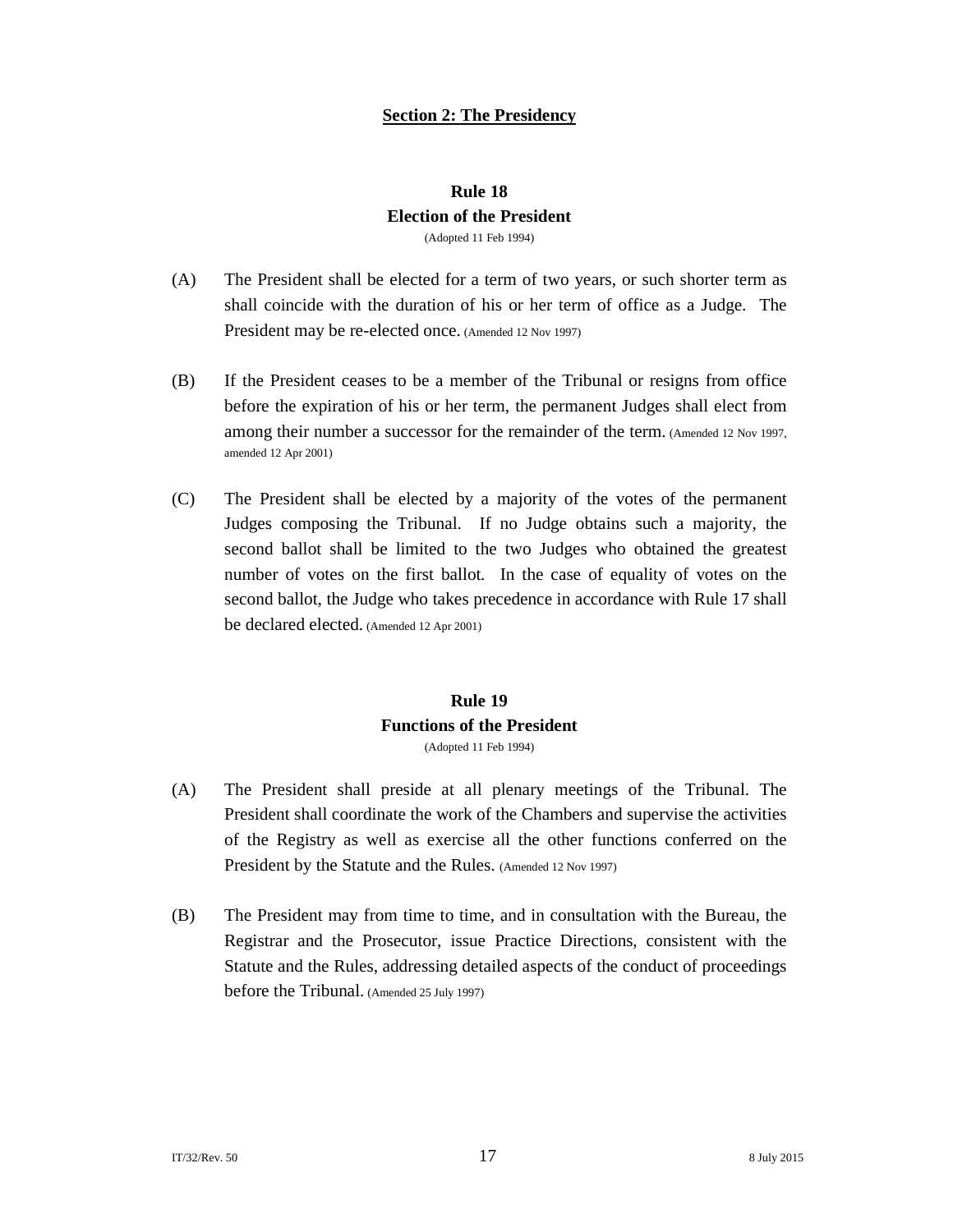## Section 2: The Presidency

### Rule 18
### Election of the President

(Adopted 11 Feb 1994)

(A) The President shall be elected for a term of two years, or such shorter term as shall coincide with the duration of his or her term of office as a Judge. The President may be re-elected once. (Amended 12 Nov 1997)

(B) If the President ceases to be a member of the Tribunal or resigns from office before the expiration of his or her term, the permanent Judges shall elect from among their number a successor for the remainder of the term. (Amended 12 Nov 1997, amended 12 Apr 2001)

(C) The President shall be elected by a majority of the votes of the permanent Judges composing the Tribunal. If no Judge obtains such a majority, the second ballot shall be limited to the two Judges who obtained the greatest number of votes on the first ballot. In the case of equality of votes on the second ballot, the Judge who takes precedence in accordance with Rule 17 shall be declared elected. (Amended 12 Apr 2001)

### Rule 19
### Functions of the President

(Adopted 11 Feb 1994)

(A) The President shall preside at all plenary meetings of the Tribunal. The President shall coordinate the work of the Chambers and supervise the activities of the Registry as well as exercise all the other functions conferred on the President by the Statute and the Rules. (Amended 12 Nov 1997)

(B) The President may from time to time, and in consultation with the Bureau, the Registrar and the Prosecutor, issue Practice Directions, consistent with the Statute and the Rules, addressing detailed aspects of the conduct of proceedings before the Tribunal. (Amended 25 July 1997)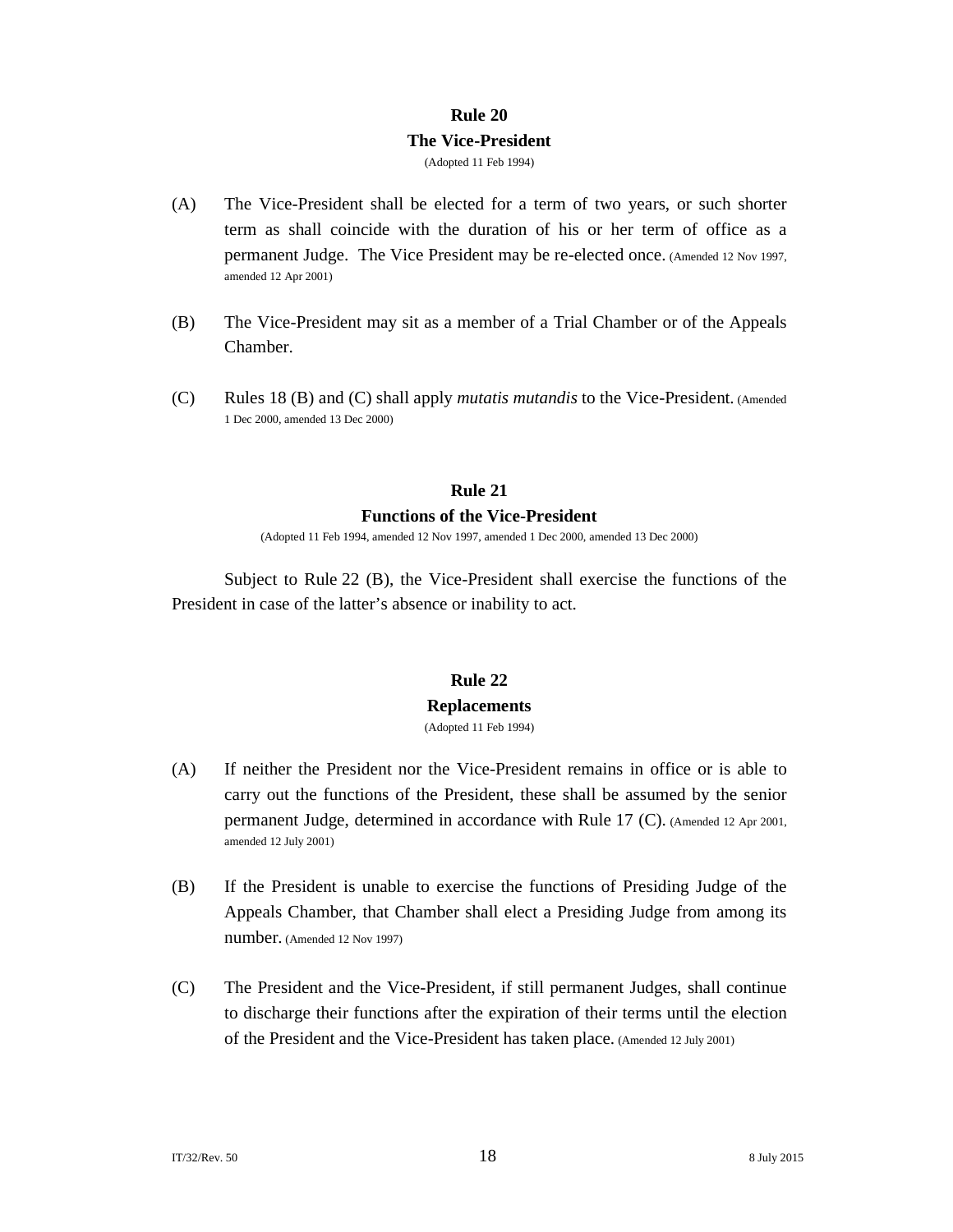## Rule 20
### The Vice-President
(Adopted 11 Feb 1994)

(A) The Vice-President shall be elected for a term of two years, or such shorter term as shall coincide with the duration of his or her term of office as a permanent Judge. The Vice President may be re-elected once. (Amended 12 Nov 1997, amended 12 Apr 2001)

(B) The Vice-President may sit as a member of a Trial Chamber or of the Appeals Chamber.

(C) Rules 18 (B) and (C) shall apply *mutatis mutandis* to the Vice-President. (Amended 1 Dec 2000, amended 13 Dec 2000)

## Rule 21
### Functions of the Vice-President
(Adopted 11 Feb 1994, amended 12 Nov 1997, amended 1 Dec 2000, amended 13 Dec 2000)

Subject to Rule 22 (B), the Vice-President shall exercise the functions of the President in case of the latter's absence or inability to act.

## Rule 22
### Replacements
(Adopted 11 Feb 1994)

(A) If neither the President nor the Vice-President remains in office or is able to carry out the functions of the President, these shall be assumed by the senior permanent Judge, determined in accordance with Rule 17 (C). (Amended 12 Apr 2001, amended 12 July 2001)

(B) If the President is unable to exercise the functions of Presiding Judge of the Appeals Chamber, that Chamber shall elect a Presiding Judge from among its number. (Amended 12 Nov 1997)

(C) The President and the Vice-President, if still permanent Judges, shall continue to discharge their functions after the expiration of their terms until the election of the President and the Vice-President has taken place. (Amended 12 July 2001)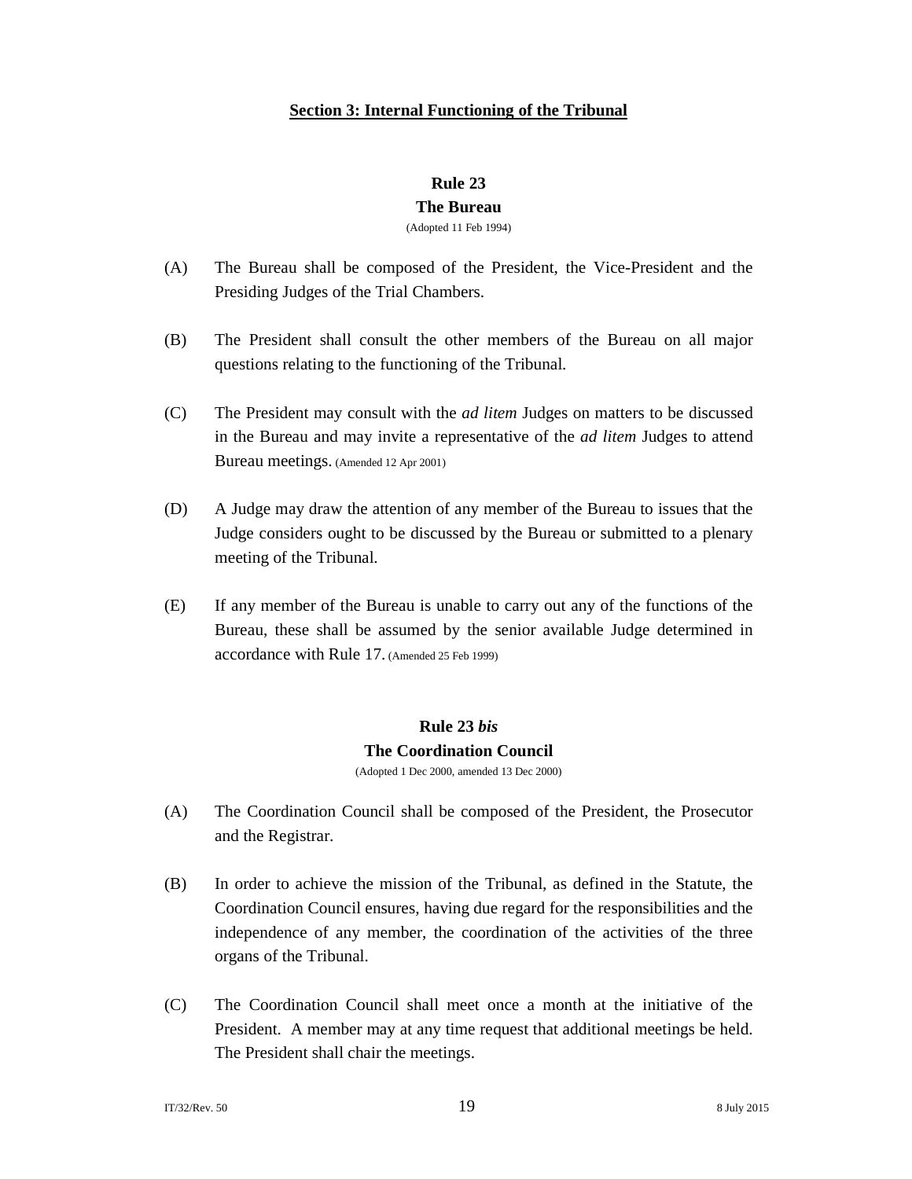## Section 3: Internal Functioning of the Tribunal

### Rule 23
### The Bureau
(Adopted 11 Feb 1994)

(A) The Bureau shall be composed of the President, the Vice-President and the Presiding Judges of the Trial Chambers.

(B) The President shall consult the other members of the Bureau on all major questions relating to the functioning of the Tribunal.

(C) The President may consult with the *ad litem* Judges on matters to be discussed in the Bureau and may invite a representative of the *ad litem* Judges to attend Bureau meetings. (Amended 12 Apr 2001)

(D) A Judge may draw the attention of any member of the Bureau to issues that the Judge considers ought to be discussed by the Bureau or submitted to a plenary meeting of the Tribunal.

(E) If any member of the Bureau is unable to carry out any of the functions of the Bureau, these shall be assumed by the senior available Judge determined in accordance with Rule 17. (Amended 25 Feb 1999)

### Rule 23 *bis*
### The Coordination Council
(Adopted 1 Dec 2000, amended 13 Dec 2000)

(A) The Coordination Council shall be composed of the President, the Prosecutor and the Registrar.

(B) In order to achieve the mission of the Tribunal, as defined in the Statute, the Coordination Council ensures, having due regard for the responsibilities and the independence of any member, the coordination of the activities of the three organs of the Tribunal.

(C) The Coordination Council shall meet once a month at the initiative of the President. A member may at any time request that additional meetings be held. The President shall chair the meetings.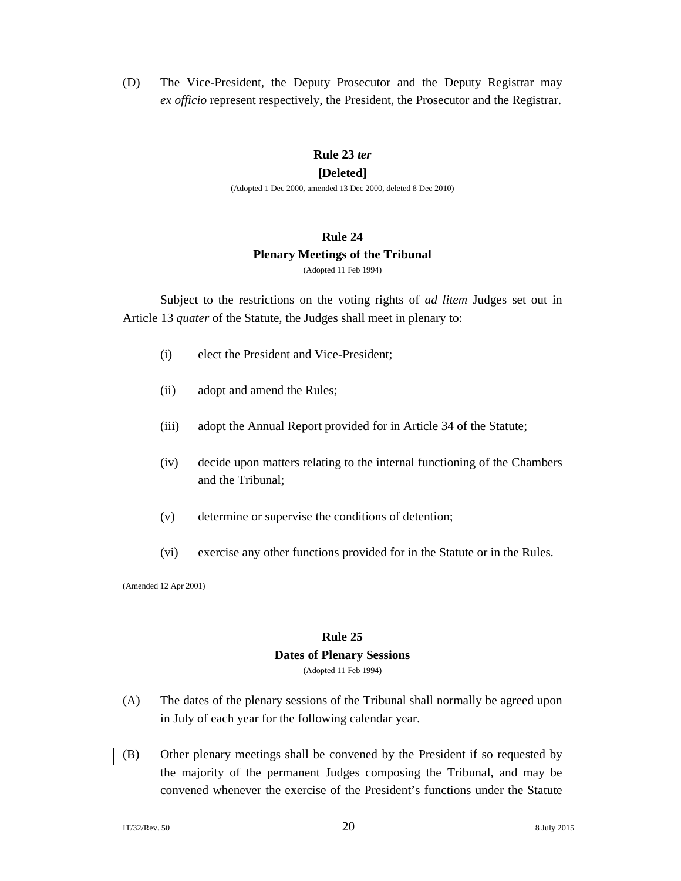(D) The Vice-President, the Deputy Prosecutor and the Deputy Registrar may *ex officio* represent respectively, the President, the Prosecutor and the Registrar.

### Rule 23 *ter*
### [Deleted]

(Adopted 1 Dec 2000, amended 13 Dec 2000, deleted 8 Dec 2010)

### Rule 24
### Plenary Meetings of the Tribunal

(Adopted 11 Feb 1994)

Subject to the restrictions on the voting rights of *ad litem* Judges set out in Article 13 *quater* of the Statute, the Judges shall meet in plenary to:

(i) elect the President and Vice-President;

(ii) adopt and amend the Rules;

(iii) adopt the Annual Report provided for in Article 34 of the Statute;

(iv) decide upon matters relating to the internal functioning of the Chambers and the Tribunal;

(v) determine or supervise the conditions of detention;

(vi) exercise any other functions provided for in the Statute or in the Rules.

(Amended 12 Apr 2001)

### Rule 25
### Dates of Plenary Sessions

(Adopted 11 Feb 1994)

(A) The dates of the plenary sessions of the Tribunal shall normally be agreed upon in July of each year for the following calendar year.

(B) Other plenary meetings shall be convened by the President if so requested by the majority of the permanent Judges composing the Tribunal, and may be convened whenever the exercise of the President's functions under the Statute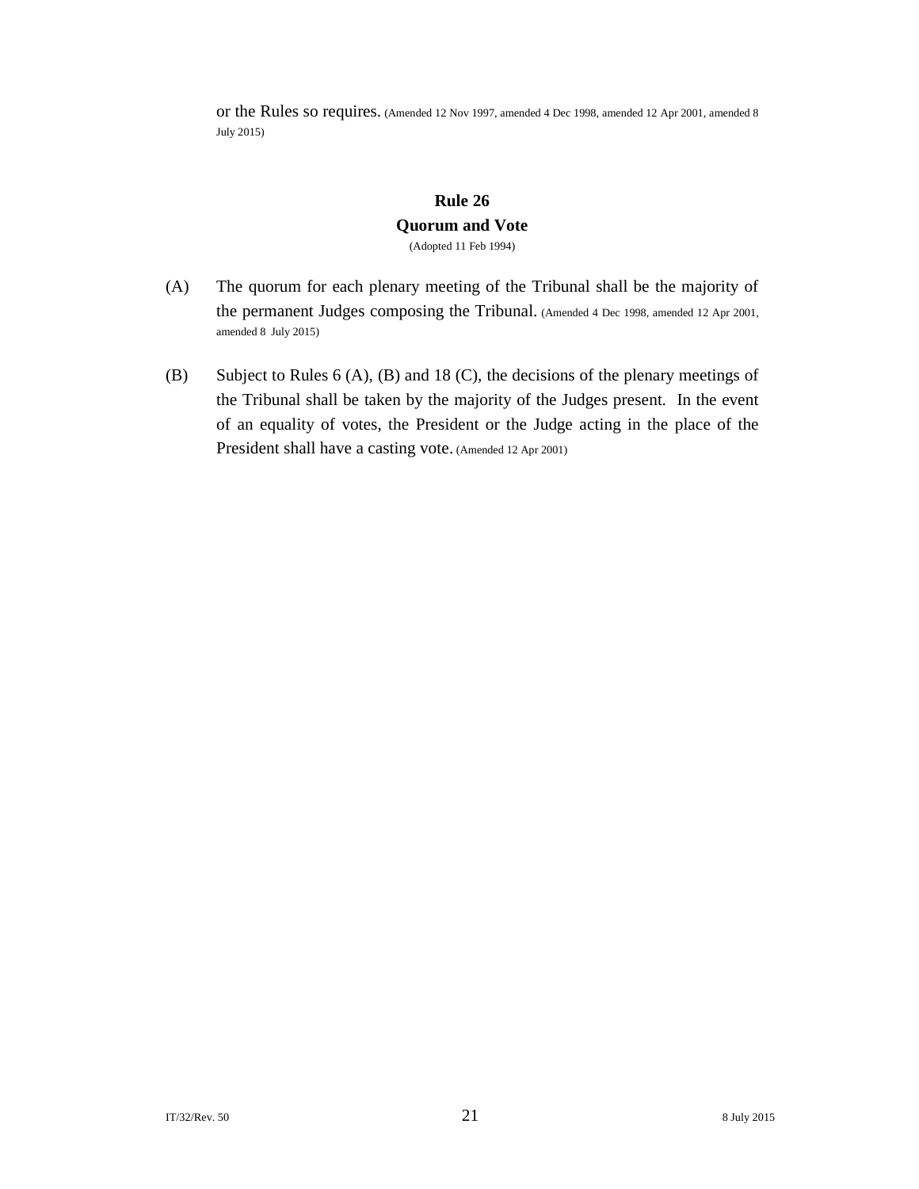or the Rules so requires. (Amended 12 Nov 1997, amended 4 Dec 1998, amended 12 Apr 2001, amended 8 July 2015)

## Rule 26
## Quorum and Vote

(Adopted 11 Feb 1994)

(A) The quorum for each plenary meeting of the Tribunal shall be the majority of the permanent Judges composing the Tribunal. (Amended 4 Dec 1998, amended 12 Apr 2001, amended 8 July 2015)

(B) Subject to Rules 6 (A), (B) and 18 (C), the decisions of the plenary meetings of the Tribunal shall be taken by the majority of the Judges present. In the event of an equality of votes, the President or the Judge acting in the place of the President shall have a casting vote. (Amended 12 Apr 2001)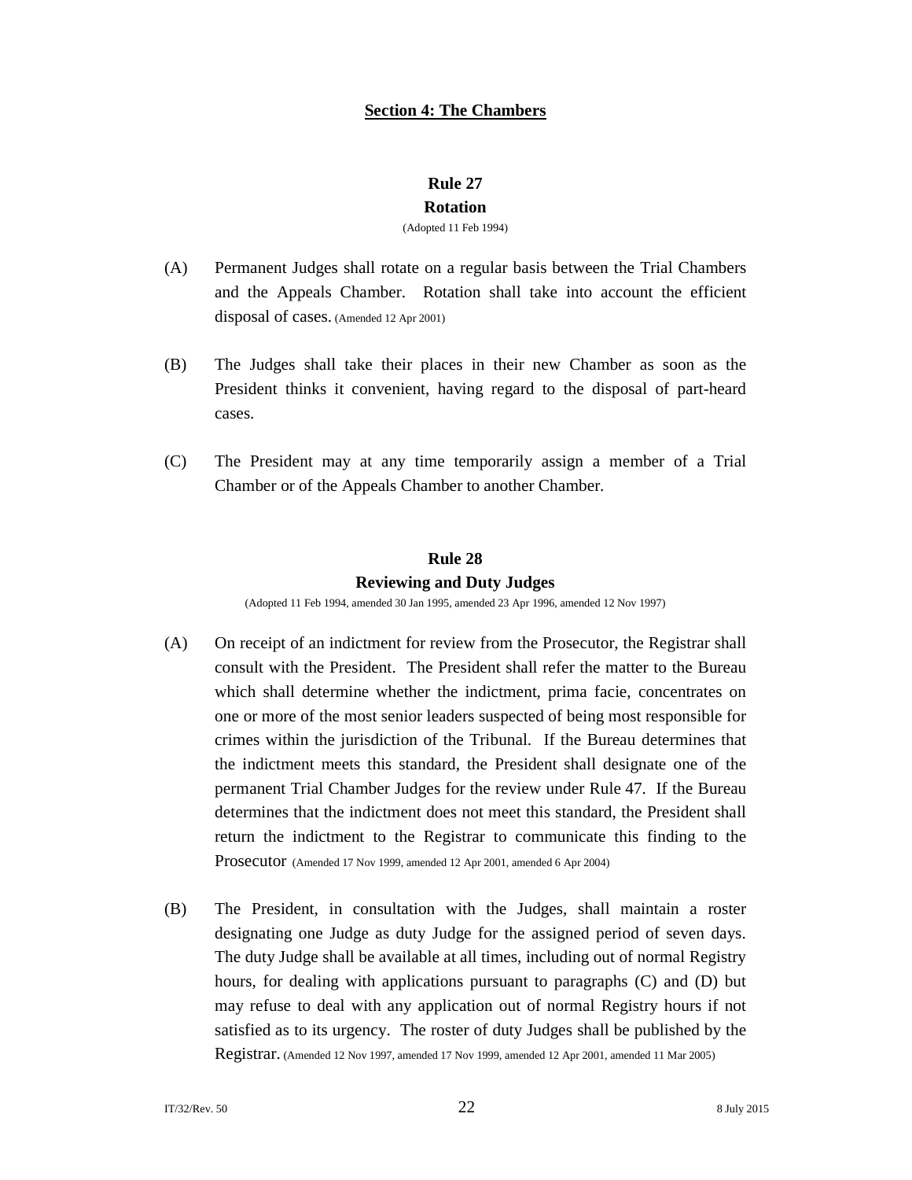## Section 4: The Chambers

### Rule 27
### Rotation

(Adopted 11 Feb 1994)

(A) Permanent Judges shall rotate on a regular basis between the Trial Chambers and the Appeals Chamber. Rotation shall take into account the efficient disposal of cases. (Amended 12 Apr 2001)

(B) The Judges shall take their places in their new Chamber as soon as the President thinks it convenient, having regard to the disposal of part-heard cases.

(C) The President may at any time temporarily assign a member of a Trial Chamber or of the Appeals Chamber to another Chamber.

### Rule 28
### Reviewing and Duty Judges

(Adopted 11 Feb 1994, amended 30 Jan 1995, amended 23 Apr 1996, amended 12 Nov 1997)

(A) On receipt of an indictment for review from the Prosecutor, the Registrar shall consult with the President. The President shall refer the matter to the Bureau which shall determine whether the indictment, prima facie, concentrates on one or more of the most senior leaders suspected of being most responsible for crimes within the jurisdiction of the Tribunal. If the Bureau determines that the indictment meets this standard, the President shall designate one of the permanent Trial Chamber Judges for the review under Rule 47. If the Bureau determines that the indictment does not meet this standard, the President shall return the indictment to the Registrar to communicate this finding to the Prosecutor (Amended 17 Nov 1999, amended 12 Apr 2001, amended 6 Apr 2004)

(B) The President, in consultation with the Judges, shall maintain a roster designating one Judge as duty Judge for the assigned period of seven days. The duty Judge shall be available at all times, including out of normal Registry hours, for dealing with applications pursuant to paragraphs (C) and (D) but may refuse to deal with any application out of normal Registry hours if not satisfied as to its urgency. The roster of duty Judges shall be published by the Registrar. (Amended 12 Nov 1997, amended 17 Nov 1999, amended 12 Apr 2001, amended 11 Mar 2005)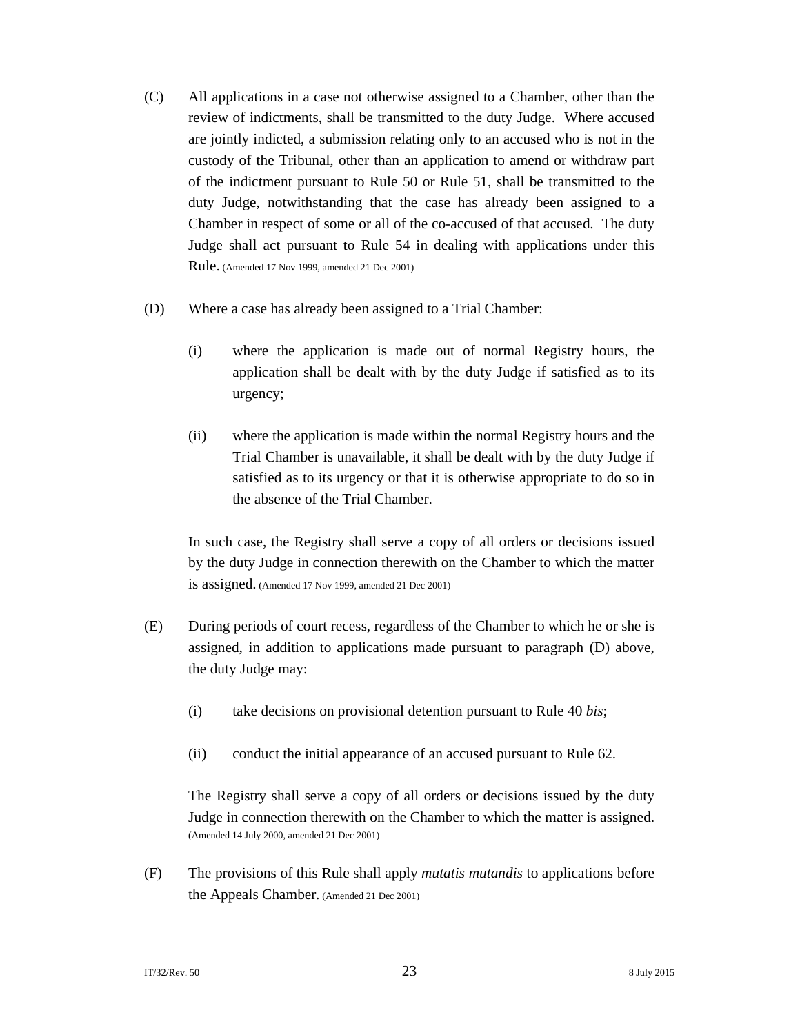(C) All applications in a case not otherwise assigned to a Chamber, other than the review of indictments, shall be transmitted to the duty Judge. Where accused are jointly indicted, a submission relating only to an accused who is not in the custody of the Tribunal, other than an application to amend or withdraw part of the indictment pursuant to Rule 50 or Rule 51, shall be transmitted to the duty Judge, notwithstanding that the case has already been assigned to a Chamber in respect of some or all of the co-accused of that accused. The duty Judge shall act pursuant to Rule 54 in dealing with applications under this Rule. (Amended 17 Nov 1999, amended 21 Dec 2001)

(D) Where a case has already been assigned to a Trial Chamber:

(i) where the application is made out of normal Registry hours, the application shall be dealt with by the duty Judge if satisfied as to its urgency;

(ii) where the application is made within the normal Registry hours and the Trial Chamber is unavailable, it shall be dealt with by the duty Judge if satisfied as to its urgency or that it is otherwise appropriate to do so in the absence of the Trial Chamber.

In such case, the Registry shall serve a copy of all orders or decisions issued by the duty Judge in connection therewith on the Chamber to which the matter is assigned. (Amended 17 Nov 1999, amended 21 Dec 2001)

(E) During periods of court recess, regardless of the Chamber to which he or she is assigned, in addition to applications made pursuant to paragraph (D) above, the duty Judge may:

(i) take decisions on provisional detention pursuant to Rule 40 *bis*;

(ii) conduct the initial appearance of an accused pursuant to Rule 62.

The Registry shall serve a copy of all orders or decisions issued by the duty Judge in connection therewith on the Chamber to which the matter is assigned. (Amended 14 July 2000, amended 21 Dec 2001)

(F) The provisions of this Rule shall apply *mutatis mutandis* to applications before the Appeals Chamber. (Amended 21 Dec 2001)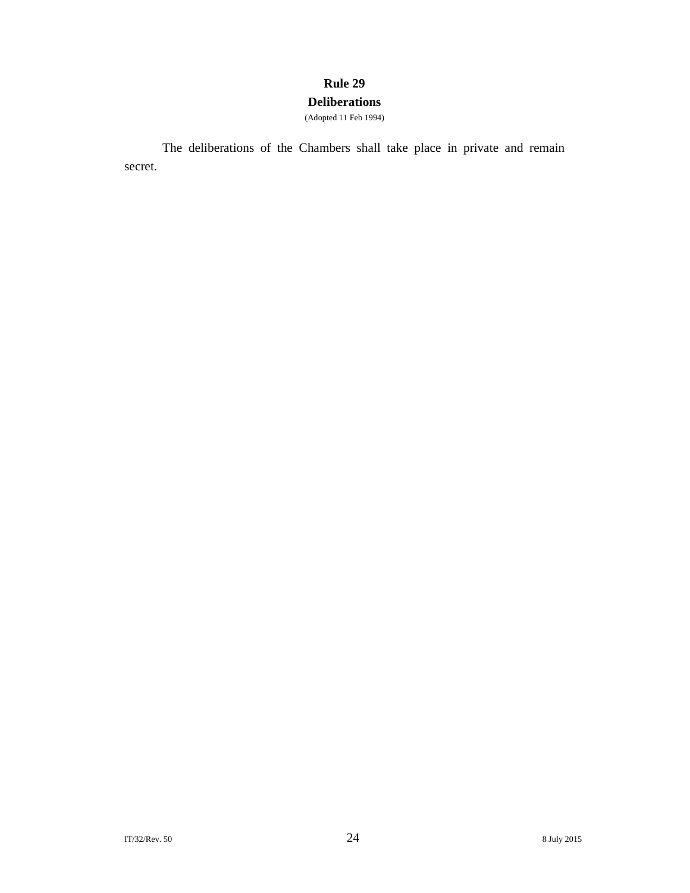## Rule 29
## Deliberations

(Adopted 11 Feb 1994)

The deliberations of the Chambers shall take place in private and remain secret.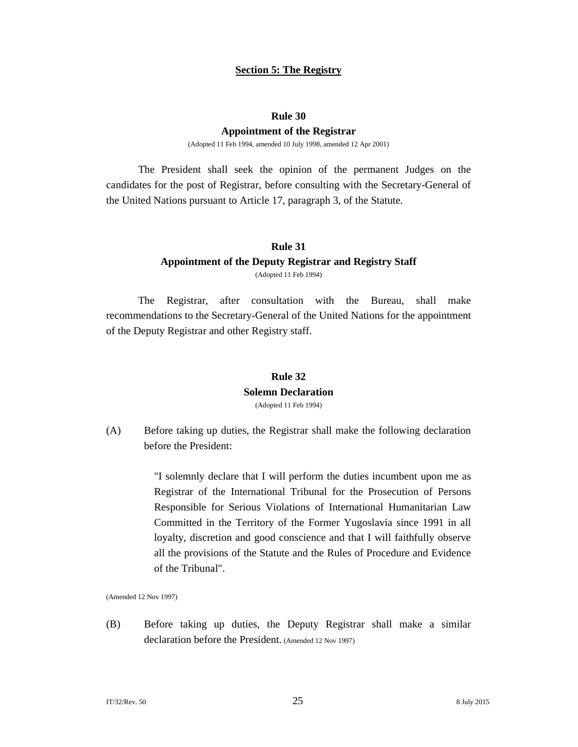## Section 5: The Registry

### Rule 30
### Appointment of the Registrar

(Adopted 11 Feb 1994, amended 10 July 1998, amended 12 Apr 2001)

The President shall seek the opinion of the permanent Judges on the candidates for the post of Registrar, before consulting with the Secretary-General of the United Nations pursuant to Article 17, paragraph 3, of the Statute.

### Rule 31
### Appointment of the Deputy Registrar and Registry Staff

(Adopted 11 Feb 1994)

The Registrar, after consultation with the Bureau, shall make recommendations to the Secretary-General of the United Nations for the appointment of the Deputy Registrar and other Registry staff.

### Rule 32
### Solemn Declaration

(Adopted 11 Feb 1994)

(A) Before taking up duties, the Registrar shall make the following declaration before the President:

> "I solemnly declare that I will perform the duties incumbent upon me as Registrar of the International Tribunal for the Prosecution of Persons Responsible for Serious Violations of International Humanitarian Law Committed in the Territory of the Former Yugoslavia since 1991 in all loyalty, discretion and good conscience and that I will faithfully observe all the provisions of the Statute and the Rules of Procedure and Evidence of the Tribunal".

(Amended 12 Nov 1997)

(B) Before taking up duties, the Deputy Registrar shall make a similar declaration before the President. (Amended 12 Nov 1997)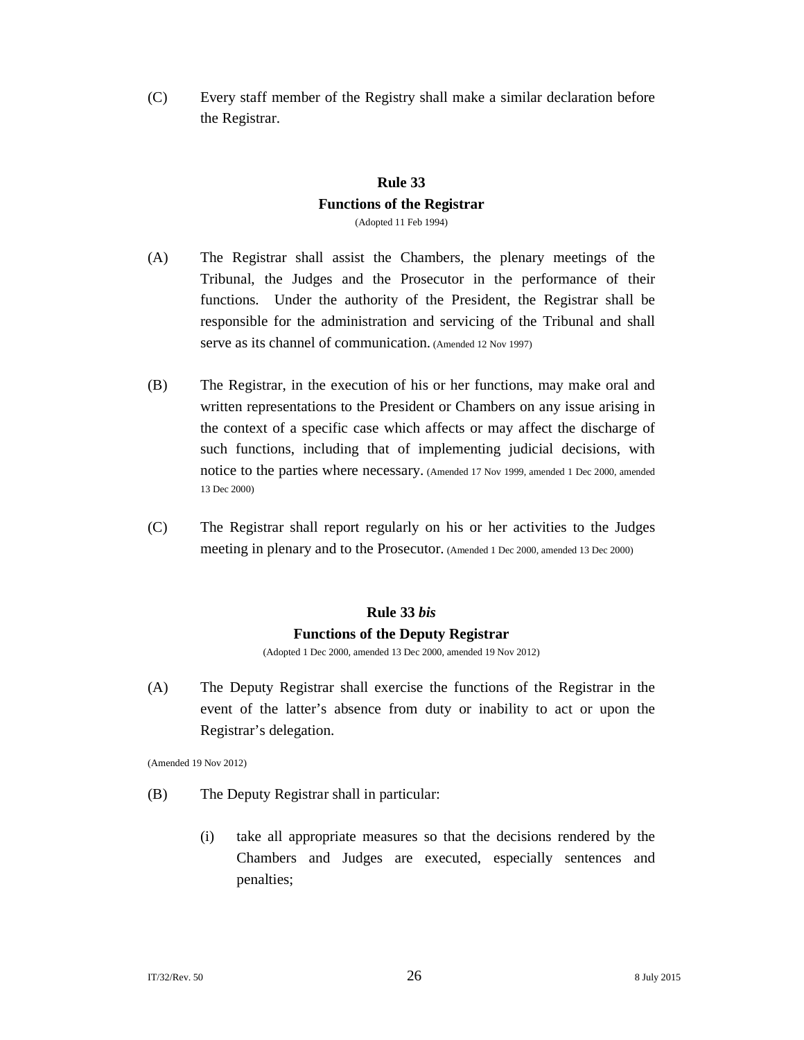(C) Every staff member of the Registry shall make a similar declaration before the Registrar.

## Rule 33
## Functions of the Registrar

(Adopted 11 Feb 1994)

(A) The Registrar shall assist the Chambers, the plenary meetings of the Tribunal, the Judges and the Prosecutor in the performance of their functions. Under the authority of the President, the Registrar shall be responsible for the administration and servicing of the Tribunal and shall serve as its channel of communication. (Amended 12 Nov 1997)

(B) The Registrar, in the execution of his or her functions, may make oral and written representations to the President or Chambers on any issue arising in the context of a specific case which affects or may affect the discharge of such functions, including that of implementing judicial decisions, with notice to the parties where necessary. (Amended 17 Nov 1999, amended 1 Dec 2000, amended 13 Dec 2000)

(C) The Registrar shall report regularly on his or her activities to the Judges meeting in plenary and to the Prosecutor. (Amended 1 Dec 2000, amended 13 Dec 2000)

## Rule 33 *bis*
## Functions of the Deputy Registrar

(Adopted 1 Dec 2000, amended 13 Dec 2000, amended 19 Nov 2012)

(A) The Deputy Registrar shall exercise the functions of the Registrar in the event of the latter's absence from duty or inability to act or upon the Registrar's delegation.

(Amended 19 Nov 2012)

(B) The Deputy Registrar shall in particular:

(i) take all appropriate measures so that the decisions rendered by the Chambers and Judges are executed, especially sentences and penalties;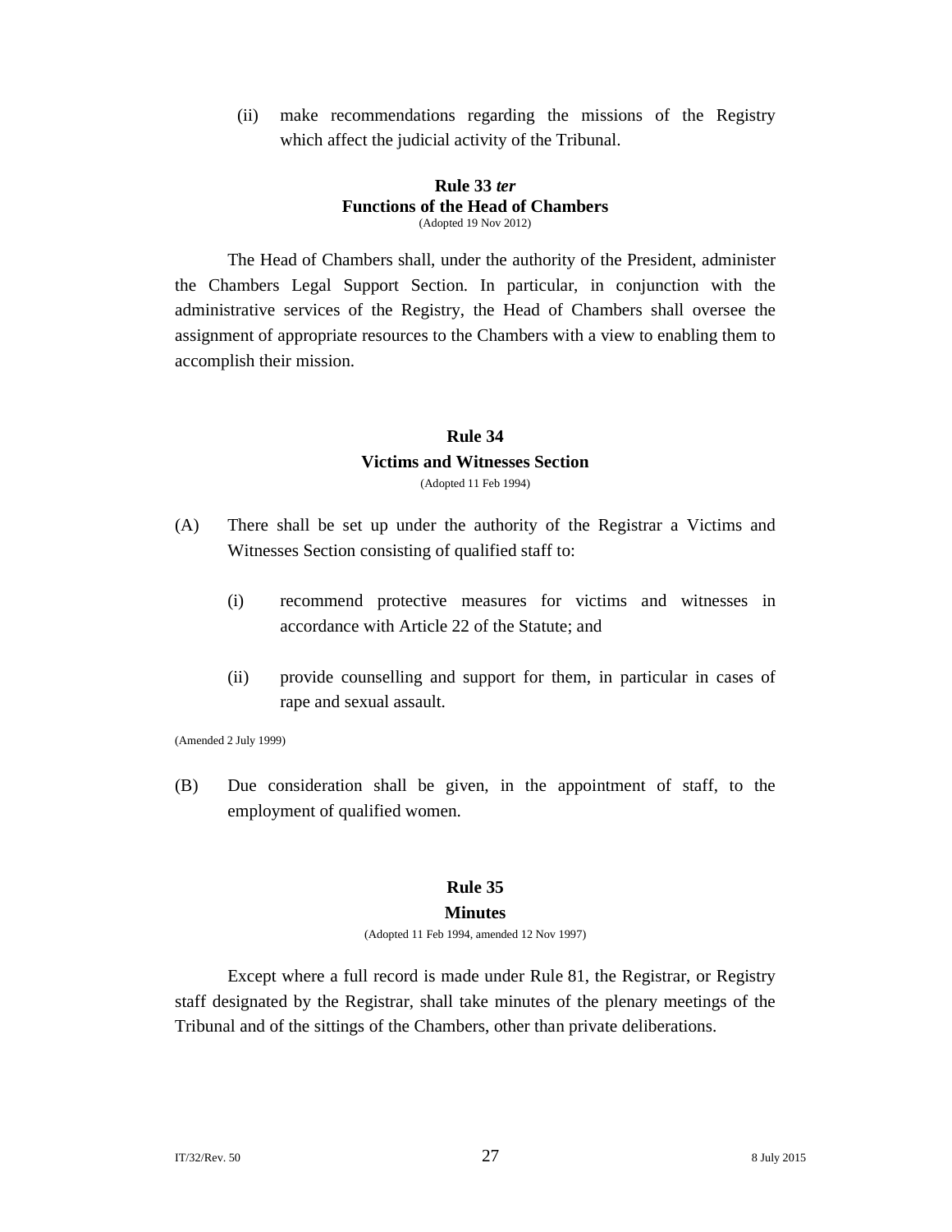(ii) make recommendations regarding the missions of the Registry which affect the judicial activity of the Tribunal.

### Rule 33 *ter*
### Functions of the Head of Chambers
(Adopted 19 Nov 2012)

The Head of Chambers shall, under the authority of the President, administer the Chambers Legal Support Section. In particular, in conjunction with the administrative services of the Registry, the Head of Chambers shall oversee the assignment of appropriate resources to the Chambers with a view to enabling them to accomplish their mission.

### Rule 34
### Victims and Witnesses Section
(Adopted 11 Feb 1994)

(A) There shall be set up under the authority of the Registrar a Victims and Witnesses Section consisting of qualified staff to:

(i) recommend protective measures for victims and witnesses in accordance with Article 22 of the Statute; and

(ii) provide counselling and support for them, in particular in cases of rape and sexual assault.

(Amended 2 July 1999)

(B) Due consideration shall be given, in the appointment of staff, to the employment of qualified women.

### Rule 35
### Minutes
(Adopted 11 Feb 1994, amended 12 Nov 1997)

Except where a full record is made under Rule 81, the Registrar, or Registry staff designated by the Registrar, shall take minutes of the plenary meetings of the Tribunal and of the sittings of the Chambers, other than private deliberations.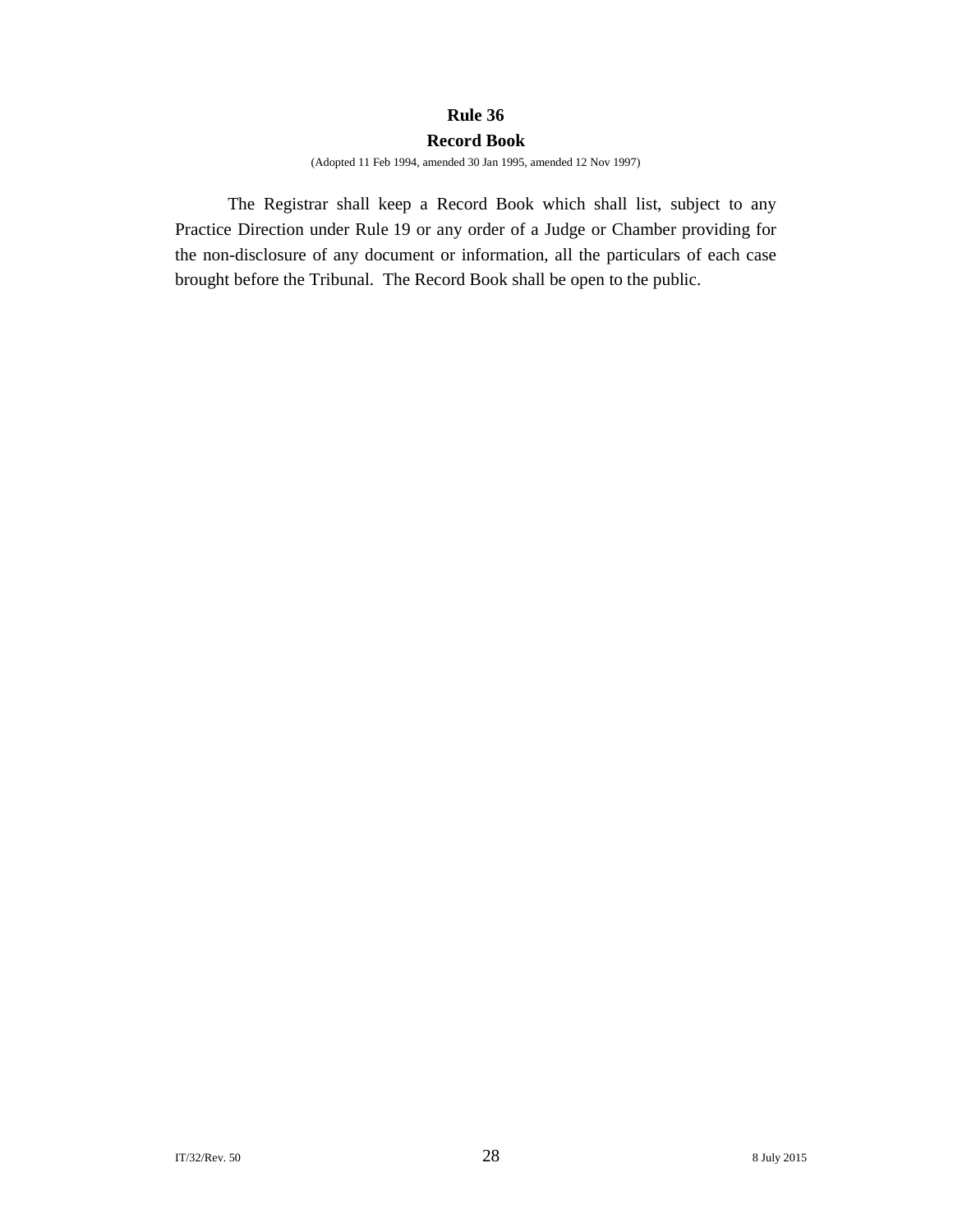### Rule 36

### Record Book

(Adopted 11 Feb 1994, amended 30 Jan 1995, amended 12 Nov 1997)

The Registrar shall keep a Record Book which shall list, subject to any Practice Direction under Rule 19 or any order of a Judge or Chamber providing for the non-disclosure of any document or information, all the particulars of each case brought before the Tribunal. The Record Book shall be open to the public.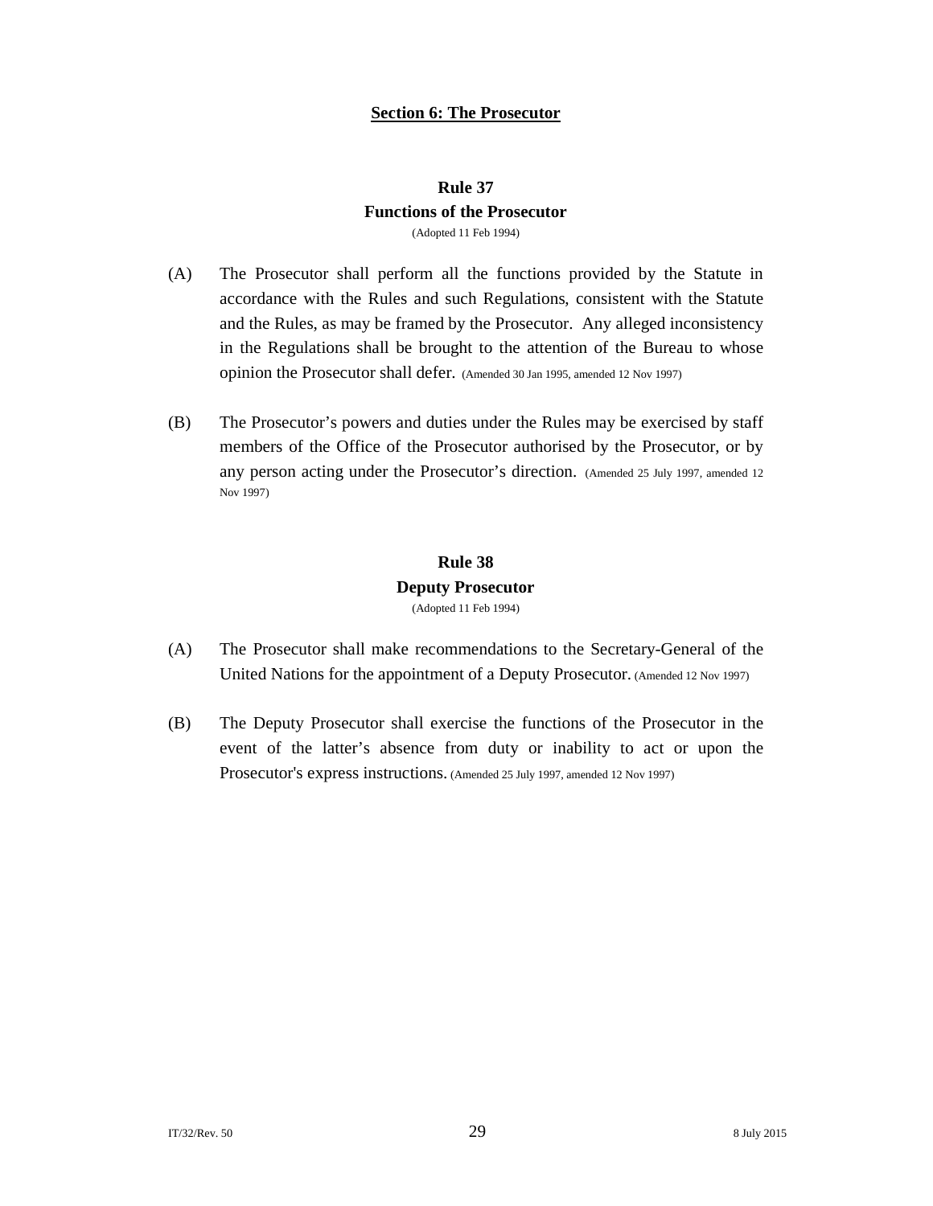## Section 6: The Prosecutor

### Rule 37
### Functions of the Prosecutor
(Adopted 11 Feb 1994)

(A) The Prosecutor shall perform all the functions provided by the Statute in accordance with the Rules and such Regulations, consistent with the Statute and the Rules, as may be framed by the Prosecutor. Any alleged inconsistency in the Regulations shall be brought to the attention of the Bureau to whose opinion the Prosecutor shall defer. (Amended 30 Jan 1995, amended 12 Nov 1997)

(B) The Prosecutor's powers and duties under the Rules may be exercised by staff members of the Office of the Prosecutor authorised by the Prosecutor, or by any person acting under the Prosecutor's direction. (Amended 25 July 1997, amended 12 Nov 1997)

### Rule 38
### Deputy Prosecutor
(Adopted 11 Feb 1994)

(A) The Prosecutor shall make recommendations to the Secretary-General of the United Nations for the appointment of a Deputy Prosecutor. (Amended 12 Nov 1997)

(B) The Deputy Prosecutor shall exercise the functions of the Prosecutor in the event of the latter's absence from duty or inability to act or upon the Prosecutor's express instructions. (Amended 25 July 1997, amended 12 Nov 1997)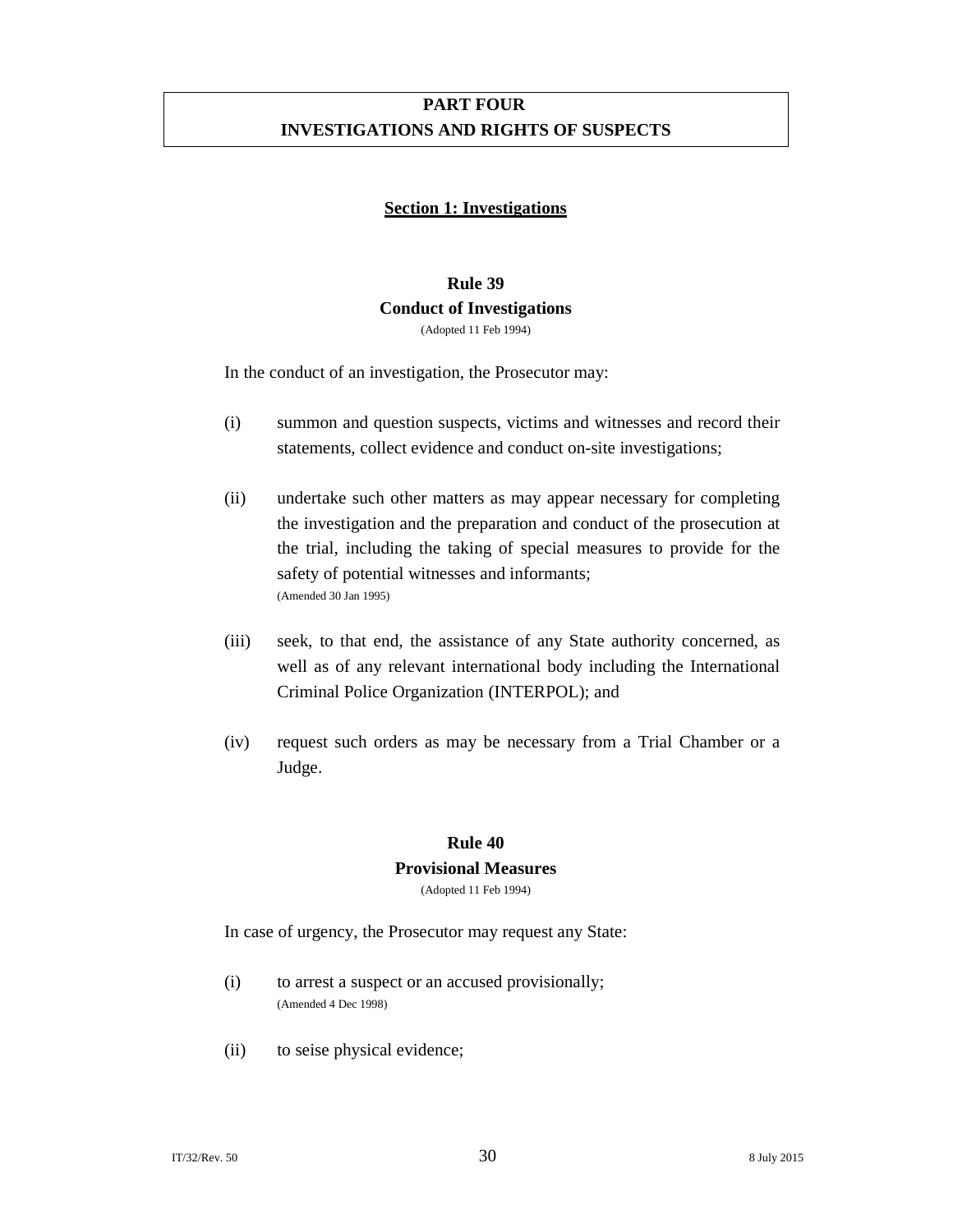# PART FOUR
# INVESTIGATIONS AND RIGHTS OF SUSPECTS

## Section 1: Investigations

### Rule 39
### Conduct of Investigations

(Adopted 11 Feb 1994)

In the conduct of an investigation, the Prosecutor may:

(i) summon and question suspects, victims and witnesses and record their statements, collect evidence and conduct on-site investigations;

(ii) undertake such other matters as may appear necessary for completing the investigation and the preparation and conduct of the prosecution at the trial, including the taking of special measures to provide for the safety of potential witnesses and informants;
(Amended 30 Jan 1995)

(iii) seek, to that end, the assistance of any State authority concerned, as well as of any relevant international body including the International Criminal Police Organization (INTERPOL); and

(iv) request such orders as may be necessary from a Trial Chamber or a Judge.

### Rule 40
### Provisional Measures

(Adopted 11 Feb 1994)

In case of urgency, the Prosecutor may request any State:

(i) to arrest a suspect or an accused provisionally;
(Amended 4 Dec 1998)

(ii) to seise physical evidence;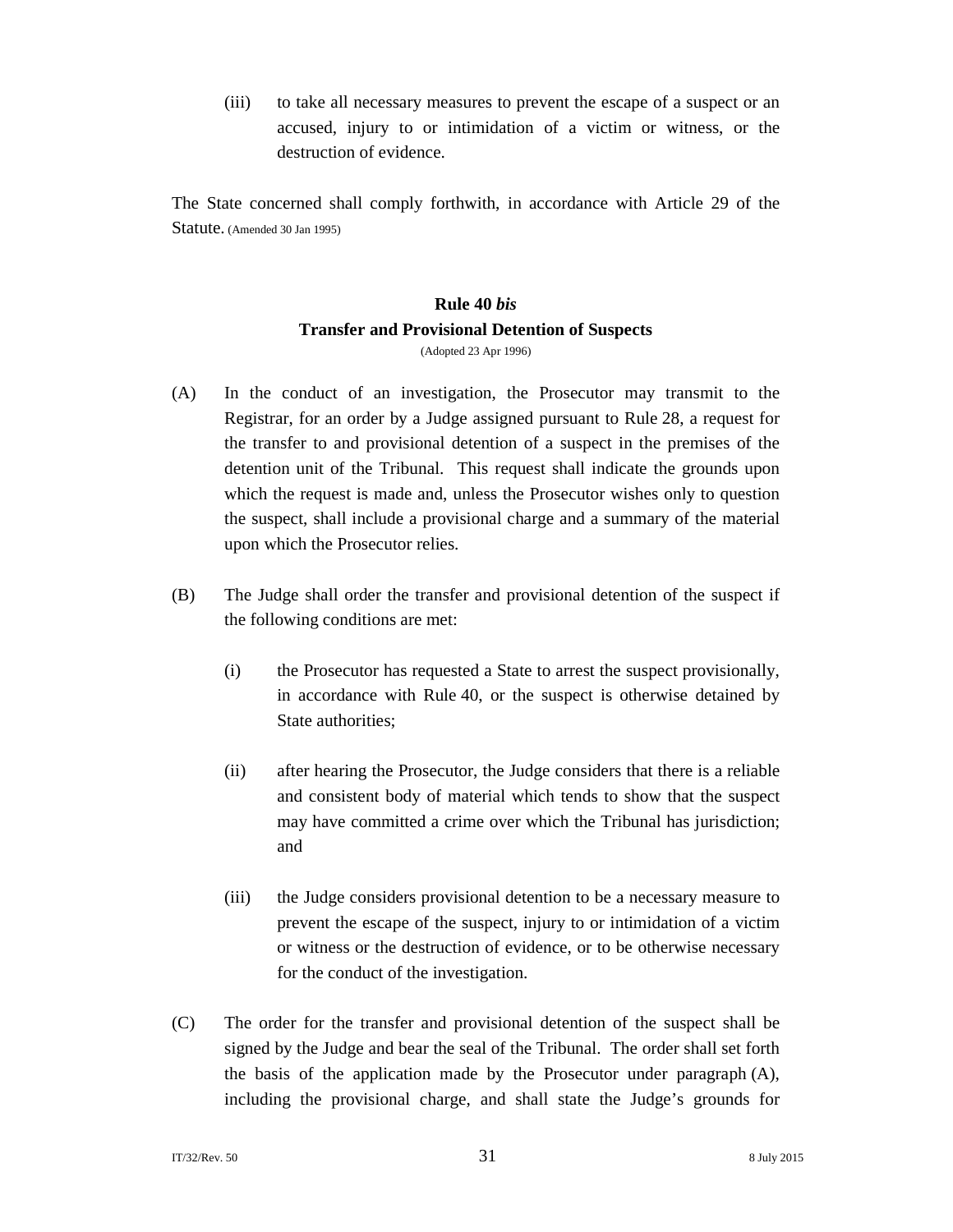(iii) to take all necessary measures to prevent the escape of a suspect or an accused, injury to or intimidation of a victim or witness, or the destruction of evidence.

The State concerned shall comply forthwith, in accordance with Article 29 of the Statute. (Amended 30 Jan 1995)

## Rule 40 *bis*
## Transfer and Provisional Detention of Suspects

(Adopted 23 Apr 1996)

(A) In the conduct of an investigation, the Prosecutor may transmit to the Registrar, for an order by a Judge assigned pursuant to Rule 28, a request for the transfer to and provisional detention of a suspect in the premises of the detention unit of the Tribunal. This request shall indicate the grounds upon which the request is made and, unless the Prosecutor wishes only to question the suspect, shall include a provisional charge and a summary of the material upon which the Prosecutor relies.

(B) The Judge shall order the transfer and provisional detention of the suspect if the following conditions are met:

(i) the Prosecutor has requested a State to arrest the suspect provisionally, in accordance with Rule 40, or the suspect is otherwise detained by State authorities;

(ii) after hearing the Prosecutor, the Judge considers that there is a reliable and consistent body of material which tends to show that the suspect may have committed a crime over which the Tribunal has jurisdiction; and

(iii) the Judge considers provisional detention to be a necessary measure to prevent the escape of the suspect, injury to or intimidation of a victim or witness or the destruction of evidence, or to be otherwise necessary for the conduct of the investigation.

(C) The order for the transfer and provisional detention of the suspect shall be signed by the Judge and bear the seal of the Tribunal. The order shall set forth the basis of the application made by the Prosecutor under paragraph (A), including the provisional charge, and shall state the Judge's grounds for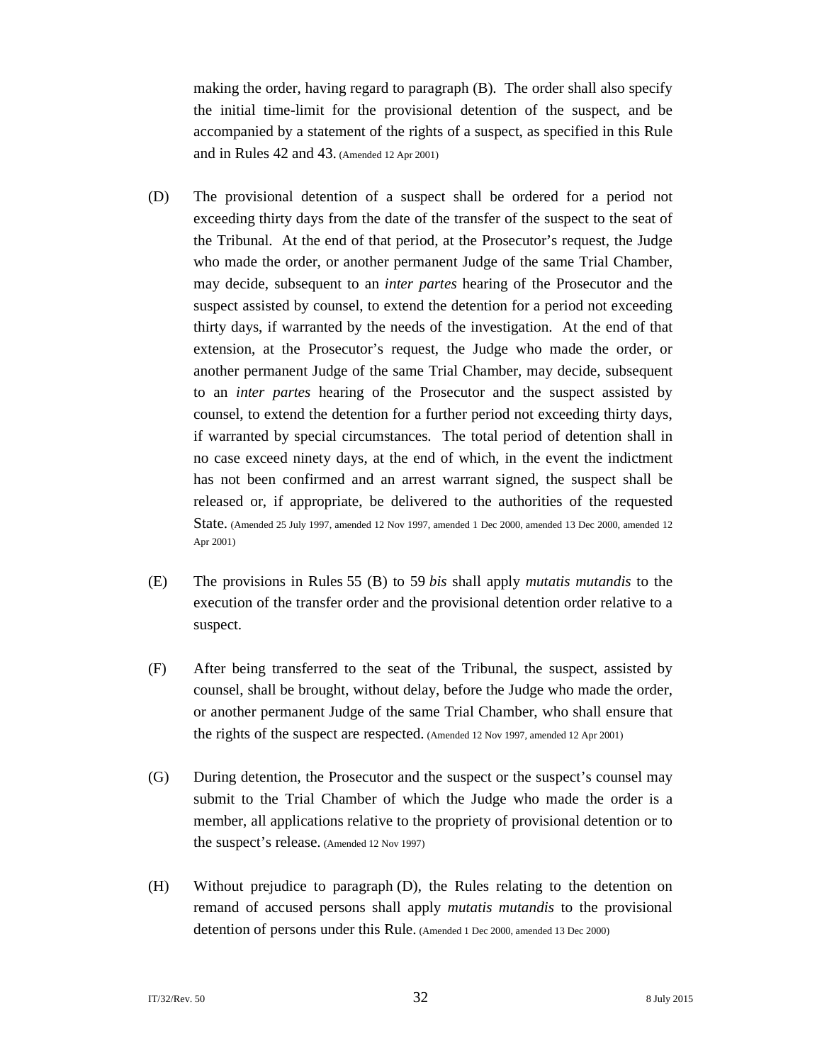making the order, having regard to paragraph (B). The order shall also specify the initial time-limit for the provisional detention of the suspect, and be accompanied by a statement of the rights of a suspect, as specified in this Rule and in Rules 42 and 43. (Amended 12 Apr 2001)

(D) The provisional detention of a suspect shall be ordered for a period not exceeding thirty days from the date of the transfer of the suspect to the seat of the Tribunal. At the end of that period, at the Prosecutor's request, the Judge who made the order, or another permanent Judge of the same Trial Chamber, may decide, subsequent to an *inter partes* hearing of the Prosecutor and the suspect assisted by counsel, to extend the detention for a period not exceeding thirty days, if warranted by the needs of the investigation. At the end of that extension, at the Prosecutor's request, the Judge who made the order, or another permanent Judge of the same Trial Chamber, may decide, subsequent to an *inter partes* hearing of the Prosecutor and the suspect assisted by counsel, to extend the detention for a further period not exceeding thirty days, if warranted by special circumstances. The total period of detention shall in no case exceed ninety days, at the end of which, in the event the indictment has not been confirmed and an arrest warrant signed, the suspect shall be released or, if appropriate, be delivered to the authorities of the requested State. (Amended 25 July 1997, amended 12 Nov 1997, amended 1 Dec 2000, amended 13 Dec 2000, amended 12 Apr 2001)

(E) The provisions in Rules 55 (B) to 59 *bis* shall apply *mutatis mutandis* to the execution of the transfer order and the provisional detention order relative to a suspect.

(F) After being transferred to the seat of the Tribunal, the suspect, assisted by counsel, shall be brought, without delay, before the Judge who made the order, or another permanent Judge of the same Trial Chamber, who shall ensure that the rights of the suspect are respected. (Amended 12 Nov 1997, amended 12 Apr 2001)

(G) During detention, the Prosecutor and the suspect or the suspect's counsel may submit to the Trial Chamber of which the Judge who made the order is a member, all applications relative to the propriety of provisional detention or to the suspect's release. (Amended 12 Nov 1997)

(H) Without prejudice to paragraph (D), the Rules relating to the detention on remand of accused persons shall apply *mutatis mutandis* to the provisional detention of persons under this Rule. (Amended 1 Dec 2000, amended 13 Dec 2000)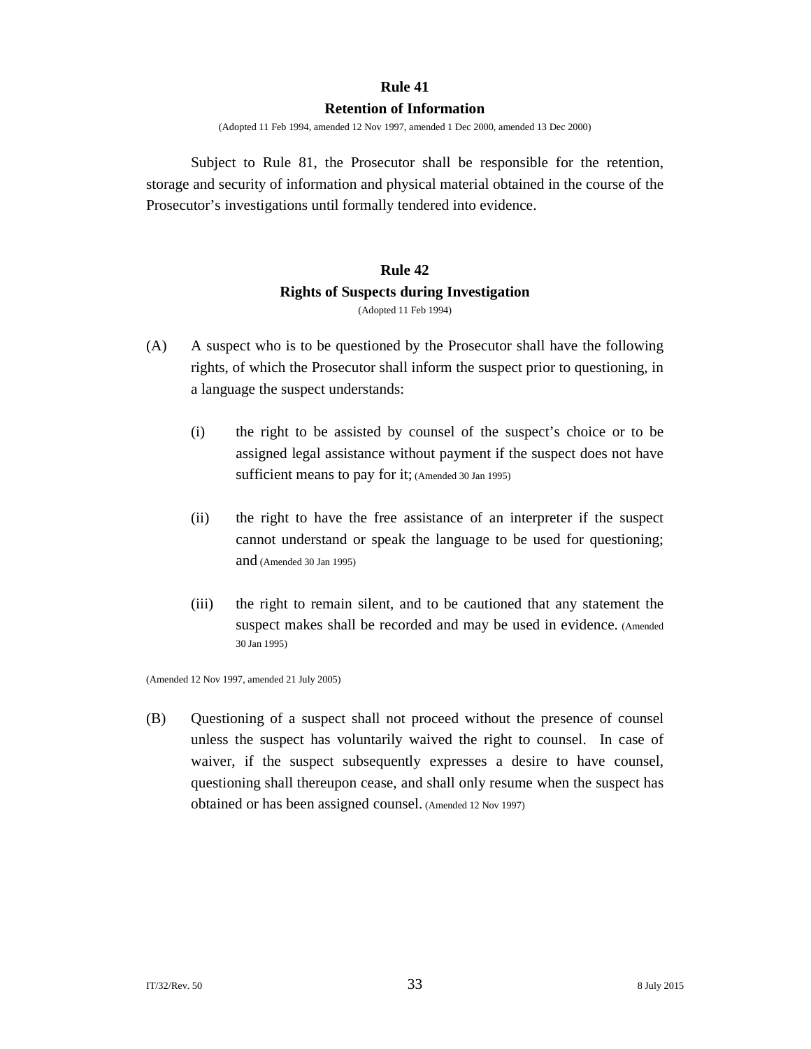## Rule 41

## Retention of Information

(Adopted 11 Feb 1994, amended 12 Nov 1997, amended 1 Dec 2000, amended 13 Dec 2000)

Subject to Rule 81, the Prosecutor shall be responsible for the retention, storage and security of information and physical material obtained in the course of the Prosecutor's investigations until formally tendered into evidence.

## Rule 42

## Rights of Suspects during Investigation

(Adopted 11 Feb 1994)

(A) A suspect who is to be questioned by the Prosecutor shall have the following rights, of which the Prosecutor shall inform the suspect prior to questioning, in a language the suspect understands:

   (i) the right to be assisted by counsel of the suspect's choice or to be assigned legal assistance without payment if the suspect does not have sufficient means to pay for it; (Amended 30 Jan 1995)

   (ii) the right to have the free assistance of an interpreter if the suspect cannot understand or speak the language to be used for questioning; and (Amended 30 Jan 1995)

   (iii) the right to remain silent, and to be cautioned that any statement the suspect makes shall be recorded and may be used in evidence. (Amended 30 Jan 1995)

(Amended 12 Nov 1997, amended 21 July 2005)

(B) Questioning of a suspect shall not proceed without the presence of counsel unless the suspect has voluntarily waived the right to counsel. In case of waiver, if the suspect subsequently expresses a desire to have counsel, questioning shall thereupon cease, and shall only resume when the suspect has obtained or has been assigned counsel. (Amended 12 Nov 1997)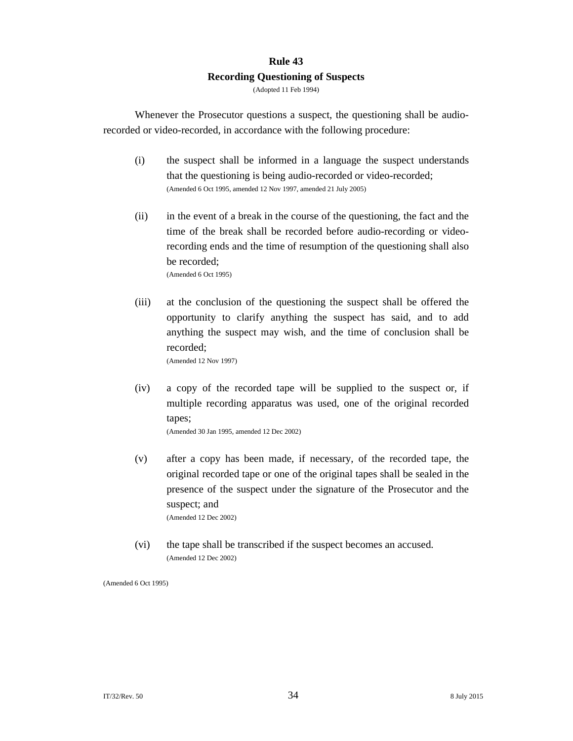## Rule 43

### Recording Questioning of Suspects

(Adopted 11 Feb 1994)

Whenever the Prosecutor questions a suspect, the questioning shall be audio-recorded or video-recorded, in accordance with the following procedure:

(i) the suspect shall be informed in a language the suspect understands that the questioning is being audio-recorded or video-recorded;
(Amended 6 Oct 1995, amended 12 Nov 1997, amended 21 July 2005)

(ii) in the event of a break in the course of the questioning, the fact and the time of the break shall be recorded before audio-recording or video-recording ends and the time of resumption of the questioning shall also be recorded;
(Amended 6 Oct 1995)

(iii) at the conclusion of the questioning the suspect shall be offered the opportunity to clarify anything the suspect has said, and to add anything the suspect may wish, and the time of conclusion shall be recorded;
(Amended 12 Nov 1997)

(iv) a copy of the recorded tape will be supplied to the suspect or, if multiple recording apparatus was used, one of the original recorded tapes;
(Amended 30 Jan 1995, amended 12 Dec 2002)

(v) after a copy has been made, if necessary, of the recorded tape, the original recorded tape or one of the original tapes shall be sealed in the presence of the suspect under the signature of the Prosecutor and the suspect; and
(Amended 12 Dec 2002)

(vi) the tape shall be transcribed if the suspect becomes an accused.
(Amended 12 Dec 2002)

(Amended 6 Oct 1995)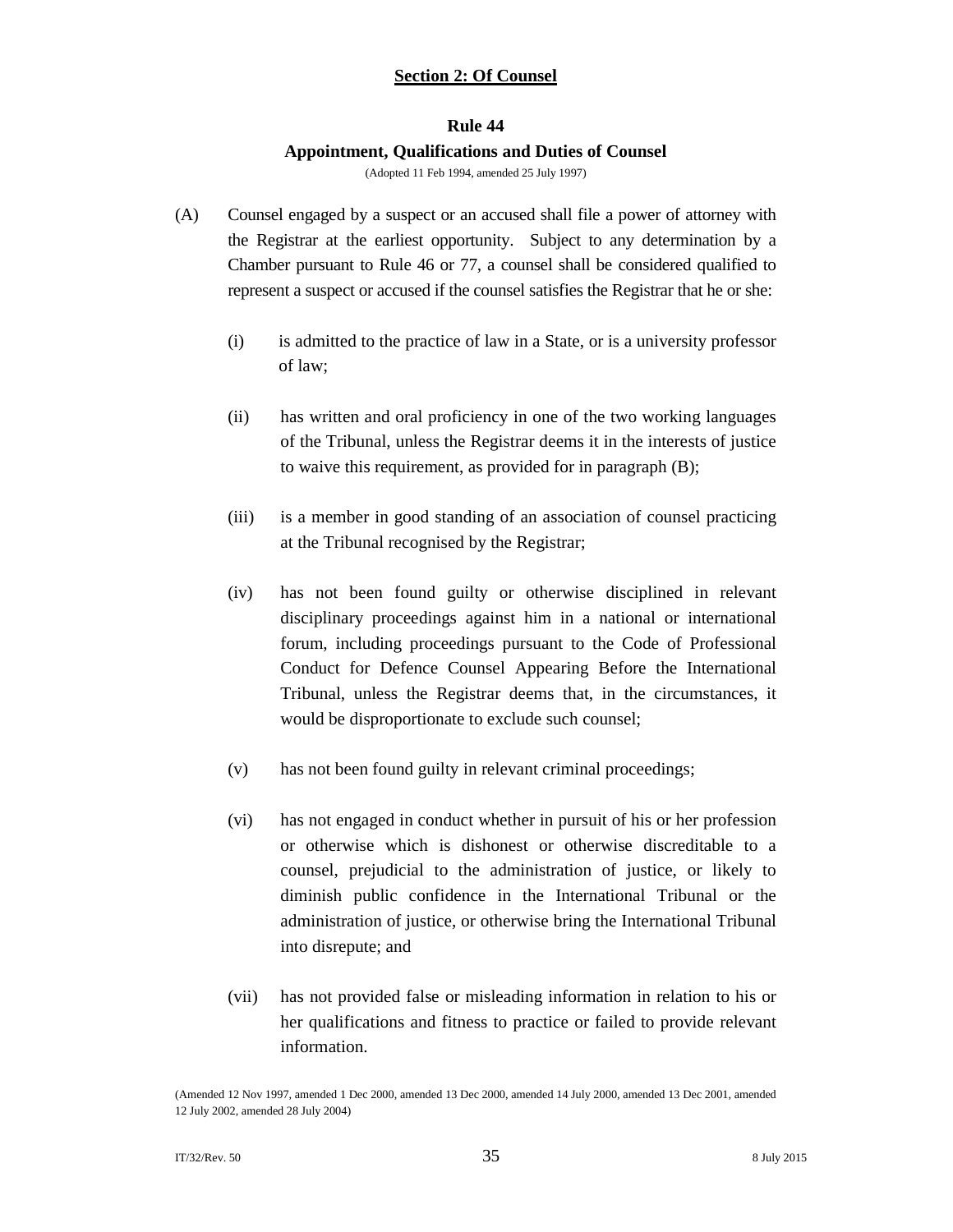## Section 2: Of Counsel

### Rule 44
### Appointment, Qualifications and Duties of Counsel

(Adopted 11 Feb 1994, amended 25 July 1997)

(A) Counsel engaged by a suspect or an accused shall file a power of attorney with the Registrar at the earliest opportunity. Subject to any determination by a Chamber pursuant to Rule 46 or 77, a counsel shall be considered qualified to represent a suspect or accused if the counsel satisfies the Registrar that he or she:

(i) is admitted to the practice of law in a State, or is a university professor of law;

(ii) has written and oral proficiency in one of the two working languages of the Tribunal, unless the Registrar deems it in the interests of justice to waive this requirement, as provided for in paragraph (B);

(iii) is a member in good standing of an association of counsel practicing at the Tribunal recognised by the Registrar;

(iv) has not been found guilty or otherwise disciplined in relevant disciplinary proceedings against him in a national or international forum, including proceedings pursuant to the Code of Professional Conduct for Defence Counsel Appearing Before the International Tribunal, unless the Registrar deems that, in the circumstances, it would be disproportionate to exclude such counsel;

(v) has not been found guilty in relevant criminal proceedings;

(vi) has not engaged in conduct whether in pursuit of his or her profession or otherwise which is dishonest or otherwise discreditable to a counsel, prejudicial to the administration of justice, or likely to diminish public confidence in the International Tribunal or the administration of justice, or otherwise bring the International Tribunal into disrepute; and

(vii) has not provided false or misleading information in relation to his or her qualifications and fitness to practice or failed to provide relevant information.

(Amended 12 Nov 1997, amended 1 Dec 2000, amended 13 Dec 2000, amended 14 July 2000, amended 13 Dec 2001, amended 12 July 2002, amended 28 July 2004)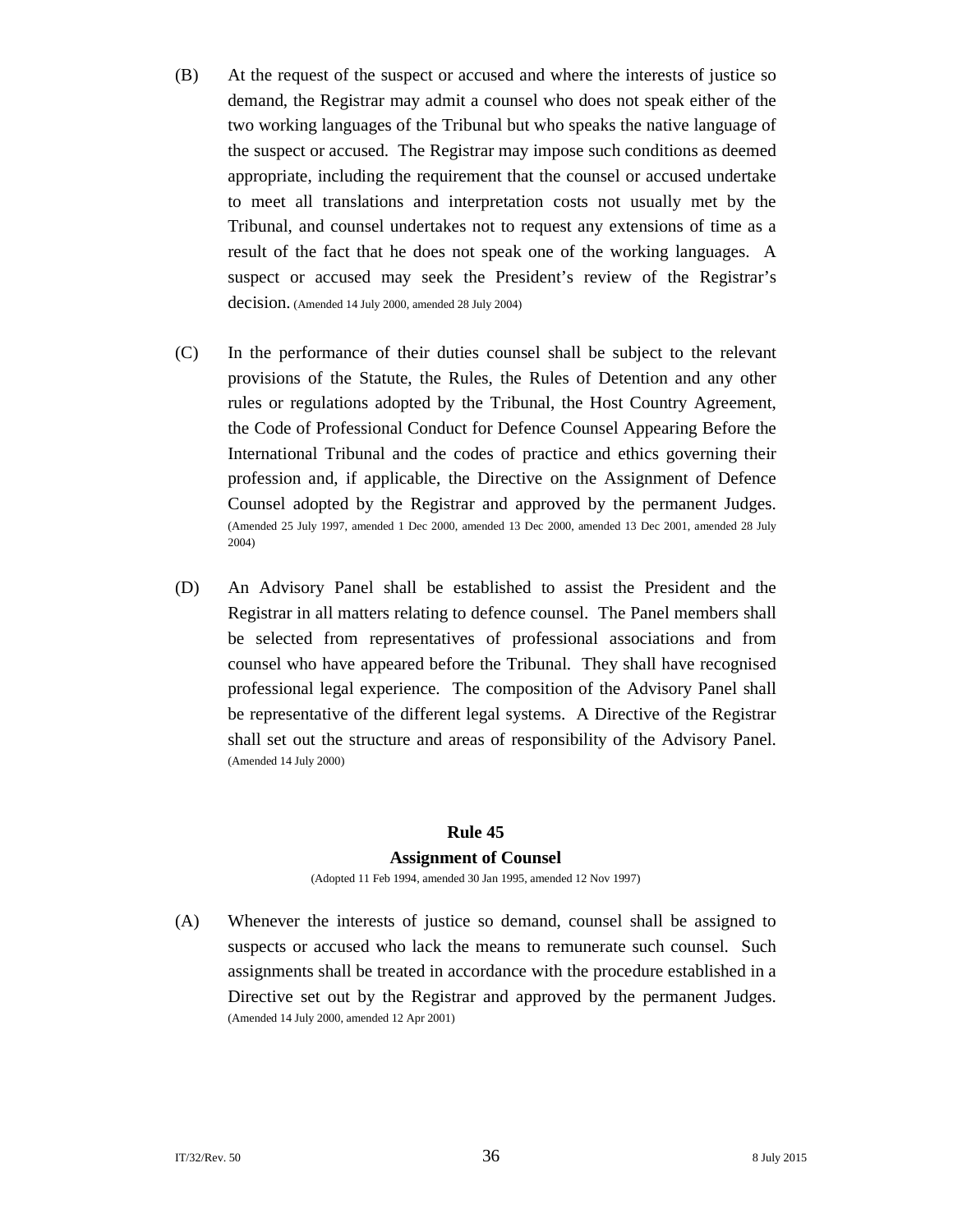(B) At the request of the suspect or accused and where the interests of justice so demand, the Registrar may admit a counsel who does not speak either of the two working languages of the Tribunal but who speaks the native language of the suspect or accused. The Registrar may impose such conditions as deemed appropriate, including the requirement that the counsel or accused undertake to meet all translations and interpretation costs not usually met by the Tribunal, and counsel undertakes not to request any extensions of time as a result of the fact that he does not speak one of the working languages. A suspect or accused may seek the President's review of the Registrar's decision. (Amended 14 July 2000, amended 28 July 2004)

(C) In the performance of their duties counsel shall be subject to the relevant provisions of the Statute, the Rules, the Rules of Detention and any other rules or regulations adopted by the Tribunal, the Host Country Agreement, the Code of Professional Conduct for Defence Counsel Appearing Before the International Tribunal and the codes of practice and ethics governing their profession and, if applicable, the Directive on the Assignment of Defence Counsel adopted by the Registrar and approved by the permanent Judges. (Amended 25 July 1997, amended 1 Dec 2000, amended 13 Dec 2000, amended 13 Dec 2001, amended 28 July 2004)

(D) An Advisory Panel shall be established to assist the President and the Registrar in all matters relating to defence counsel. The Panel members shall be selected from representatives of professional associations and from counsel who have appeared before the Tribunal. They shall have recognised professional legal experience. The composition of the Advisory Panel shall be representative of the different legal systems. A Directive of the Registrar shall set out the structure and areas of responsibility of the Advisory Panel. (Amended 14 July 2000)

## Rule 45

### Assignment of Counsel

(Adopted 11 Feb 1994, amended 30 Jan 1995, amended 12 Nov 1997)

(A) Whenever the interests of justice so demand, counsel shall be assigned to suspects or accused who lack the means to remunerate such counsel. Such assignments shall be treated in accordance with the procedure established in a Directive set out by the Registrar and approved by the permanent Judges. (Amended 14 July 2000, amended 12 Apr 2001)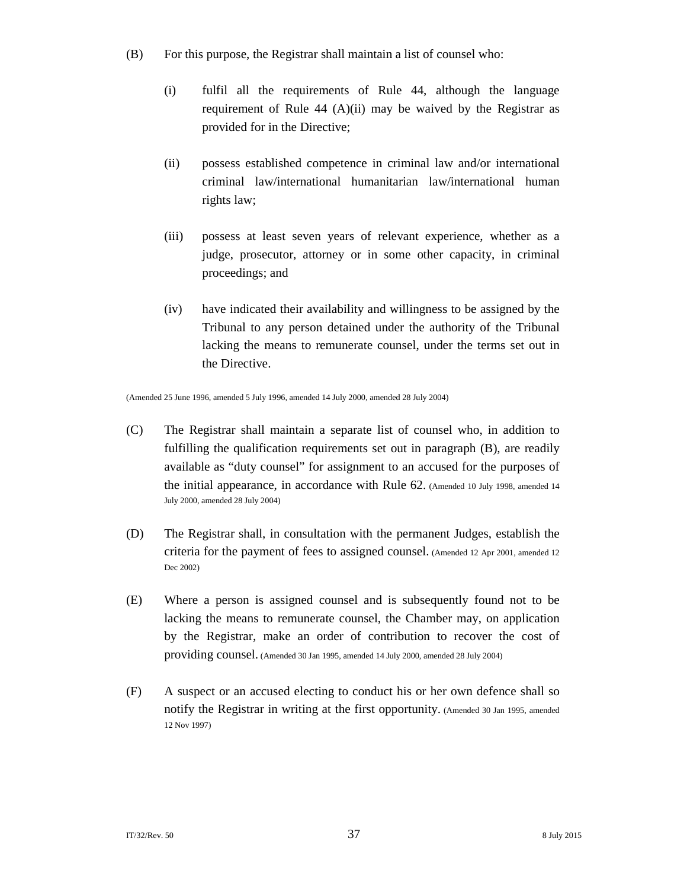(B) For this purpose, the Registrar shall maintain a list of counsel who:

(i) fulfil all the requirements of Rule 44, although the language requirement of Rule 44 (A)(ii) may be waived by the Registrar as provided for in the Directive;

(ii) possess established competence in criminal law and/or international criminal law/international humanitarian law/international human rights law;

(iii) possess at least seven years of relevant experience, whether as a judge, prosecutor, attorney or in some other capacity, in criminal proceedings; and

(iv) have indicated their availability and willingness to be assigned by the Tribunal to any person detained under the authority of the Tribunal lacking the means to remunerate counsel, under the terms set out in the Directive.

(Amended 25 June 1996, amended 5 July 1996, amended 14 July 2000, amended 28 July 2004)

(C) The Registrar shall maintain a separate list of counsel who, in addition to fulfilling the qualification requirements set out in paragraph (B), are readily available as "duty counsel" for assignment to an accused for the purposes of the initial appearance, in accordance with Rule 62. (Amended 10 July 1998, amended 14 July 2000, amended 28 July 2004)

(D) The Registrar shall, in consultation with the permanent Judges, establish the criteria for the payment of fees to assigned counsel. (Amended 12 Apr 2001, amended 12 Dec 2002)

(E) Where a person is assigned counsel and is subsequently found not to be lacking the means to remunerate counsel, the Chamber may, on application by the Registrar, make an order of contribution to recover the cost of providing counsel. (Amended 30 Jan 1995, amended 14 July 2000, amended 28 July 2004)

(F) A suspect or an accused electing to conduct his or her own defence shall so notify the Registrar in writing at the first opportunity. (Amended 30 Jan 1995, amended 12 Nov 1997)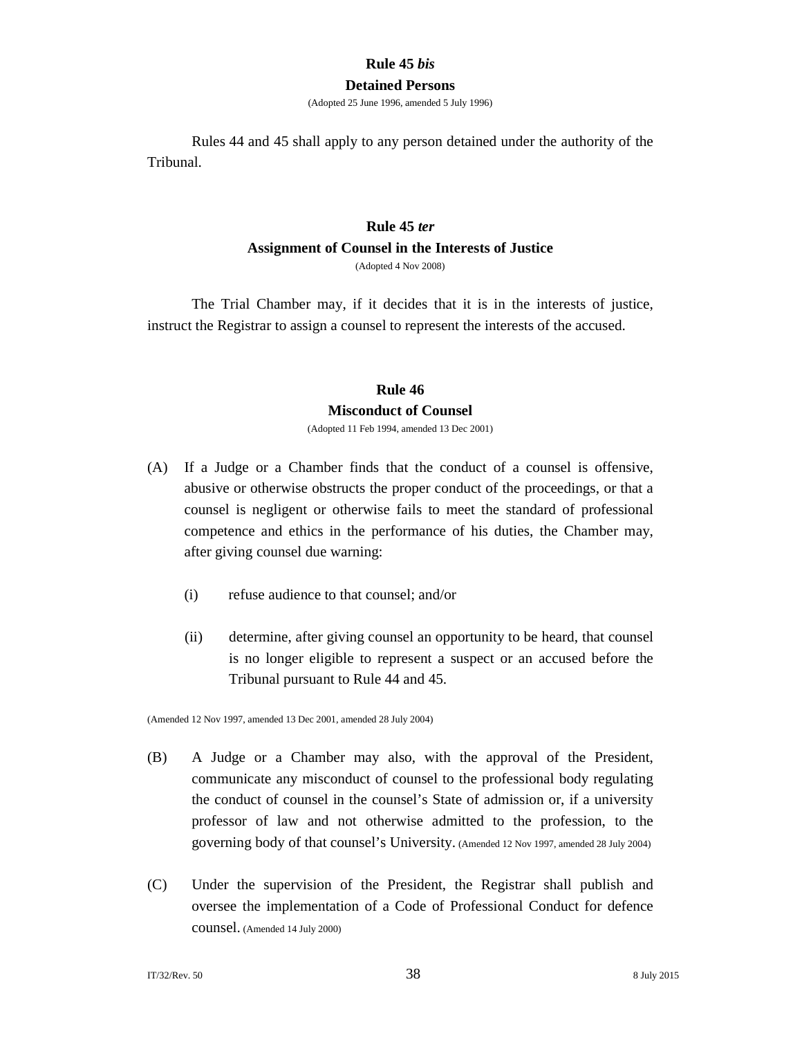### Rule 45 *bis*

### Detained Persons

(Adopted 25 June 1996, amended 5 July 1996)

Rules 44 and 45 shall apply to any person detained under the authority of the Tribunal.

### Rule 45 *ter*

### Assignment of Counsel in the Interests of Justice

(Adopted 4 Nov 2008)

The Trial Chamber may, if it decides that it is in the interests of justice, instruct the Registrar to assign a counsel to represent the interests of the accused.

### Rule 46

### Misconduct of Counsel

(Adopted 11 Feb 1994, amended 13 Dec 2001)

(A) If a Judge or a Chamber finds that the conduct of a counsel is offensive, abusive or otherwise obstructs the proper conduct of the proceedings, or that a counsel is negligent or otherwise fails to meet the standard of professional competence and ethics in the performance of his duties, the Chamber may, after giving counsel due warning:

(i) refuse audience to that counsel; and/or

(ii) determine, after giving counsel an opportunity to be heard, that counsel is no longer eligible to represent a suspect or an accused before the Tribunal pursuant to Rule 44 and 45.

(Amended 12 Nov 1997, amended 13 Dec 2001, amended 28 July 2004)

(B) A Judge or a Chamber may also, with the approval of the President, communicate any misconduct of counsel to the professional body regulating the conduct of counsel in the counsel's State of admission or, if a university professor of law and not otherwise admitted to the profession, to the governing body of that counsel's University. (Amended 12 Nov 1997, amended 28 July 2004)

(C) Under the supervision of the President, the Registrar shall publish and oversee the implementation of a Code of Professional Conduct for defence counsel. (Amended 14 July 2000)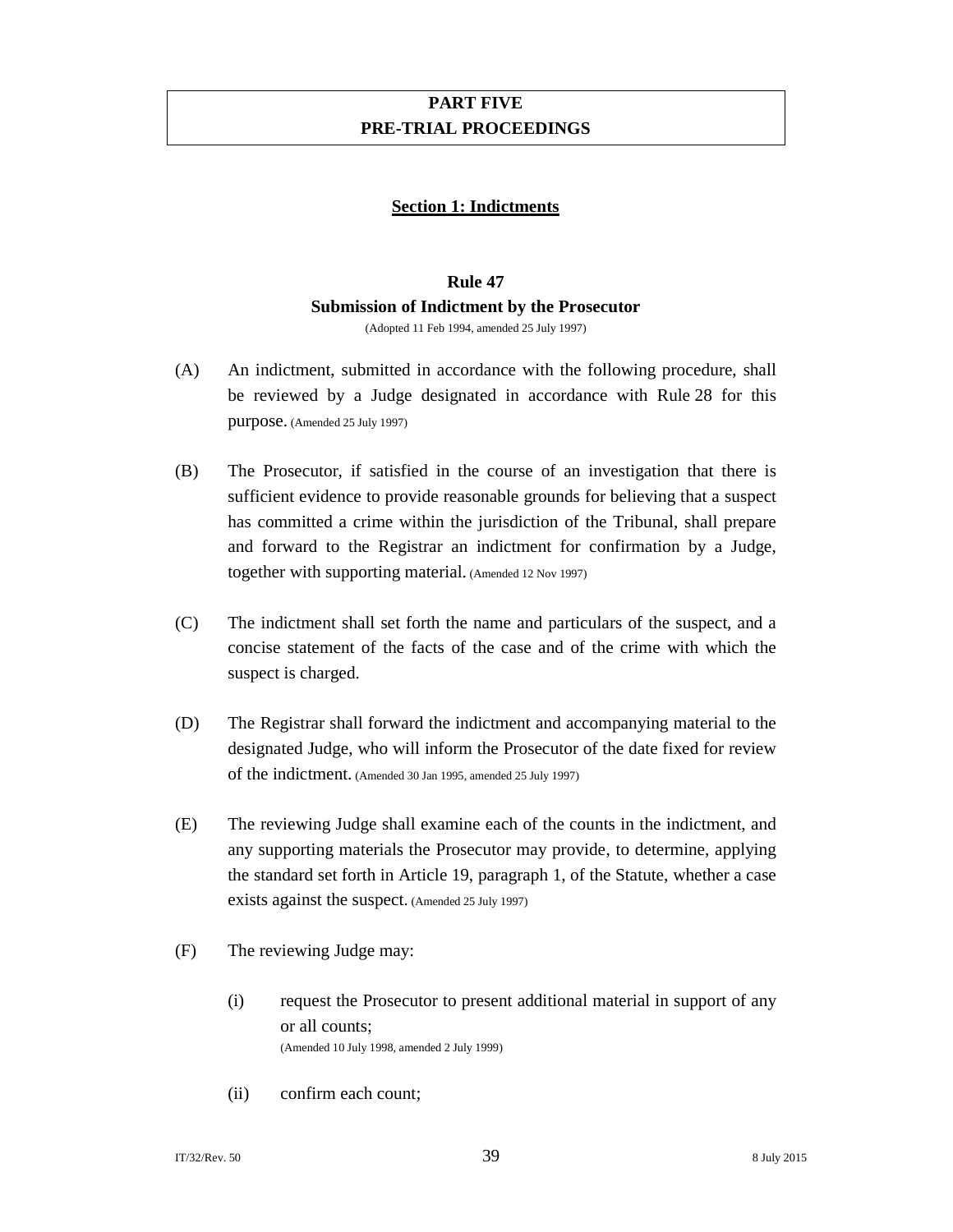# PART FIVE
# PRE-TRIAL PROCEEDINGS

## Section 1: Indictments

### Rule 47
### Submission of Indictment by the Prosecutor

(Adopted 11 Feb 1994, amended 25 July 1997)

(A) An indictment, submitted in accordance with the following procedure, shall be reviewed by a Judge designated in accordance with Rule 28 for this purpose. (Amended 25 July 1997)

(B) The Prosecutor, if satisfied in the course of an investigation that there is sufficient evidence to provide reasonable grounds for believing that a suspect has committed a crime within the jurisdiction of the Tribunal, shall prepare and forward to the Registrar an indictment for confirmation by a Judge, together with supporting material. (Amended 12 Nov 1997)

(C) The indictment shall set forth the name and particulars of the suspect, and a concise statement of the facts of the case and of the crime with which the suspect is charged.

(D) The Registrar shall forward the indictment and accompanying material to the designated Judge, who will inform the Prosecutor of the date fixed for review of the indictment. (Amended 30 Jan 1995, amended 25 July 1997)

(E) The reviewing Judge shall examine each of the counts in the indictment, and any supporting materials the Prosecutor may provide, to determine, applying the standard set forth in Article 19, paragraph 1, of the Statute, whether a case exists against the suspect. (Amended 25 July 1997)

(F) The reviewing Judge may:

(i) request the Prosecutor to present additional material in support of any or all counts;
(Amended 10 July 1998, amended 2 July 1999)

(ii) confirm each count;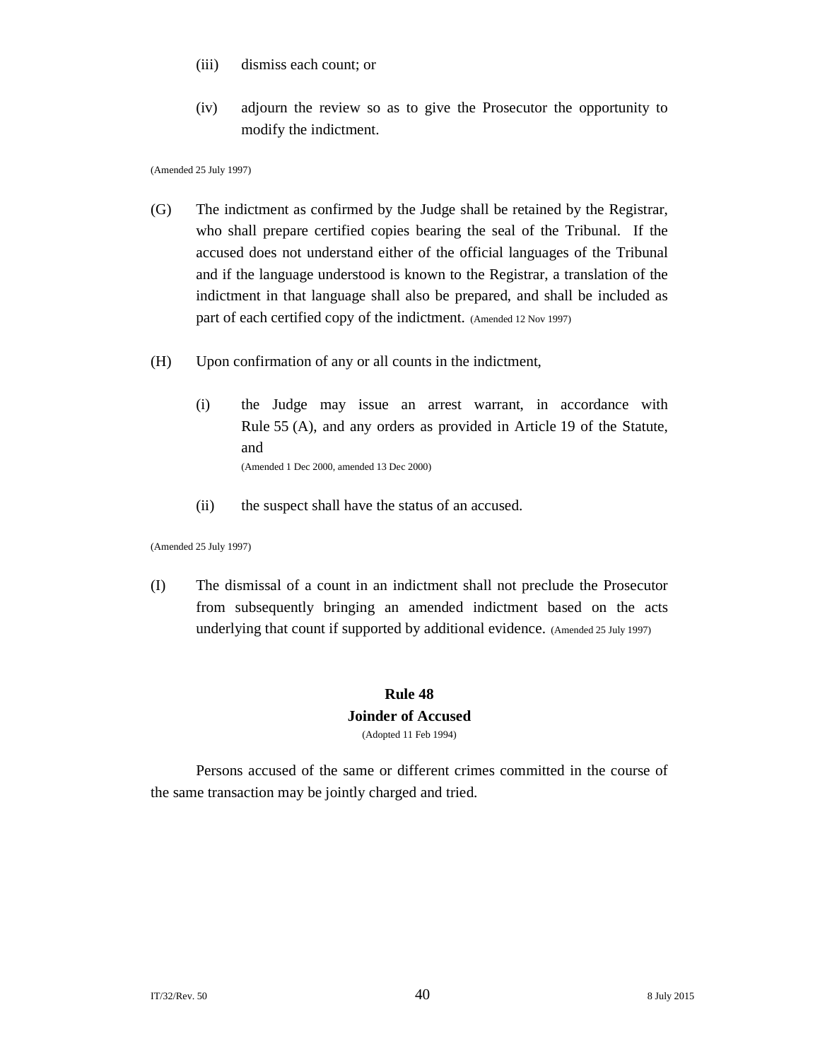(iii) dismiss each count; or

(iv) adjourn the review so as to give the Prosecutor the opportunity to modify the indictment.

(Amended 25 July 1997)

(G) The indictment as confirmed by the Judge shall be retained by the Registrar, who shall prepare certified copies bearing the seal of the Tribunal. If the accused does not understand either of the official languages of the Tribunal and if the language understood is known to the Registrar, a translation of the indictment in that language shall also be prepared, and shall be included as part of each certified copy of the indictment. (Amended 12 Nov 1997)

(H) Upon confirmation of any or all counts in the indictment,

(i) the Judge may issue an arrest warrant, in accordance with Rule 55 (A), and any orders as provided in Article 19 of the Statute, and
(Amended 1 Dec 2000, amended 13 Dec 2000)

(ii) the suspect shall have the status of an accused.

(Amended 25 July 1997)

(I) The dismissal of a count in an indictment shall not preclude the Prosecutor from subsequently bringing an amended indictment based on the acts underlying that count if supported by additional evidence. (Amended 25 July 1997)

## Rule 48
## Joinder of Accused

(Adopted 11 Feb 1994)

Persons accused of the same or different crimes committed in the course of the same transaction may be jointly charged and tried.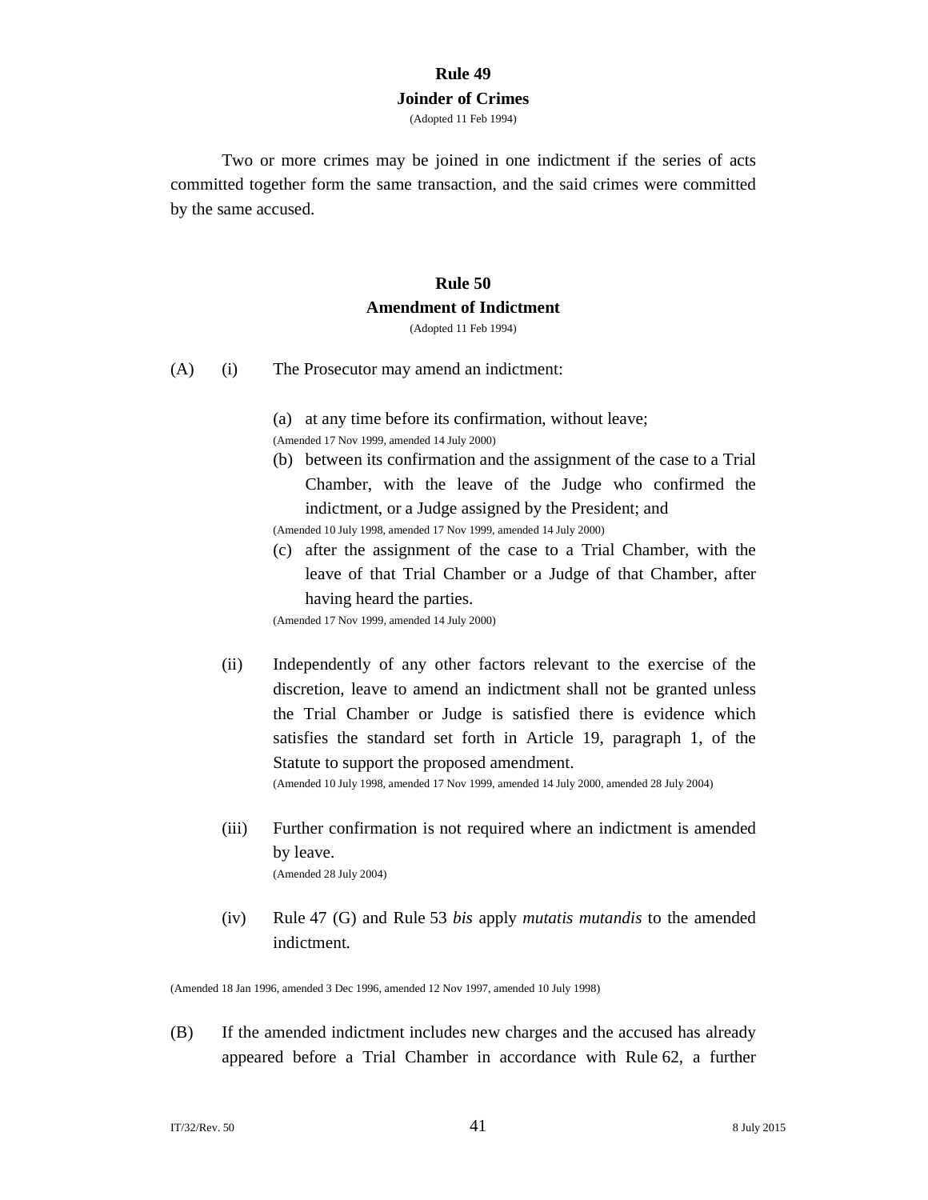## Rule 49
## Joinder of Crimes

(Adopted 11 Feb 1994)

Two or more crimes may be joined in one indictment if the series of acts committed together form the same transaction, and the said crimes were committed by the same accused.

## Rule 50
## Amendment of Indictment

(Adopted 11 Feb 1994)

(A) (i) The Prosecutor may amend an indictment:

(a) at any time before its confirmation, without leave;
(Amended 17 Nov 1999, amended 14 July 2000)

(b) between its confirmation and the assignment of the case to a Trial Chamber, with the leave of the Judge who confirmed the indictment, or a Judge assigned by the President; and
(Amended 10 July 1998, amended 17 Nov 1999, amended 14 July 2000)

(c) after the assignment of the case to a Trial Chamber, with the leave of that Trial Chamber or a Judge of that Chamber, after having heard the parties.
(Amended 17 Nov 1999, amended 14 July 2000)

(ii) Independently of any other factors relevant to the exercise of the discretion, leave to amend an indictment shall not be granted unless the Trial Chamber or Judge is satisfied there is evidence which satisfies the standard set forth in Article 19, paragraph 1, of the Statute to support the proposed amendment.
(Amended 10 July 1998, amended 17 Nov 1999, amended 14 July 2000, amended 28 July 2004)

(iii) Further confirmation is not required where an indictment is amended by leave.
(Amended 28 July 2004)

(iv) Rule 47 (G) and Rule 53 *bis* apply *mutatis mutandis* to the amended indictment.

(Amended 18 Jan 1996, amended 3 Dec 1996, amended 12 Nov 1997, amended 10 July 1998)

(B) If the amended indictment includes new charges and the accused has already appeared before a Trial Chamber in accordance with Rule 62, a further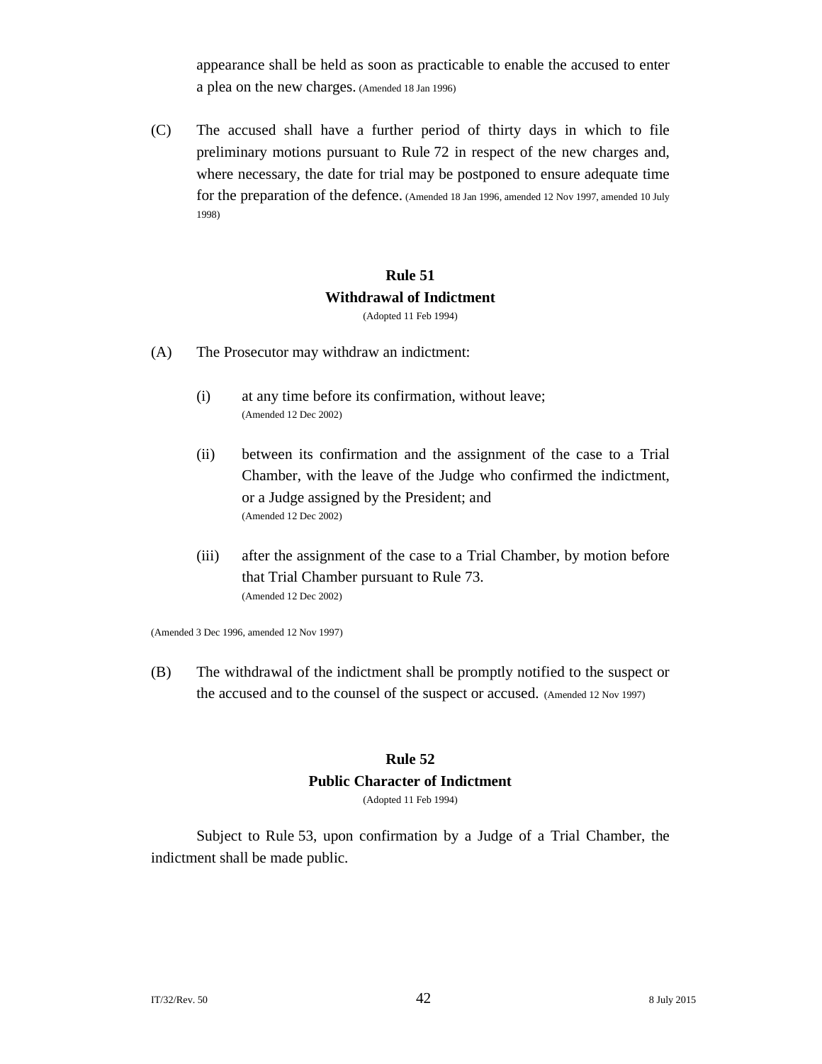appearance shall be held as soon as practicable to enable the accused to enter a plea on the new charges. (Amended 18 Jan 1996)

(C) The accused shall have a further period of thirty days in which to file preliminary motions pursuant to Rule 72 in respect of the new charges and, where necessary, the date for trial may be postponed to ensure adequate time for the preparation of the defence. (Amended 18 Jan 1996, amended 12 Nov 1997, amended 10 July 1998)

**Rule 51**
**Withdrawal of Indictment**
(Adopted 11 Feb 1994)

(A) The Prosecutor may withdraw an indictment:

(i) at any time before its confirmation, without leave;
(Amended 12 Dec 2002)

(ii) between its confirmation and the assignment of the case to a Trial Chamber, with the leave of the Judge who confirmed the indictment, or a Judge assigned by the President; and
(Amended 12 Dec 2002)

(iii) after the assignment of the case to a Trial Chamber, by motion before that Trial Chamber pursuant to Rule 73.
(Amended 12 Dec 2002)

(Amended 3 Dec 1996, amended 12 Nov 1997)

(B) The withdrawal of the indictment shall be promptly notified to the suspect or the accused and to the counsel of the suspect or accused. (Amended 12 Nov 1997)

**Rule 52**
**Public Character of Indictment**
(Adopted 11 Feb 1994)

Subject to Rule 53, upon confirmation by a Judge of a Trial Chamber, the indictment shall be made public.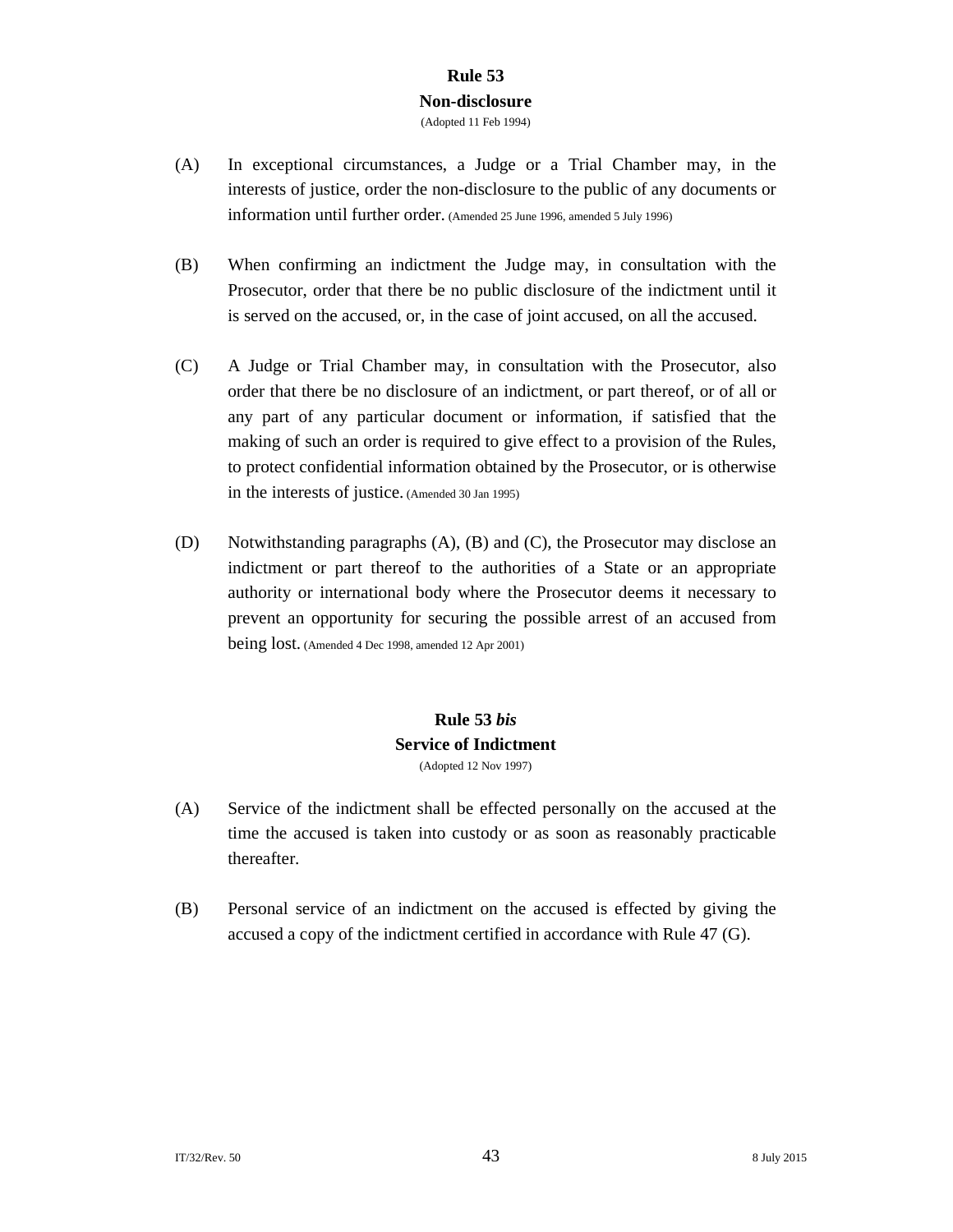## Rule 53
## Non-disclosure

(Adopted 11 Feb 1994)

(A) In exceptional circumstances, a Judge or a Trial Chamber may, in the interests of justice, order the non-disclosure to the public of any documents or information until further order. (Amended 25 June 1996, amended 5 July 1996)

(B) When confirming an indictment the Judge may, in consultation with the Prosecutor, order that there be no public disclosure of the indictment until it is served on the accused, or, in the case of joint accused, on all the accused.

(C) A Judge or Trial Chamber may, in consultation with the Prosecutor, also order that there be no disclosure of an indictment, or part thereof, or of all or any part of any particular document or information, if satisfied that the making of such an order is required to give effect to a provision of the Rules, to protect confidential information obtained by the Prosecutor, or is otherwise in the interests of justice. (Amended 30 Jan 1995)

(D) Notwithstanding paragraphs (A), (B) and (C), the Prosecutor may disclose an indictment or part thereof to the authorities of a State or an appropriate authority or international body where the Prosecutor deems it necessary to prevent an opportunity for securing the possible arrest of an accused from being lost. (Amended 4 Dec 1998, amended 12 Apr 2001)

## Rule 53 *bis*
## Service of Indictment

(Adopted 12 Nov 1997)

(A) Service of the indictment shall be effected personally on the accused at the time the accused is taken into custody or as soon as reasonably practicable thereafter.

(B) Personal service of an indictment on the accused is effected by giving the accused a copy of the indictment certified in accordance with Rule 47 (G).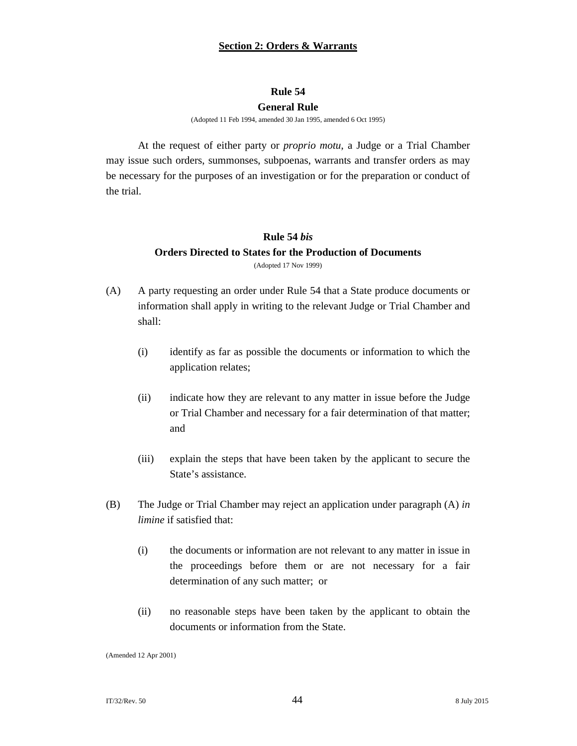## Section 2: Orders & Warrants

### Rule 54
### General Rule

(Adopted 11 Feb 1994, amended 30 Jan 1995, amended 6 Oct 1995)

At the request of either party or *proprio motu*, a Judge or a Trial Chamber may issue such orders, summonses, subpoenas, warrants and transfer orders as may be necessary for the purposes of an investigation or for the preparation or conduct of the trial.

### Rule 54 *bis*
### Orders Directed to States for the Production of Documents

(Adopted 17 Nov 1999)

(A) A party requesting an order under Rule 54 that a State produce documents or information shall apply in writing to the relevant Judge or Trial Chamber and shall:

   (i) identify as far as possible the documents or information to which the application relates;

   (ii) indicate how they are relevant to any matter in issue before the Judge or Trial Chamber and necessary for a fair determination of that matter; and

   (iii) explain the steps that have been taken by the applicant to secure the State's assistance.

(B) The Judge or Trial Chamber may reject an application under paragraph (A) *in limine* if satisfied that:

   (i) the documents or information are not relevant to any matter in issue in the proceedings before them or are not necessary for a fair determination of any such matter; or

   (ii) no reasonable steps have been taken by the applicant to obtain the documents or information from the State.

(Amended 12 Apr 2001)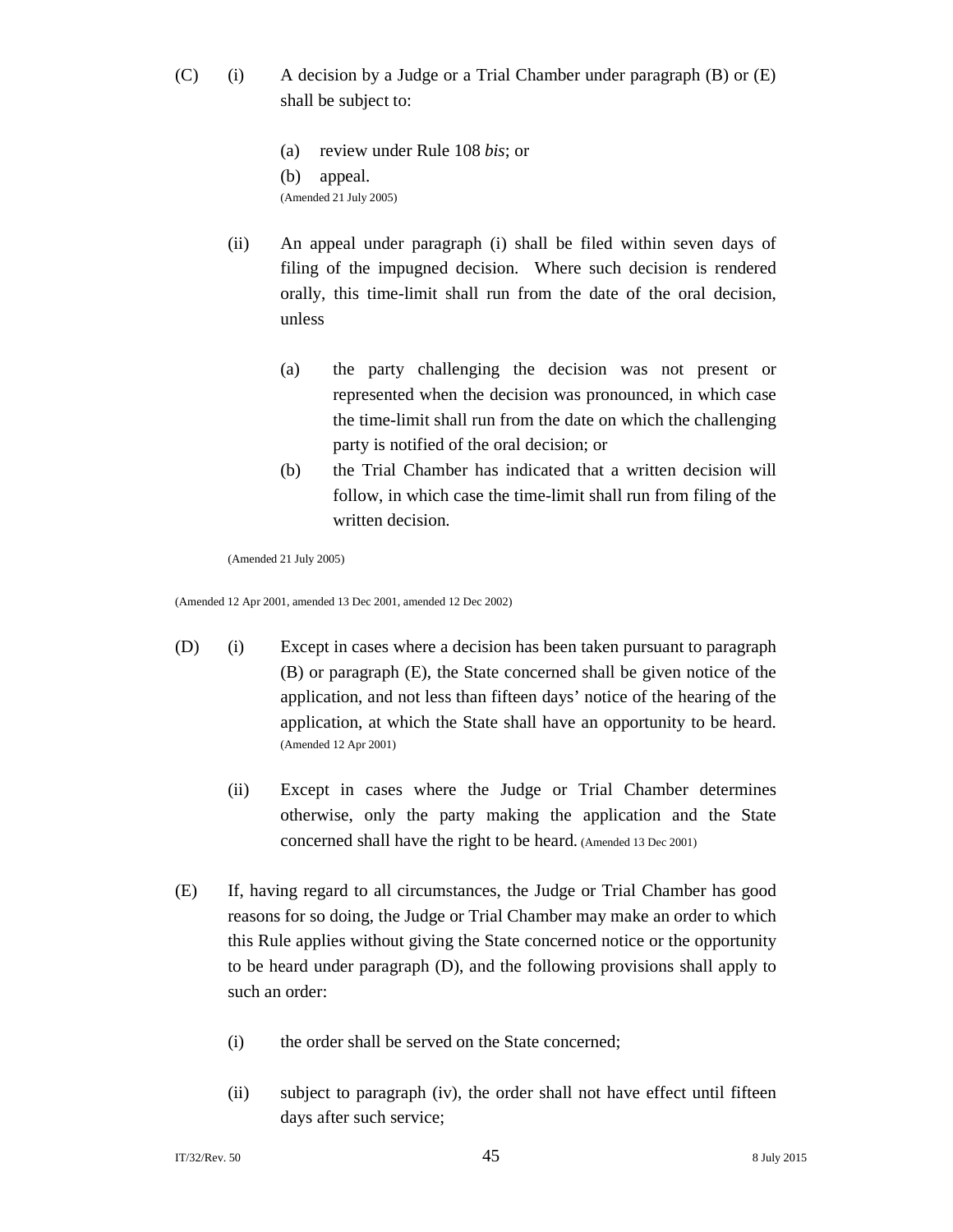(C) (i) A decision by a Judge or a Trial Chamber under paragraph (B) or (E) shall be subject to:

(a) review under Rule 108 *bis*; or

(b) appeal.

(Amended 21 July 2005)

(ii) An appeal under paragraph (i) shall be filed within seven days of filing of the impugned decision. Where such decision is rendered orally, this time-limit shall run from the date of the oral decision, unless

(a) the party challenging the decision was not present or represented when the decision was pronounced, in which case the time-limit shall run from the date on which the challenging party is notified of the oral decision; or

(b) the Trial Chamber has indicated that a written decision will follow, in which case the time-limit shall run from filing of the written decision.

(Amended 21 July 2005)

(Amended 12 Apr 2001, amended 13 Dec 2001, amended 12 Dec 2002)

(D) (i) Except in cases where a decision has been taken pursuant to paragraph (B) or paragraph (E), the State concerned shall be given notice of the application, and not less than fifteen days' notice of the hearing of the application, at which the State shall have an opportunity to be heard. (Amended 12 Apr 2001)

(ii) Except in cases where the Judge or Trial Chamber determines otherwise, only the party making the application and the State concerned shall have the right to be heard. (Amended 13 Dec 2001)

(E) If, having regard to all circumstances, the Judge or Trial Chamber has good reasons for so doing, the Judge or Trial Chamber may make an order to which this Rule applies without giving the State concerned notice or the opportunity to be heard under paragraph (D), and the following provisions shall apply to such an order:

(i) the order shall be served on the State concerned;

(ii) subject to paragraph (iv), the order shall not have effect until fifteen days after such service;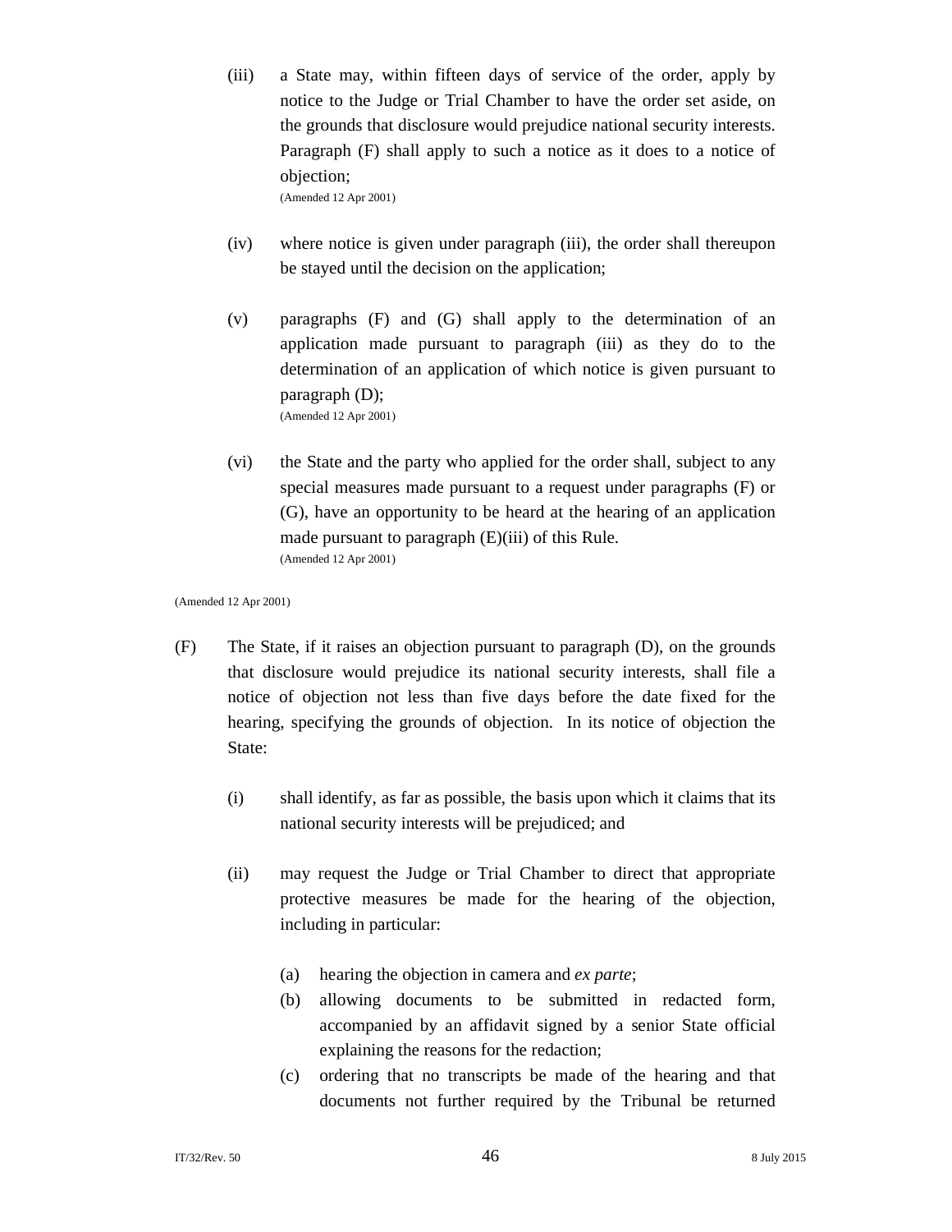(iii) a State may, within fifteen days of service of the order, apply by notice to the Judge or Trial Chamber to have the order set aside, on the grounds that disclosure would prejudice national security interests. Paragraph (F) shall apply to such a notice as it does to a notice of objection;
(Amended 12 Apr 2001)

(iv) where notice is given under paragraph (iii), the order shall thereupon be stayed until the decision on the application;

(v) paragraphs (F) and (G) shall apply to the determination of an application made pursuant to paragraph (iii) as they do to the determination of an application of which notice is given pursuant to paragraph (D);
(Amended 12 Apr 2001)

(vi) the State and the party who applied for the order shall, subject to any special measures made pursuant to a request under paragraphs (F) or (G), have an opportunity to be heard at the hearing of an application made pursuant to paragraph (E)(iii) of this Rule.
(Amended 12 Apr 2001)

(Amended 12 Apr 2001)

(F) The State, if it raises an objection pursuant to paragraph (D), on the grounds that disclosure would prejudice its national security interests, shall file a notice of objection not less than five days before the date fixed for the hearing, specifying the grounds of objection. In its notice of objection the State:

(i) shall identify, as far as possible, the basis upon which it claims that its national security interests will be prejudiced; and

(ii) may request the Judge or Trial Chamber to direct that appropriate protective measures be made for the hearing of the objection, including in particular:

(a) hearing the objection in camera and *ex parte*;
(b) allowing documents to be submitted in redacted form, accompanied by an affidavit signed by a senior State official explaining the reasons for the redaction;
(c) ordering that no transcripts be made of the hearing and that documents not further required by the Tribunal be returned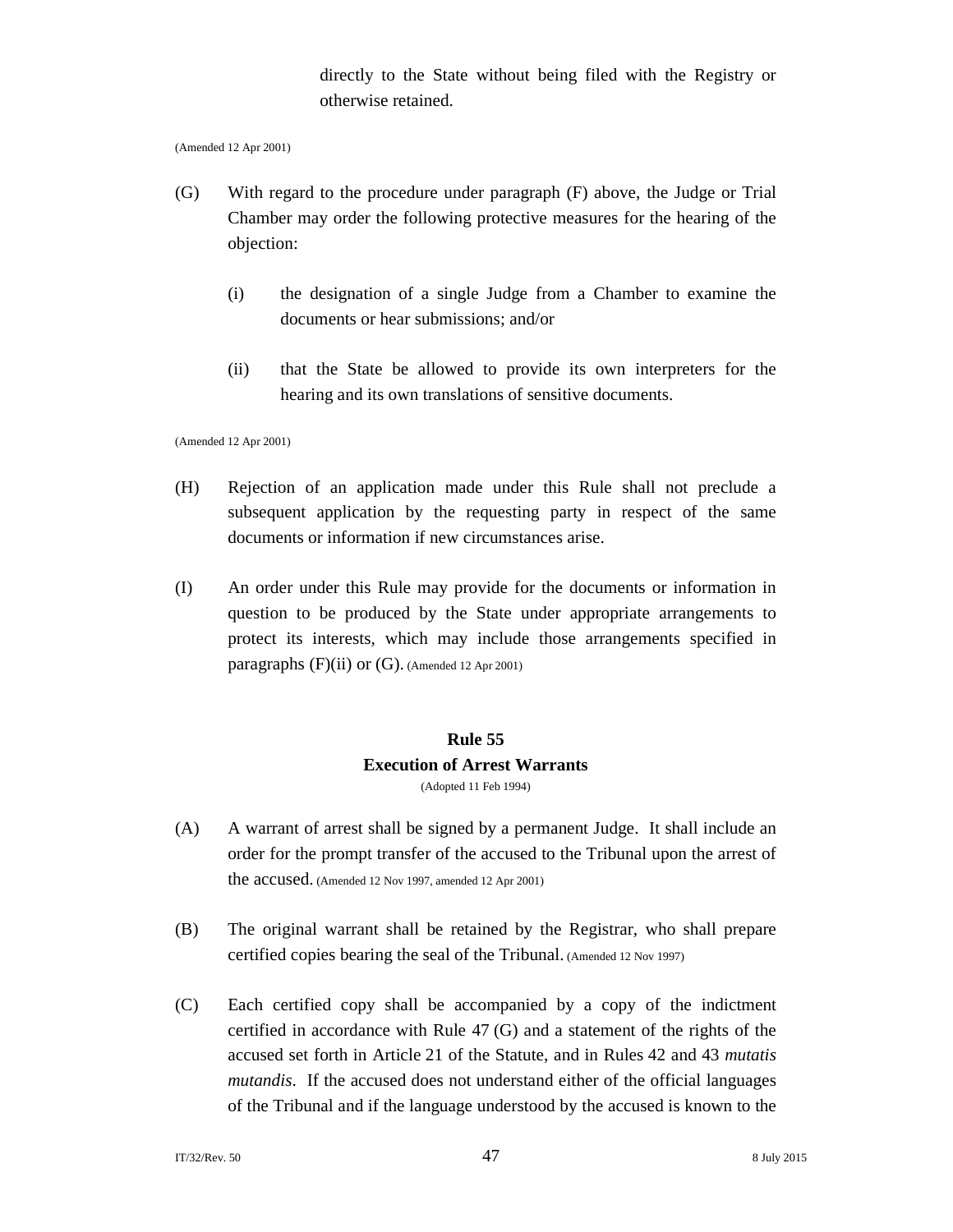directly to the State without being filed with the Registry or otherwise retained.

(Amended 12 Apr 2001)

(G) With regard to the procedure under paragraph (F) above, the Judge or Trial Chamber may order the following protective measures for the hearing of the objection:

(i) the designation of a single Judge from a Chamber to examine the documents or hear submissions; and/or

(ii) that the State be allowed to provide its own interpreters for the hearing and its own translations of sensitive documents.

(Amended 12 Apr 2001)

(H) Rejection of an application made under this Rule shall not preclude a subsequent application by the requesting party in respect of the same documents or information if new circumstances arise.

(I) An order under this Rule may provide for the documents or information in question to be produced by the State under appropriate arrangements to protect its interests, which may include those arrangements specified in paragraphs (F)(ii) or (G). (Amended 12 Apr 2001)

## Rule 55
## Execution of Arrest Warrants

(Adopted 11 Feb 1994)

(A) A warrant of arrest shall be signed by a permanent Judge. It shall include an order for the prompt transfer of the accused to the Tribunal upon the arrest of the accused. (Amended 12 Nov 1997, amended 12 Apr 2001)

(B) The original warrant shall be retained by the Registrar, who shall prepare certified copies bearing the seal of the Tribunal. (Amended 12 Nov 1997)

(C) Each certified copy shall be accompanied by a copy of the indictment certified in accordance with Rule 47 (G) and a statement of the rights of the accused set forth in Article 21 of the Statute, and in Rules 42 and 43 *mutatis mutandis*. If the accused does not understand either of the official languages of the Tribunal and if the language understood by the accused is known to the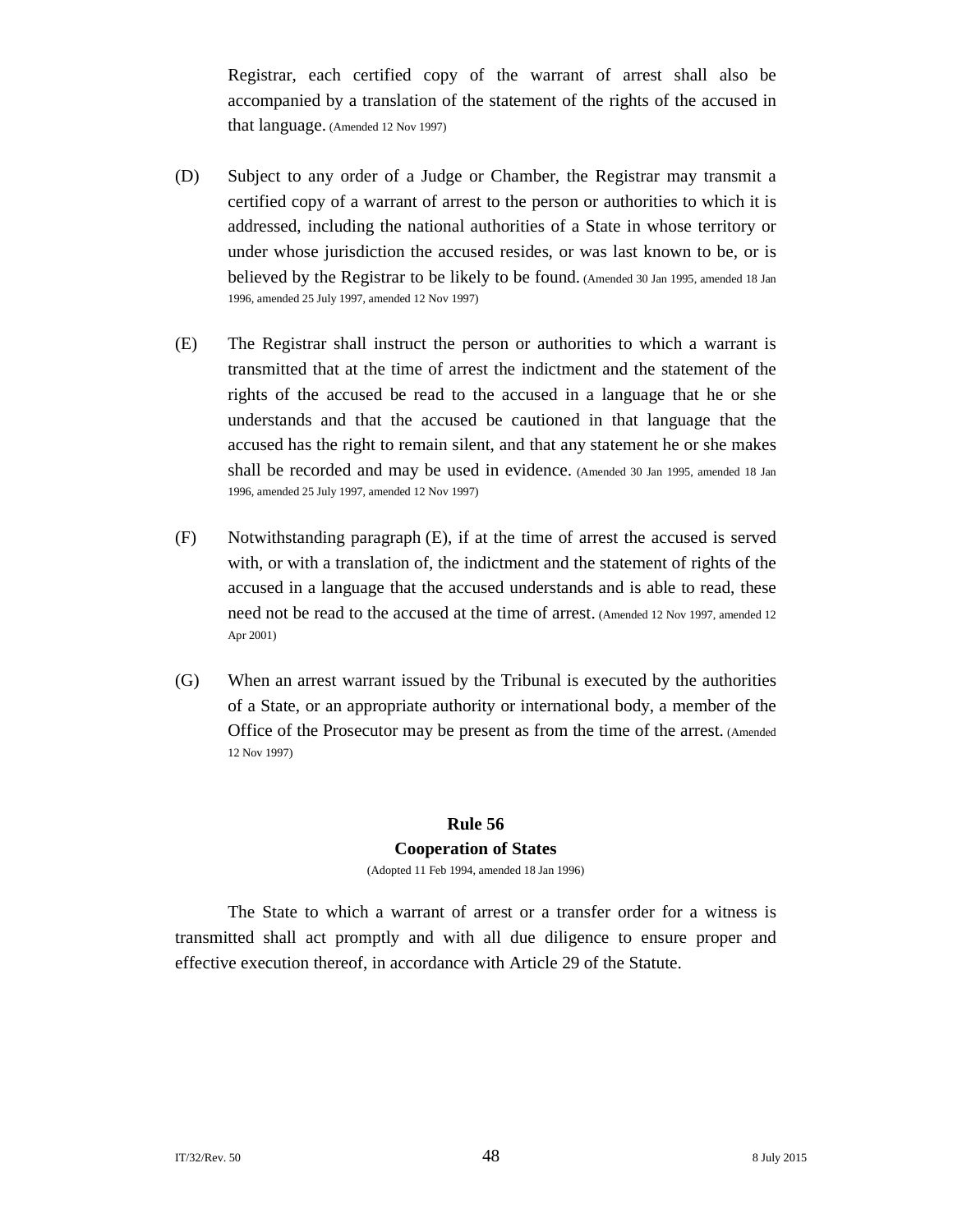Registrar, each certified copy of the warrant of arrest shall also be accompanied by a translation of the statement of the rights of the accused in that language. (Amended 12 Nov 1997)

(D) Subject to any order of a Judge or Chamber, the Registrar may transmit a certified copy of a warrant of arrest to the person or authorities to which it is addressed, including the national authorities of a State in whose territory or under whose jurisdiction the accused resides, or was last known to be, or is believed by the Registrar to be likely to be found. (Amended 30 Jan 1995, amended 18 Jan 1996, amended 25 July 1997, amended 12 Nov 1997)

(E) The Registrar shall instruct the person or authorities to which a warrant is transmitted that at the time of arrest the indictment and the statement of the rights of the accused be read to the accused in a language that he or she understands and that the accused be cautioned in that language that the accused has the right to remain silent, and that any statement he or she makes shall be recorded and may be used in evidence. (Amended 30 Jan 1995, amended 18 Jan 1996, amended 25 July 1997, amended 12 Nov 1997)

(F) Notwithstanding paragraph (E), if at the time of arrest the accused is served with, or with a translation of, the indictment and the statement of rights of the accused in a language that the accused understands and is able to read, these need not be read to the accused at the time of arrest. (Amended 12 Nov 1997, amended 12 Apr 2001)

(G) When an arrest warrant issued by the Tribunal is executed by the authorities of a State, or an appropriate authority or international body, a member of the Office of the Prosecutor may be present as from the time of the arrest. (Amended 12 Nov 1997)

### Rule 56
### Cooperation of States

(Adopted 11 Feb 1994, amended 18 Jan 1996)

The State to which a warrant of arrest or a transfer order for a witness is transmitted shall act promptly and with all due diligence to ensure proper and effective execution thereof, in accordance with Article 29 of the Statute.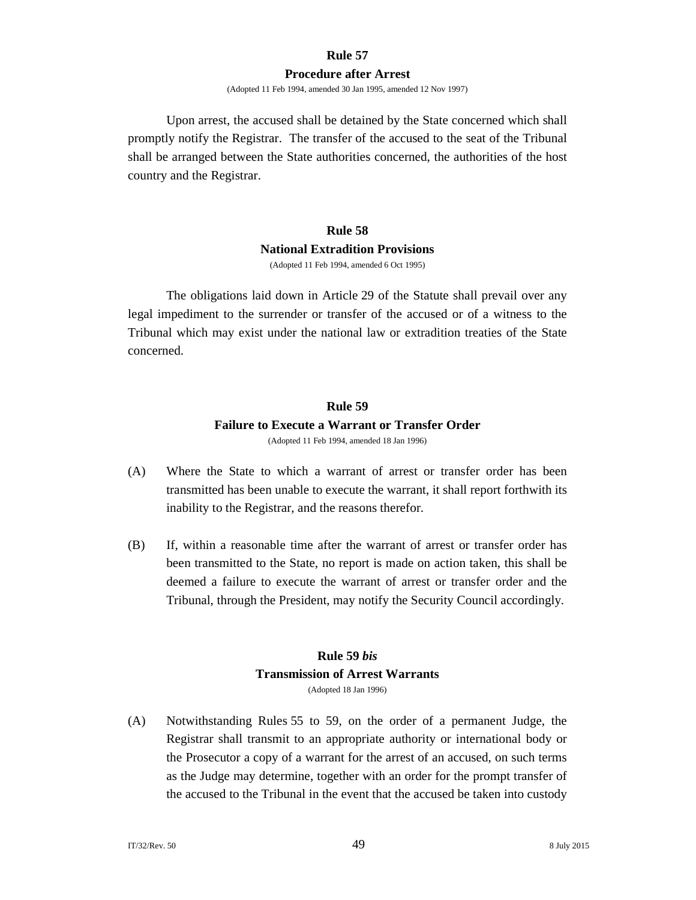### Rule 57
### Procedure after Arrest

(Adopted 11 Feb 1994, amended 30 Jan 1995, amended 12 Nov 1997)

Upon arrest, the accused shall be detained by the State concerned which shall promptly notify the Registrar. The transfer of the accused to the seat of the Tribunal shall be arranged between the State authorities concerned, the authorities of the host country and the Registrar.

### Rule 58
### National Extradition Provisions

(Adopted 11 Feb 1994, amended 6 Oct 1995)

The obligations laid down in Article 29 of the Statute shall prevail over any legal impediment to the surrender or transfer of the accused or of a witness to the Tribunal which may exist under the national law or extradition treaties of the State concerned.

### Rule 59
### Failure to Execute a Warrant or Transfer Order

(Adopted 11 Feb 1994, amended 18 Jan 1996)

(A) Where the State to which a warrant of arrest or transfer order has been transmitted has been unable to execute the warrant, it shall report forthwith its inability to the Registrar, and the reasons therefor.

(B) If, within a reasonable time after the warrant of arrest or transfer order has been transmitted to the State, no report is made on action taken, this shall be deemed a failure to execute the warrant of arrest or transfer order and the Tribunal, through the President, may notify the Security Council accordingly.

### Rule 59 *bis*
### Transmission of Arrest Warrants

(Adopted 18 Jan 1996)

(A) Notwithstanding Rules 55 to 59, on the order of a permanent Judge, the Registrar shall transmit to an appropriate authority or international body or the Prosecutor a copy of a warrant for the arrest of an accused, on such terms as the Judge may determine, together with an order for the prompt transfer of the accused to the Tribunal in the event that the accused be taken into custody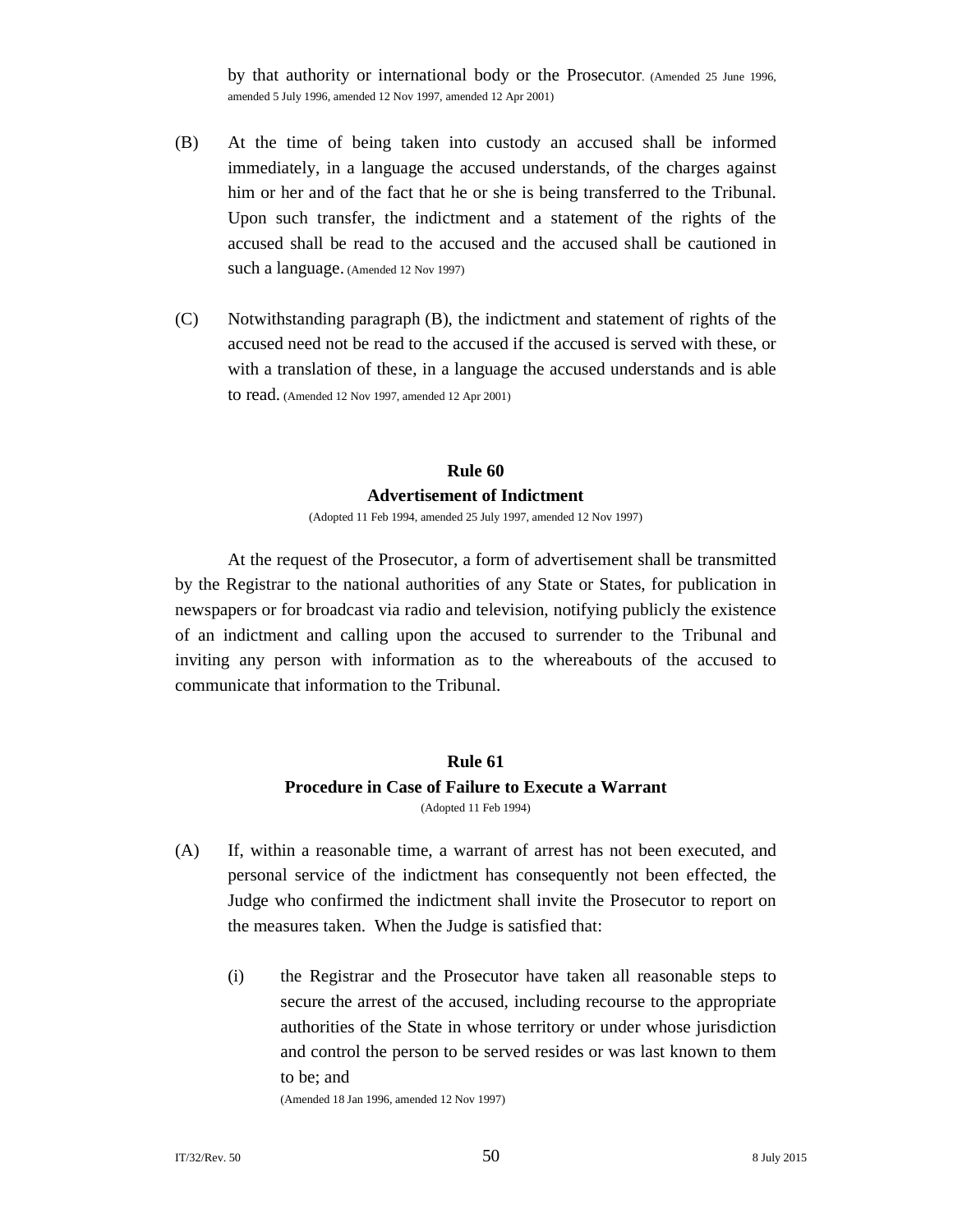by that authority or international body or the Prosecutor. (Amended 25 June 1996, amended 5 July 1996, amended 12 Nov 1997, amended 12 Apr 2001)

(B) At the time of being taken into custody an accused shall be informed immediately, in a language the accused understands, of the charges against him or her and of the fact that he or she is being transferred to the Tribunal. Upon such transfer, the indictment and a statement of the rights of the accused shall be read to the accused and the accused shall be cautioned in such a language. (Amended 12 Nov 1997)

(C) Notwithstanding paragraph (B), the indictment and statement of rights of the accused need not be read to the accused if the accused is served with these, or with a translation of these, in a language the accused understands and is able to read. (Amended 12 Nov 1997, amended 12 Apr 2001)

## Rule 60
## Advertisement of Indictment

(Adopted 11 Feb 1994, amended 25 July 1997, amended 12 Nov 1997)

At the request of the Prosecutor, a form of advertisement shall be transmitted by the Registrar to the national authorities of any State or States, for publication in newspapers or for broadcast via radio and television, notifying publicly the existence of an indictment and calling upon the accused to surrender to the Tribunal and inviting any person with information as to the whereabouts of the accused to communicate that information to the Tribunal.

## Rule 61
## Procedure in Case of Failure to Execute a Warrant

(Adopted 11 Feb 1994)

(A) If, within a reasonable time, a warrant of arrest has not been executed, and personal service of the indictment has consequently not been effected, the Judge who confirmed the indictment shall invite the Prosecutor to report on the measures taken. When the Judge is satisfied that:

   (i) the Registrar and the Prosecutor have taken all reasonable steps to secure the arrest of the accused, including recourse to the appropriate authorities of the State in whose territory or under whose jurisdiction and control the person to be served resides or was last known to them to be; and
   (Amended 18 Jan 1996, amended 12 Nov 1997)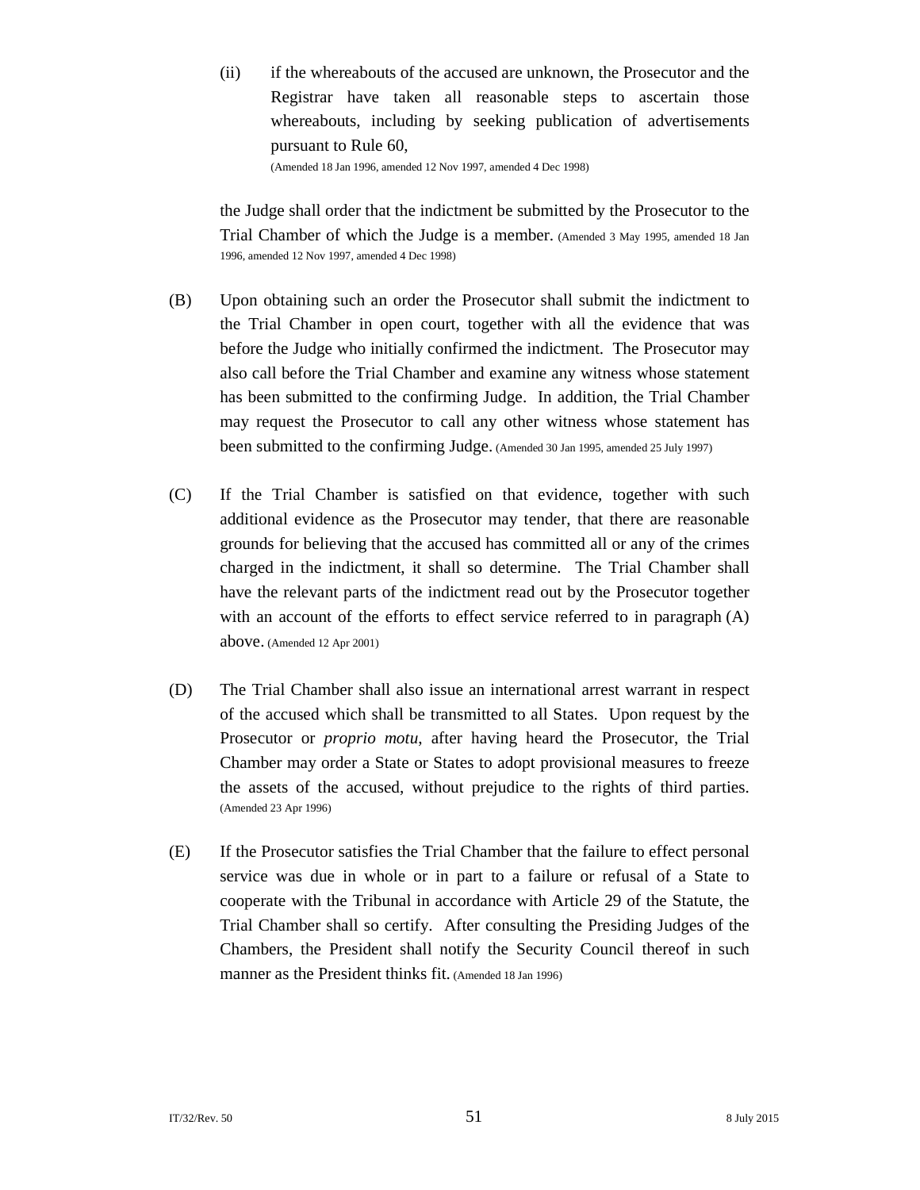(ii) if the whereabouts of the accused are unknown, the Prosecutor and the Registrar have taken all reasonable steps to ascertain those whereabouts, including by seeking publication of advertisements pursuant to Rule 60,
(Amended 18 Jan 1996, amended 12 Nov 1997, amended 4 Dec 1998)

the Judge shall order that the indictment be submitted by the Prosecutor to the Trial Chamber of which the Judge is a member. (Amended 3 May 1995, amended 18 Jan 1996, amended 12 Nov 1997, amended 4 Dec 1998)

(B) Upon obtaining such an order the Prosecutor shall submit the indictment to the Trial Chamber in open court, together with all the evidence that was before the Judge who initially confirmed the indictment. The Prosecutor may also call before the Trial Chamber and examine any witness whose statement has been submitted to the confirming Judge. In addition, the Trial Chamber may request the Prosecutor to call any other witness whose statement has been submitted to the confirming Judge. (Amended 30 Jan 1995, amended 25 July 1997)

(C) If the Trial Chamber is satisfied on that evidence, together with such additional evidence as the Prosecutor may tender, that there are reasonable grounds for believing that the accused has committed all or any of the crimes charged in the indictment, it shall so determine. The Trial Chamber shall have the relevant parts of the indictment read out by the Prosecutor together with an account of the efforts to effect service referred to in paragraph (A) above. (Amended 12 Apr 2001)

(D) The Trial Chamber shall also issue an international arrest warrant in respect of the accused which shall be transmitted to all States. Upon request by the Prosecutor or *proprio motu*, after having heard the Prosecutor, the Trial Chamber may order a State or States to adopt provisional measures to freeze the assets of the accused, without prejudice to the rights of third parties. (Amended 23 Apr 1996)

(E) If the Prosecutor satisfies the Trial Chamber that the failure to effect personal service was due in whole or in part to a failure or refusal of a State to cooperate with the Tribunal in accordance with Article 29 of the Statute, the Trial Chamber shall so certify. After consulting the Presiding Judges of the Chambers, the President shall notify the Security Council thereof in such manner as the President thinks fit. (Amended 18 Jan 1996)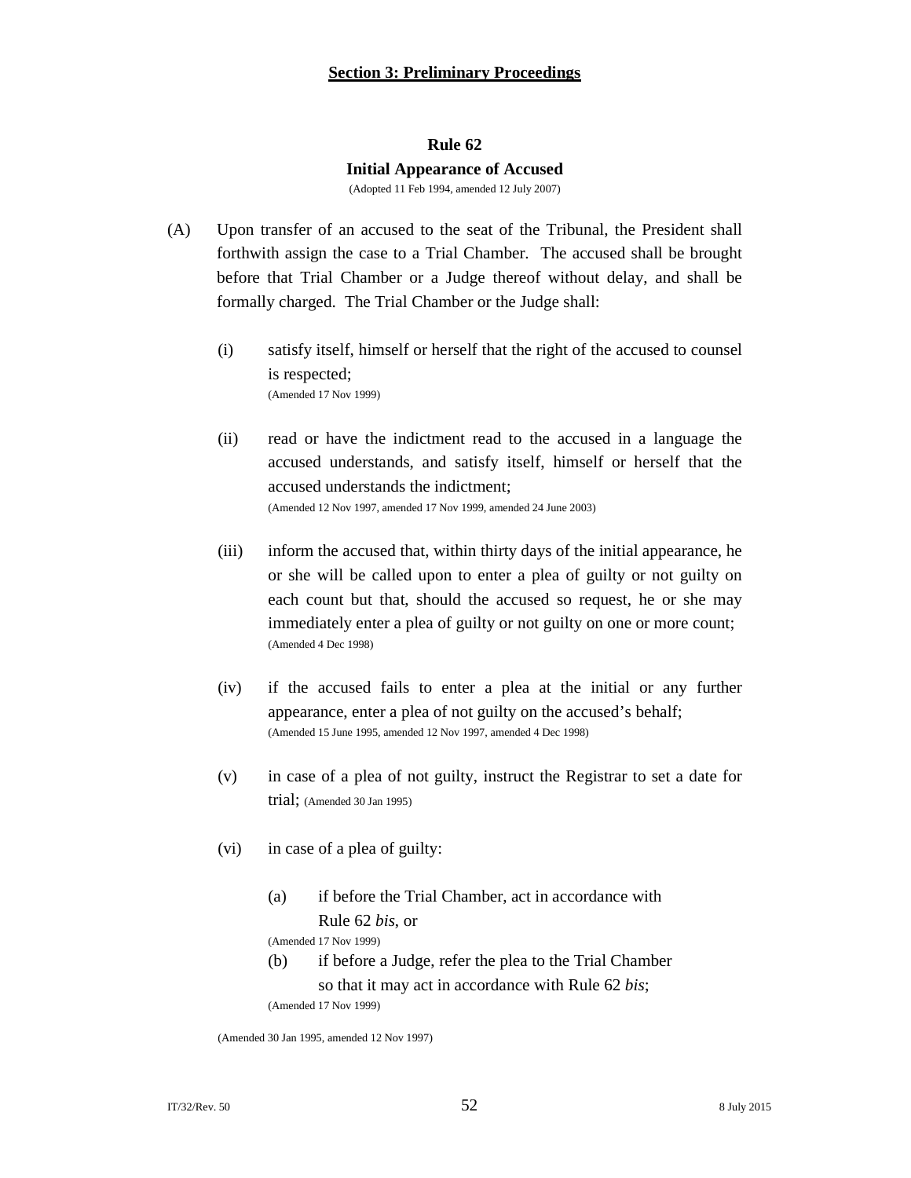## Section 3: Preliminary Proceedings

### Rule 62
### Initial Appearance of Accused

(Adopted 11 Feb 1994, amended 12 July 2007)

(A) Upon transfer of an accused to the seat of the Tribunal, the President shall forthwith assign the case to a Trial Chamber. The accused shall be brought before that Trial Chamber or a Judge thereof without delay, and shall be formally charged. The Trial Chamber or the Judge shall:

(i) satisfy itself, himself or herself that the right of the accused to counsel is respected;
(Amended 17 Nov 1999)

(ii) read or have the indictment read to the accused in a language the accused understands, and satisfy itself, himself or herself that the accused understands the indictment;
(Amended 12 Nov 1997, amended 17 Nov 1999, amended 24 June 2003)

(iii) inform the accused that, within thirty days of the initial appearance, he or she will be called upon to enter a plea of guilty or not guilty on each count but that, should the accused so request, he or she may immediately enter a plea of guilty or not guilty on one or more count;
(Amended 4 Dec 1998)

(iv) if the accused fails to enter a plea at the initial or any further appearance, enter a plea of not guilty on the accused's behalf;
(Amended 15 June 1995, amended 12 Nov 1997, amended 4 Dec 1998)

(v) in case of a plea of not guilty, instruct the Registrar to set a date for trial; (Amended 30 Jan 1995)

(vi) in case of a plea of guilty:

(a) if before the Trial Chamber, act in accordance with Rule 62 *bis*, or
(Amended 17 Nov 1999)

(b) if before a Judge, refer the plea to the Trial Chamber so that it may act in accordance with Rule 62 *bis*;
(Amended 17 Nov 1999)

(Amended 30 Jan 1995, amended 12 Nov 1997)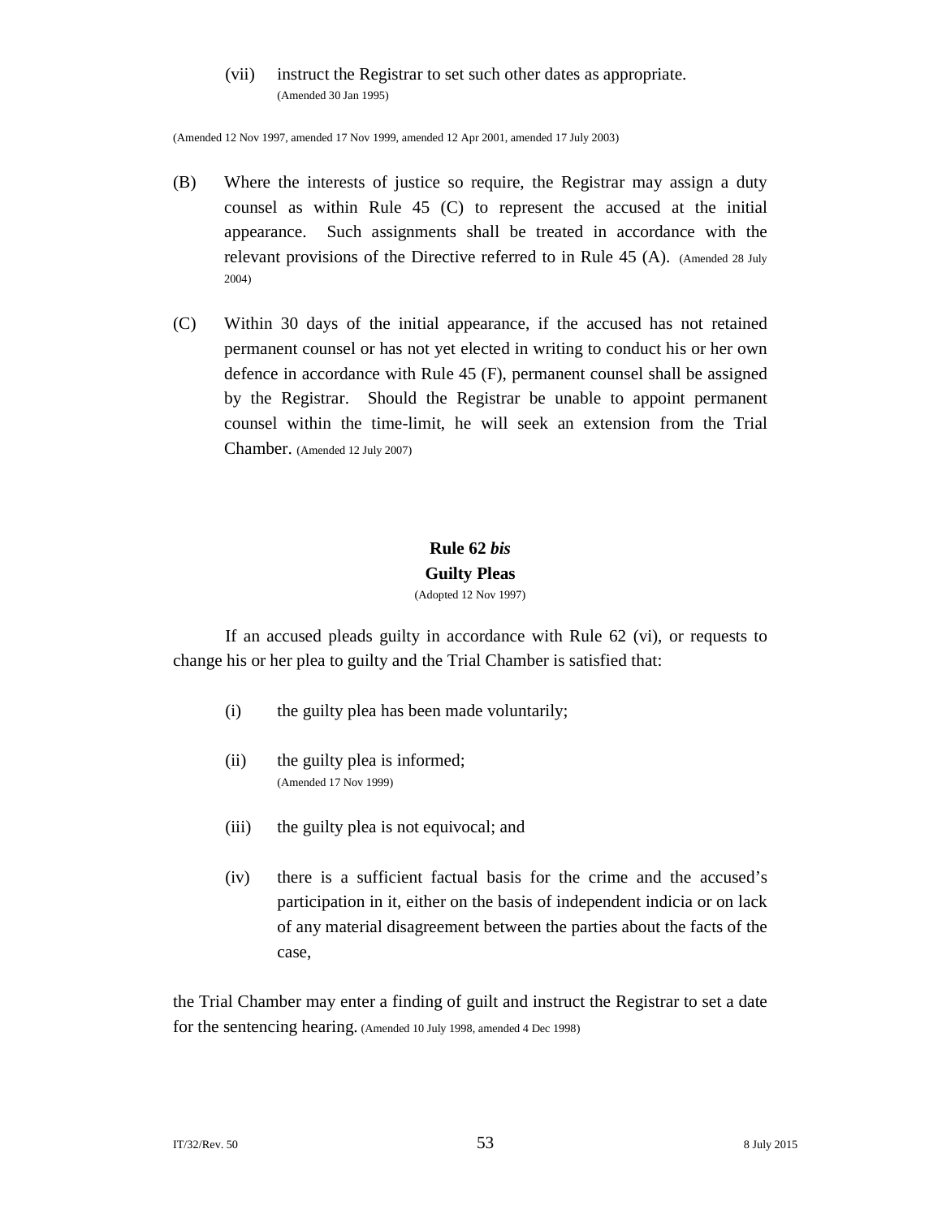(vii) instruct the Registrar to set such other dates as appropriate. (Amended 30 Jan 1995)

(Amended 12 Nov 1997, amended 17 Nov 1999, amended 12 Apr 2001, amended 17 July 2003)

(B) Where the interests of justice so require, the Registrar may assign a duty counsel as within Rule 45 (C) to represent the accused at the initial appearance. Such assignments shall be treated in accordance with the relevant provisions of the Directive referred to in Rule 45 (A). (Amended 28 July 2004)

(C) Within 30 days of the initial appearance, if the accused has not retained permanent counsel or has not yet elected in writing to conduct his or her own defence in accordance with Rule 45 (F), permanent counsel shall be assigned by the Registrar. Should the Registrar be unable to appoint permanent counsel within the time-limit, he will seek an extension from the Trial Chamber. (Amended 12 July 2007)

## Rule 62 *bis*
## Guilty Pleas

(Adopted 12 Nov 1997)

If an accused pleads guilty in accordance with Rule 62 (vi), or requests to change his or her plea to guilty and the Trial Chamber is satisfied that:

(i) the guilty plea has been made voluntarily;

(ii) the guilty plea is informed; (Amended 17 Nov 1999)

(iii) the guilty plea is not equivocal; and

(iv) there is a sufficient factual basis for the crime and the accused's participation in it, either on the basis of independent indicia or on lack of any material disagreement between the parties about the facts of the case,

the Trial Chamber may enter a finding of guilt and instruct the Registrar to set a date for the sentencing hearing. (Amended 10 July 1998, amended 4 Dec 1998)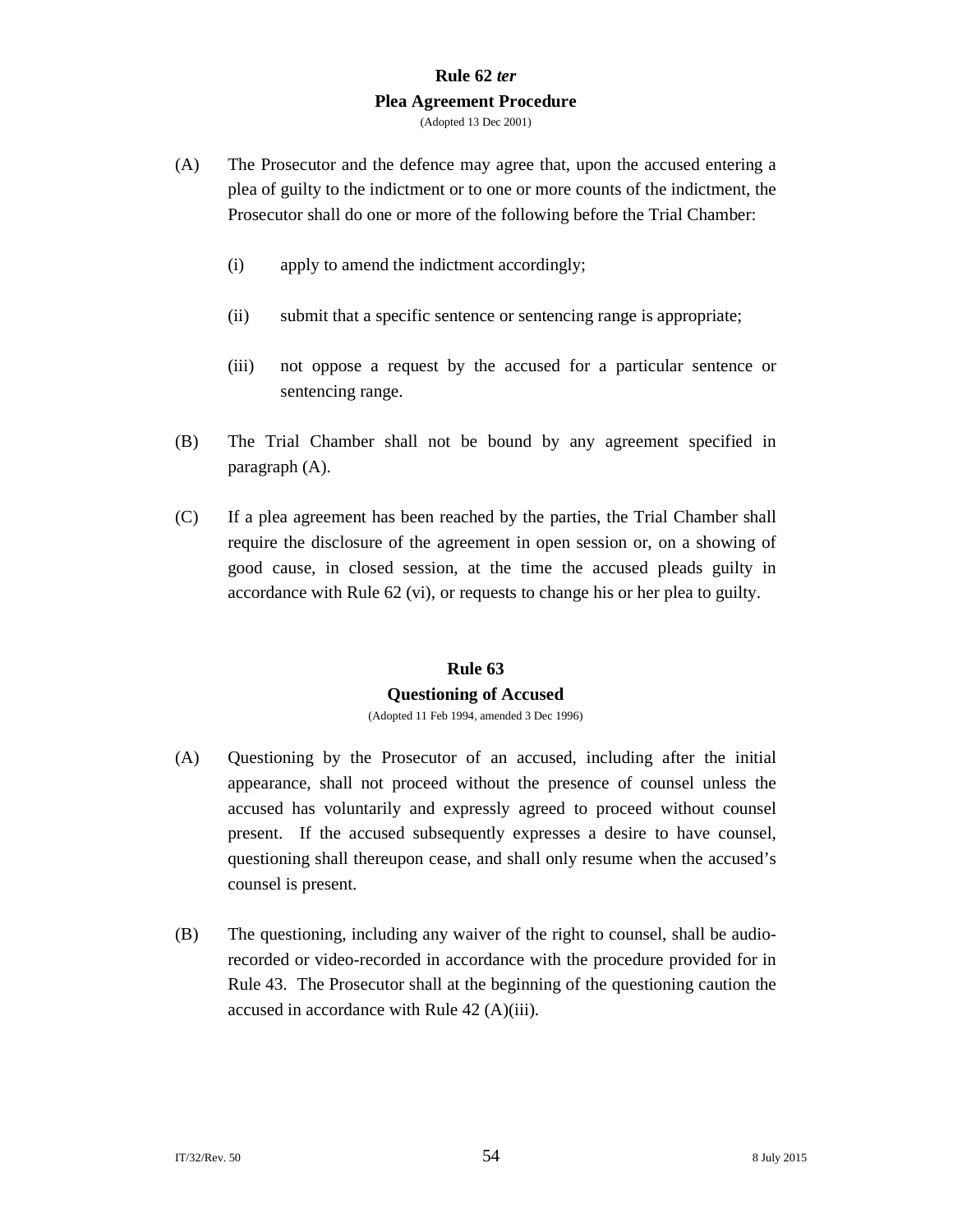## Rule 62 *ter*

### Plea Agreement Procedure

(Adopted 13 Dec 2001)

(A) The Prosecutor and the defence may agree that, upon the accused entering a plea of guilty to the indictment or to one or more counts of the indictment, the Prosecutor shall do one or more of the following before the Trial Chamber:

(i) apply to amend the indictment accordingly;

(ii) submit that a specific sentence or sentencing range is appropriate;

(iii) not oppose a request by the accused for a particular sentence or sentencing range.

(B) The Trial Chamber shall not be bound by any agreement specified in paragraph (A).

(C) If a plea agreement has been reached by the parties, the Trial Chamber shall require the disclosure of the agreement in open session or, on a showing of good cause, in closed session, at the time the accused pleads guilty in accordance with Rule 62 (vi), or requests to change his or her plea to guilty.

## Rule 63

### Questioning of Accused

(Adopted 11 Feb 1994, amended 3 Dec 1996)

(A) Questioning by the Prosecutor of an accused, including after the initial appearance, shall not proceed without the presence of counsel unless the accused has voluntarily and expressly agreed to proceed without counsel present. If the accused subsequently expresses a desire to have counsel, questioning shall thereupon cease, and shall only resume when the accused's counsel is present.

(B) The questioning, including any waiver of the right to counsel, shall be audio-recorded or video-recorded in accordance with the procedure provided for in Rule 43. The Prosecutor shall at the beginning of the questioning caution the accused in accordance with Rule 42 (A)(iii).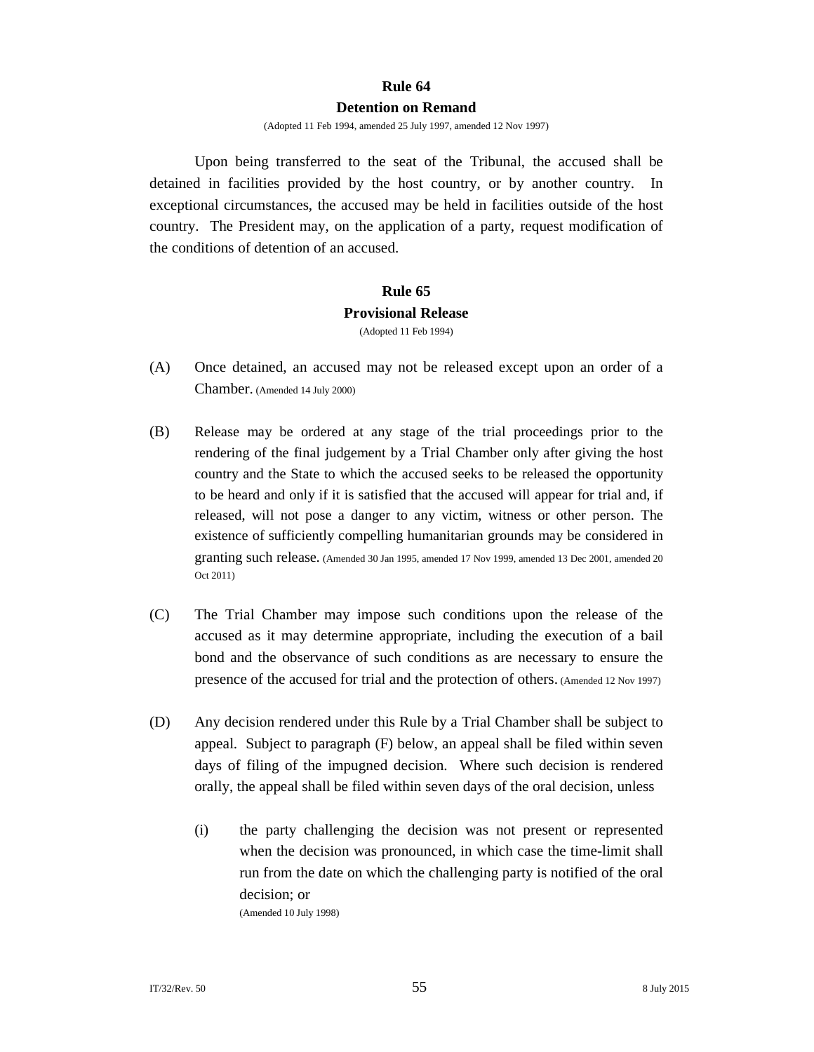## Rule 64
### Detention on Remand

(Adopted 11 Feb 1994, amended 25 July 1997, amended 12 Nov 1997)

Upon being transferred to the seat of the Tribunal, the accused shall be detained in facilities provided by the host country, or by another country. In exceptional circumstances, the accused may be held in facilities outside of the host country. The President may, on the application of a party, request modification of the conditions of detention of an accused.

## Rule 65
### Provisional Release

(Adopted 11 Feb 1994)

(A) Once detained, an accused may not be released except upon an order of a Chamber. (Amended 14 July 2000)

(B) Release may be ordered at any stage of the trial proceedings prior to the rendering of the final judgement by a Trial Chamber only after giving the host country and the State to which the accused seeks to be released the opportunity to be heard and only if it is satisfied that the accused will appear for trial and, if released, will not pose a danger to any victim, witness or other person. The existence of sufficiently compelling humanitarian grounds may be considered in granting such release. (Amended 30 Jan 1995, amended 17 Nov 1999, amended 13 Dec 2001, amended 20 Oct 2011)

(C) The Trial Chamber may impose such conditions upon the release of the accused as it may determine appropriate, including the execution of a bail bond and the observance of such conditions as are necessary to ensure the presence of the accused for trial and the protection of others. (Amended 12 Nov 1997)

(D) Any decision rendered under this Rule by a Trial Chamber shall be subject to appeal. Subject to paragraph (F) below, an appeal shall be filed within seven days of filing of the impugned decision. Where such decision is rendered orally, the appeal shall be filed within seven days of the oral decision, unless

 (i) the party challenging the decision was not present or represented when the decision was pronounced, in which case the time-limit shall run from the date on which the challenging party is notified of the oral decision; or
 (Amended 10 July 1998)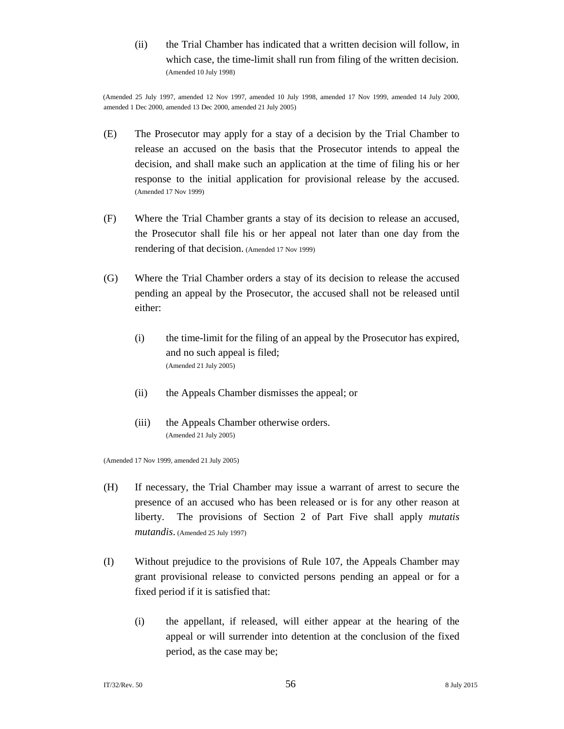(ii) the Trial Chamber has indicated that a written decision will follow, in which case, the time-limit shall run from filing of the written decision. (Amended 10 July 1998)

(Amended 25 July 1997, amended 12 Nov 1997, amended 10 July 1998, amended 17 Nov 1999, amended 14 July 2000, amended 1 Dec 2000, amended 13 Dec 2000, amended 21 July 2005)

(E) The Prosecutor may apply for a stay of a decision by the Trial Chamber to release an accused on the basis that the Prosecutor intends to appeal the decision, and shall make such an application at the time of filing his or her response to the initial application for provisional release by the accused. (Amended 17 Nov 1999)

(F) Where the Trial Chamber grants a stay of its decision to release an accused, the Prosecutor shall file his or her appeal not later than one day from the rendering of that decision. (Amended 17 Nov 1999)

(G) Where the Trial Chamber orders a stay of its decision to release the accused pending an appeal by the Prosecutor, the accused shall not be released until either:

(i) the time-limit for the filing of an appeal by the Prosecutor has expired, and no such appeal is filed; (Amended 21 July 2005)

(ii) the Appeals Chamber dismisses the appeal; or

(iii) the Appeals Chamber otherwise orders. (Amended 21 July 2005)

(Amended 17 Nov 1999, amended 21 July 2005)

(H) If necessary, the Trial Chamber may issue a warrant of arrest to secure the presence of an accused who has been released or is for any other reason at liberty. The provisions of Section 2 of Part Five shall apply *mutatis mutandis*. (Amended 25 July 1997)

(I) Without prejudice to the provisions of Rule 107, the Appeals Chamber may grant provisional release to convicted persons pending an appeal or for a fixed period if it is satisfied that:

(i) the appellant, if released, will either appear at the hearing of the appeal or will surrender into detention at the conclusion of the fixed period, as the case may be;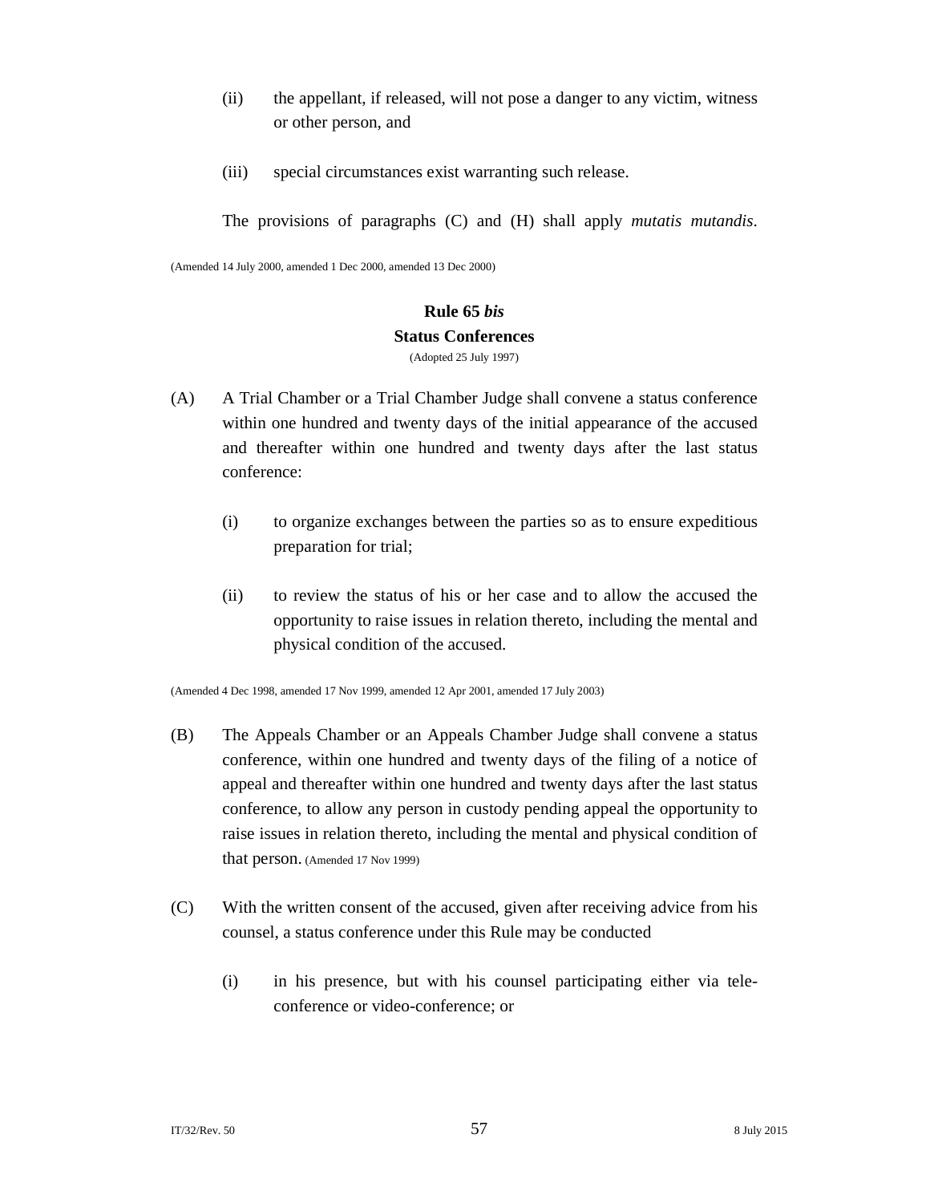(ii) the appellant, if released, will not pose a danger to any victim, witness or other person, and

(iii) special circumstances exist warranting such release.

The provisions of paragraphs (C) and (H) shall apply *mutatis mutandis*.

(Amended 14 July 2000, amended 1 Dec 2000, amended 13 Dec 2000)

### Rule 65 *bis*
### Status Conferences

(Adopted 25 July 1997)

(A) A Trial Chamber or a Trial Chamber Judge shall convene a status conference within one hundred and twenty days of the initial appearance of the accused and thereafter within one hundred and twenty days after the last status conference:

(i) to organize exchanges between the parties so as to ensure expeditious preparation for trial;

(ii) to review the status of his or her case and to allow the accused the opportunity to raise issues in relation thereto, including the mental and physical condition of the accused.

(Amended 4 Dec 1998, amended 17 Nov 1999, amended 12 Apr 2001, amended 17 July 2003)

(B) The Appeals Chamber or an Appeals Chamber Judge shall convene a status conference, within one hundred and twenty days of the filing of a notice of appeal and thereafter within one hundred and twenty days after the last status conference, to allow any person in custody pending appeal the opportunity to raise issues in relation thereto, including the mental and physical condition of that person. (Amended 17 Nov 1999)

(C) With the written consent of the accused, given after receiving advice from his counsel, a status conference under this Rule may be conducted

(i) in his presence, but with his counsel participating either via tele-conference or video-conference; or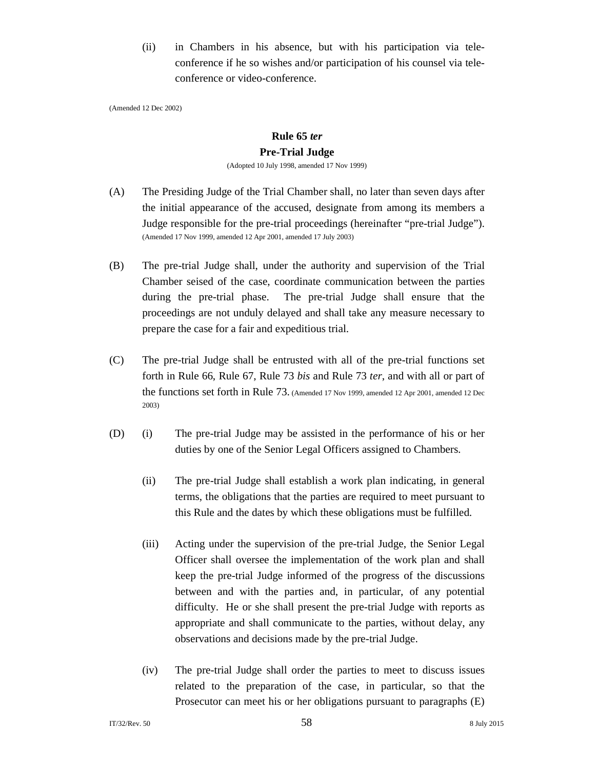(ii) in Chambers in his absence, but with his participation via tele-conference if he so wishes and/or participation of his counsel via tele-conference or video-conference.

(Amended 12 Dec 2002)

## Rule 65 *ter*

## Pre-Trial Judge

(Adopted 10 July 1998, amended 17 Nov 1999)

(A) The Presiding Judge of the Trial Chamber shall, no later than seven days after the initial appearance of the accused, designate from among its members a Judge responsible for the pre-trial proceedings (hereinafter "pre-trial Judge"). (Amended 17 Nov 1999, amended 12 Apr 2001, amended 17 July 2003)

(B) The pre-trial Judge shall, under the authority and supervision of the Trial Chamber seised of the case, coordinate communication between the parties during the pre-trial phase. The pre-trial Judge shall ensure that the proceedings are not unduly delayed and shall take any measure necessary to prepare the case for a fair and expeditious trial.

(C) The pre-trial Judge shall be entrusted with all of the pre-trial functions set forth in Rule 66, Rule 67, Rule 73 *bis* and Rule 73 *ter*, and with all or part of the functions set forth in Rule 73. (Amended 17 Nov 1999, amended 12 Apr 2001, amended 12 Dec 2003)

(D) (i) The pre-trial Judge may be assisted in the performance of his or her duties by one of the Senior Legal Officers assigned to Chambers.

(ii) The pre-trial Judge shall establish a work plan indicating, in general terms, the obligations that the parties are required to meet pursuant to this Rule and the dates by which these obligations must be fulfilled.

(iii) Acting under the supervision of the pre-trial Judge, the Senior Legal Officer shall oversee the implementation of the work plan and shall keep the pre-trial Judge informed of the progress of the discussions between and with the parties and, in particular, of any potential difficulty. He or she shall present the pre-trial Judge with reports as appropriate and shall communicate to the parties, without delay, any observations and decisions made by the pre-trial Judge.

(iv) The pre-trial Judge shall order the parties to meet to discuss issues related to the preparation of the case, in particular, so that the Prosecutor can meet his or her obligations pursuant to paragraphs (E)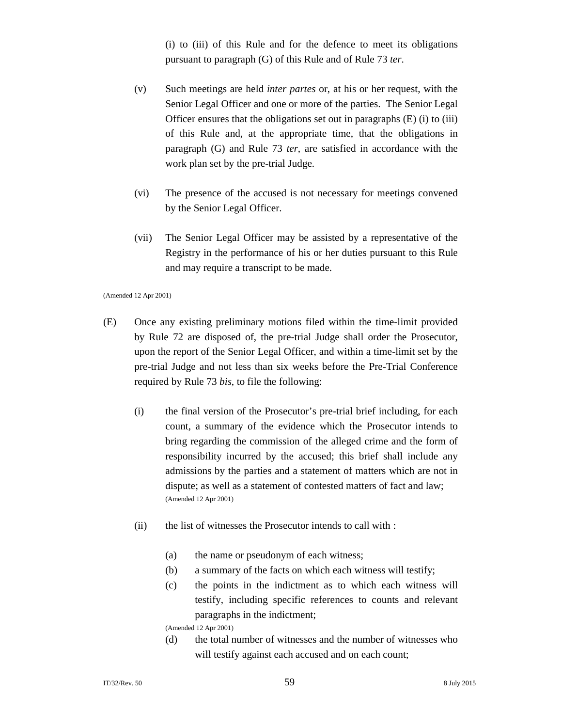(i) to (iii) of this Rule and for the defence to meet its obligations pursuant to paragraph (G) of this Rule and of Rule 73 *ter*.

(v) Such meetings are held *inter partes* or, at his or her request, with the Senior Legal Officer and one or more of the parties. The Senior Legal Officer ensures that the obligations set out in paragraphs (E) (i) to (iii) of this Rule and, at the appropriate time, that the obligations in paragraph (G) and Rule 73 *ter*, are satisfied in accordance with the work plan set by the pre-trial Judge.

(vi) The presence of the accused is not necessary for meetings convened by the Senior Legal Officer.

(vii) The Senior Legal Officer may be assisted by a representative of the Registry in the performance of his or her duties pursuant to this Rule and may require a transcript to be made.

(Amended 12 Apr 2001)

(E) Once any existing preliminary motions filed within the time-limit provided by Rule 72 are disposed of, the pre-trial Judge shall order the Prosecutor, upon the report of the Senior Legal Officer, and within a time-limit set by the pre-trial Judge and not less than six weeks before the Pre-Trial Conference required by Rule 73 *bis*, to file the following:

(i) the final version of the Prosecutor's pre-trial brief including, for each count, a summary of the evidence which the Prosecutor intends to bring regarding the commission of the alleged crime and the form of responsibility incurred by the accused; this brief shall include any admissions by the parties and a statement of matters which are not in dispute; as well as a statement of contested matters of fact and law;
(Amended 12 Apr 2001)

(ii) the list of witnesses the Prosecutor intends to call with :

(a) the name or pseudonym of each witness;
(b) a summary of the facts on which each witness will testify;
(c) the points in the indictment as to which each witness will testify, including specific references to counts and relevant paragraphs in the indictment;
(Amended 12 Apr 2001)
(d) the total number of witnesses and the number of witnesses who will testify against each accused and on each count;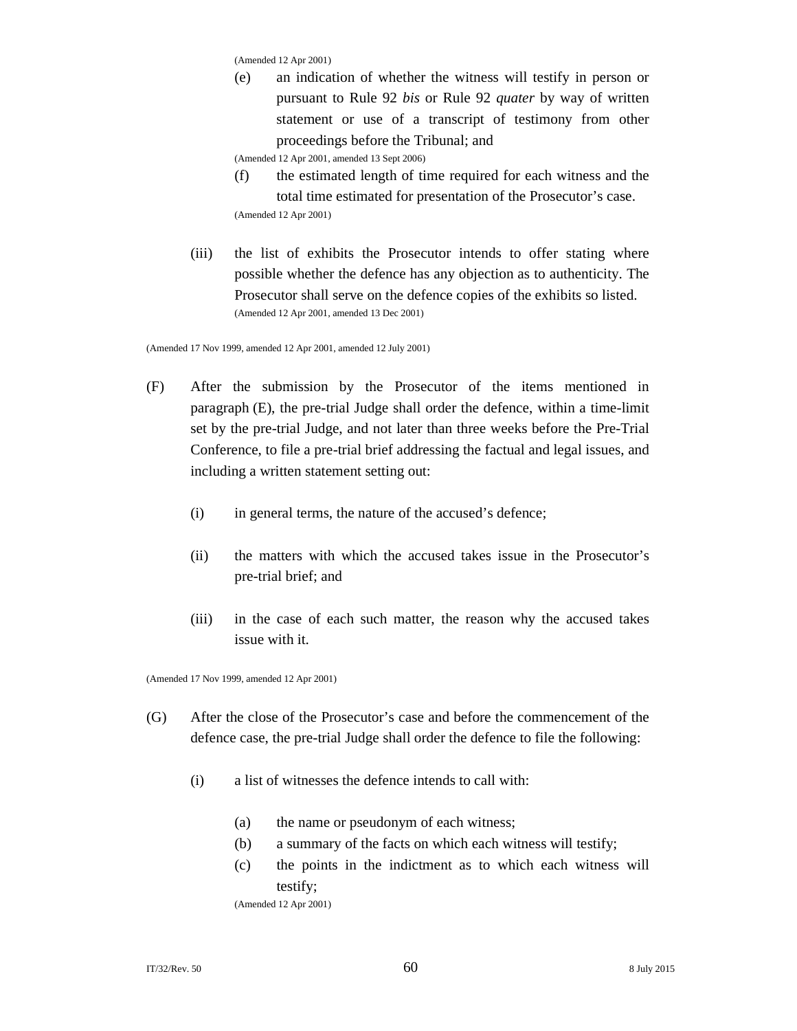(Amended 12 Apr 2001)

(e) an indication of whether the witness will testify in person or pursuant to Rule 92 *bis* or Rule 92 *quater* by way of written statement or use of a transcript of testimony from other proceedings before the Tribunal; and

(Amended 12 Apr 2001, amended 13 Sept 2006)

(f) the estimated length of time required for each witness and the total time estimated for presentation of the Prosecutor’s case.

(Amended 12 Apr 2001)

(iii) the list of exhibits the Prosecutor intends to offer stating where possible whether the defence has any objection as to authenticity. The Prosecutor shall serve on the defence copies of the exhibits so listed.

(Amended 12 Apr 2001, amended 13 Dec 2001)

(Amended 17 Nov 1999, amended 12 Apr 2001, amended 12 July 2001)

(F) After the submission by the Prosecutor of the items mentioned in paragraph (E), the pre-trial Judge shall order the defence, within a time-limit set by the pre-trial Judge, and not later than three weeks before the Pre-Trial Conference, to file a pre-trial brief addressing the factual and legal issues, and including a written statement setting out:

(i) in general terms, the nature of the accused’s defence;

(ii) the matters with which the accused takes issue in the Prosecutor’s pre-trial brief; and

(iii) in the case of each such matter, the reason why the accused takes issue with it.

(Amended 17 Nov 1999, amended 12 Apr 2001)

(G) After the close of the Prosecutor’s case and before the commencement of the defence case, the pre-trial Judge shall order the defence to file the following:

(i) a list of witnesses the defence intends to call with:

(a) the name or pseudonym of each witness;

(b) a summary of the facts on which each witness will testify;

(c) the points in the indictment as to which each witness will testify;

(Amended 12 Apr 2001)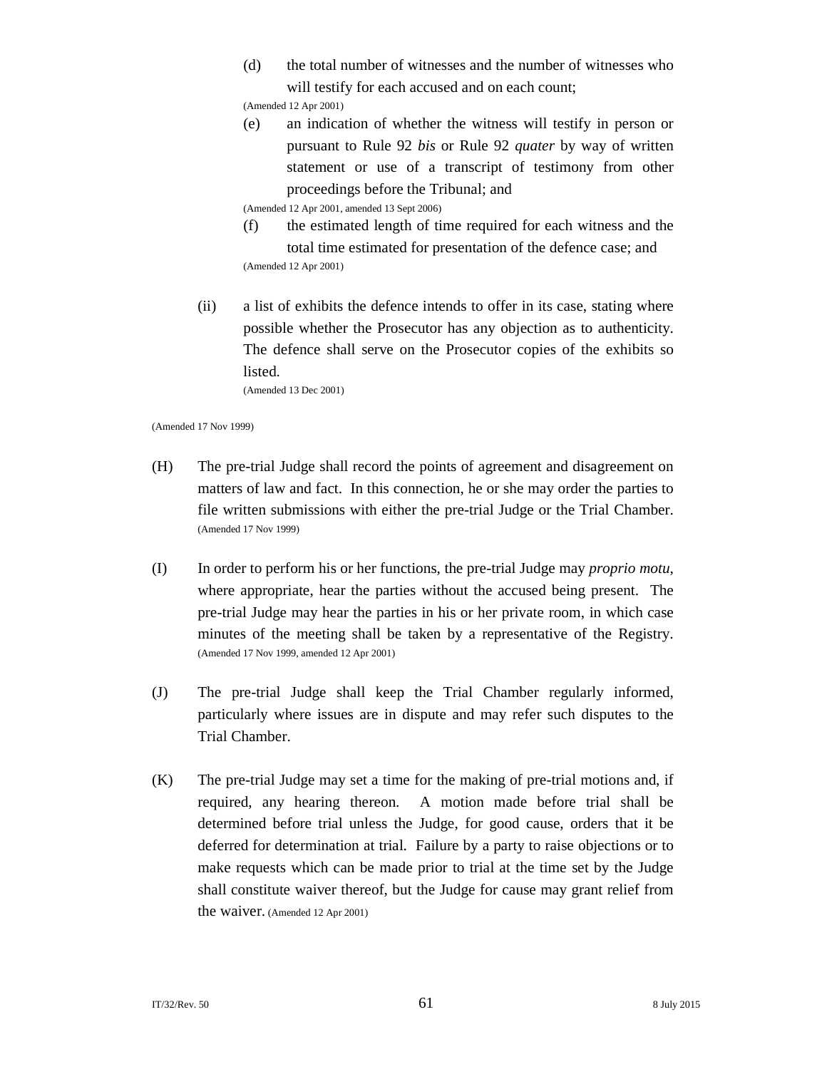(d) the total number of witnesses and the number of witnesses who will testify for each accused and on each count;
(Amended 12 Apr 2001)

(e) an indication of whether the witness will testify in person or pursuant to Rule 92 *bis* or Rule 92 *quater* by way of written statement or use of a transcript of testimony from other proceedings before the Tribunal; and
(Amended 12 Apr 2001, amended 13 Sept 2006)

(f) the estimated length of time required for each witness and the total time estimated for presentation of the defence case; and
(Amended 12 Apr 2001)

(ii) a list of exhibits the defence intends to offer in its case, stating where possible whether the Prosecutor has any objection as to authenticity. The defence shall serve on the Prosecutor copies of the exhibits so listed.
(Amended 13 Dec 2001)

(Amended 17 Nov 1999)

(H) The pre-trial Judge shall record the points of agreement and disagreement on matters of law and fact. In this connection, he or she may order the parties to file written submissions with either the pre-trial Judge or the Trial Chamber.
(Amended 17 Nov 1999)

(I) In order to perform his or her functions, the pre-trial Judge may *proprio motu*, where appropriate, hear the parties without the accused being present. The pre-trial Judge may hear the parties in his or her private room, in which case minutes of the meeting shall be taken by a representative of the Registry.
(Amended 17 Nov 1999, amended 12 Apr 2001)

(J) The pre-trial Judge shall keep the Trial Chamber regularly informed, particularly where issues are in dispute and may refer such disputes to the Trial Chamber.

(K) The pre-trial Judge may set a time for the making of pre-trial motions and, if required, any hearing thereon. A motion made before trial shall be determined before trial unless the Judge, for good cause, orders that it be deferred for determination at trial. Failure by a party to raise objections or to make requests which can be made prior to trial at the time set by the Judge shall constitute waiver thereof, but the Judge for cause may grant relief from the waiver. (Amended 12 Apr 2001)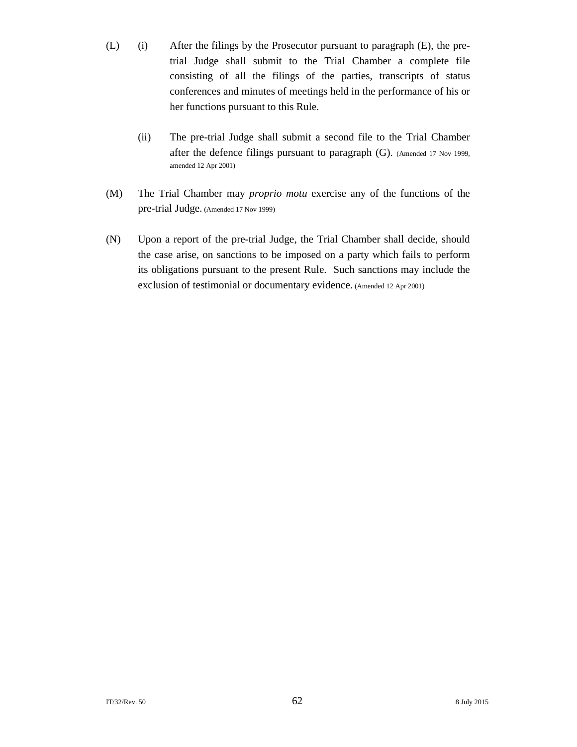(L) (i) After the filings by the Prosecutor pursuant to paragraph (E), the pre-trial Judge shall submit to the Trial Chamber a complete file consisting of all the filings of the parties, transcripts of status conferences and minutes of meetings held in the performance of his or her functions pursuant to this Rule.

(ii) The pre-trial Judge shall submit a second file to the Trial Chamber after the defence filings pursuant to paragraph (G). (Amended 17 Nov 1999, amended 12 Apr 2001)

(M) The Trial Chamber may *proprio motu* exercise any of the functions of the pre-trial Judge. (Amended 17 Nov 1999)

(N) Upon a report of the pre-trial Judge, the Trial Chamber shall decide, should the case arise, on sanctions to be imposed on a party which fails to perform its obligations pursuant to the present Rule. Such sanctions may include the exclusion of testimonial or documentary evidence. (Amended 12 Apr 2001)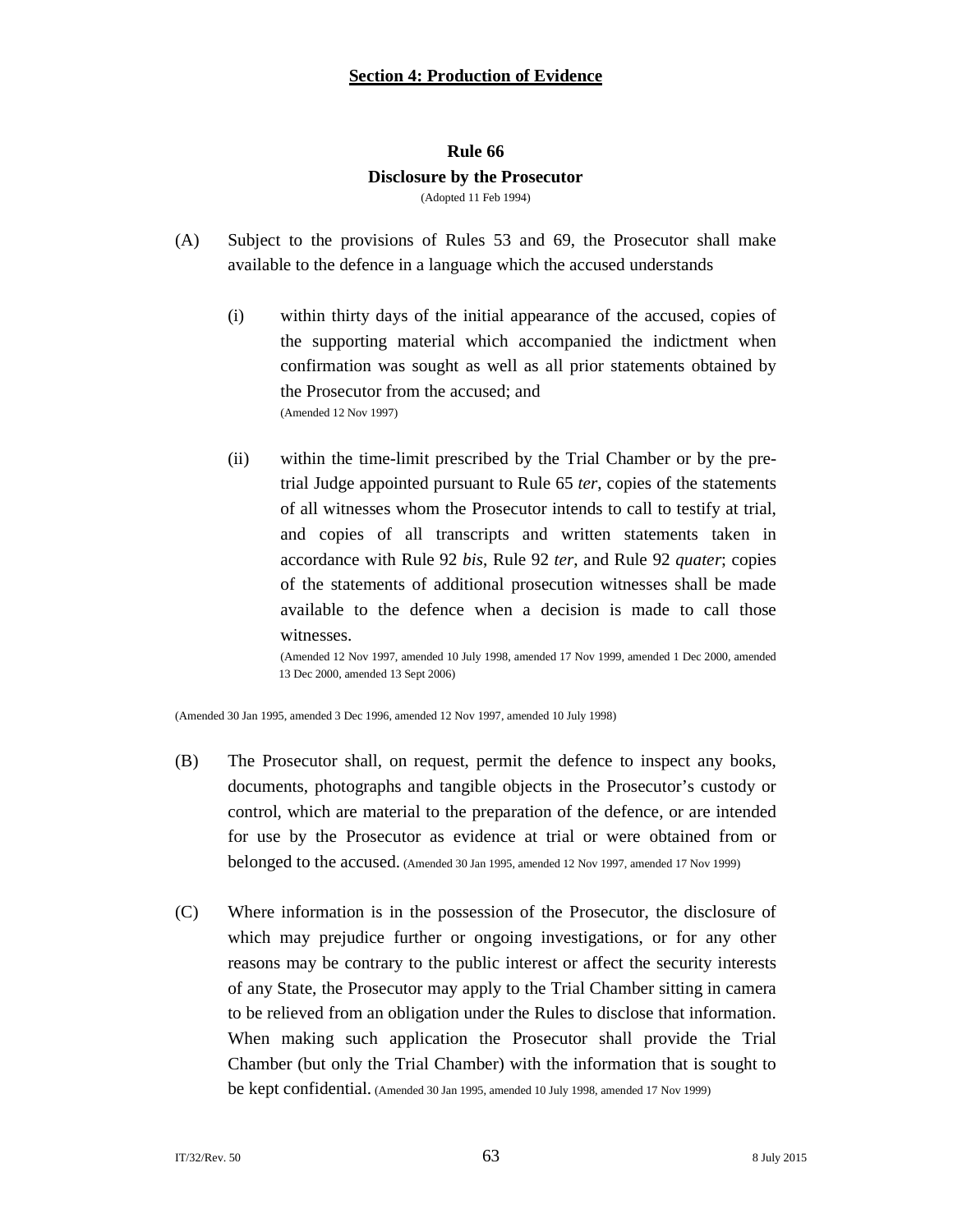## Section 4: Production of Evidence

### Rule 66
### Disclosure by the Prosecutor
(Adopted 11 Feb 1994)

(A) Subject to the provisions of Rules 53 and 69, the Prosecutor shall make available to the defence in a language which the accused understands

(i) within thirty days of the initial appearance of the accused, copies of the supporting material which accompanied the indictment when confirmation was sought as well as all prior statements obtained by the Prosecutor from the accused; and
(Amended 12 Nov 1997)

(ii) within the time-limit prescribed by the Trial Chamber or by the pre-trial Judge appointed pursuant to Rule 65 *ter*, copies of the statements of all witnesses whom the Prosecutor intends to call to testify at trial, and copies of all transcripts and written statements taken in accordance with Rule 92 *bis*, Rule 92 *ter*, and Rule 92 *quater*; copies of the statements of additional prosecution witnesses shall be made available to the defence when a decision is made to call those witnesses.
(Amended 12 Nov 1997, amended 10 July 1998, amended 17 Nov 1999, amended 1 Dec 2000, amended 13 Dec 2000, amended 13 Sept 2006)

(Amended 30 Jan 1995, amended 3 Dec 1996, amended 12 Nov 1997, amended 10 July 1998)

(B) The Prosecutor shall, on request, permit the defence to inspect any books, documents, photographs and tangible objects in the Prosecutor's custody or control, which are material to the preparation of the defence, or are intended for use by the Prosecutor as evidence at trial or were obtained from or belonged to the accused. (Amended 30 Jan 1995, amended 12 Nov 1997, amended 17 Nov 1999)

(C) Where information is in the possession of the Prosecutor, the disclosure of which may prejudice further or ongoing investigations, or for any other reasons may be contrary to the public interest or affect the security interests of any State, the Prosecutor may apply to the Trial Chamber sitting in camera to be relieved from an obligation under the Rules to disclose that information. When making such application the Prosecutor shall provide the Trial Chamber (but only the Trial Chamber) with the information that is sought to be kept confidential. (Amended 30 Jan 1995, amended 10 July 1998, amended 17 Nov 1999)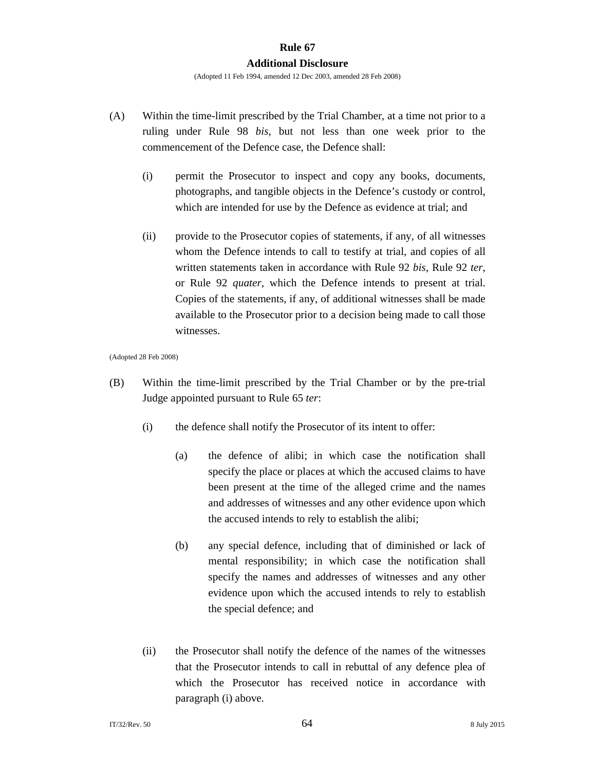## Rule 67

### Additional Disclosure

(Adopted 11 Feb 1994, amended 12 Dec 2003, amended 28 Feb 2008)

(A) Within the time-limit prescribed by the Trial Chamber, at a time not prior to a ruling under Rule 98 *bis*, but not less than one week prior to the commencement of the Defence case, the Defence shall:

(i) permit the Prosecutor to inspect and copy any books, documents, photographs, and tangible objects in the Defence's custody or control, which are intended for use by the Defence as evidence at trial; and

(ii) provide to the Prosecutor copies of statements, if any, of all witnesses whom the Defence intends to call to testify at trial, and copies of all written statements taken in accordance with Rule 92 *bis*, Rule 92 *ter*, or Rule 92 *quater*, which the Defence intends to present at trial. Copies of the statements, if any, of additional witnesses shall be made available to the Prosecutor prior to a decision being made to call those witnesses.

(Adopted 28 Feb 2008)

(B) Within the time-limit prescribed by the Trial Chamber or by the pre-trial Judge appointed pursuant to Rule 65 *ter*:

(i) the defence shall notify the Prosecutor of its intent to offer:

(a) the defence of alibi; in which case the notification shall specify the place or places at which the accused claims to have been present at the time of the alleged crime and the names and addresses of witnesses and any other evidence upon which the accused intends to rely to establish the alibi;

(b) any special defence, including that of diminished or lack of mental responsibility; in which case the notification shall specify the names and addresses of witnesses and any other evidence upon which the accused intends to rely to establish the special defence; and

(ii) the Prosecutor shall notify the defence of the names of the witnesses that the Prosecutor intends to call in rebuttal of any defence plea of which the Prosecutor has received notice in accordance with paragraph (i) above.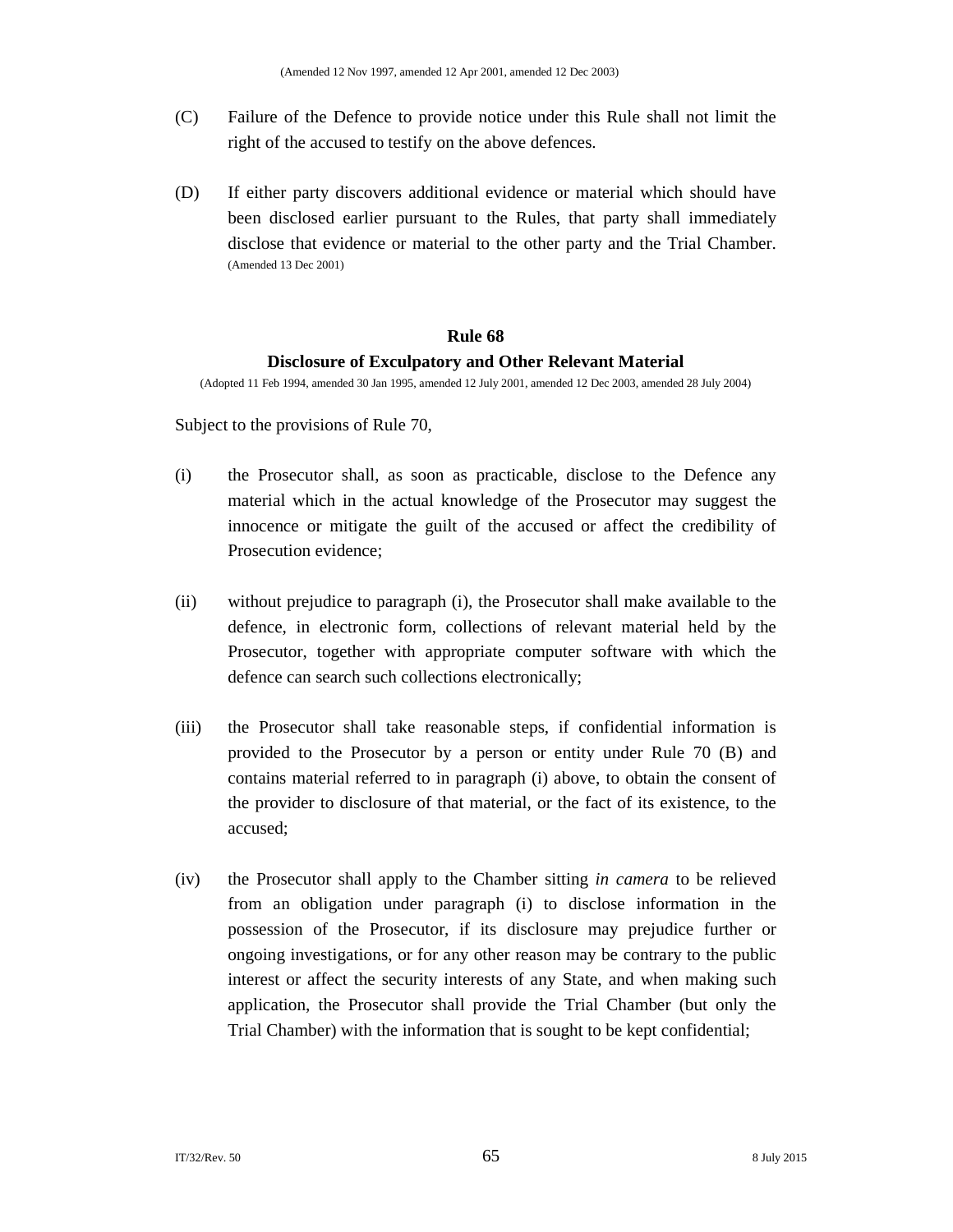(Amended 12 Nov 1997, amended 12 Apr 2001, amended 12 Dec 2003)

(C) Failure of the Defence to provide notice under this Rule shall not limit the right of the accused to testify on the above defences.

(D) If either party discovers additional evidence or material which should have been disclosed earlier pursuant to the Rules, that party shall immediately disclose that evidence or material to the other party and the Trial Chamber. (Amended 13 Dec 2001)

## Rule 68

### Disclosure of Exculpatory and Other Relevant Material

(Adopted 11 Feb 1994, amended 30 Jan 1995, amended 12 July 2001, amended 12 Dec 2003, amended 28 July 2004)

Subject to the provisions of Rule 70,

(i) the Prosecutor shall, as soon as practicable, disclose to the Defence any material which in the actual knowledge of the Prosecutor may suggest the innocence or mitigate the guilt of the accused or affect the credibility of Prosecution evidence;

(ii) without prejudice to paragraph (i), the Prosecutor shall make available to the defence, in electronic form, collections of relevant material held by the Prosecutor, together with appropriate computer software with which the defence can search such collections electronically;

(iii) the Prosecutor shall take reasonable steps, if confidential information is provided to the Prosecutor by a person or entity under Rule 70 (B) and contains material referred to in paragraph (i) above, to obtain the consent of the provider to disclosure of that material, or the fact of its existence, to the accused;

(iv) the Prosecutor shall apply to the Chamber sitting *in camera* to be relieved from an obligation under paragraph (i) to disclose information in the possession of the Prosecutor, if its disclosure may prejudice further or ongoing investigations, or for any other reason may be contrary to the public interest or affect the security interests of any State, and when making such application, the Prosecutor shall provide the Trial Chamber (but only the Trial Chamber) with the information that is sought to be kept confidential;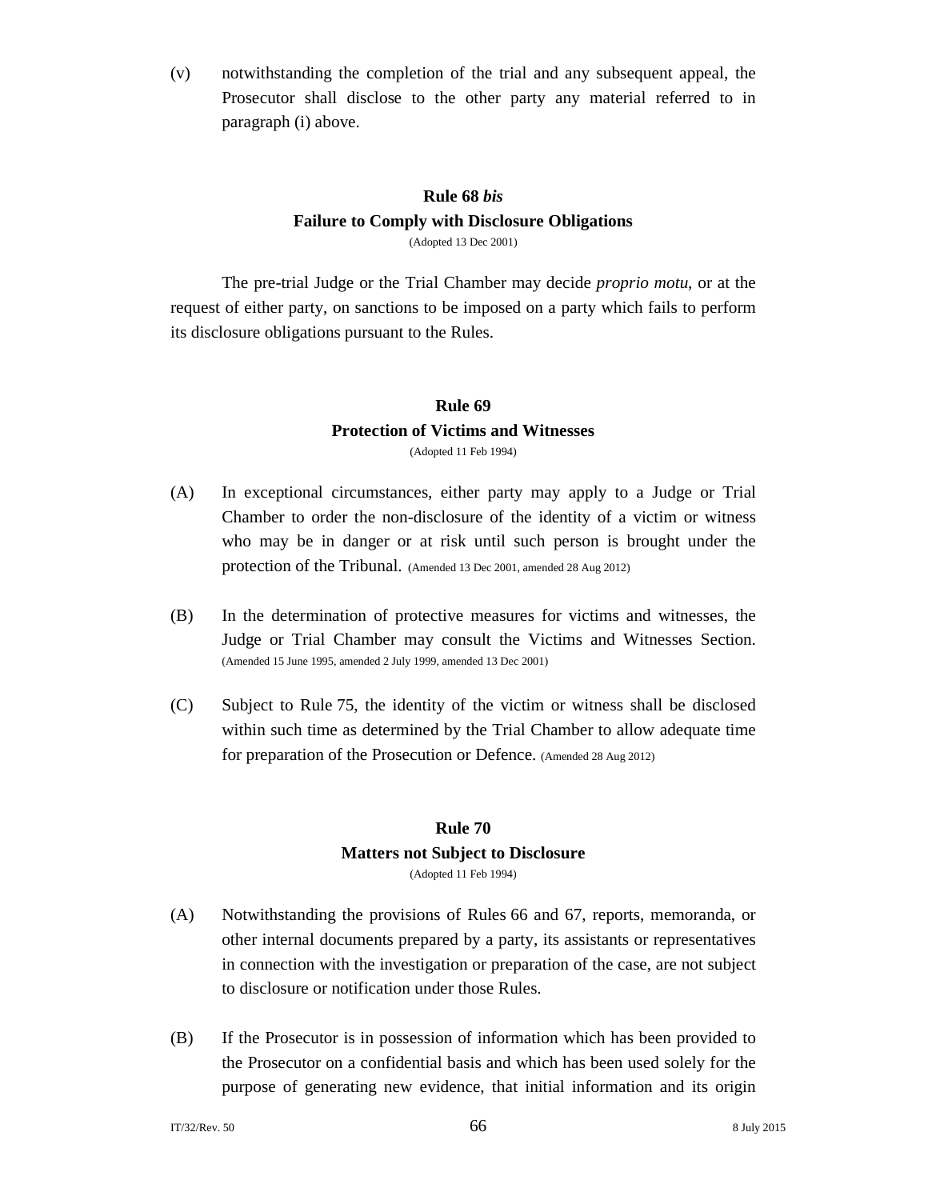(v) notwithstanding the completion of the trial and any subsequent appeal, the Prosecutor shall disclose to the other party any material referred to in paragraph (i) above.

### Rule 68 *bis*
### Failure to Comply with Disclosure Obligations

(Adopted 13 Dec 2001)

The pre-trial Judge or the Trial Chamber may decide *proprio motu*, or at the request of either party, on sanctions to be imposed on a party which fails to perform its disclosure obligations pursuant to the Rules.

### Rule 69
### Protection of Victims and Witnesses

(Adopted 11 Feb 1994)

(A) In exceptional circumstances, either party may apply to a Judge or Trial Chamber to order the non-disclosure of the identity of a victim or witness who may be in danger or at risk until such person is brought under the protection of the Tribunal. (Amended 13 Dec 2001, amended 28 Aug 2012)

(B) In the determination of protective measures for victims and witnesses, the Judge or Trial Chamber may consult the Victims and Witnesses Section. (Amended 15 June 1995, amended 2 July 1999, amended 13 Dec 2001)

(C) Subject to Rule 75, the identity of the victim or witness shall be disclosed within such time as determined by the Trial Chamber to allow adequate time for preparation of the Prosecution or Defence. (Amended 28 Aug 2012)

### Rule 70
### Matters not Subject to Disclosure

(Adopted 11 Feb 1994)

(A) Notwithstanding the provisions of Rules 66 and 67, reports, memoranda, or other internal documents prepared by a party, its assistants or representatives in connection with the investigation or preparation of the case, are not subject to disclosure or notification under those Rules.

(B) If the Prosecutor is in possession of information which has been provided to the Prosecutor on a confidential basis and which has been used solely for the purpose of generating new evidence, that initial information and its origin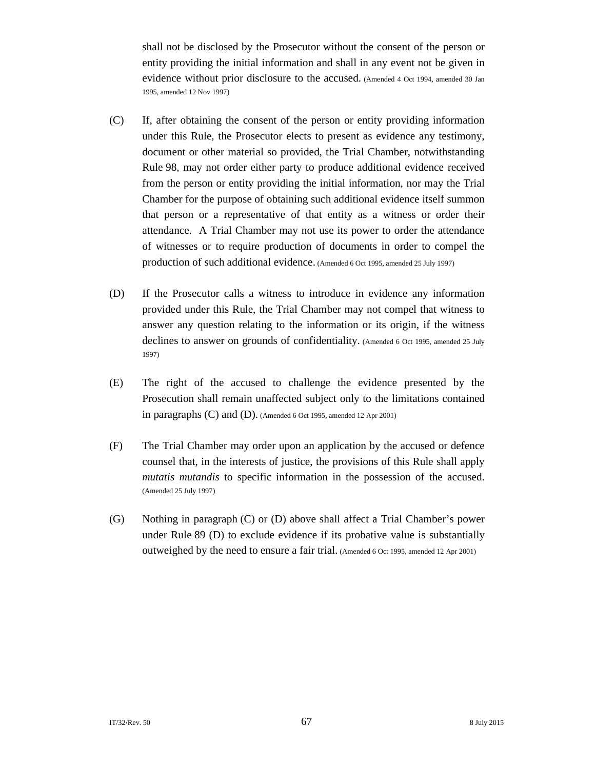shall not be disclosed by the Prosecutor without the consent of the person or entity providing the initial information and shall in any event not be given in evidence without prior disclosure to the accused. (Amended 4 Oct 1994, amended 30 Jan 1995, amended 12 Nov 1997)

(C) If, after obtaining the consent of the person or entity providing information under this Rule, the Prosecutor elects to present as evidence any testimony, document or other material so provided, the Trial Chamber, notwithstanding Rule 98, may not order either party to produce additional evidence received from the person or entity providing the initial information, nor may the Trial Chamber for the purpose of obtaining such additional evidence itself summon that person or a representative of that entity as a witness or order their attendance. A Trial Chamber may not use its power to order the attendance of witnesses or to require production of documents in order to compel the production of such additional evidence. (Amended 6 Oct 1995, amended 25 July 1997)

(D) If the Prosecutor calls a witness to introduce in evidence any information provided under this Rule, the Trial Chamber may not compel that witness to answer any question relating to the information or its origin, if the witness declines to answer on grounds of confidentiality. (Amended 6 Oct 1995, amended 25 July 1997)

(E) The right of the accused to challenge the evidence presented by the Prosecution shall remain unaffected subject only to the limitations contained in paragraphs (C) and (D). (Amended 6 Oct 1995, amended 12 Apr 2001)

(F) The Trial Chamber may order upon an application by the accused or defence counsel that, in the interests of justice, the provisions of this Rule shall apply *mutatis mutandis* to specific information in the possession of the accused. (Amended 25 July 1997)

(G) Nothing in paragraph (C) or (D) above shall affect a Trial Chamber's power under Rule 89 (D) to exclude evidence if its probative value is substantially outweighed by the need to ensure a fair trial. (Amended 6 Oct 1995, amended 12 Apr 2001)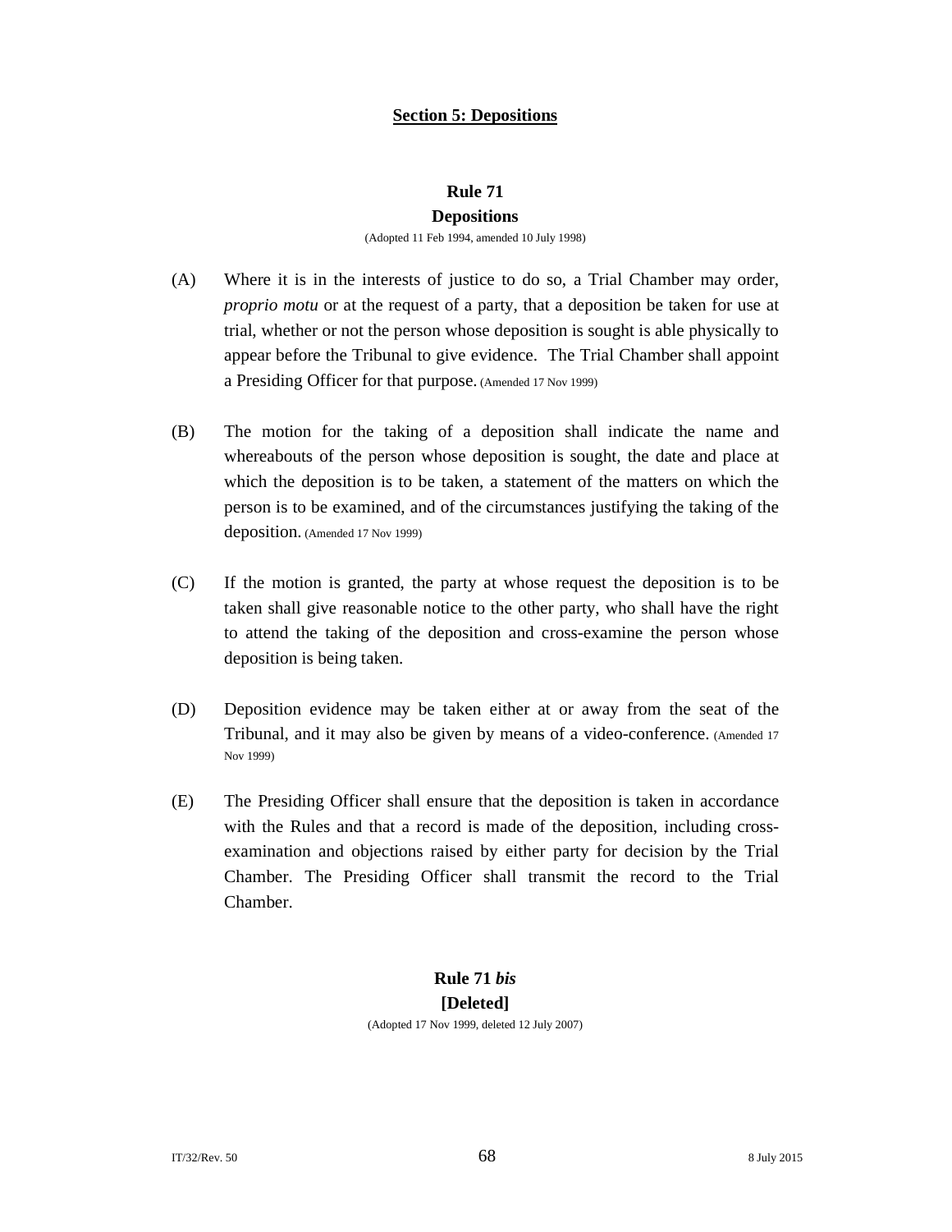## Section 5: Depositions

### Rule 71
### Depositions

(Adopted 11 Feb 1994, amended 10 July 1998)

(A) Where it is in the interests of justice to do so, a Trial Chamber may order, *proprio motu* or at the request of a party, that a deposition be taken for use at trial, whether or not the person whose deposition is sought is able physically to appear before the Tribunal to give evidence. The Trial Chamber shall appoint a Presiding Officer for that purpose. (Amended 17 Nov 1999)

(B) The motion for the taking of a deposition shall indicate the name and whereabouts of the person whose deposition is sought, the date and place at which the deposition is to be taken, a statement of the matters on which the person is to be examined, and of the circumstances justifying the taking of the deposition. (Amended 17 Nov 1999)

(C) If the motion is granted, the party at whose request the deposition is to be taken shall give reasonable notice to the other party, who shall have the right to attend the taking of the deposition and cross-examine the person whose deposition is being taken.

(D) Deposition evidence may be taken either at or away from the seat of the Tribunal, and it may also be given by means of a video-conference. (Amended 17 Nov 1999)

(E) The Presiding Officer shall ensure that the deposition is taken in accordance with the Rules and that a record is made of the deposition, including cross-examination and objections raised by either party for decision by the Trial Chamber. The Presiding Officer shall transmit the record to the Trial Chamber.

### Rule 71 *bis*
### [Deleted]

(Adopted 17 Nov 1999, deleted 12 July 2007)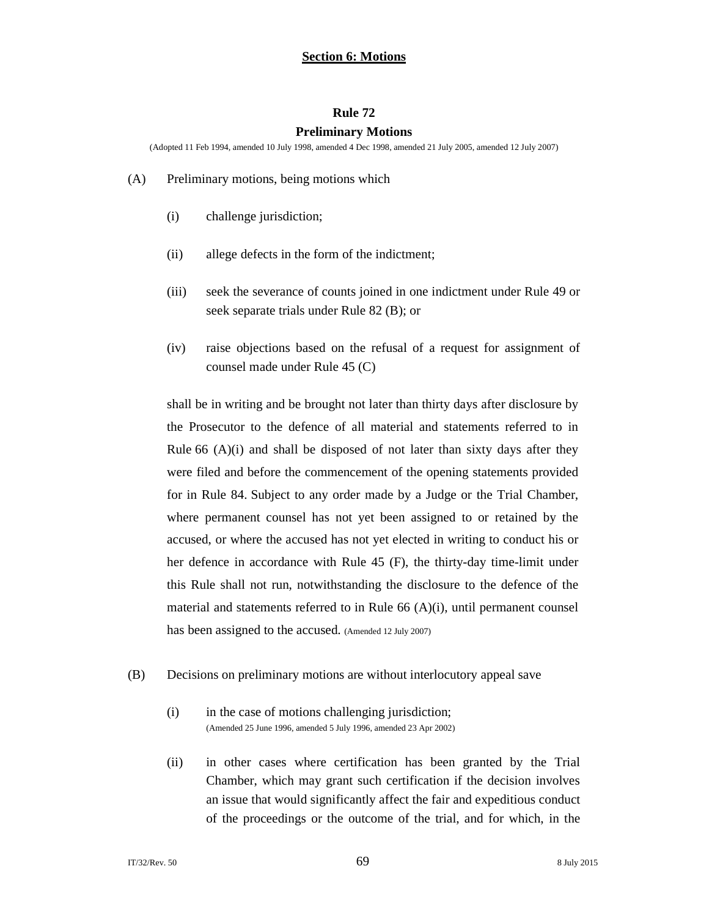## Section 6: Motions

### Rule 72

### Preliminary Motions

(Adopted 11 Feb 1994, amended 10 July 1998, amended 4 Dec 1998, amended 21 July 2005, amended 12 July 2007)

(A) Preliminary motions, being motions which

(i) challenge jurisdiction;

(ii) allege defects in the form of the indictment;

(iii) seek the severance of counts joined in one indictment under Rule 49 or seek separate trials under Rule 82 (B); or

(iv) raise objections based on the refusal of a request for assignment of counsel made under Rule 45 (C)

shall be in writing and be brought not later than thirty days after disclosure by the Prosecutor to the defence of all material and statements referred to in Rule 66 (A)(i) and shall be disposed of not later than sixty days after they were filed and before the commencement of the opening statements provided for in Rule 84. Subject to any order made by a Judge or the Trial Chamber, where permanent counsel has not yet been assigned to or retained by the accused, or where the accused has not yet elected in writing to conduct his or her defence in accordance with Rule 45 (F), the thirty-day time-limit under this Rule shall not run, notwithstanding the disclosure to the defence of the material and statements referred to in Rule 66 (A)(i), until permanent counsel has been assigned to the accused. (Amended 12 July 2007)

(B) Decisions on preliminary motions are without interlocutory appeal save

(i) in the case of motions challenging jurisdiction; (Amended 25 June 1996, amended 5 July 1996, amended 23 Apr 2002)

(ii) in other cases where certification has been granted by the Trial Chamber, which may grant such certification if the decision involves an issue that would significantly affect the fair and expeditious conduct of the proceedings or the outcome of the trial, and for which, in the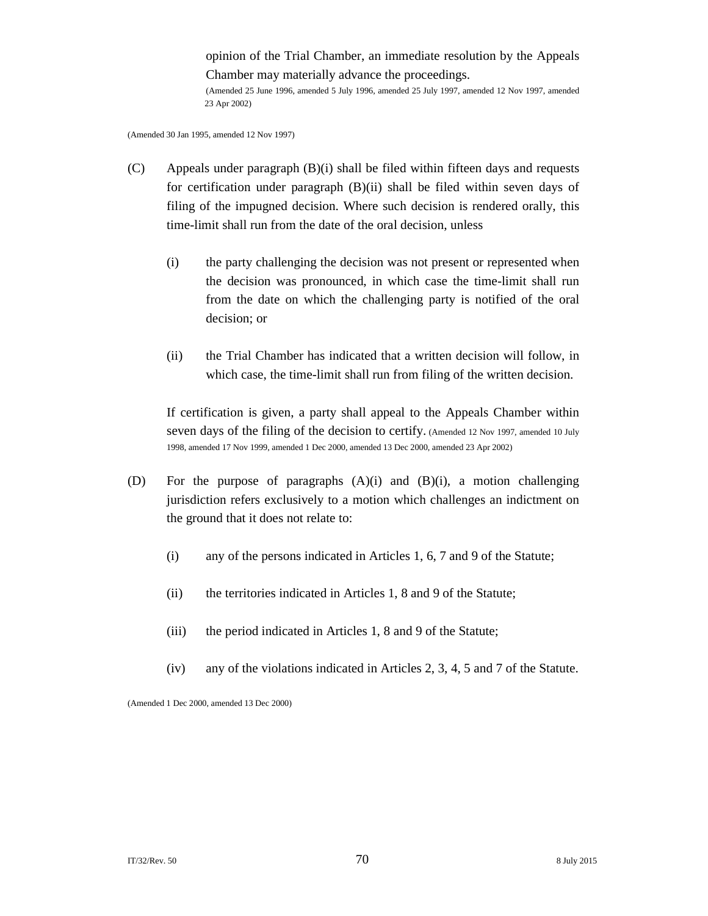opinion of the Trial Chamber, an immediate resolution by the Appeals Chamber may materially advance the proceedings.
(Amended 25 June 1996, amended 5 July 1996, amended 25 July 1997, amended 12 Nov 1997, amended 23 Apr 2002)

(Amended 30 Jan 1995, amended 12 Nov 1997)

(C) Appeals under paragraph (B)(i) shall be filed within fifteen days and requests for certification under paragraph (B)(ii) shall be filed within seven days of filing of the impugned decision. Where such decision is rendered orally, this time-limit shall run from the date of the oral decision, unless

(i) the party challenging the decision was not present or represented when the decision was pronounced, in which case the time-limit shall run from the date on which the challenging party is notified of the oral decision; or

(ii) the Trial Chamber has indicated that a written decision will follow, in which case, the time-limit shall run from filing of the written decision.

If certification is given, a party shall appeal to the Appeals Chamber within seven days of the filing of the decision to certify. (Amended 12 Nov 1997, amended 10 July 1998, amended 17 Nov 1999, amended 1 Dec 2000, amended 13 Dec 2000, amended 23 Apr 2002)

(D) For the purpose of paragraphs (A)(i) and (B)(i), a motion challenging jurisdiction refers exclusively to a motion which challenges an indictment on the ground that it does not relate to:

(i) any of the persons indicated in Articles 1, 6, 7 and 9 of the Statute;

(ii) the territories indicated in Articles 1, 8 and 9 of the Statute;

(iii) the period indicated in Articles 1, 8 and 9 of the Statute;

(iv) any of the violations indicated in Articles 2, 3, 4, 5 and 7 of the Statute.

(Amended 1 Dec 2000, amended 13 Dec 2000)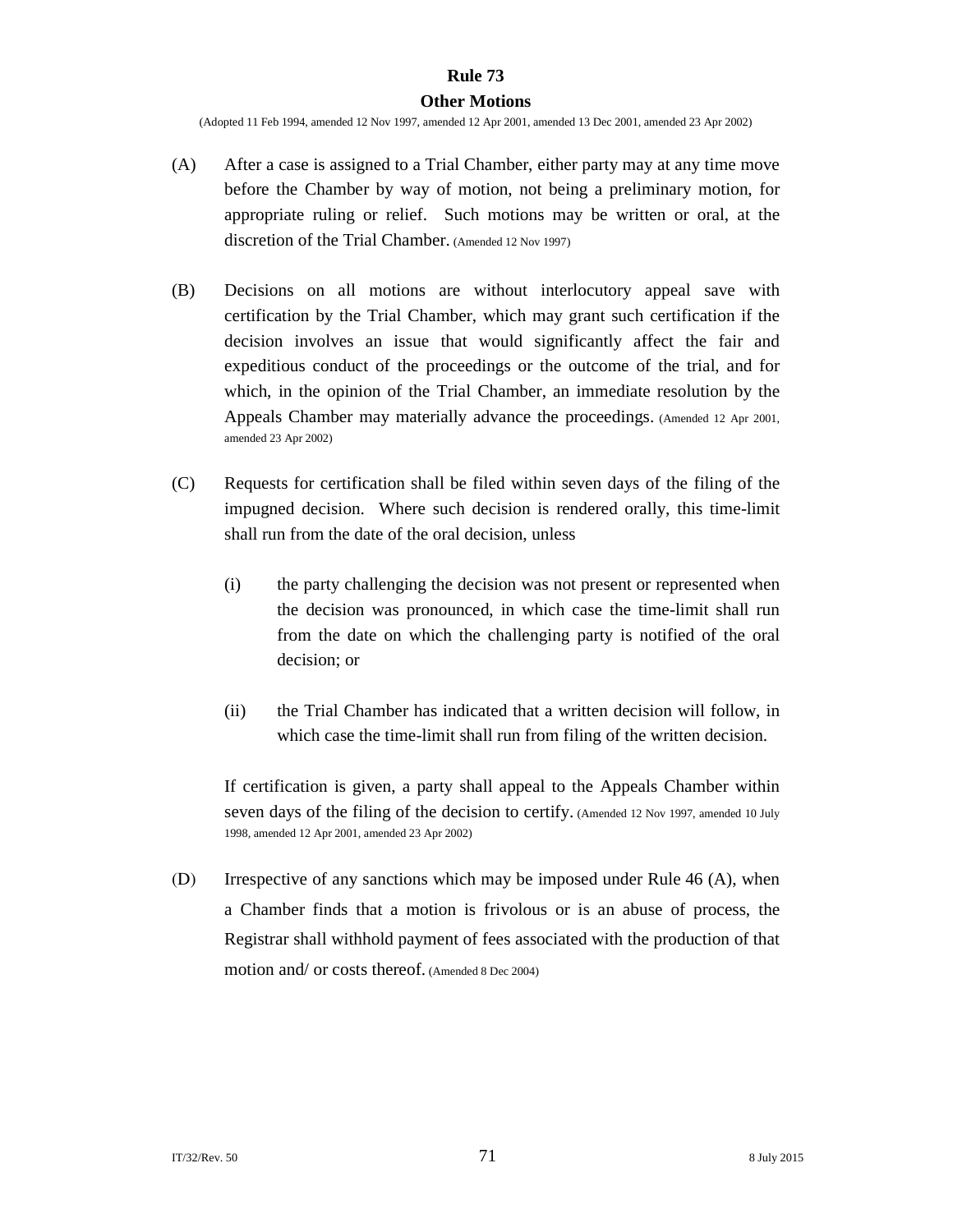## Rule 73

### Other Motions

(Adopted 11 Feb 1994, amended 12 Nov 1997, amended 12 Apr 2001, amended 13 Dec 2001, amended 23 Apr 2002)

(A) After a case is assigned to a Trial Chamber, either party may at any time move before the Chamber by way of motion, not being a preliminary motion, for appropriate ruling or relief. Such motions may be written or oral, at the discretion of the Trial Chamber. (Amended 12 Nov 1997)

(B) Decisions on all motions are without interlocutory appeal save with certification by the Trial Chamber, which may grant such certification if the decision involves an issue that would significantly affect the fair and expeditious conduct of the proceedings or the outcome of the trial, and for which, in the opinion of the Trial Chamber, an immediate resolution by the Appeals Chamber may materially advance the proceedings. (Amended 12 Apr 2001, amended 23 Apr 2002)

(C) Requests for certification shall be filed within seven days of the filing of the impugned decision. Where such decision is rendered orally, this time-limit shall run from the date of the oral decision, unless

(i) the party challenging the decision was not present or represented when the decision was pronounced, in which case the time-limit shall run from the date on which the challenging party is notified of the oral decision; or

(ii) the Trial Chamber has indicated that a written decision will follow, in which case the time-limit shall run from filing of the written decision.

If certification is given, a party shall appeal to the Appeals Chamber within seven days of the filing of the decision to certify. (Amended 12 Nov 1997, amended 10 July 1998, amended 12 Apr 2001, amended 23 Apr 2002)

(D) Irrespective of any sanctions which may be imposed under Rule 46 (A), when a Chamber finds that a motion is frivolous or is an abuse of process, the Registrar shall withhold payment of fees associated with the production of that motion and/ or costs thereof. (Amended 8 Dec 2004)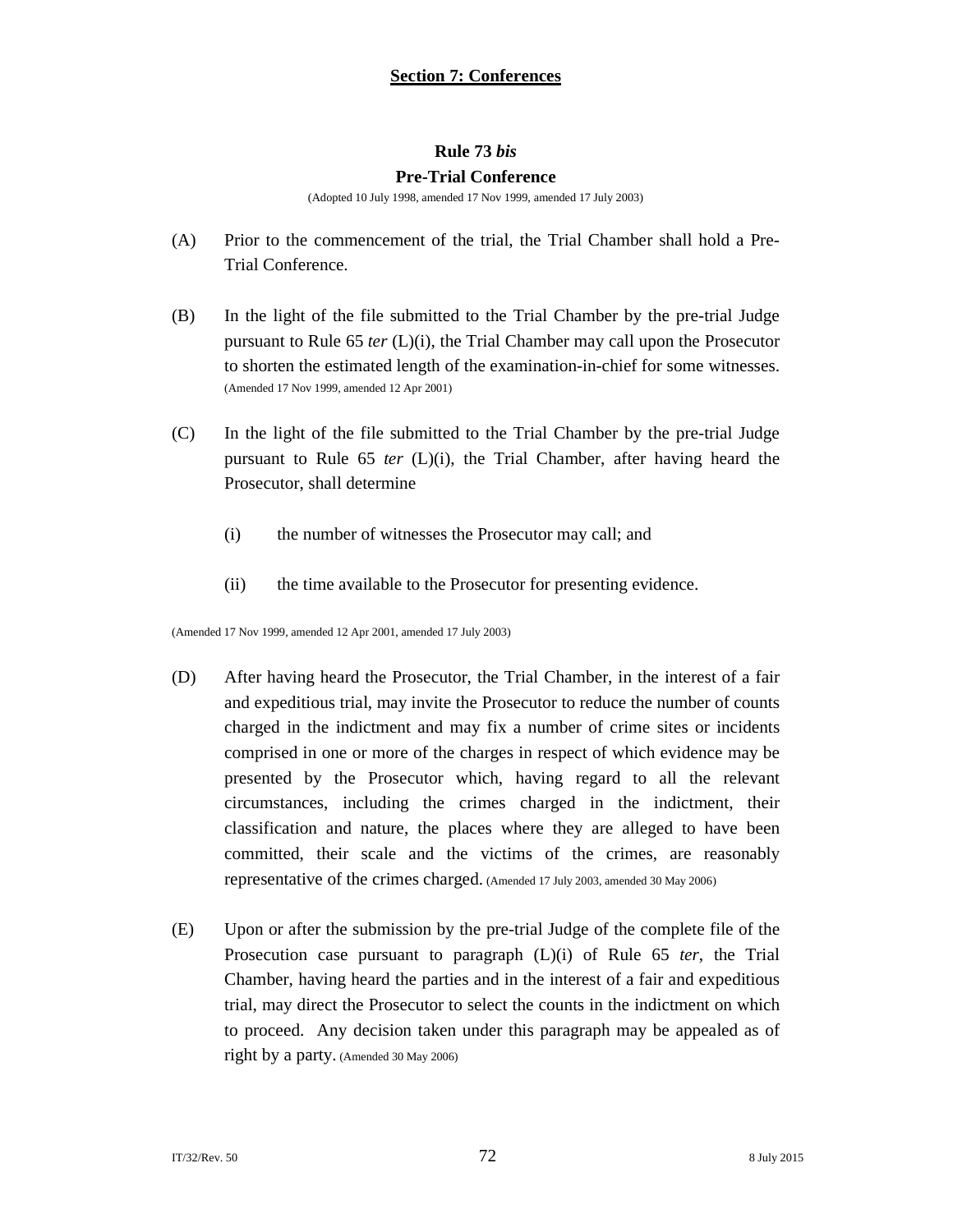## Section 7: Conferences

### Rule 73 *bis*

### Pre-Trial Conference

(Adopted 10 July 1998, amended 17 Nov 1999, amended 17 July 2003)

(A) Prior to the commencement of the trial, the Trial Chamber shall hold a Pre-Trial Conference.

(B) In the light of the file submitted to the Trial Chamber by the pre-trial Judge pursuant to Rule 65 *ter* (L)(i), the Trial Chamber may call upon the Prosecutor to shorten the estimated length of the examination-in-chief for some witnesses. (Amended 17 Nov 1999, amended 12 Apr 2001)

(C) In the light of the file submitted to the Trial Chamber by the pre-trial Judge pursuant to Rule 65 *ter* (L)(i), the Trial Chamber, after having heard the Prosecutor, shall determine

(i) the number of witnesses the Prosecutor may call; and

(ii) the time available to the Prosecutor for presenting evidence.

(Amended 17 Nov 1999, amended 12 Apr 2001, amended 17 July 2003)

(D) After having heard the Prosecutor, the Trial Chamber, in the interest of a fair and expeditious trial, may invite the Prosecutor to reduce the number of counts charged in the indictment and may fix a number of crime sites or incidents comprised in one or more of the charges in respect of which evidence may be presented by the Prosecutor which, having regard to all the relevant circumstances, including the crimes charged in the indictment, their classification and nature, the places where they are alleged to have been committed, their scale and the victims of the crimes, are reasonably representative of the crimes charged. (Amended 17 July 2003, amended 30 May 2006)

(E) Upon or after the submission by the pre-trial Judge of the complete file of the Prosecution case pursuant to paragraph (L)(i) of Rule 65 *ter*, the Trial Chamber, having heard the parties and in the interest of a fair and expeditious trial, may direct the Prosecutor to select the counts in the indictment on which to proceed. Any decision taken under this paragraph may be appealed as of right by a party. (Amended 30 May 2006)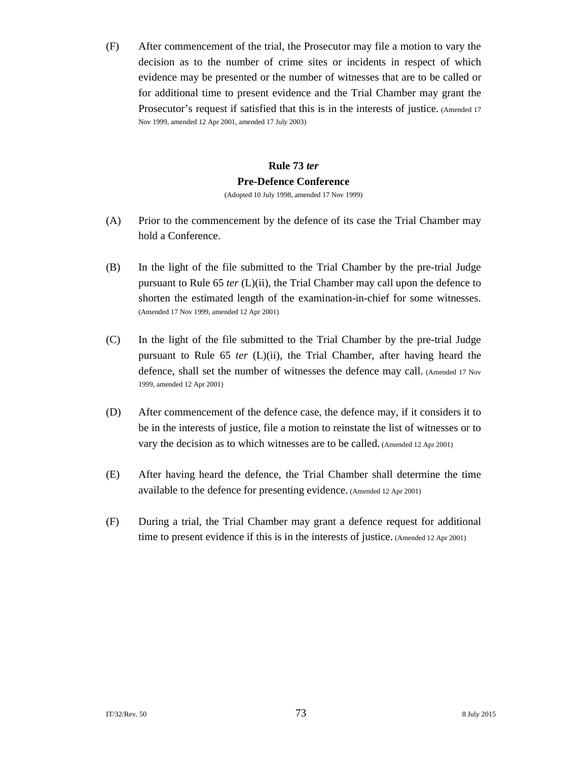(F) After commencement of the trial, the Prosecutor may file a motion to vary the decision as to the number of crime sites or incidents in respect of which evidence may be presented or the number of witnesses that are to be called or for additional time to present evidence and the Trial Chamber may grant the Prosecutor's request if satisfied that this is in the interests of justice. (Amended 17 Nov 1999, amended 12 Apr 2001, amended 17 July 2003)

### Rule 73 *ter*
### Pre-Defence Conference

(Adopted 10 July 1998, amended 17 Nov 1999)

(A) Prior to the commencement by the defence of its case the Trial Chamber may hold a Conference.

(B) In the light of the file submitted to the Trial Chamber by the pre-trial Judge pursuant to Rule 65 *ter* (L)(ii), the Trial Chamber may call upon the defence to shorten the estimated length of the examination-in-chief for some witnesses. (Amended 17 Nov 1999, amended 12 Apr 2001)

(C) In the light of the file submitted to the Trial Chamber by the pre-trial Judge pursuant to Rule 65 *ter* (L)(ii), the Trial Chamber, after having heard the defence, shall set the number of witnesses the defence may call. (Amended 17 Nov 1999, amended 12 Apr 2001)

(D) After commencement of the defence case, the defence may, if it considers it to be in the interests of justice, file a motion to reinstate the list of witnesses or to vary the decision as to which witnesses are to be called. (Amended 12 Apr 2001)

(E) After having heard the defence, the Trial Chamber shall determine the time available to the defence for presenting evidence. (Amended 12 Apr 2001)

(F) During a trial, the Trial Chamber may grant a defence request for additional time to present evidence if this is in the interests of justice. (Amended 12 Apr 2001)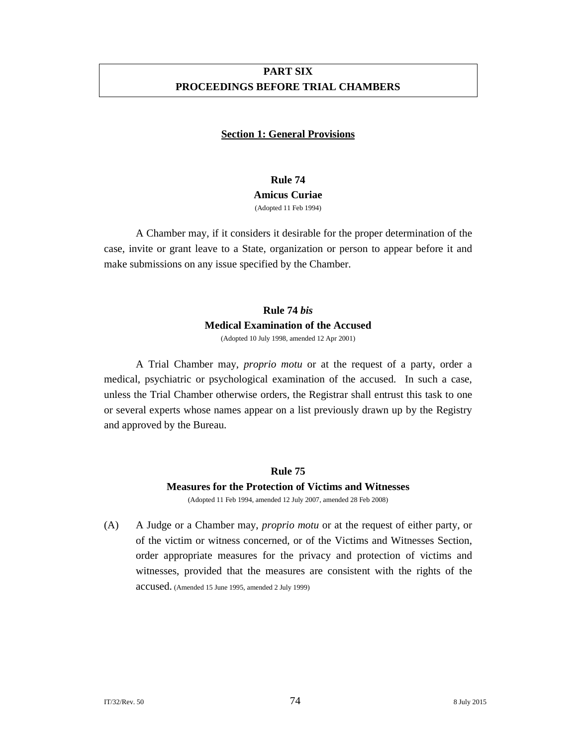# PART SIX
# PROCEEDINGS BEFORE TRIAL CHAMBERS

## Section 1: General Provisions

### Rule 74
### Amicus Curiae
(Adopted 11 Feb 1994)

A Chamber may, if it considers it desirable for the proper determination of the case, invite or grant leave to a State, organization or person to appear before it and make submissions on any issue specified by the Chamber.

### Rule 74 *bis*
### Medical Examination of the Accused
(Adopted 10 July 1998, amended 12 Apr 2001)

A Trial Chamber may, *proprio motu* or at the request of a party, order a medical, psychiatric or psychological examination of the accused. In such a case, unless the Trial Chamber otherwise orders, the Registrar shall entrust this task to one or several experts whose names appear on a list previously drawn up by the Registry and approved by the Bureau.

### Rule 75
### Measures for the Protection of Victims and Witnesses
(Adopted 11 Feb 1994, amended 12 July 2007, amended 28 Feb 2008)

(A) A Judge or a Chamber may, *proprio motu* or at the request of either party, or of the victim or witness concerned, or of the Victims and Witnesses Section, order appropriate measures for the privacy and protection of victims and witnesses, provided that the measures are consistent with the rights of the accused. (Amended 15 June 1995, amended 2 July 1999)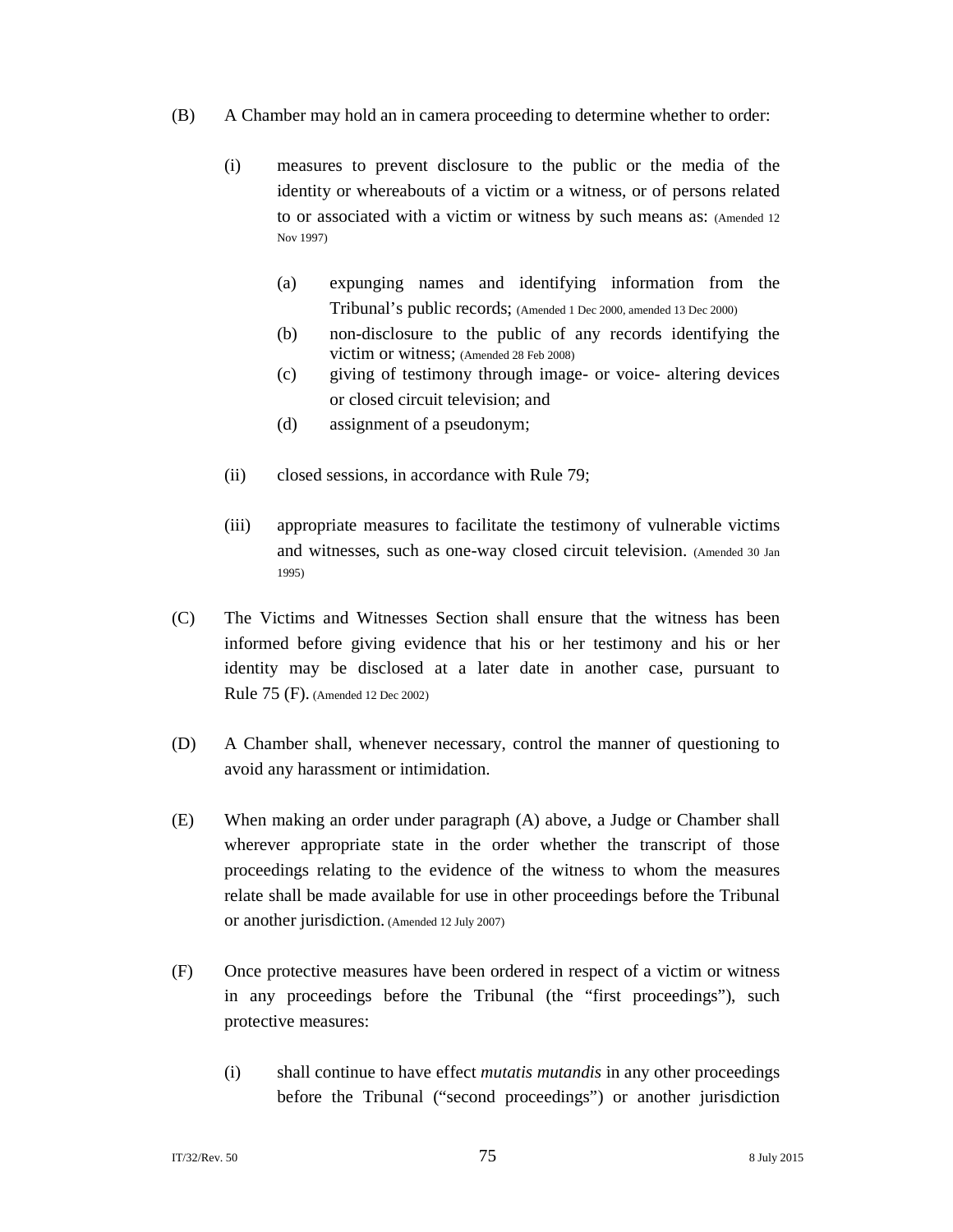(B) A Chamber may hold an in camera proceeding to determine whether to order:

(i) measures to prevent disclosure to the public or the media of the identity or whereabouts of a victim or a witness, or of persons related to or associated with a victim or witness by such means as: (Amended 12 Nov 1997)

(a) expunging names and identifying information from the Tribunal's public records; (Amended 1 Dec 2000, amended 13 Dec 2000)

(b) non-disclosure to the public of any records identifying the victim or witness; (Amended 28 Feb 2008)

(c) giving of testimony through image- or voice- altering devices or closed circuit television; and

(d) assignment of a pseudonym;

(ii) closed sessions, in accordance with Rule 79;

(iii) appropriate measures to facilitate the testimony of vulnerable victims and witnesses, such as one-way closed circuit television. (Amended 30 Jan 1995)

(C) The Victims and Witnesses Section shall ensure that the witness has been informed before giving evidence that his or her testimony and his or her identity may be disclosed at a later date in another case, pursuant to Rule 75 (F). (Amended 12 Dec 2002)

(D) A Chamber shall, whenever necessary, control the manner of questioning to avoid any harassment or intimidation.

(E) When making an order under paragraph (A) above, a Judge or Chamber shall wherever appropriate state in the order whether the transcript of those proceedings relating to the evidence of the witness to whom the measures relate shall be made available for use in other proceedings before the Tribunal or another jurisdiction. (Amended 12 July 2007)

(F) Once protective measures have been ordered in respect of a victim or witness in any proceedings before the Tribunal (the "first proceedings"), such protective measures:

(i) shall continue to have effect *mutatis mutandis* in any other proceedings before the Tribunal ("second proceedings") or another jurisdiction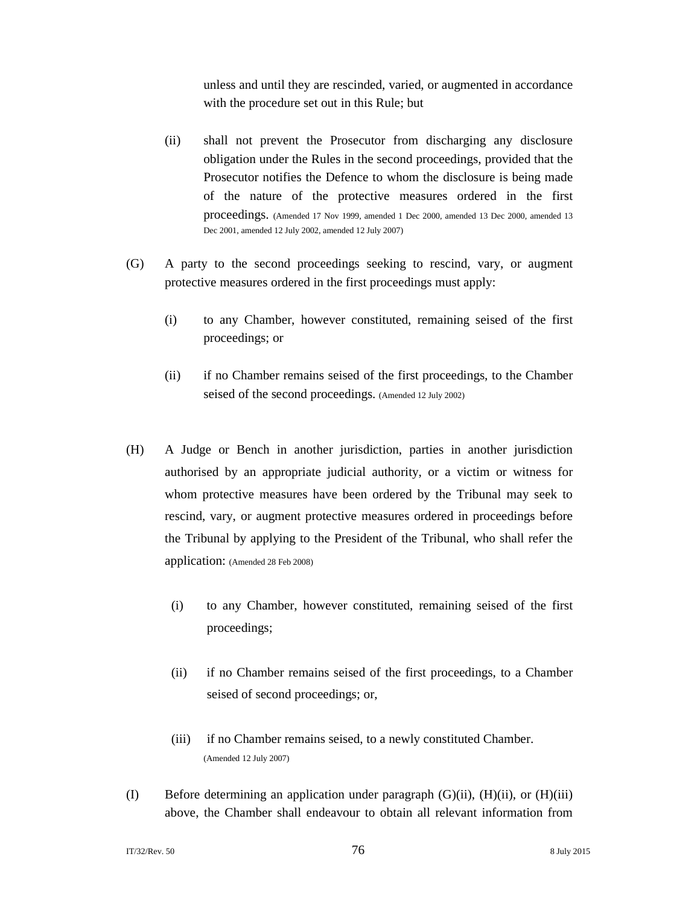unless and until they are rescinded, varied, or augmented in accordance with the procedure set out in this Rule; but

(ii) shall not prevent the Prosecutor from discharging any disclosure obligation under the Rules in the second proceedings, provided that the Prosecutor notifies the Defence to whom the disclosure is being made of the nature of the protective measures ordered in the first proceedings. (Amended 17 Nov 1999, amended 1 Dec 2000, amended 13 Dec 2000, amended 13 Dec 2001, amended 12 July 2002, amended 12 July 2007)

(G) A party to the second proceedings seeking to rescind, vary, or augment protective measures ordered in the first proceedings must apply:

(i) to any Chamber, however constituted, remaining seised of the first proceedings; or

(ii) if no Chamber remains seised of the first proceedings, to the Chamber seised of the second proceedings. (Amended 12 July 2002)

(H) A Judge or Bench in another jurisdiction, parties in another jurisdiction authorised by an appropriate judicial authority, or a victim or witness for whom protective measures have been ordered by the Tribunal may seek to rescind, vary, or augment protective measures ordered in proceedings before the Tribunal by applying to the President of the Tribunal, who shall refer the application: (Amended 28 Feb 2008)

(i) to any Chamber, however constituted, remaining seised of the first proceedings;

(ii) if no Chamber remains seised of the first proceedings, to a Chamber seised of second proceedings; or,

(iii) if no Chamber remains seised, to a newly constituted Chamber. (Amended 12 July 2007)

(I) Before determining an application under paragraph (G)(ii), (H)(ii), or (H)(iii) above, the Chamber shall endeavour to obtain all relevant information from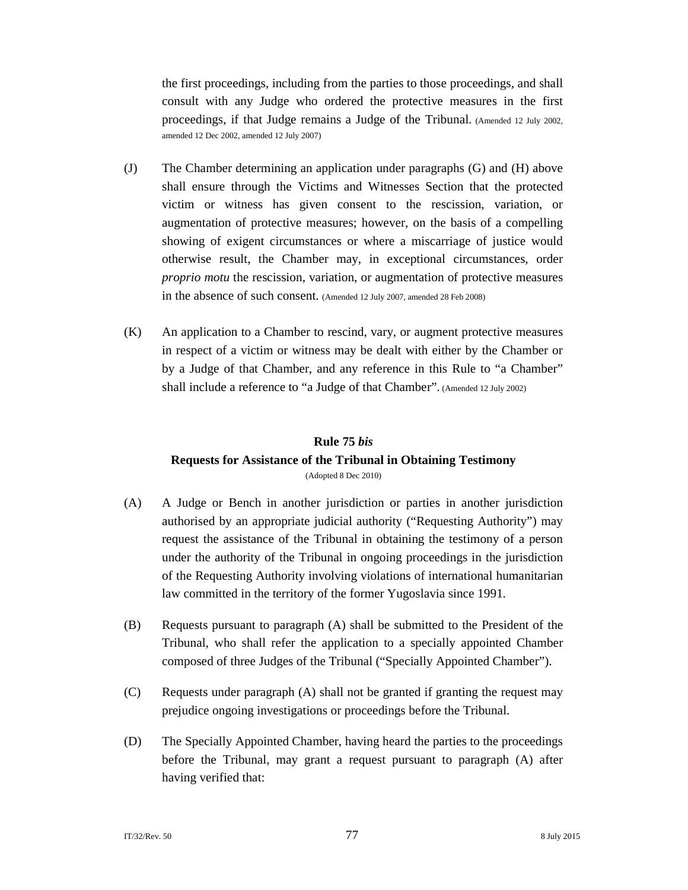the first proceedings, including from the parties to those proceedings, and shall consult with any Judge who ordered the protective measures in the first proceedings, if that Judge remains a Judge of the Tribunal. (Amended 12 July 2002, amended 12 Dec 2002, amended 12 July 2007)

(J) The Chamber determining an application under paragraphs (G) and (H) above shall ensure through the Victims and Witnesses Section that the protected victim or witness has given consent to the rescission, variation, or augmentation of protective measures; however, on the basis of a compelling showing of exigent circumstances or where a miscarriage of justice would otherwise result, the Chamber may, in exceptional circumstances, order *proprio motu* the rescission, variation, or augmentation of protective measures in the absence of such consent. (Amended 12 July 2007, amended 28 Feb 2008)

(K) An application to a Chamber to rescind, vary, or augment protective measures in respect of a victim or witness may be dealt with either by the Chamber or by a Judge of that Chamber, and any reference in this Rule to "a Chamber" shall include a reference to "a Judge of that Chamber". (Amended 12 July 2002)

## Rule 75 *bis*
## Requests for Assistance of the Tribunal in Obtaining Testimony

(Adopted 8 Dec 2010)

(A) A Judge or Bench in another jurisdiction or parties in another jurisdiction authorised by an appropriate judicial authority ("Requesting Authority") may request the assistance of the Tribunal in obtaining the testimony of a person under the authority of the Tribunal in ongoing proceedings in the jurisdiction of the Requesting Authority involving violations of international humanitarian law committed in the territory of the former Yugoslavia since 1991.

(B) Requests pursuant to paragraph (A) shall be submitted to the President of the Tribunal, who shall refer the application to a specially appointed Chamber composed of three Judges of the Tribunal ("Specially Appointed Chamber").

(C) Requests under paragraph (A) shall not be granted if granting the request may prejudice ongoing investigations or proceedings before the Tribunal.

(D) The Specially Appointed Chamber, having heard the parties to the proceedings before the Tribunal, may grant a request pursuant to paragraph (A) after having verified that: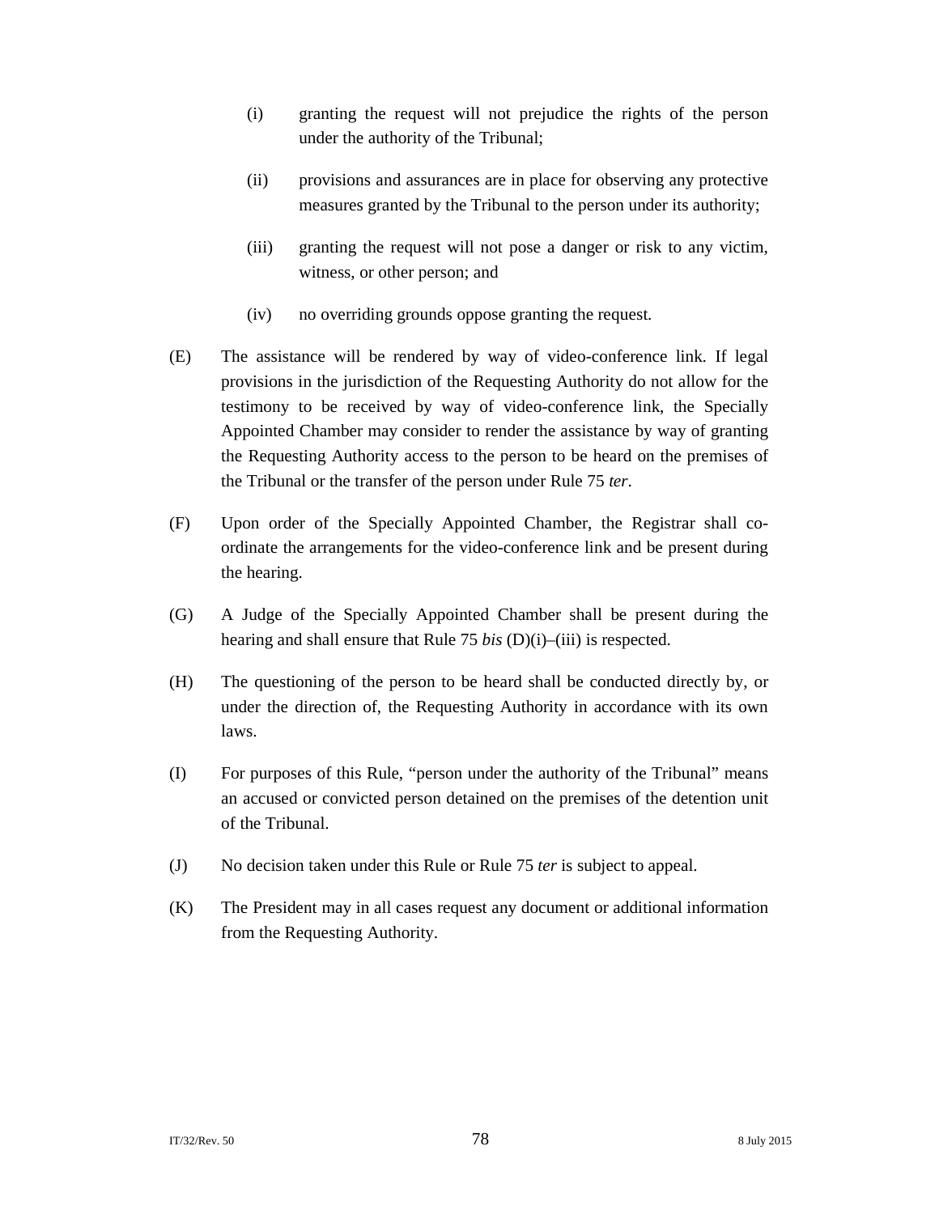(i) granting the request will not prejudice the rights of the person under the authority of the Tribunal;

(ii) provisions and assurances are in place for observing any protective measures granted by the Tribunal to the person under its authority;

(iii) granting the request will not pose a danger or risk to any victim, witness, or other person; and

(iv) no overriding grounds oppose granting the request.

(E) The assistance will be rendered by way of video-conference link. If legal provisions in the jurisdiction of the Requesting Authority do not allow for the testimony to be received by way of video-conference link, the Specially Appointed Chamber may consider to render the assistance by way of granting the Requesting Authority access to the person to be heard on the premises of the Tribunal or the transfer of the person under Rule 75 *ter*.

(F) Upon order of the Specially Appointed Chamber, the Registrar shall co-ordinate the arrangements for the video-conference link and be present during the hearing.

(G) A Judge of the Specially Appointed Chamber shall be present during the hearing and shall ensure that Rule 75 *bis* (D)(i)–(iii) is respected.

(H) The questioning of the person to be heard shall be conducted directly by, or under the direction of, the Requesting Authority in accordance with its own laws.

(I) For purposes of this Rule, "person under the authority of the Tribunal" means an accused or convicted person detained on the premises of the detention unit of the Tribunal.

(J) No decision taken under this Rule or Rule 75 *ter* is subject to appeal.

(K) The President may in all cases request any document or additional information from the Requesting Authority.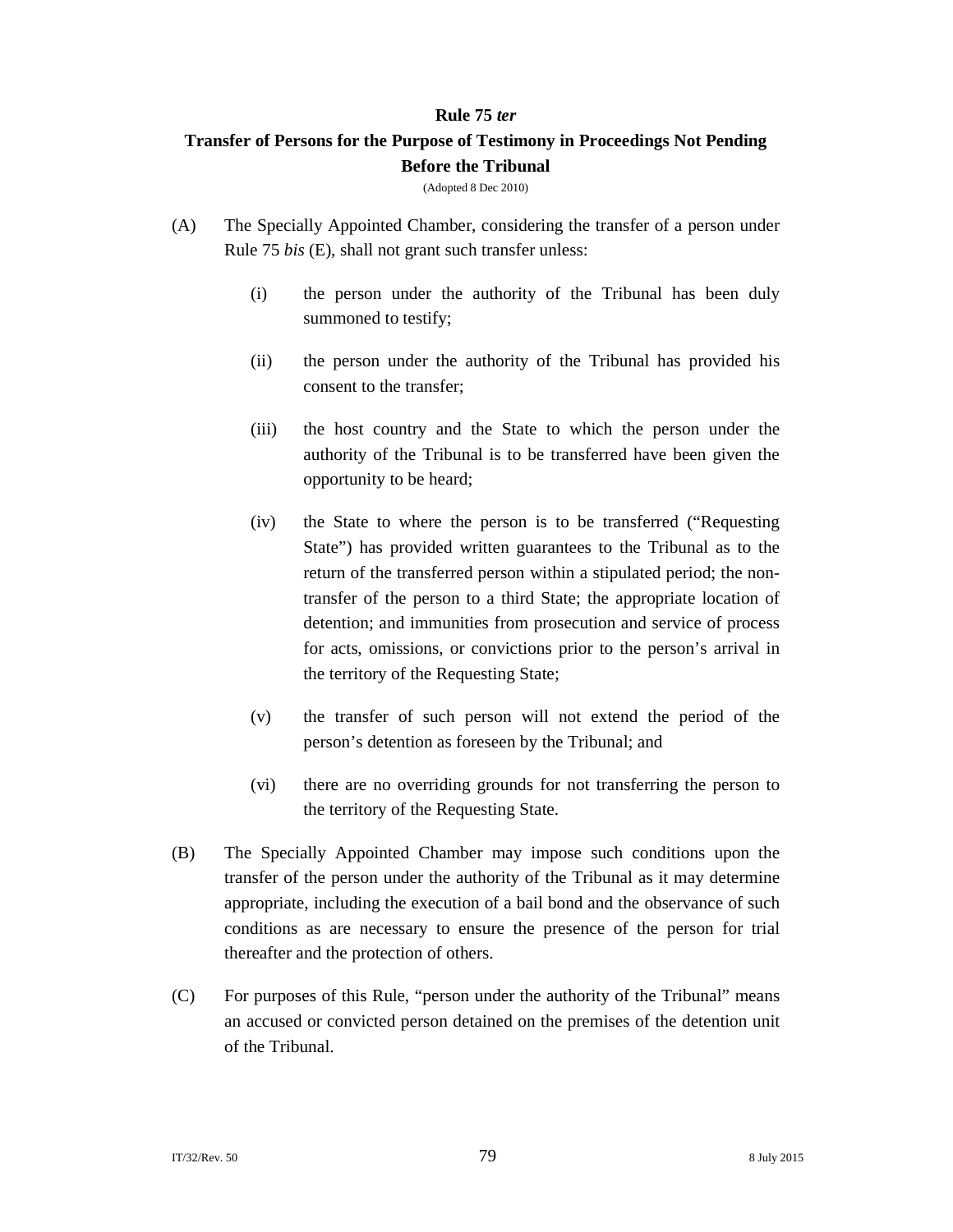## Rule 75 *ter*

## Transfer of Persons for the Purpose of Testimony in Proceedings Not Pending Before the Tribunal

(Adopted 8 Dec 2010)

(A) The Specially Appointed Chamber, considering the transfer of a person under Rule 75 *bis* (E), shall not grant such transfer unless:

(i) the person under the authority of the Tribunal has been duly summoned to testify;

(ii) the person under the authority of the Tribunal has provided his consent to the transfer;

(iii) the host country and the State to which the person under the authority of the Tribunal is to be transferred have been given the opportunity to be heard;

(iv) the State to where the person is to be transferred ("Requesting State") has provided written guarantees to the Tribunal as to the return of the transferred person within a stipulated period; the non-transfer of the person to a third State; the appropriate location of detention; and immunities from prosecution and service of process for acts, omissions, or convictions prior to the person's arrival in the territory of the Requesting State;

(v) the transfer of such person will not extend the period of the person's detention as foreseen by the Tribunal; and

(vi) there are no overriding grounds for not transferring the person to the territory of the Requesting State.

(B) The Specially Appointed Chamber may impose such conditions upon the transfer of the person under the authority of the Tribunal as it may determine appropriate, including the execution of a bail bond and the observance of such conditions as are necessary to ensure the presence of the person for trial thereafter and the protection of others.

(C) For purposes of this Rule, "person under the authority of the Tribunal" means an accused or convicted person detained on the premises of the detention unit of the Tribunal.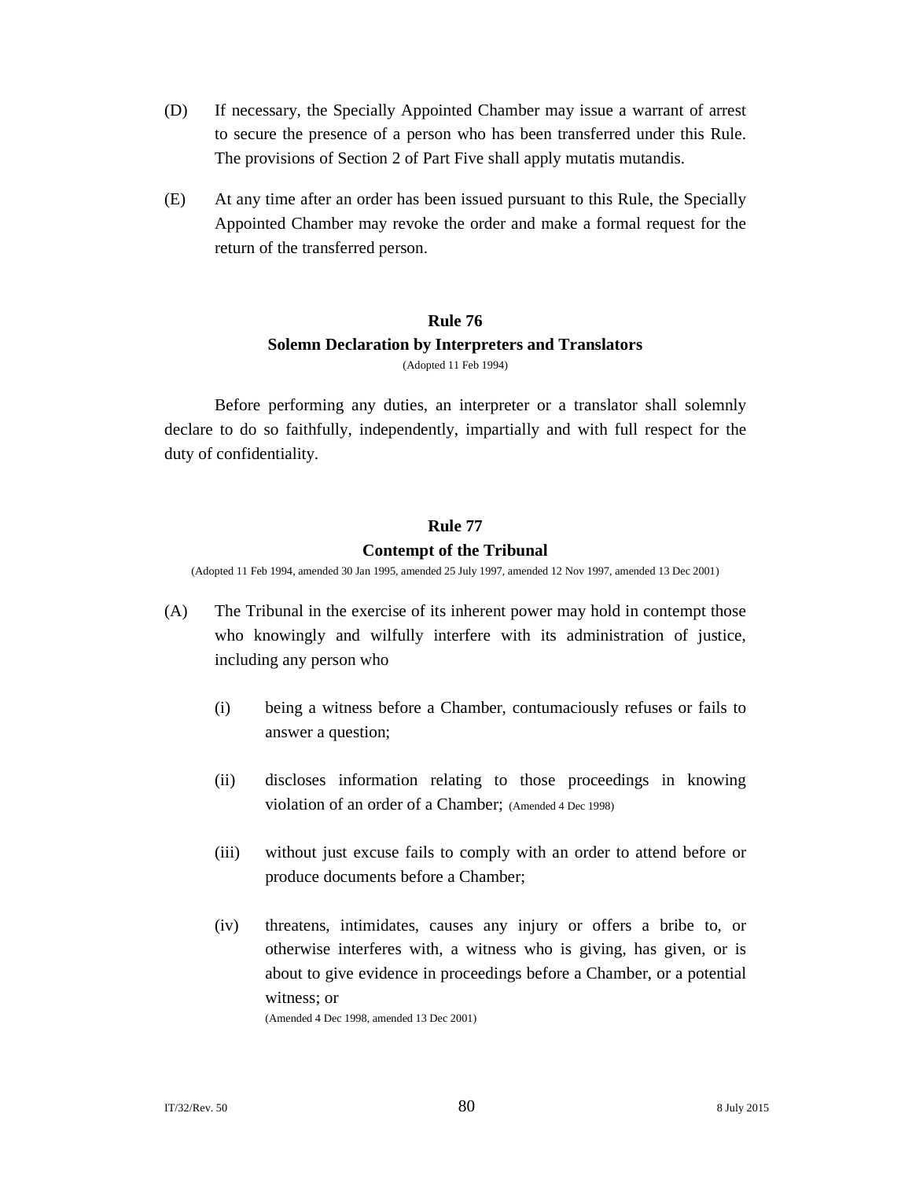(D) If necessary, the Specially Appointed Chamber may issue a warrant of arrest to secure the presence of a person who has been transferred under this Rule. The provisions of Section 2 of Part Five shall apply mutatis mutandis.

(E) At any time after an order has been issued pursuant to this Rule, the Specially Appointed Chamber may revoke the order and make a formal request for the return of the transferred person.

## Rule 76
## Solemn Declaration by Interpreters and Translators

(Adopted 11 Feb 1994)

Before performing any duties, an interpreter or a translator shall solemnly declare to do so faithfully, independently, impartially and with full respect for the duty of confidentiality.

## Rule 77
## Contempt of the Tribunal

(Adopted 11 Feb 1994, amended 30 Jan 1995, amended 25 July 1997, amended 12 Nov 1997, amended 13 Dec 2001)

(A) The Tribunal in the exercise of its inherent power may hold in contempt those who knowingly and wilfully interfere with its administration of justice, including any person who

(i) being a witness before a Chamber, contumaciously refuses or fails to answer a question;

(ii) discloses information relating to those proceedings in knowing violation of an order of a Chamber; (Amended 4 Dec 1998)

(iii) without just excuse fails to comply with an order to attend before or produce documents before a Chamber;

(iv) threatens, intimidates, causes any injury or offers a bribe to, or otherwise interferes with, a witness who is giving, has given, or is about to give evidence in proceedings before a Chamber, or a potential witness; or
(Amended 4 Dec 1998, amended 13 Dec 2001)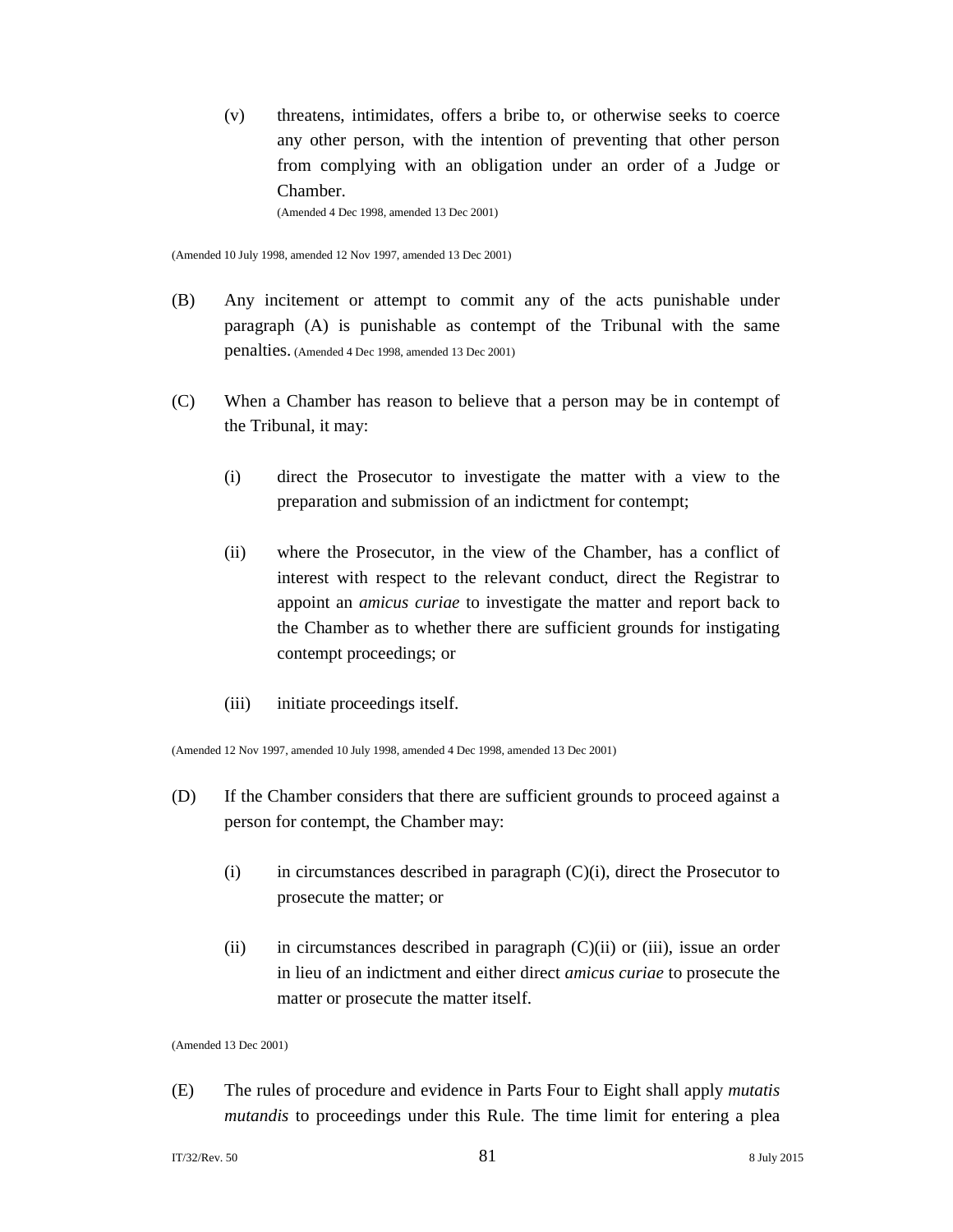(v) threatens, intimidates, offers a bribe to, or otherwise seeks to coerce any other person, with the intention of preventing that other person from complying with an obligation under an order of a Judge or Chamber.
(Amended 4 Dec 1998, amended 13 Dec 2001)

(Amended 10 July 1998, amended 12 Nov 1997, amended 13 Dec 2001)

(B) Any incitement or attempt to commit any of the acts punishable under paragraph (A) is punishable as contempt of the Tribunal with the same penalties. (Amended 4 Dec 1998, amended 13 Dec 2001)

(C) When a Chamber has reason to believe that a person may be in contempt of the Tribunal, it may:

(i) direct the Prosecutor to investigate the matter with a view to the preparation and submission of an indictment for contempt;

(ii) where the Prosecutor, in the view of the Chamber, has a conflict of interest with respect to the relevant conduct, direct the Registrar to appoint an *amicus curiae* to investigate the matter and report back to the Chamber as to whether there are sufficient grounds for instigating contempt proceedings; or

(iii) initiate proceedings itself.

(Amended 12 Nov 1997, amended 10 July 1998, amended 4 Dec 1998, amended 13 Dec 2001)

(D) If the Chamber considers that there are sufficient grounds to proceed against a person for contempt, the Chamber may:

(i) in circumstances described in paragraph (C)(i), direct the Prosecutor to prosecute the matter; or

(ii) in circumstances described in paragraph (C)(ii) or (iii), issue an order in lieu of an indictment and either direct *amicus curiae* to prosecute the matter or prosecute the matter itself.

(Amended 13 Dec 2001)

(E) The rules of procedure and evidence in Parts Four to Eight shall apply *mutatis mutandis* to proceedings under this Rule. The time limit for entering a plea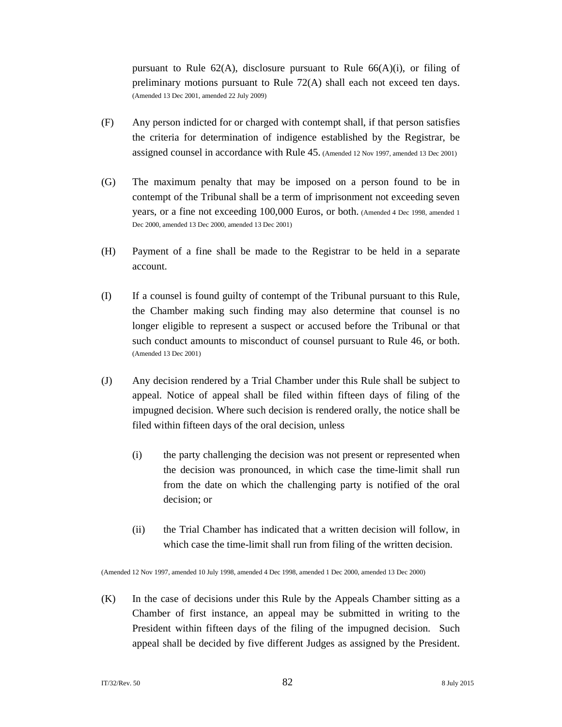pursuant to Rule 62(A), disclosure pursuant to Rule 66(A)(i), or filing of preliminary motions pursuant to Rule 72(A) shall each not exceed ten days. (Amended 13 Dec 2001, amended 22 July 2009)

(F) Any person indicted for or charged with contempt shall, if that person satisfies the criteria for determination of indigence established by the Registrar, be assigned counsel in accordance with Rule 45. (Amended 12 Nov 1997, amended 13 Dec 2001)

(G) The maximum penalty that may be imposed on a person found to be in contempt of the Tribunal shall be a term of imprisonment not exceeding seven years, or a fine not exceeding 100,000 Euros, or both. (Amended 4 Dec 1998, amended 1 Dec 2000, amended 13 Dec 2000, amended 13 Dec 2001)

(H) Payment of a fine shall be made to the Registrar to be held in a separate account.

(I) If a counsel is found guilty of contempt of the Tribunal pursuant to this Rule, the Chamber making such finding may also determine that counsel is no longer eligible to represent a suspect or accused before the Tribunal or that such conduct amounts to misconduct of counsel pursuant to Rule 46, or both. (Amended 13 Dec 2001)

(J) Any decision rendered by a Trial Chamber under this Rule shall be subject to appeal. Notice of appeal shall be filed within fifteen days of filing of the impugned decision. Where such decision is rendered orally, the notice shall be filed within fifteen days of the oral decision, unless

(i) the party challenging the decision was not present or represented when the decision was pronounced, in which case the time-limit shall run from the date on which the challenging party is notified of the oral decision; or

(ii) the Trial Chamber has indicated that a written decision will follow, in which case the time-limit shall run from filing of the written decision.

(Amended 12 Nov 1997, amended 10 July 1998, amended 4 Dec 1998, amended 1 Dec 2000, amended 13 Dec 2000)

(K) In the case of decisions under this Rule by the Appeals Chamber sitting as a Chamber of first instance, an appeal may be submitted in writing to the President within fifteen days of the filing of the impugned decision. Such appeal shall be decided by five different Judges as assigned by the President.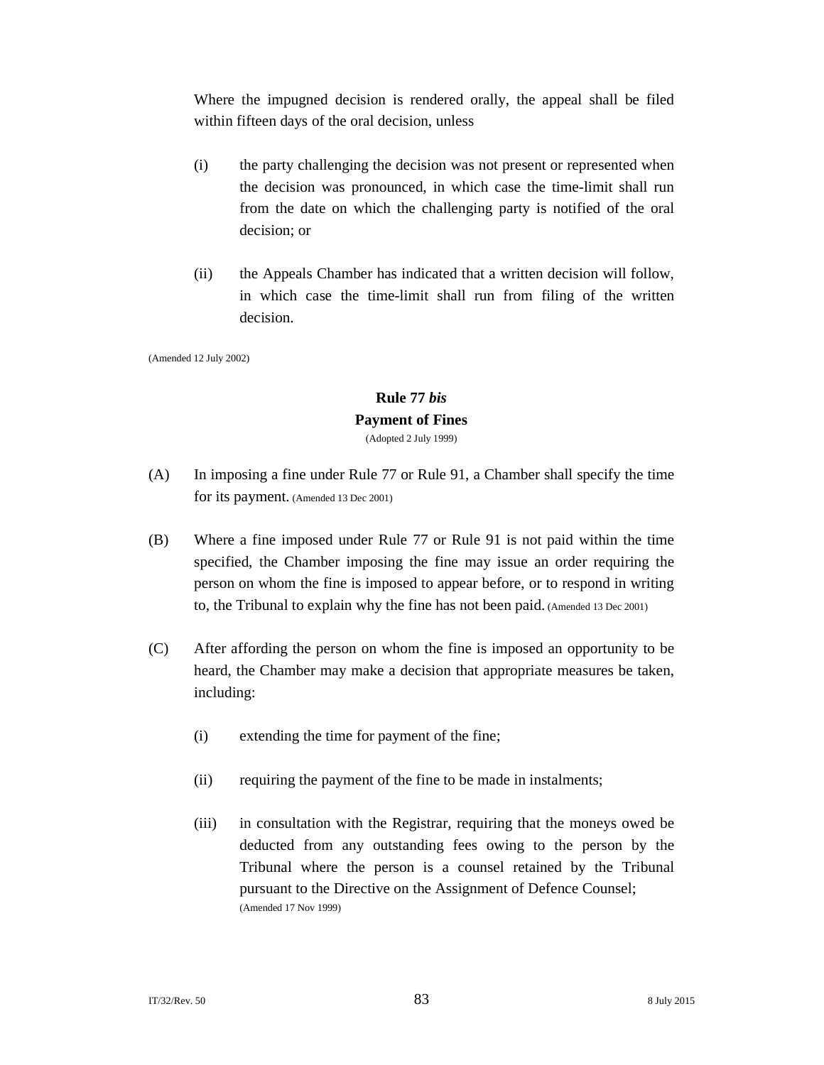Where the impugned decision is rendered orally, the appeal shall be filed within fifteen days of the oral decision, unless

(i) the party challenging the decision was not present or represented when the decision was pronounced, in which case the time-limit shall run from the date on which the challenging party is notified of the oral decision; or

(ii) the Appeals Chamber has indicated that a written decision will follow, in which case the time-limit shall run from filing of the written decision.

(Amended 12 July 2002)

## Rule 77 *bis*
## Payment of Fines

(Adopted 2 July 1999)

(A) In imposing a fine under Rule 77 or Rule 91, a Chamber shall specify the time for its payment. (Amended 13 Dec 2001)

(B) Where a fine imposed under Rule 77 or Rule 91 is not paid within the time specified, the Chamber imposing the fine may issue an order requiring the person on whom the fine is imposed to appear before, or to respond in writing to, the Tribunal to explain why the fine has not been paid. (Amended 13 Dec 2001)

(C) After affording the person on whom the fine is imposed an opportunity to be heard, the Chamber may make a decision that appropriate measures be taken, including:

(i) extending the time for payment of the fine;

(ii) requiring the payment of the fine to be made in instalments;

(iii) in consultation with the Registrar, requiring that the moneys owed be deducted from any outstanding fees owing to the person by the Tribunal where the person is a counsel retained by the Tribunal pursuant to the Directive on the Assignment of Defence Counsel; (Amended 17 Nov 1999)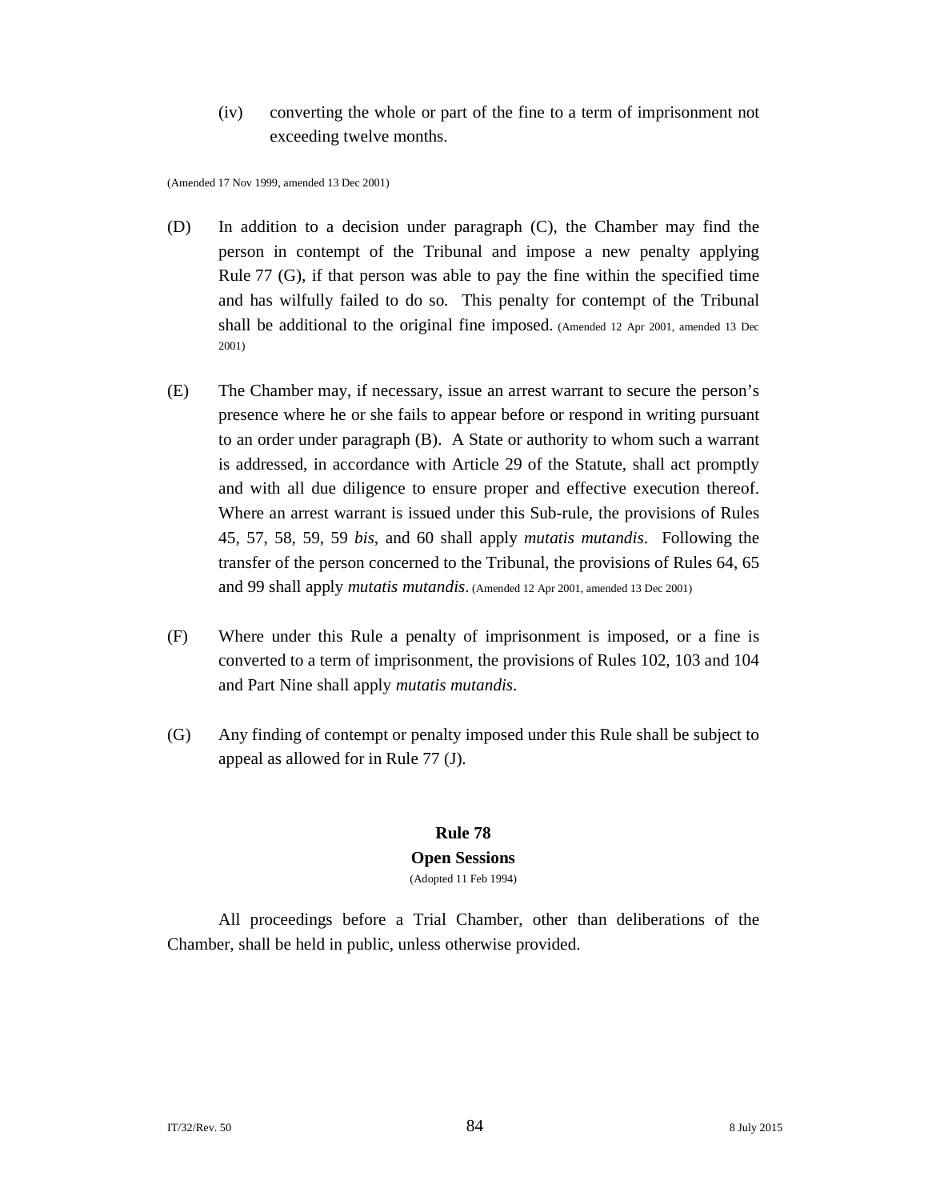(iv) converting the whole or part of the fine to a term of imprisonment not exceeding twelve months.

(Amended 17 Nov 1999, amended 13 Dec 2001)

(D) In addition to a decision under paragraph (C), the Chamber may find the person in contempt of the Tribunal and impose a new penalty applying Rule 77 (G), if that person was able to pay the fine within the specified time and has wilfully failed to do so. This penalty for contempt of the Tribunal shall be additional to the original fine imposed. (Amended 12 Apr 2001, amended 13 Dec 2001)

(E) The Chamber may, if necessary, issue an arrest warrant to secure the person's presence where he or she fails to appear before or respond in writing pursuant to an order under paragraph (B). A State or authority to whom such a warrant is addressed, in accordance with Article 29 of the Statute, shall act promptly and with all due diligence to ensure proper and effective execution thereof. Where an arrest warrant is issued under this Sub-rule, the provisions of Rules 45, 57, 58, 59, 59 *bis*, and 60 shall apply *mutatis mutandis*. Following the transfer of the person concerned to the Tribunal, the provisions of Rules 64, 65 and 99 shall apply *mutatis mutandis*. (Amended 12 Apr 2001, amended 13 Dec 2001)

(F) Where under this Rule a penalty of imprisonment is imposed, or a fine is converted to a term of imprisonment, the provisions of Rules 102, 103 and 104 and Part Nine shall apply *mutatis mutandis*.

(G) Any finding of contempt or penalty imposed under this Rule shall be subject to appeal as allowed for in Rule 77 (J).

## Rule 78
## Open Sessions

(Adopted 11 Feb 1994)

All proceedings before a Trial Chamber, other than deliberations of the Chamber, shall be held in public, unless otherwise provided.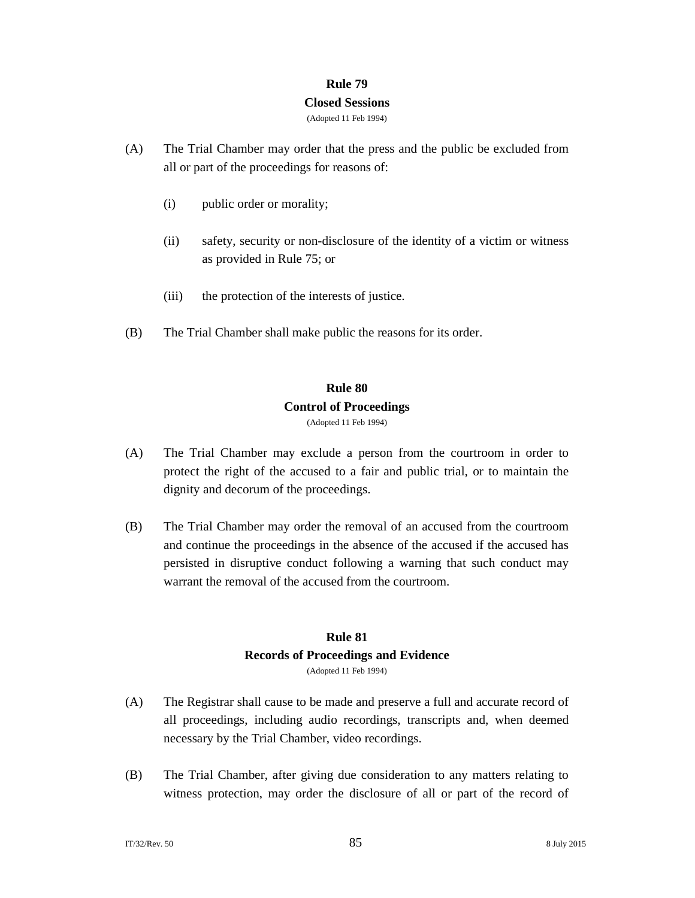## Rule 79
### Closed Sessions
(Adopted 11 Feb 1994)

(A) The Trial Chamber may order that the press and the public be excluded from all or part of the proceedings for reasons of:

(i) public order or morality;

(ii) safety, security or non-disclosure of the identity of a victim or witness as provided in Rule 75; or

(iii) the protection of the interests of justice.

(B) The Trial Chamber shall make public the reasons for its order.

## Rule 80
### Control of Proceedings
(Adopted 11 Feb 1994)

(A) The Trial Chamber may exclude a person from the courtroom in order to protect the right of the accused to a fair and public trial, or to maintain the dignity and decorum of the proceedings.

(B) The Trial Chamber may order the removal of an accused from the courtroom and continue the proceedings in the absence of the accused if the accused has persisted in disruptive conduct following a warning that such conduct may warrant the removal of the accused from the courtroom.

## Rule 81
### Records of Proceedings and Evidence
(Adopted 11 Feb 1994)

(A) The Registrar shall cause to be made and preserve a full and accurate record of all proceedings, including audio recordings, transcripts and, when deemed necessary by the Trial Chamber, video recordings.

(B) The Trial Chamber, after giving due consideration to any matters relating to witness protection, may order the disclosure of all or part of the record of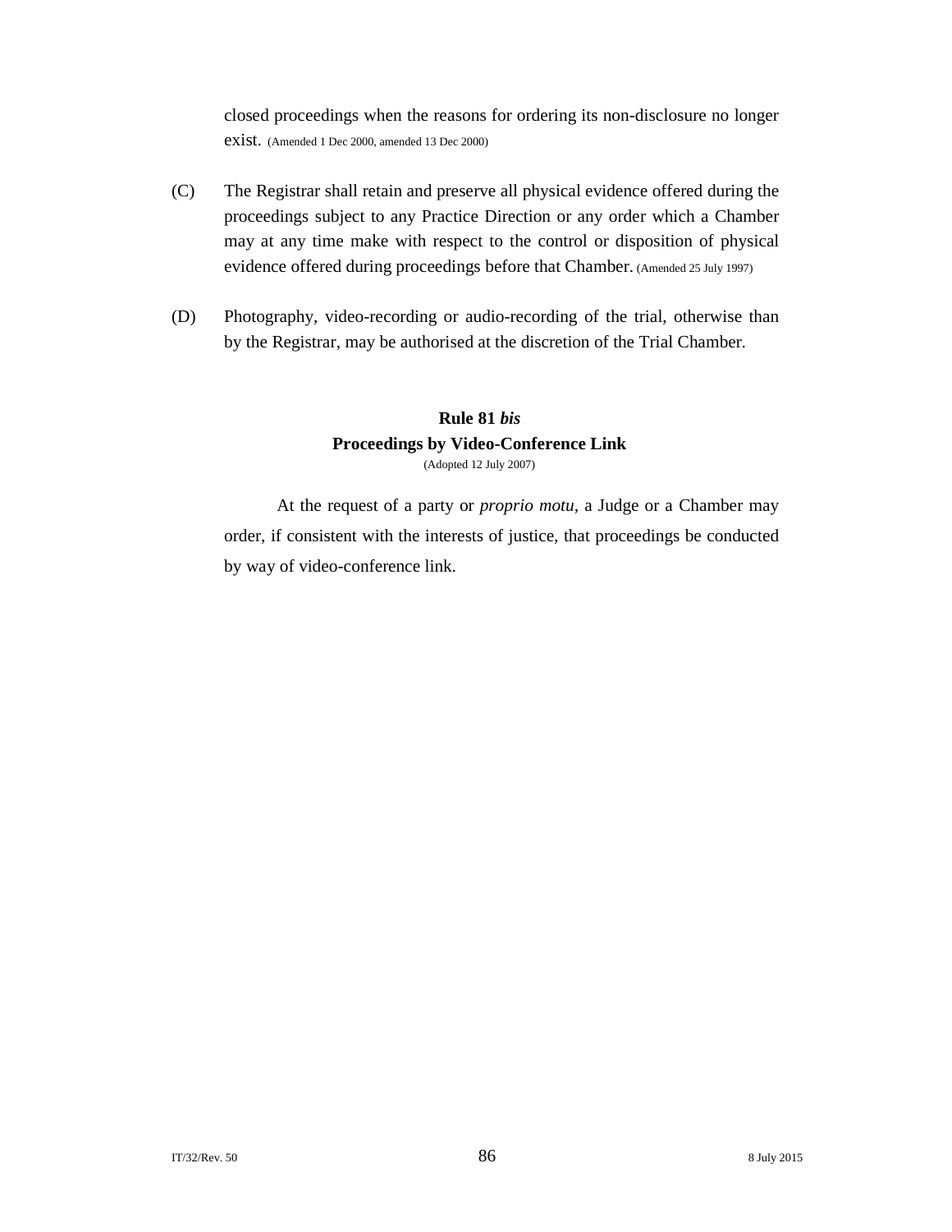closed proceedings when the reasons for ordering its non-disclosure no longer exist. (Amended 1 Dec 2000, amended 13 Dec 2000)

(C) The Registrar shall retain and preserve all physical evidence offered during the proceedings subject to any Practice Direction or any order which a Chamber may at any time make with respect to the control or disposition of physical evidence offered during proceedings before that Chamber. (Amended 25 July 1997)

(D) Photography, video-recording or audio-recording of the trial, otherwise than by the Registrar, may be authorised at the discretion of the Trial Chamber.

### Rule 81 *bis*
### Proceedings by Video-Conference Link

(Adopted 12 July 2007)

At the request of a party or *proprio motu*, a Judge or a Chamber may order, if consistent with the interests of justice, that proceedings be conducted by way of video-conference link.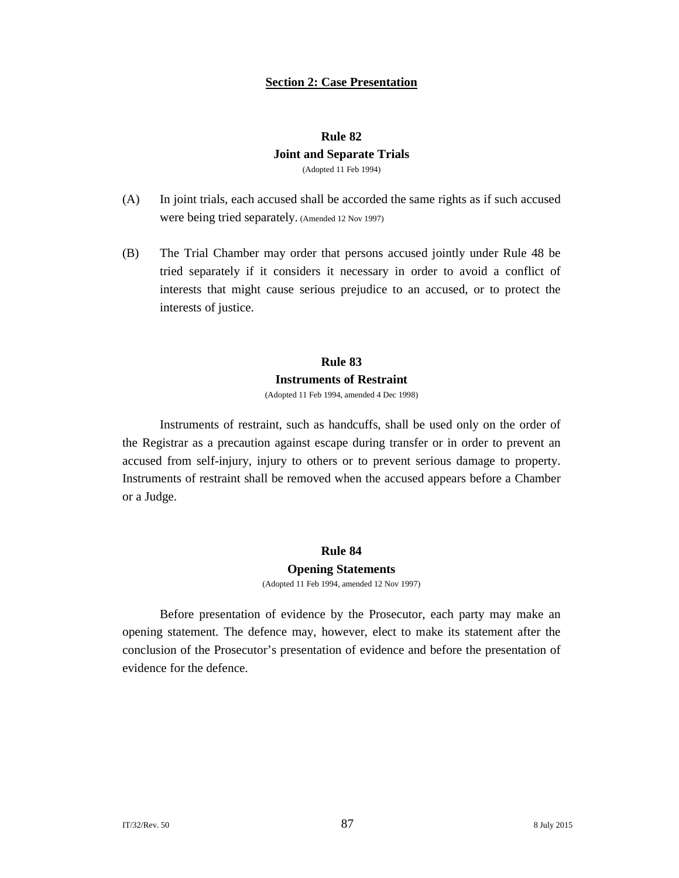## Section 2: Case Presentation

### Rule 82
### Joint and Separate Trials
(Adopted 11 Feb 1994)

(A) In joint trials, each accused shall be accorded the same rights as if such accused were being tried separately. (Amended 12 Nov 1997)

(B) The Trial Chamber may order that persons accused jointly under Rule 48 be tried separately if it considers it necessary in order to avoid a conflict of interests that might cause serious prejudice to an accused, or to protect the interests of justice.

### Rule 83
### Instruments of Restraint
(Adopted 11 Feb 1994, amended 4 Dec 1998)

Instruments of restraint, such as handcuffs, shall be used only on the order of the Registrar as a precaution against escape during transfer or in order to prevent an accused from self-injury, injury to others or to prevent serious damage to property. Instruments of restraint shall be removed when the accused appears before a Chamber or a Judge.

### Rule 84
### Opening Statements
(Adopted 11 Feb 1994, amended 12 Nov 1997)

Before presentation of evidence by the Prosecutor, each party may make an opening statement. The defence may, however, elect to make its statement after the conclusion of the Prosecutor's presentation of evidence and before the presentation of evidence for the defence.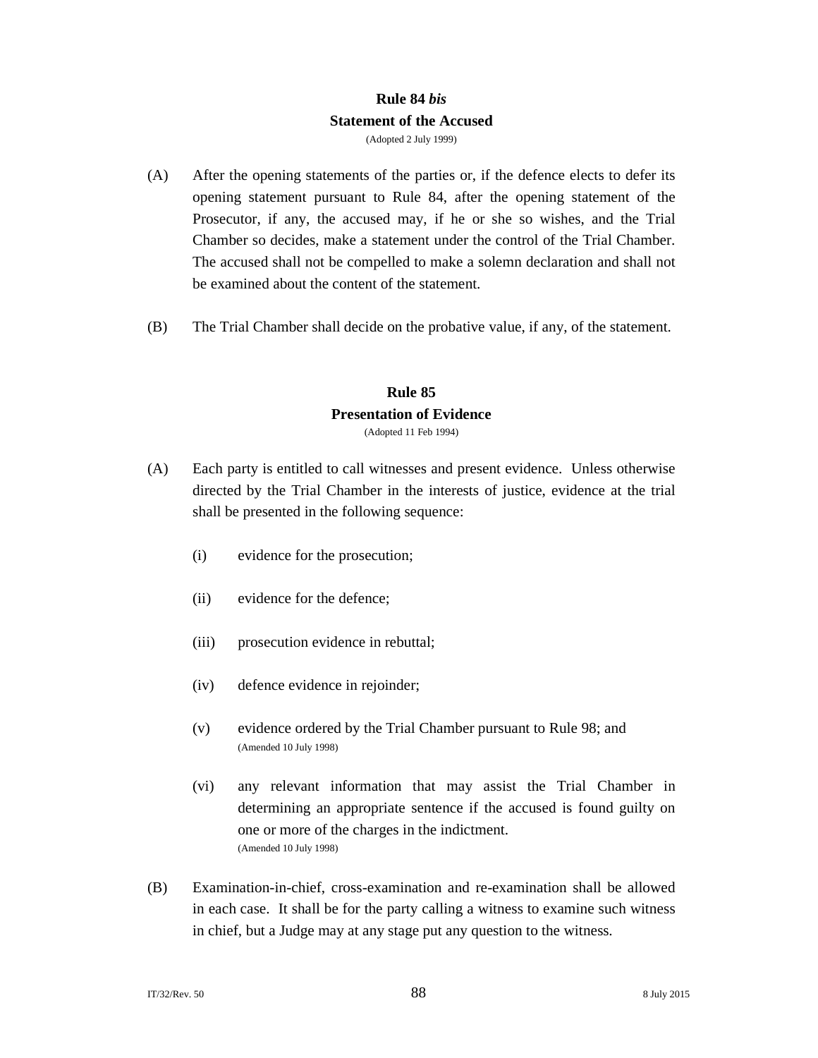## Rule 84 *bis*
## Statement of the Accused

(Adopted 2 July 1999)

(A) After the opening statements of the parties or, if the defence elects to defer its opening statement pursuant to Rule 84, after the opening statement of the Prosecutor, if any, the accused may, if he or she so wishes, and the Trial Chamber so decides, make a statement under the control of the Trial Chamber. The accused shall not be compelled to make a solemn declaration and shall not be examined about the content of the statement.

(B) The Trial Chamber shall decide on the probative value, if any, of the statement.

## Rule 85
## Presentation of Evidence

(Adopted 11 Feb 1994)

(A) Each party is entitled to call witnesses and present evidence. Unless otherwise directed by the Trial Chamber in the interests of justice, evidence at the trial shall be presented in the following sequence:

(i) evidence for the prosecution;

(ii) evidence for the defence;

(iii) prosecution evidence in rebuttal;

(iv) defence evidence in rejoinder;

(v) evidence ordered by the Trial Chamber pursuant to Rule 98; and
(Amended 10 July 1998)

(vi) any relevant information that may assist the Trial Chamber in determining an appropriate sentence if the accused is found guilty on one or more of the charges in the indictment.
(Amended 10 July 1998)

(B) Examination-in-chief, cross-examination and re-examination shall be allowed in each case. It shall be for the party calling a witness to examine such witness in chief, but a Judge may at any stage put any question to the witness.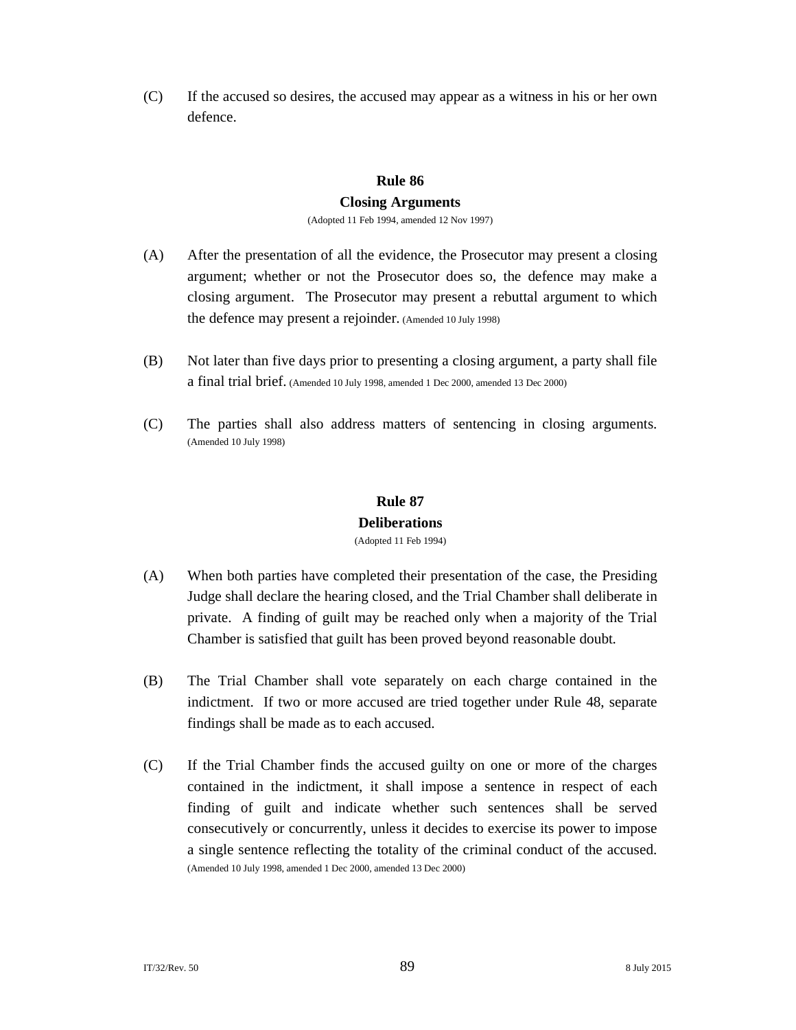(C) If the accused so desires, the accused may appear as a witness in his or her own defence.

## Rule 86

### Closing Arguments

(Adopted 11 Feb 1994, amended 12 Nov 1997)

(A) After the presentation of all the evidence, the Prosecutor may present a closing argument; whether or not the Prosecutor does so, the defence may make a closing argument. The Prosecutor may present a rebuttal argument to which the defence may present a rejoinder. (Amended 10 July 1998)

(B) Not later than five days prior to presenting a closing argument, a party shall file a final trial brief. (Amended 10 July 1998, amended 1 Dec 2000, amended 13 Dec 2000)

(C) The parties shall also address matters of sentencing in closing arguments. (Amended 10 July 1998)

## Rule 87

### Deliberations

(Adopted 11 Feb 1994)

(A) When both parties have completed their presentation of the case, the Presiding Judge shall declare the hearing closed, and the Trial Chamber shall deliberate in private. A finding of guilt may be reached only when a majority of the Trial Chamber is satisfied that guilt has been proved beyond reasonable doubt.

(B) The Trial Chamber shall vote separately on each charge contained in the indictment. If two or more accused are tried together under Rule 48, separate findings shall be made as to each accused.

(C) If the Trial Chamber finds the accused guilty on one or more of the charges contained in the indictment, it shall impose a sentence in respect of each finding of guilt and indicate whether such sentences shall be served consecutively or concurrently, unless it decides to exercise its power to impose a single sentence reflecting the totality of the criminal conduct of the accused. (Amended 10 July 1998, amended 1 Dec 2000, amended 13 Dec 2000)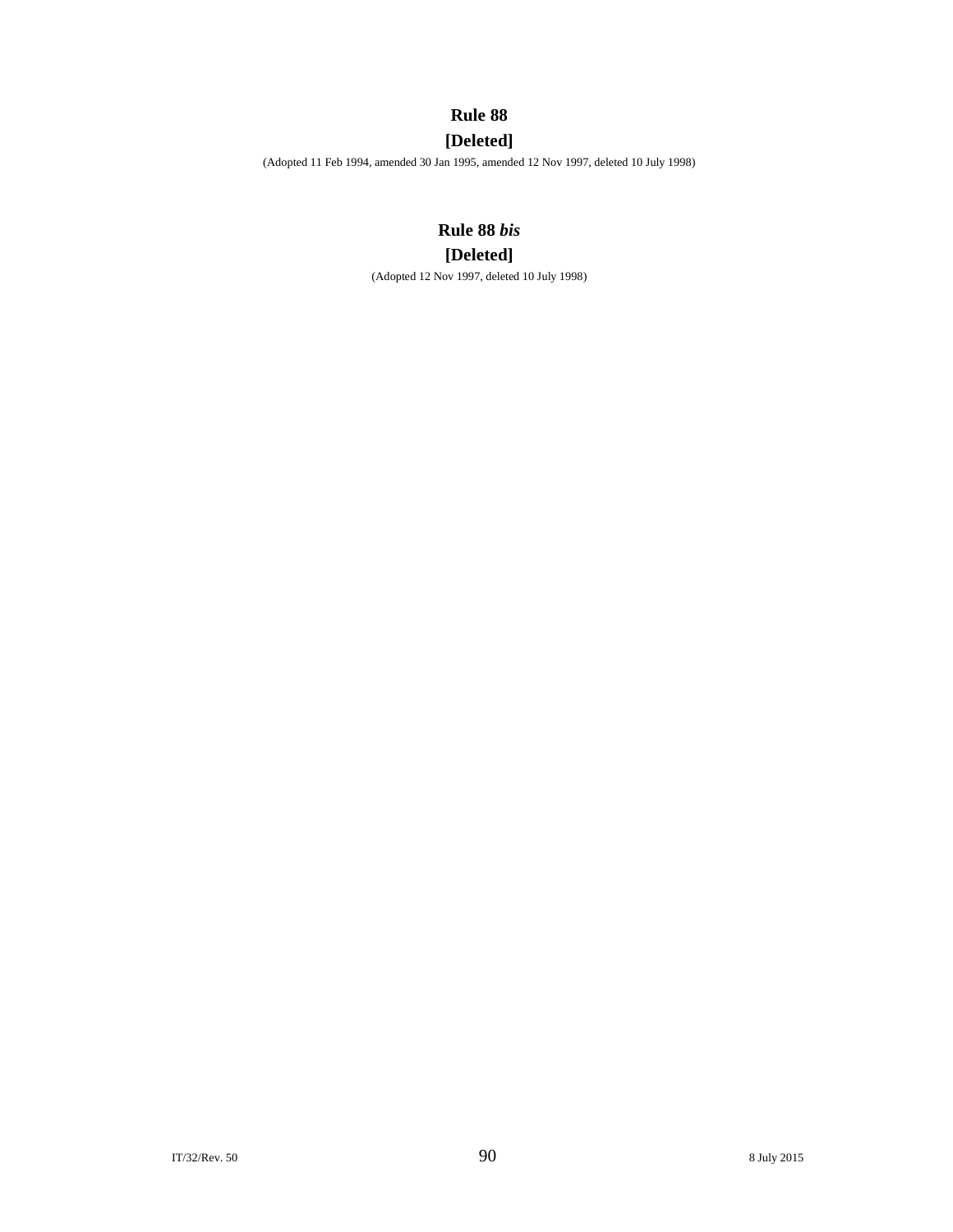## Rule 88
## [Deleted]

(Adopted 11 Feb 1994, amended 30 Jan 1995, amended 12 Nov 1997, deleted 10 July 1998)

## Rule 88 *bis*
## [Deleted]

(Adopted 12 Nov 1997, deleted 10 July 1998)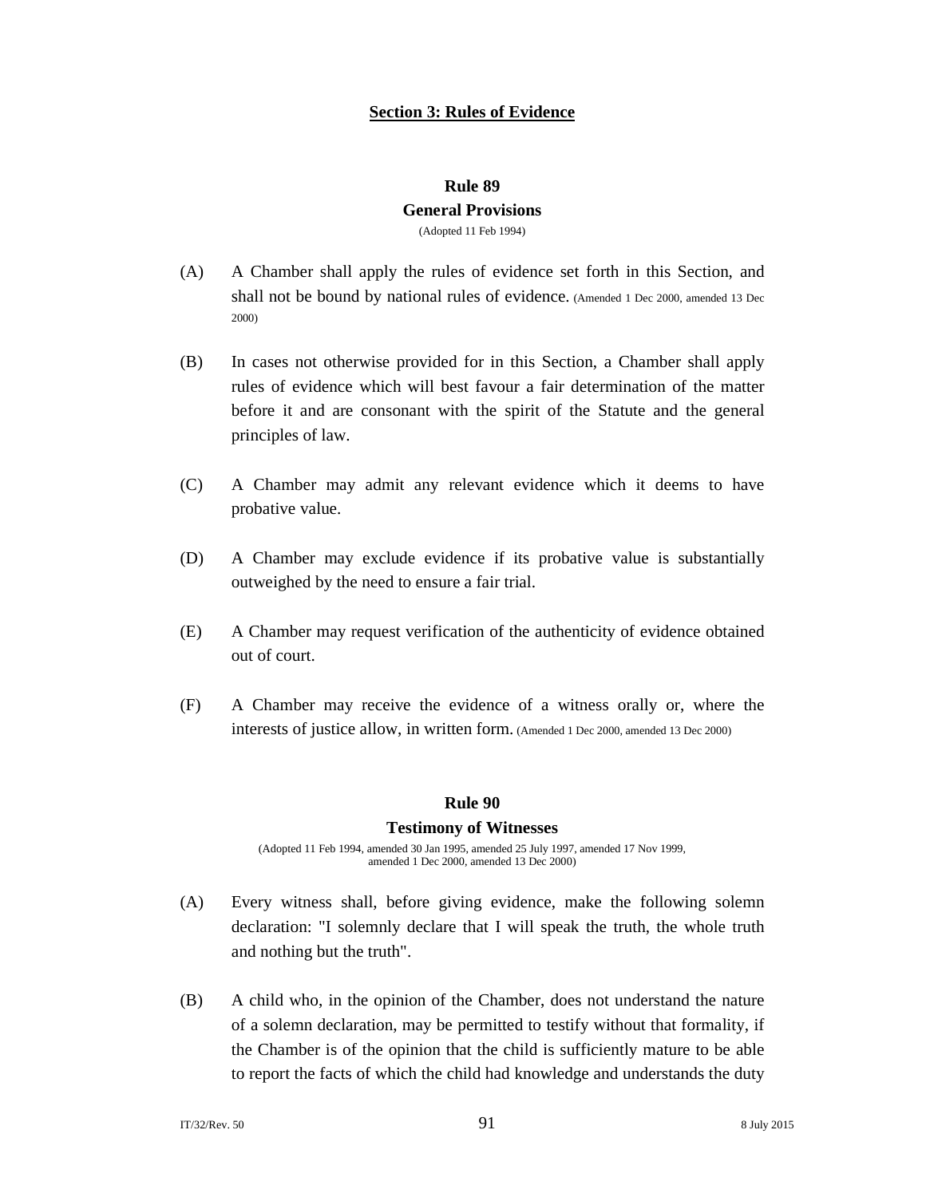## Section 3: Rules of Evidence

### Rule 89
### General Provisions

(Adopted 11 Feb 1994)

(A) A Chamber shall apply the rules of evidence set forth in this Section, and shall not be bound by national rules of evidence. (Amended 1 Dec 2000, amended 13 Dec 2000)

(B) In cases not otherwise provided for in this Section, a Chamber shall apply rules of evidence which will best favour a fair determination of the matter before it and are consonant with the spirit of the Statute and the general principles of law.

(C) A Chamber may admit any relevant evidence which it deems to have probative value.

(D) A Chamber may exclude evidence if its probative value is substantially outweighed by the need to ensure a fair trial.

(E) A Chamber may request verification of the authenticity of evidence obtained out of court.

(F) A Chamber may receive the evidence of a witness orally or, where the interests of justice allow, in written form. (Amended 1 Dec 2000, amended 13 Dec 2000)

### Rule 90
### Testimony of Witnesses

(Adopted 11 Feb 1994, amended 30 Jan 1995, amended 25 July 1997, amended 17 Nov 1999, amended 1 Dec 2000, amended 13 Dec 2000)

(A) Every witness shall, before giving evidence, make the following solemn declaration: "I solemnly declare that I will speak the truth, the whole truth and nothing but the truth".

(B) A child who, in the opinion of the Chamber, does not understand the nature of a solemn declaration, may be permitted to testify without that formality, if the Chamber is of the opinion that the child is sufficiently mature to be able to report the facts of which the child had knowledge and understands the duty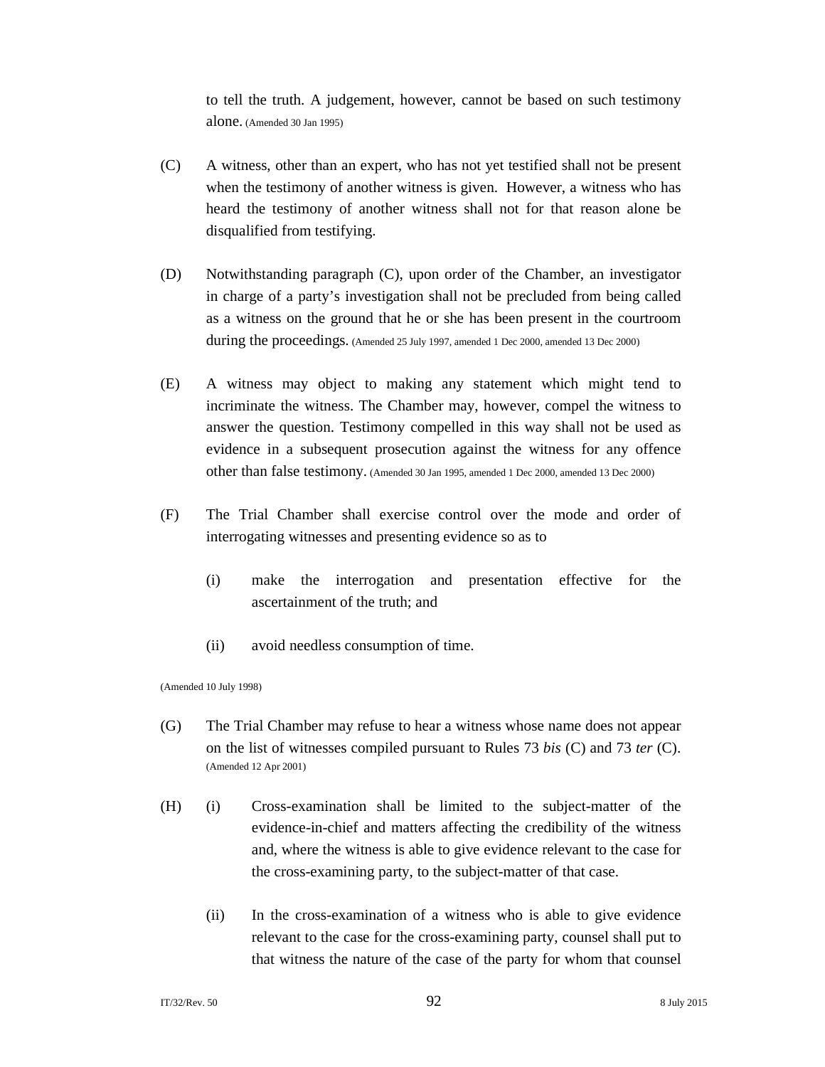to tell the truth. A judgement, however, cannot be based on such testimony alone. (Amended 30 Jan 1995)

(C) A witness, other than an expert, who has not yet testified shall not be present when the testimony of another witness is given. However, a witness who has heard the testimony of another witness shall not for that reason alone be disqualified from testifying.

(D) Notwithstanding paragraph (C), upon order of the Chamber, an investigator in charge of a party's investigation shall not be precluded from being called as a witness on the ground that he or she has been present in the courtroom during the proceedings. (Amended 25 July 1997, amended 1 Dec 2000, amended 13 Dec 2000)

(E) A witness may object to making any statement which might tend to incriminate the witness. The Chamber may, however, compel the witness to answer the question. Testimony compelled in this way shall not be used as evidence in a subsequent prosecution against the witness for any offence other than false testimony. (Amended 30 Jan 1995, amended 1 Dec 2000, amended 13 Dec 2000)

(F) The Trial Chamber shall exercise control over the mode and order of interrogating witnesses and presenting evidence so as to

(i) make the interrogation and presentation effective for the ascertainment of the truth; and

(ii) avoid needless consumption of time.

(Amended 10 July 1998)

(G) The Trial Chamber may refuse to hear a witness whose name does not appear on the list of witnesses compiled pursuant to Rules 73 *bis* (C) and 73 *ter* (C). (Amended 12 Apr 2001)

(H) (i) Cross-examination shall be limited to the subject-matter of the evidence-in-chief and matters affecting the credibility of the witness and, where the witness is able to give evidence relevant to the case for the cross-examining party, to the subject-matter of that case.

(ii) In the cross-examination of a witness who is able to give evidence relevant to the case for the cross-examining party, counsel shall put to that witness the nature of the case of the party for whom that counsel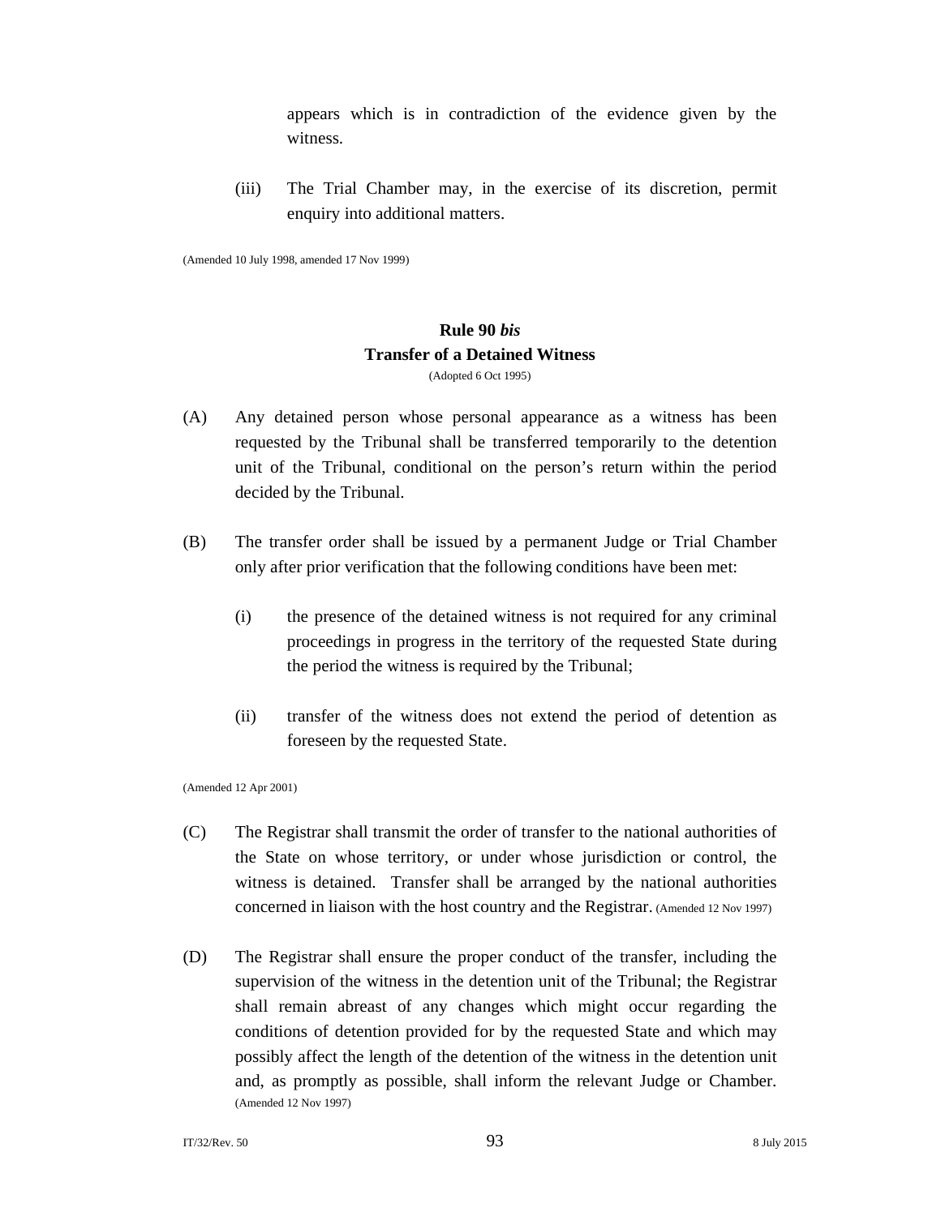appears which is in contradiction of the evidence given by the witness.

(iii) The Trial Chamber may, in the exercise of its discretion, permit enquiry into additional matters.

(Amended 10 July 1998, amended 17 Nov 1999)

**Rule 90 *bis***
**Transfer of a Detained Witness**
(Adopted 6 Oct 1995)

(A) Any detained person whose personal appearance as a witness has been requested by the Tribunal shall be transferred temporarily to the detention unit of the Tribunal, conditional on the person's return within the period decided by the Tribunal.

(B) The transfer order shall be issued by a permanent Judge or Trial Chamber only after prior verification that the following conditions have been met:

(i) the presence of the detained witness is not required for any criminal proceedings in progress in the territory of the requested State during the period the witness is required by the Tribunal;

(ii) transfer of the witness does not extend the period of detention as foreseen by the requested State.

(Amended 12 Apr 2001)

(C) The Registrar shall transmit the order of transfer to the national authorities of the State on whose territory, or under whose jurisdiction or control, the witness is detained. Transfer shall be arranged by the national authorities concerned in liaison with the host country and the Registrar. (Amended 12 Nov 1997)

(D) The Registrar shall ensure the proper conduct of the transfer, including the supervision of the witness in the detention unit of the Tribunal; the Registrar shall remain abreast of any changes which might occur regarding the conditions of detention provided for by the requested State and which may possibly affect the length of the detention of the witness in the detention unit and, as promptly as possible, shall inform the relevant Judge or Chamber. (Amended 12 Nov 1997)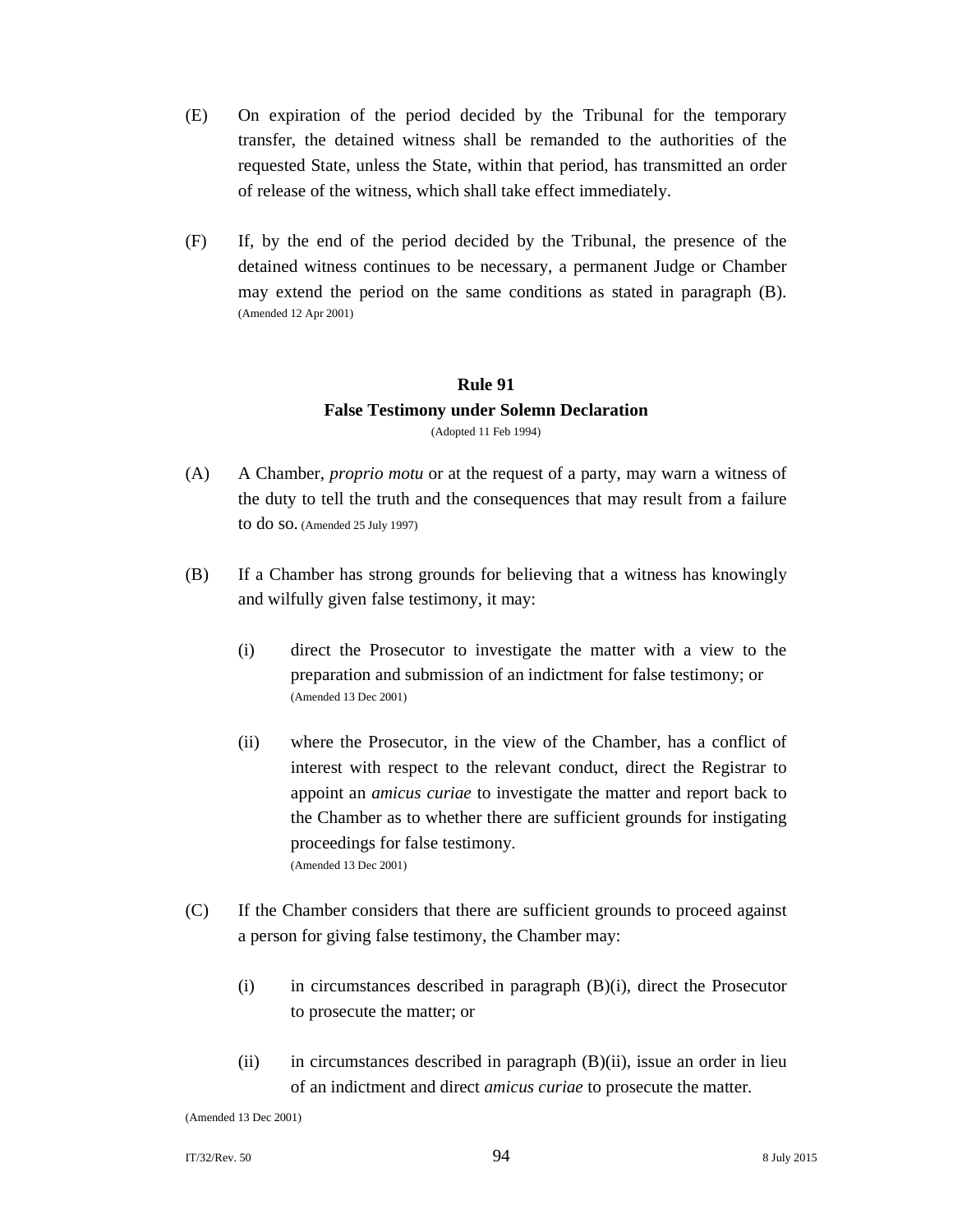(E) On expiration of the period decided by the Tribunal for the temporary transfer, the detained witness shall be remanded to the authorities of the requested State, unless the State, within that period, has transmitted an order of release of the witness, which shall take effect immediately.

(F) If, by the end of the period decided by the Tribunal, the presence of the detained witness continues to be necessary, a permanent Judge or Chamber may extend the period on the same conditions as stated in paragraph (B). (Amended 12 Apr 2001)

## Rule 91
## False Testimony under Solemn Declaration

(Adopted 11 Feb 1994)

(A) A Chamber, *proprio motu* or at the request of a party, may warn a witness of the duty to tell the truth and the consequences that may result from a failure to do so. (Amended 25 July 1997)

(B) If a Chamber has strong grounds for believing that a witness has knowingly and wilfully given false testimony, it may:

(i) direct the Prosecutor to investigate the matter with a view to the preparation and submission of an indictment for false testimony; or (Amended 13 Dec 2001)

(ii) where the Prosecutor, in the view of the Chamber, has a conflict of interest with respect to the relevant conduct, direct the Registrar to appoint an *amicus curiae* to investigate the matter and report back to the Chamber as to whether there are sufficient grounds for instigating proceedings for false testimony. (Amended 13 Dec 2001)

(C) If the Chamber considers that there are sufficient grounds to proceed against a person for giving false testimony, the Chamber may:

(i) in circumstances described in paragraph (B)(i), direct the Prosecutor to prosecute the matter; or

(ii) in circumstances described in paragraph (B)(ii), issue an order in lieu of an indictment and direct *amicus curiae* to prosecute the matter.

(Amended 13 Dec 2001)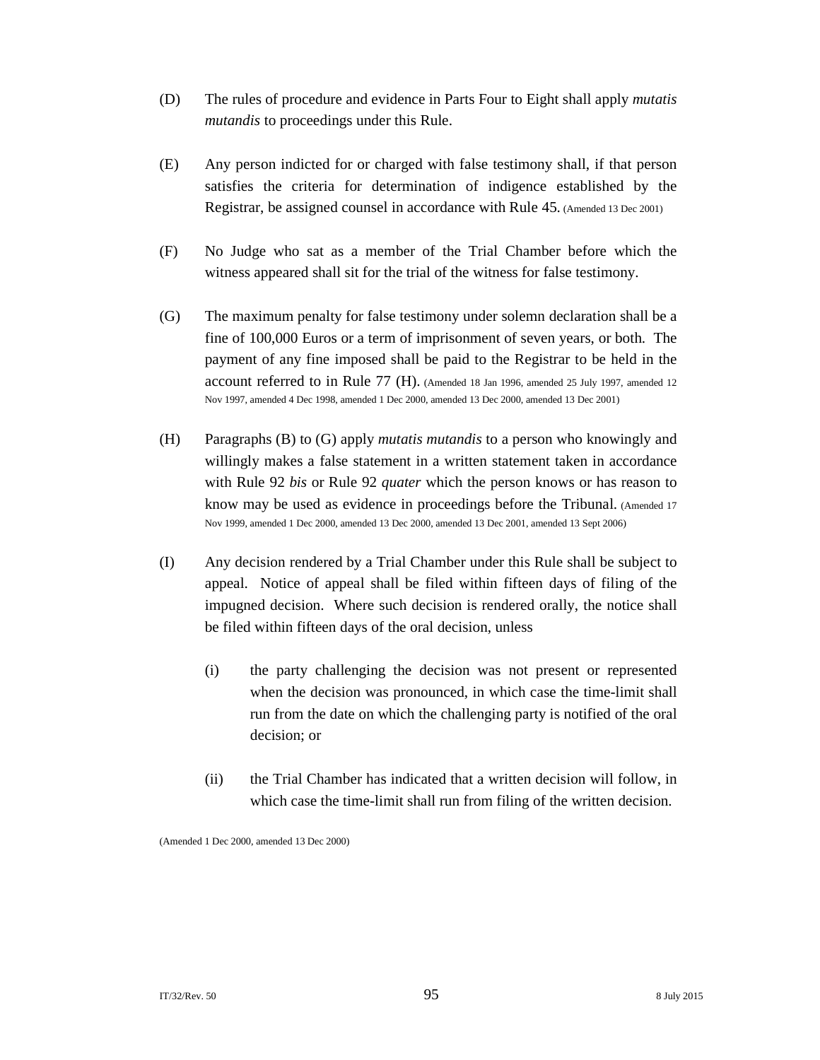(D) The rules of procedure and evidence in Parts Four to Eight shall apply *mutatis mutandis* to proceedings under this Rule.

(E) Any person indicted for or charged with false testimony shall, if that person satisfies the criteria for determination of indigence established by the Registrar, be assigned counsel in accordance with Rule 45. (Amended 13 Dec 2001)

(F) No Judge who sat as a member of the Trial Chamber before which the witness appeared shall sit for the trial of the witness for false testimony.

(G) The maximum penalty for false testimony under solemn declaration shall be a fine of 100,000 Euros or a term of imprisonment of seven years, or both. The payment of any fine imposed shall be paid to the Registrar to be held in the account referred to in Rule 77 (H). (Amended 18 Jan 1996, amended 25 July 1997, amended 12 Nov 1997, amended 4 Dec 1998, amended 1 Dec 2000, amended 13 Dec 2000, amended 13 Dec 2001)

(H) Paragraphs (B) to (G) apply *mutatis mutandis* to a person who knowingly and willingly makes a false statement in a written statement taken in accordance with Rule 92 *bis* or Rule 92 *quater* which the person knows or has reason to know may be used as evidence in proceedings before the Tribunal. (Amended 17 Nov 1999, amended 1 Dec 2000, amended 13 Dec 2000, amended 13 Dec 2001, amended 13 Sept 2006)

(I) Any decision rendered by a Trial Chamber under this Rule shall be subject to appeal. Notice of appeal shall be filed within fifteen days of filing of the impugned decision. Where such decision is rendered orally, the notice shall be filed within fifteen days of the oral decision, unless

 (i) the party challenging the decision was not present or represented when the decision was pronounced, in which case the time-limit shall run from the date on which the challenging party is notified of the oral decision; or

 (ii) the Trial Chamber has indicated that a written decision will follow, in which case the time-limit shall run from filing of the written decision.

(Amended 1 Dec 2000, amended 13 Dec 2000)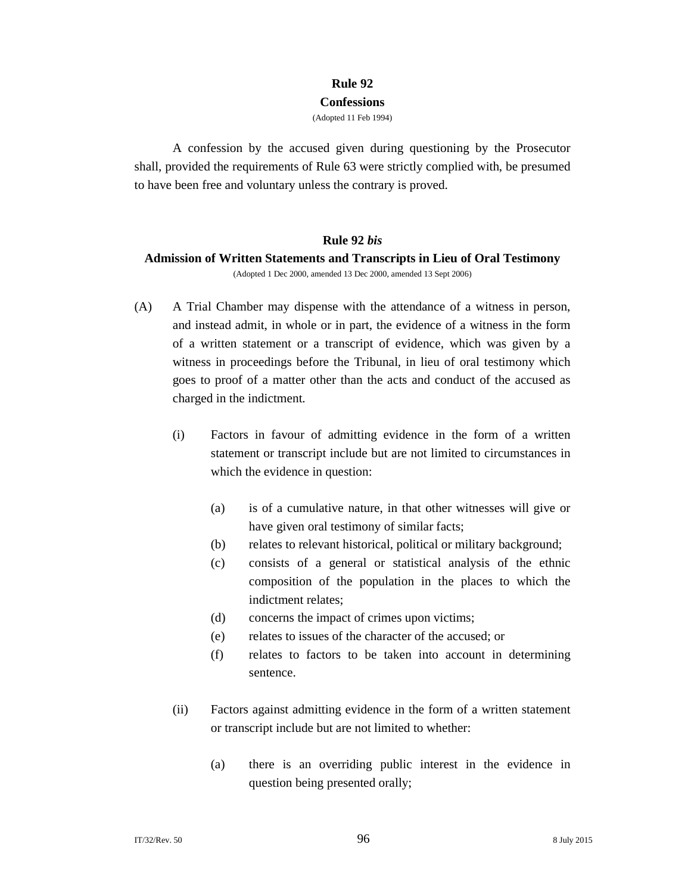## Rule 92

### Confessions

(Adopted 11 Feb 1994)

A confession by the accused given during questioning by the Prosecutor shall, provided the requirements of Rule 63 were strictly complied with, be presumed to have been free and voluntary unless the contrary is proved.

## Rule 92 *bis*

### Admission of Written Statements and Transcripts in Lieu of Oral Testimony

(Adopted 1 Dec 2000, amended 13 Dec 2000, amended 13 Sept 2006)

(A) A Trial Chamber may dispense with the attendance of a witness in person, and instead admit, in whole or in part, the evidence of a witness in the form of a written statement or a transcript of evidence, which was given by a witness in proceedings before the Tribunal, in lieu of oral testimony which goes to proof of a matter other than the acts and conduct of the accused as charged in the indictment.

(i) Factors in favour of admitting evidence in the form of a written statement or transcript include but are not limited to circumstances in which the evidence in question:

(a) is of a cumulative nature, in that other witnesses will give or have given oral testimony of similar facts;

(b) relates to relevant historical, political or military background;

(c) consists of a general or statistical analysis of the ethnic composition of the population in the places to which the indictment relates;

(d) concerns the impact of crimes upon victims;

(e) relates to issues of the character of the accused; or

(f) relates to factors to be taken into account in determining sentence.

(ii) Factors against admitting evidence in the form of a written statement or transcript include but are not limited to whether:

(a) there is an overriding public interest in the evidence in question being presented orally;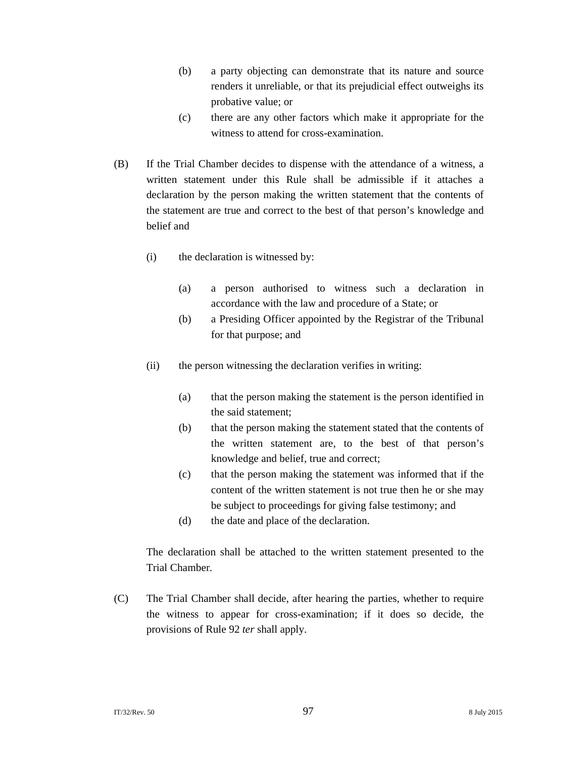(b) a party objecting can demonstrate that its nature and source renders it unreliable, or that its prejudicial effect outweighs its probative value; or

(c) there are any other factors which make it appropriate for the witness to attend for cross-examination.

(B) If the Trial Chamber decides to dispense with the attendance of a witness, a written statement under this Rule shall be admissible if it attaches a declaration by the person making the written statement that the contents of the statement are true and correct to the best of that person's knowledge and belief and

(i) the declaration is witnessed by:

(a) a person authorised to witness such a declaration in accordance with the law and procedure of a State; or

(b) a Presiding Officer appointed by the Registrar of the Tribunal for that purpose; and

(ii) the person witnessing the declaration verifies in writing:

(a) that the person making the statement is the person identified in the said statement;

(b) that the person making the statement stated that the contents of the written statement are, to the best of that person's knowledge and belief, true and correct;

(c) that the person making the statement was informed that if the content of the written statement is not true then he or she may be subject to proceedings for giving false testimony; and

(d) the date and place of the declaration.

The declaration shall be attached to the written statement presented to the Trial Chamber.

(C) The Trial Chamber shall decide, after hearing the parties, whether to require the witness to appear for cross-examination; if it does so decide, the provisions of Rule 92 *ter* shall apply.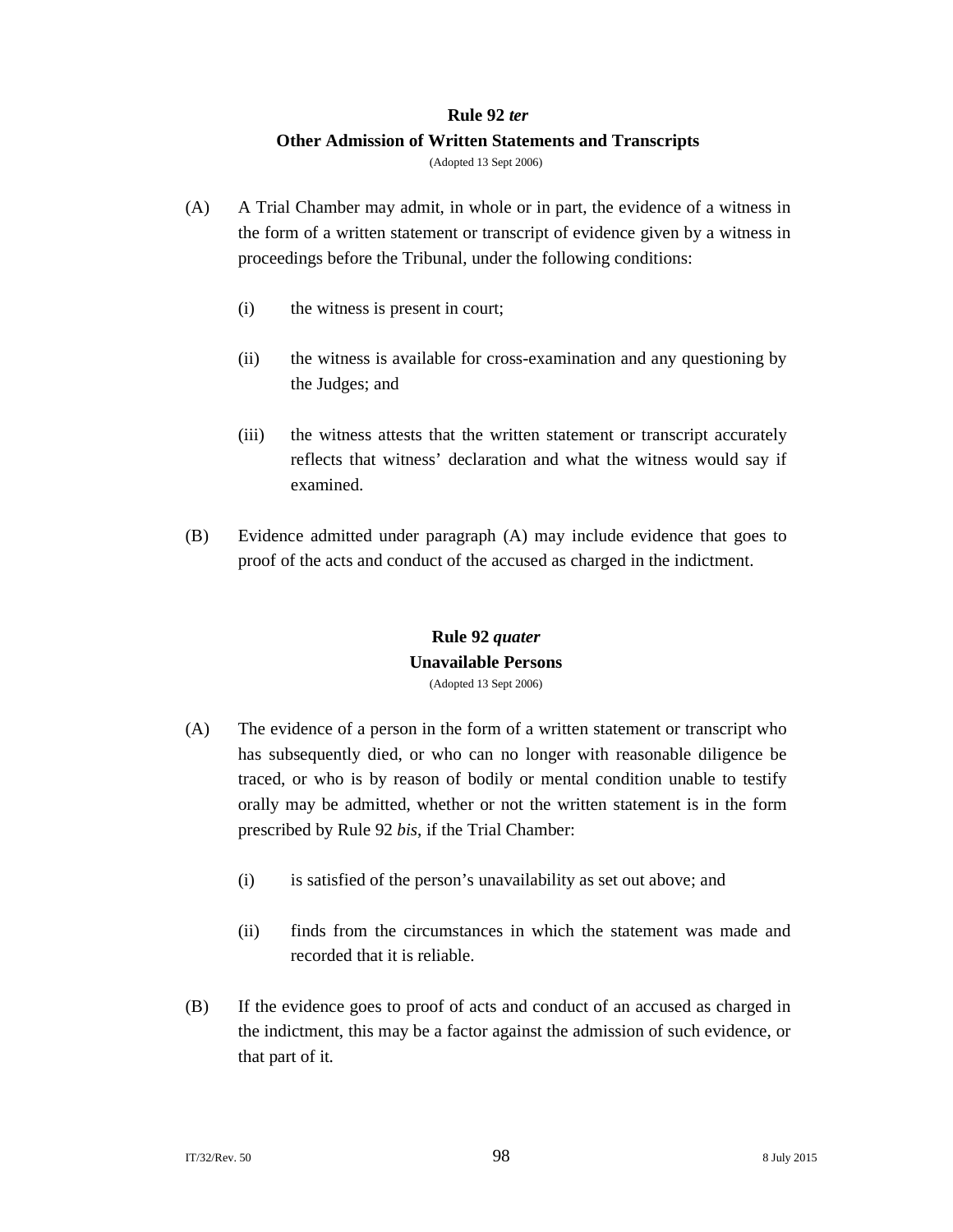## Rule 92 *ter*
## Other Admission of Written Statements and Transcripts

(Adopted 13 Sept 2006)

(A) A Trial Chamber may admit, in whole or in part, the evidence of a witness in the form of a written statement or transcript of evidence given by a witness in proceedings before the Tribunal, under the following conditions:

(i) the witness is present in court;

(ii) the witness is available for cross-examination and any questioning by the Judges; and

(iii) the witness attests that the written statement or transcript accurately reflects that witness' declaration and what the witness would say if examined.

(B) Evidence admitted under paragraph (A) may include evidence that goes to proof of the acts and conduct of the accused as charged in the indictment.

## Rule 92 *quater*
## Unavailable Persons

(Adopted 13 Sept 2006)

(A) The evidence of a person in the form of a written statement or transcript who has subsequently died, or who can no longer with reasonable diligence be traced, or who is by reason of bodily or mental condition unable to testify orally may be admitted, whether or not the written statement is in the form prescribed by Rule 92 *bis*, if the Trial Chamber:

(i) is satisfied of the person's unavailability as set out above; and

(ii) finds from the circumstances in which the statement was made and recorded that it is reliable.

(B) If the evidence goes to proof of acts and conduct of an accused as charged in the indictment, this may be a factor against the admission of such evidence, or that part of it.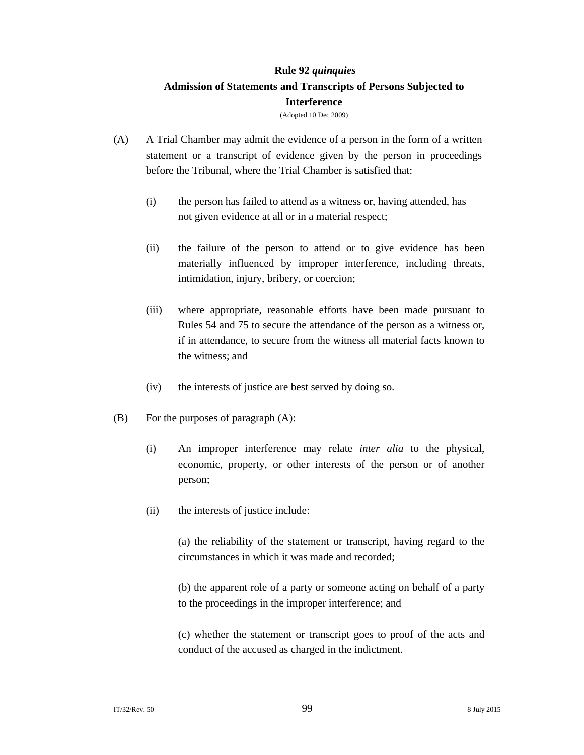### Rule 92 *quinquies*
### Admission of Statements and Transcripts of Persons Subjected to Interference

(Adopted 10 Dec 2009)

(A) A Trial Chamber may admit the evidence of a person in the form of a written statement or a transcript of evidence given by the person in proceedings before the Tribunal, where the Trial Chamber is satisfied that:

(i) the person has failed to attend as a witness or, having attended, has not given evidence at all or in a material respect;

(ii) the failure of the person to attend or to give evidence has been materially influenced by improper interference, including threats, intimidation, injury, bribery, or coercion;

(iii) where appropriate, reasonable efforts have been made pursuant to Rules 54 and 75 to secure the attendance of the person as a witness or, if in attendance, to secure from the witness all material facts known to the witness; and

(iv) the interests of justice are best served by doing so.

(B) For the purposes of paragraph (A):

(i) An improper interference may relate *inter alia* to the physical, economic, property, or other interests of the person or of another person;

(ii) the interests of justice include:

(a) the reliability of the statement or transcript, having regard to the circumstances in which it was made and recorded;

(b) the apparent role of a party or someone acting on behalf of a party to the proceedings in the improper interference; and

(c) whether the statement or transcript goes to proof of the acts and conduct of the accused as charged in the indictment.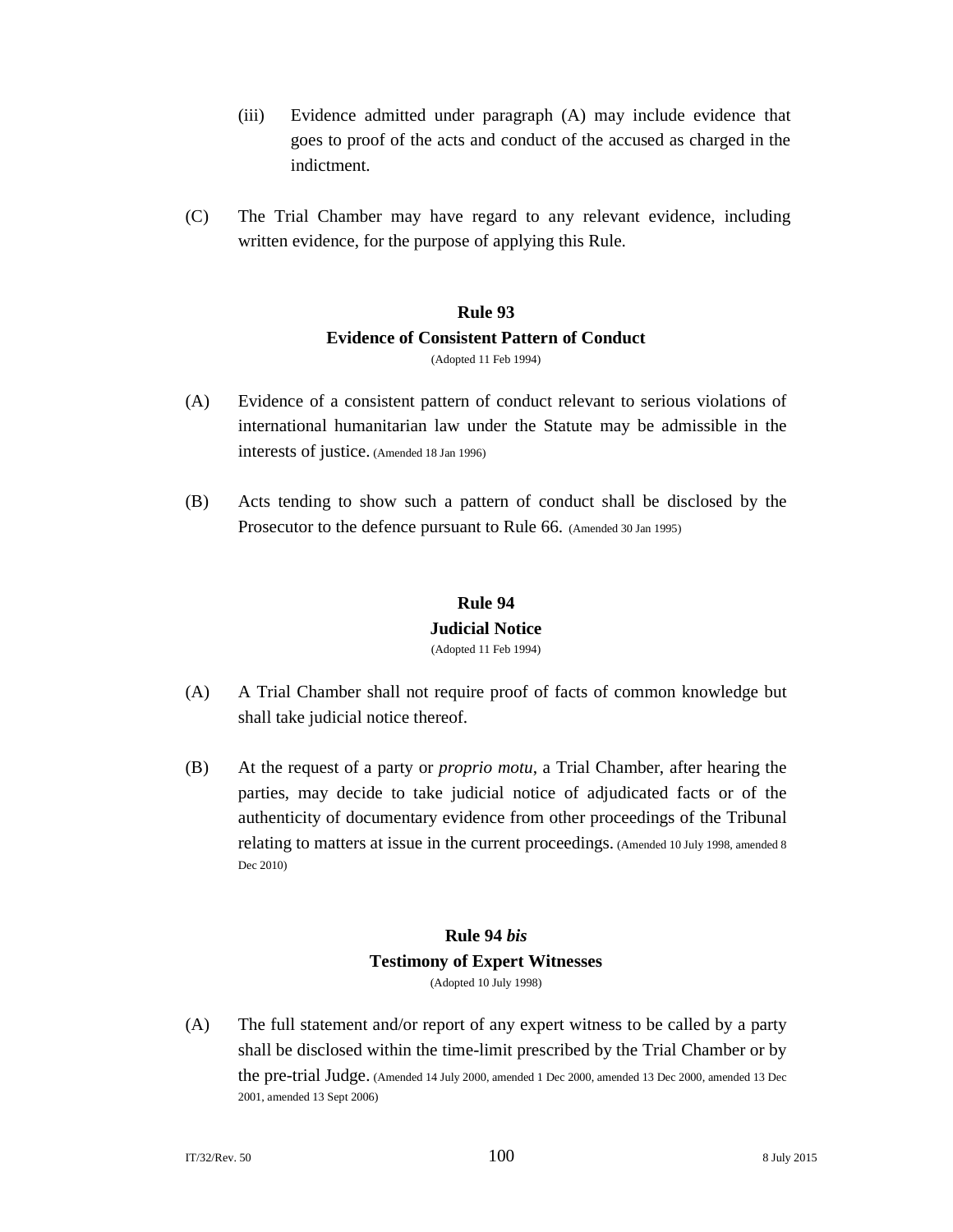(iii) Evidence admitted under paragraph (A) may include evidence that goes to proof of the acts and conduct of the accused as charged in the indictment.

(C) The Trial Chamber may have regard to any relevant evidence, including written evidence, for the purpose of applying this Rule.

## Rule 93
## Evidence of Consistent Pattern of Conduct

(Adopted 11 Feb 1994)

(A) Evidence of a consistent pattern of conduct relevant to serious violations of international humanitarian law under the Statute may be admissible in the interests of justice. (Amended 18 Jan 1996)

(B) Acts tending to show such a pattern of conduct shall be disclosed by the Prosecutor to the defence pursuant to Rule 66. (Amended 30 Jan 1995)

## Rule 94
## Judicial Notice

(Adopted 11 Feb 1994)

(A) A Trial Chamber shall not require proof of facts of common knowledge but shall take judicial notice thereof.

(B) At the request of a party or *proprio motu*, a Trial Chamber, after hearing the parties, may decide to take judicial notice of adjudicated facts or of the authenticity of documentary evidence from other proceedings of the Tribunal relating to matters at issue in the current proceedings. (Amended 10 July 1998, amended 8 Dec 2010)

## Rule 94 *bis*
## Testimony of Expert Witnesses

(Adopted 10 July 1998)

(A) The full statement and/or report of any expert witness to be called by a party shall be disclosed within the time-limit prescribed by the Trial Chamber or by the pre-trial Judge. (Amended 14 July 2000, amended 1 Dec 2000, amended 13 Dec 2000, amended 13 Dec 2001, amended 13 Sept 2006)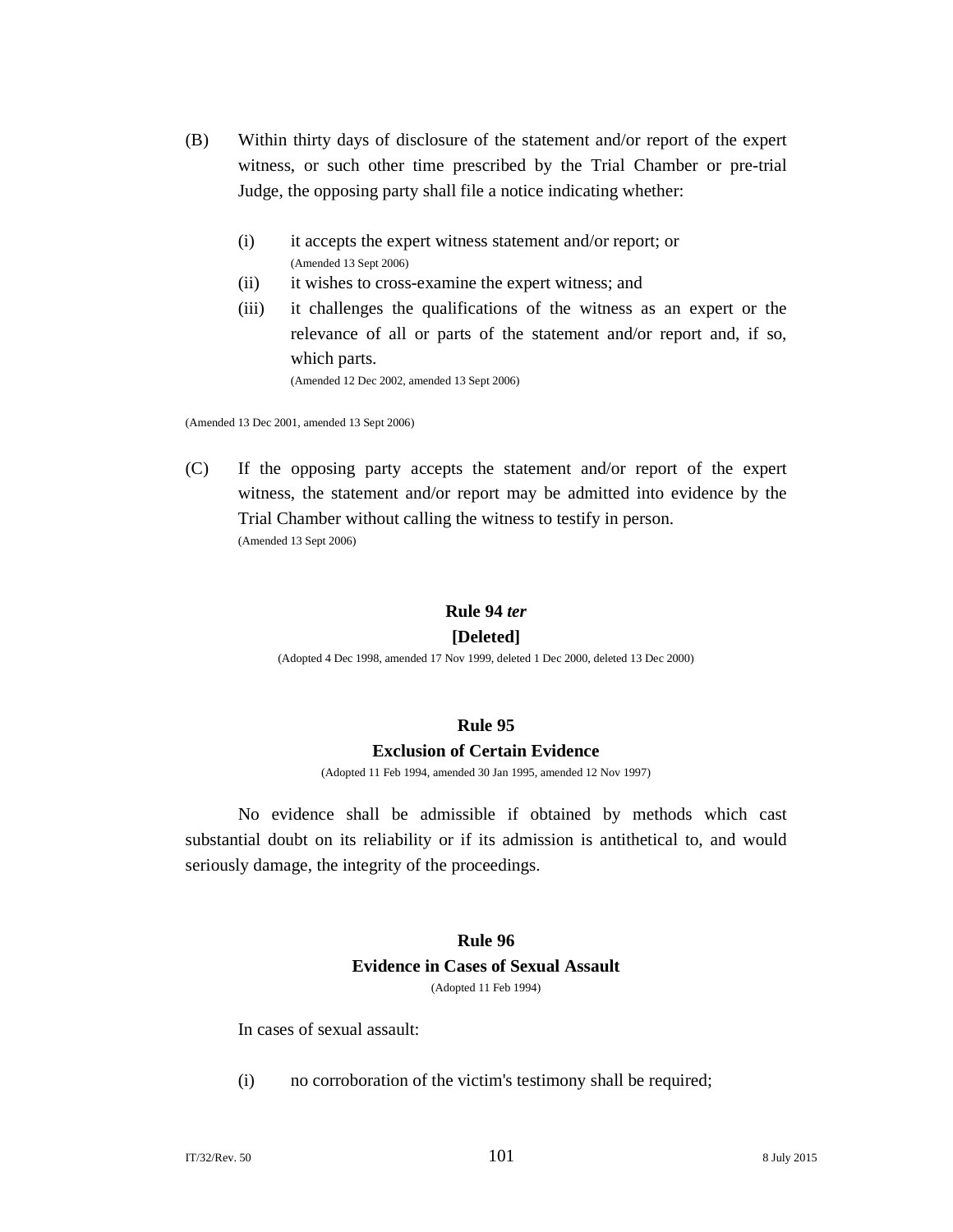(B) Within thirty days of disclosure of the statement and/or report of the expert witness, or such other time prescribed by the Trial Chamber or pre-trial Judge, the opposing party shall file a notice indicating whether:

(i) it accepts the expert witness statement and/or report; or
(Amended 13 Sept 2006)

(ii) it wishes to cross-examine the expert witness; and

(iii) it challenges the qualifications of the witness as an expert or the relevance of all or parts of the statement and/or report and, if so, which parts.
(Amended 12 Dec 2002, amended 13 Sept 2006)

(Amended 13 Dec 2001, amended 13 Sept 2006)

(C) If the opposing party accepts the statement and/or report of the expert witness, the statement and/or report may be admitted into evidence by the Trial Chamber without calling the witness to testify in person.
(Amended 13 Sept 2006)

## Rule 94 *ter*

## [Deleted]

(Adopted 4 Dec 1998, amended 17 Nov 1999, deleted 1 Dec 2000, deleted 13 Dec 2000)

## Rule 95

## Exclusion of Certain Evidence

(Adopted 11 Feb 1994, amended 30 Jan 1995, amended 12 Nov 1997)

No evidence shall be admissible if obtained by methods which cast substantial doubt on its reliability or if its admission is antithetical to, and would seriously damage, the integrity of the proceedings.

## Rule 96

## Evidence in Cases of Sexual Assault

(Adopted 11 Feb 1994)

In cases of sexual assault:

(i) no corroboration of the victim's testimony shall be required;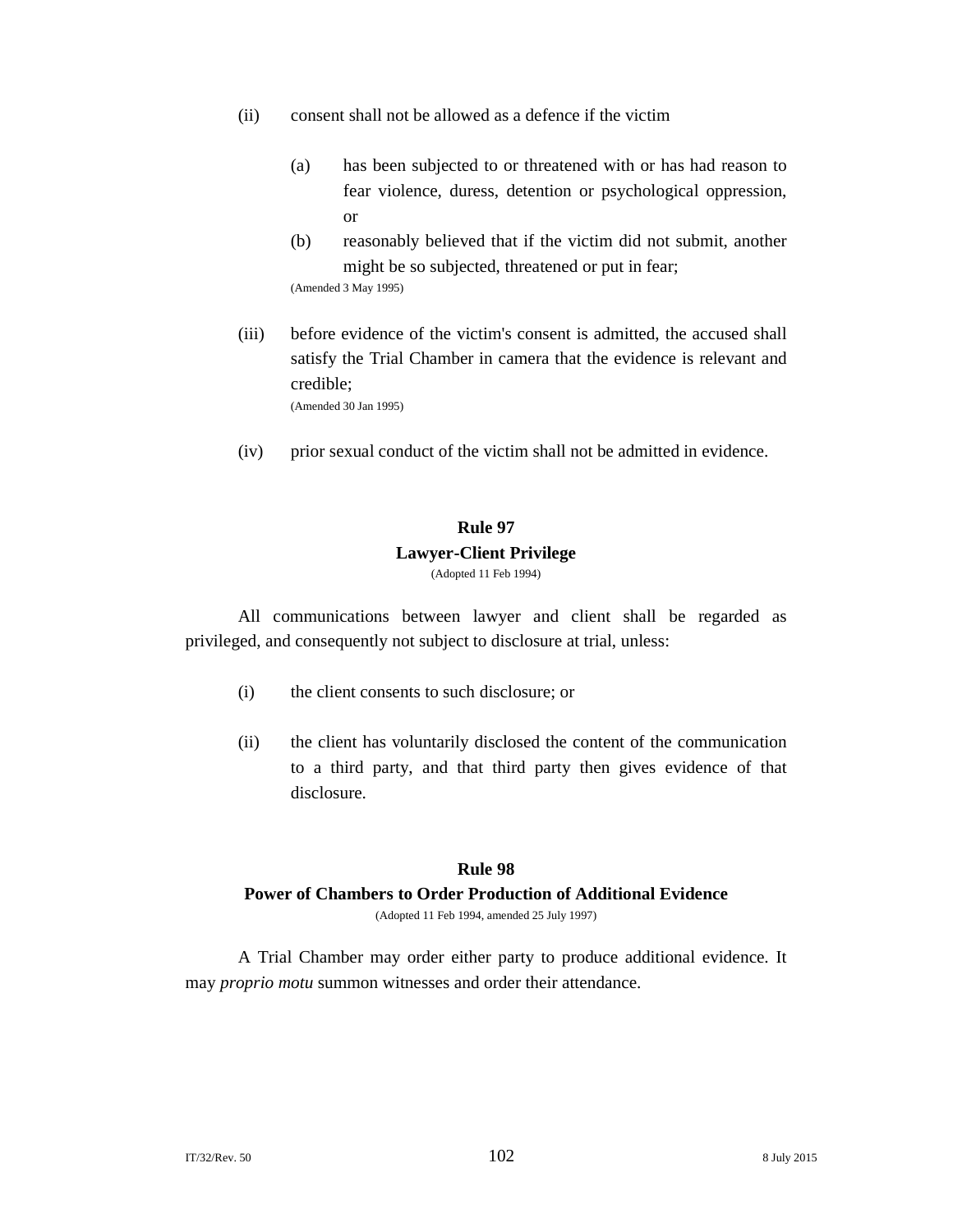(ii) consent shall not be allowed as a defence if the victim

   (a) has been subjected to or threatened with or has had reason to fear violence, duress, detention or psychological oppression, or

   (b) reasonably believed that if the victim did not submit, another might be so subjected, threatened or put in fear;

   (Amended 3 May 1995)

(iii) before evidence of the victim's consent is admitted, the accused shall satisfy the Trial Chamber in camera that the evidence is relevant and credible;

   (Amended 30 Jan 1995)

(iv) prior sexual conduct of the victim shall not be admitted in evidence.

## Rule 97
## Lawyer-Client Privilege
(Adopted 11 Feb 1994)

All communications between lawyer and client shall be regarded as privileged, and consequently not subject to disclosure at trial, unless:

(i) the client consents to such disclosure; or

(ii) the client has voluntarily disclosed the content of the communication to a third party, and that third party then gives evidence of that disclosure.

## Rule 98
## Power of Chambers to Order Production of Additional Evidence
(Adopted 11 Feb 1994, amended 25 July 1997)

A Trial Chamber may order either party to produce additional evidence. It may *proprio motu* summon witnesses and order their attendance.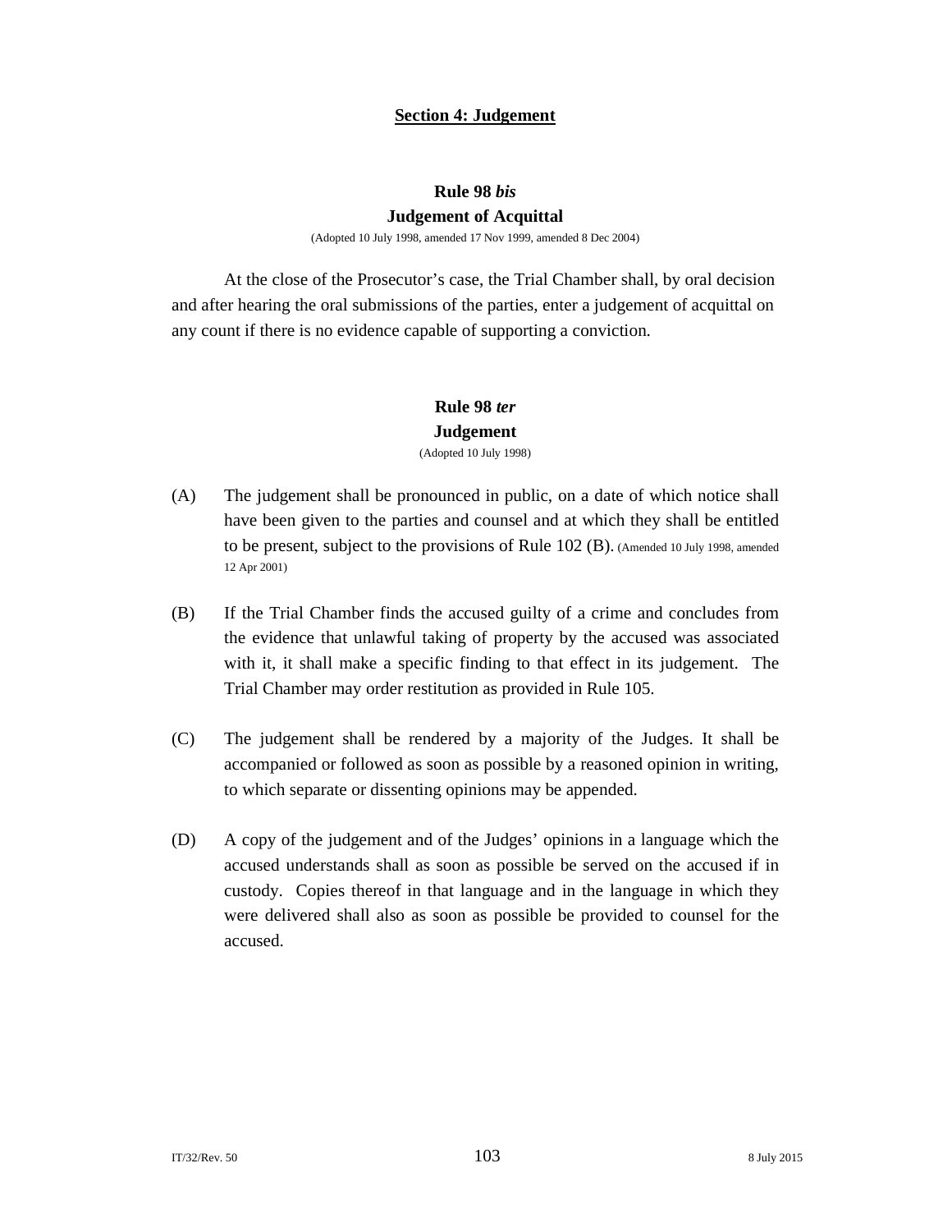## Section 4: Judgement

### Rule 98 *bis*
### Judgement of Acquittal

(Adopted 10 July 1998, amended 17 Nov 1999, amended 8 Dec 2004)

At the close of the Prosecutor's case, the Trial Chamber shall, by oral decision and after hearing the oral submissions of the parties, enter a judgement of acquittal on any count if there is no evidence capable of supporting a conviction.

### Rule 98 *ter*
### Judgement

(Adopted 10 July 1998)

(A) The judgement shall be pronounced in public, on a date of which notice shall have been given to the parties and counsel and at which they shall be entitled to be present, subject to the provisions of Rule 102 (B). (Amended 10 July 1998, amended 12 Apr 2001)

(B) If the Trial Chamber finds the accused guilty of a crime and concludes from the evidence that unlawful taking of property by the accused was associated with it, it shall make a specific finding to that effect in its judgement. The Trial Chamber may order restitution as provided in Rule 105.

(C) The judgement shall be rendered by a majority of the Judges. It shall be accompanied or followed as soon as possible by a reasoned opinion in writing, to which separate or dissenting opinions may be appended.

(D) A copy of the judgement and of the Judges' opinions in a language which the accused understands shall as soon as possible be served on the accused if in custody. Copies thereof in that language and in the language in which they were delivered shall also as soon as possible be provided to counsel for the accused.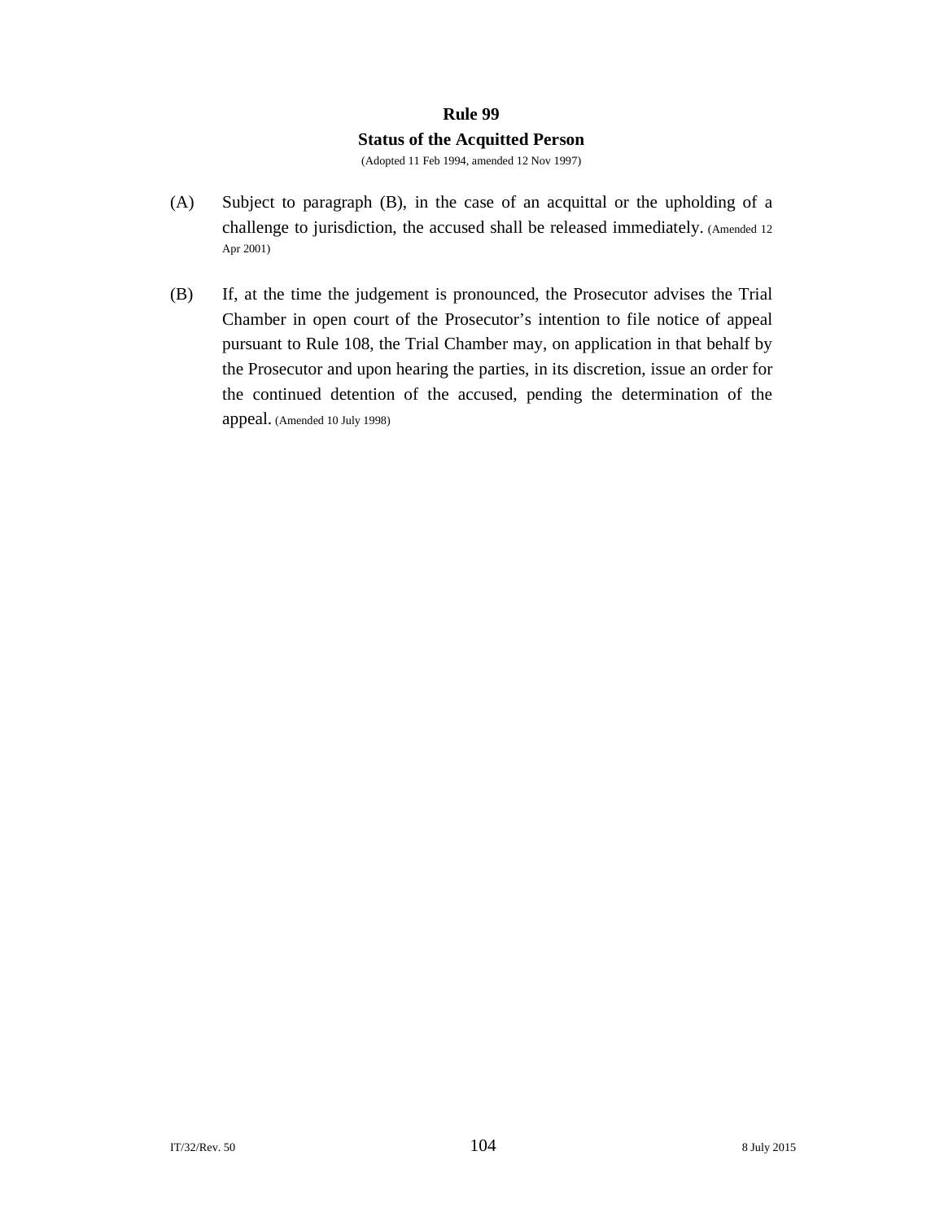## Rule 99

### Status of the Acquitted Person

(Adopted 11 Feb 1994, amended 12 Nov 1997)

(A) Subject to paragraph (B), in the case of an acquittal or the upholding of a challenge to jurisdiction, the accused shall be released immediately. (Amended 12 Apr 2001)

(B) If, at the time the judgement is pronounced, the Prosecutor advises the Trial Chamber in open court of the Prosecutor's intention to file notice of appeal pursuant to Rule 108, the Trial Chamber may, on application in that behalf by the Prosecutor and upon hearing the parties, in its discretion, issue an order for the continued detention of the accused, pending the determination of the appeal. (Amended 10 July 1998)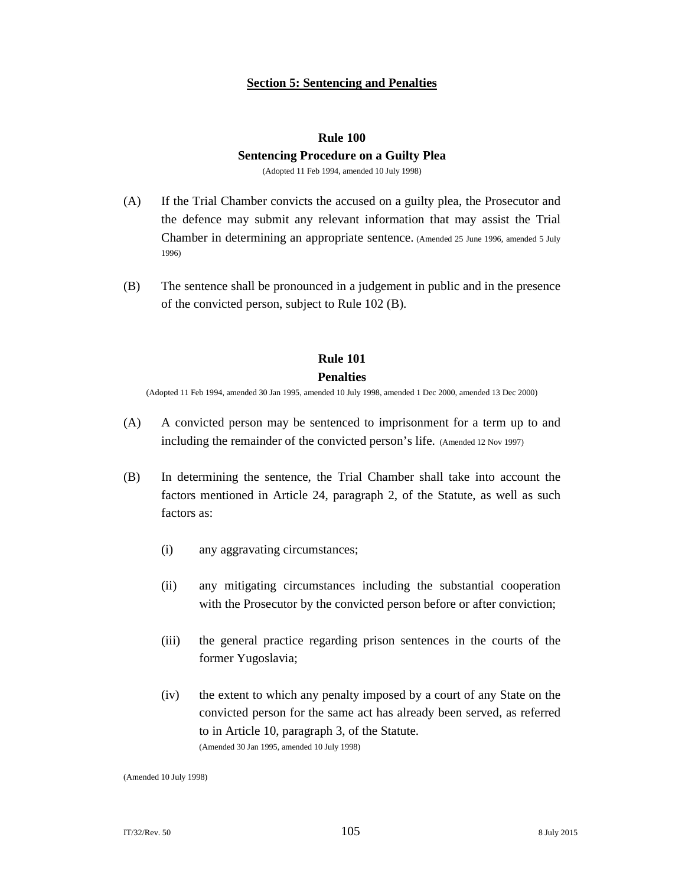## Section 5: Sentencing and Penalties

### Rule 100
### Sentencing Procedure on a Guilty Plea

(Adopted 11 Feb 1994, amended 10 July 1998)

(A) If the Trial Chamber convicts the accused on a guilty plea, the Prosecutor and the defence may submit any relevant information that may assist the Trial Chamber in determining an appropriate sentence. (Amended 25 June 1996, amended 5 July 1996)

(B) The sentence shall be pronounced in a judgement in public and in the presence of the convicted person, subject to Rule 102 (B).

### Rule 101
### Penalties

(Adopted 11 Feb 1994, amended 30 Jan 1995, amended 10 July 1998, amended 1 Dec 2000, amended 13 Dec 2000)

(A) A convicted person may be sentenced to imprisonment for a term up to and including the remainder of the convicted person's life. (Amended 12 Nov 1997)

(B) In determining the sentence, the Trial Chamber shall take into account the factors mentioned in Article 24, paragraph 2, of the Statute, as well as such factors as:

(i) any aggravating circumstances;

(ii) any mitigating circumstances including the substantial cooperation with the Prosecutor by the convicted person before or after conviction;

(iii) the general practice regarding prison sentences in the courts of the former Yugoslavia;

(iv) the extent to which any penalty imposed by a court of any State on the convicted person for the same act has already been served, as referred to in Article 10, paragraph 3, of the Statute.
(Amended 30 Jan 1995, amended 10 July 1998)

(Amended 10 July 1998)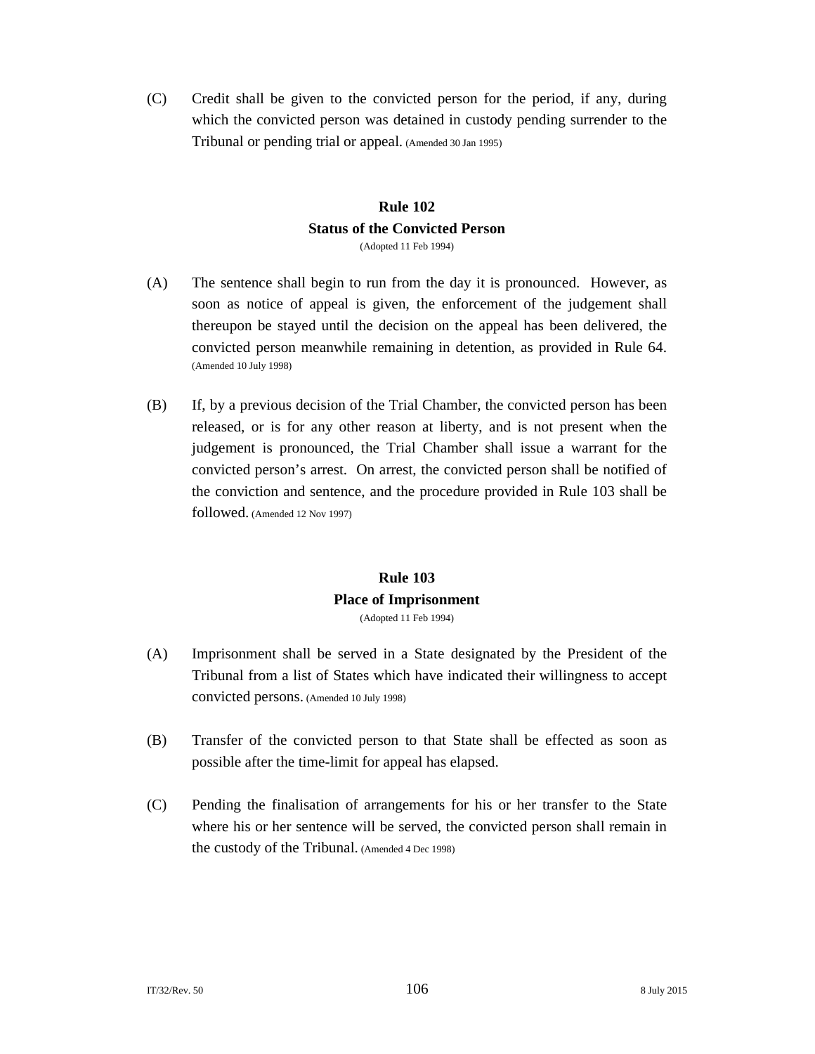(C) Credit shall be given to the convicted person for the period, if any, during which the convicted person was detained in custody pending surrender to the Tribunal or pending trial or appeal. (Amended 30 Jan 1995)

## Rule 102
## Status of the Convicted Person

(Adopted 11 Feb 1994)

(A) The sentence shall begin to run from the day it is pronounced. However, as soon as notice of appeal is given, the enforcement of the judgement shall thereupon be stayed until the decision on the appeal has been delivered, the convicted person meanwhile remaining in detention, as provided in Rule 64. (Amended 10 July 1998)

(B) If, by a previous decision of the Trial Chamber, the convicted person has been released, or is for any other reason at liberty, and is not present when the judgement is pronounced, the Trial Chamber shall issue a warrant for the convicted person's arrest. On arrest, the convicted person shall be notified of the conviction and sentence, and the procedure provided in Rule 103 shall be followed. (Amended 12 Nov 1997)

## Rule 103
## Place of Imprisonment

(Adopted 11 Feb 1994)

(A) Imprisonment shall be served in a State designated by the President of the Tribunal from a list of States which have indicated their willingness to accept convicted persons. (Amended 10 July 1998)

(B) Transfer of the convicted person to that State shall be effected as soon as possible after the time-limit for appeal has elapsed.

(C) Pending the finalisation of arrangements for his or her transfer to the State where his or her sentence will be served, the convicted person shall remain in the custody of the Tribunal. (Amended 4 Dec 1998)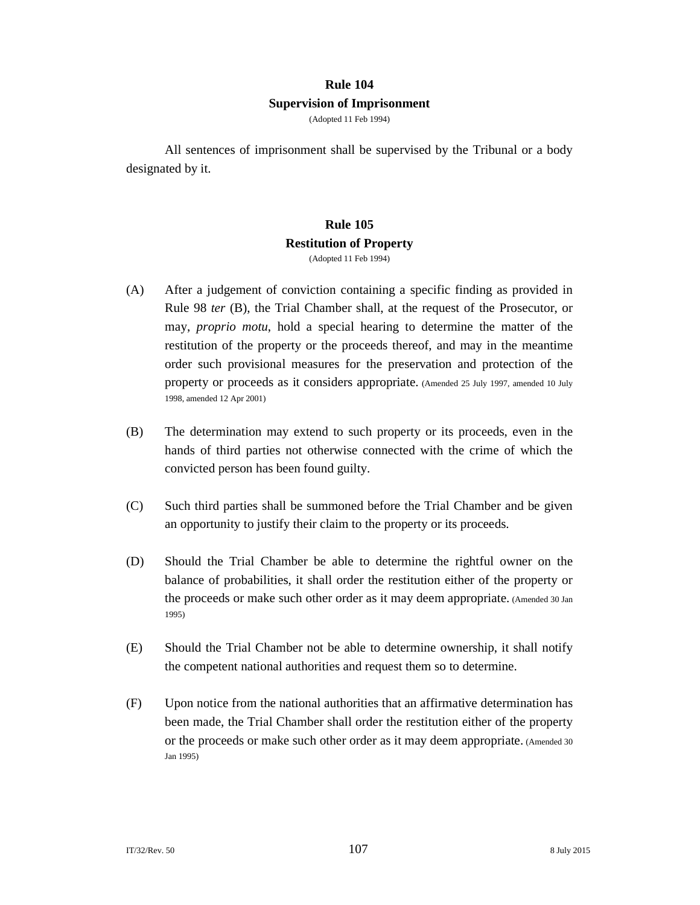## Rule 104
## Supervision of Imprisonment

(Adopted 11 Feb 1994)

All sentences of imprisonment shall be supervised by the Tribunal or a body designated by it.

## Rule 105
## Restitution of Property

(Adopted 11 Feb 1994)

(A) After a judgement of conviction containing a specific finding as provided in Rule 98 *ter* (B), the Trial Chamber shall, at the request of the Prosecutor, or may, *proprio motu*, hold a special hearing to determine the matter of the restitution of the property or the proceeds thereof, and may in the meantime order such provisional measures for the preservation and protection of the property or proceeds as it considers appropriate. (Amended 25 July 1997, amended 10 July 1998, amended 12 Apr 2001)

(B) The determination may extend to such property or its proceeds, even in the hands of third parties not otherwise connected with the crime of which the convicted person has been found guilty.

(C) Such third parties shall be summoned before the Trial Chamber and be given an opportunity to justify their claim to the property or its proceeds.

(D) Should the Trial Chamber be able to determine the rightful owner on the balance of probabilities, it shall order the restitution either of the property or the proceeds or make such other order as it may deem appropriate. (Amended 30 Jan 1995)

(E) Should the Trial Chamber not be able to determine ownership, it shall notify the competent national authorities and request them so to determine.

(F) Upon notice from the national authorities that an affirmative determination has been made, the Trial Chamber shall order the restitution either of the property or the proceeds or make such other order as it may deem appropriate. (Amended 30 Jan 1995)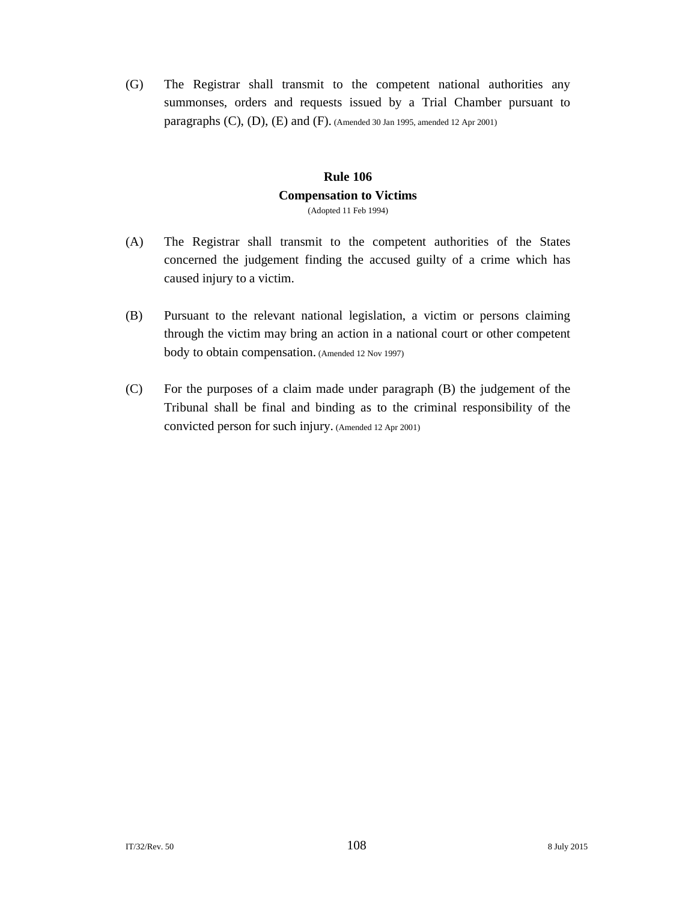(G) The Registrar shall transmit to the competent national authorities any summonses, orders and requests issued by a Trial Chamber pursuant to paragraphs (C), (D), (E) and (F). (Amended 30 Jan 1995, amended 12 Apr 2001)

## Rule 106
## Compensation to Victims

(Adopted 11 Feb 1994)

(A) The Registrar shall transmit to the competent authorities of the States concerned the judgement finding the accused guilty of a crime which has caused injury to a victim.

(B) Pursuant to the relevant national legislation, a victim or persons claiming through the victim may bring an action in a national court or other competent body to obtain compensation. (Amended 12 Nov 1997)

(C) For the purposes of a claim made under paragraph (B) the judgement of the Tribunal shall be final and binding as to the criminal responsibility of the convicted person for such injury. (Amended 12 Apr 2001)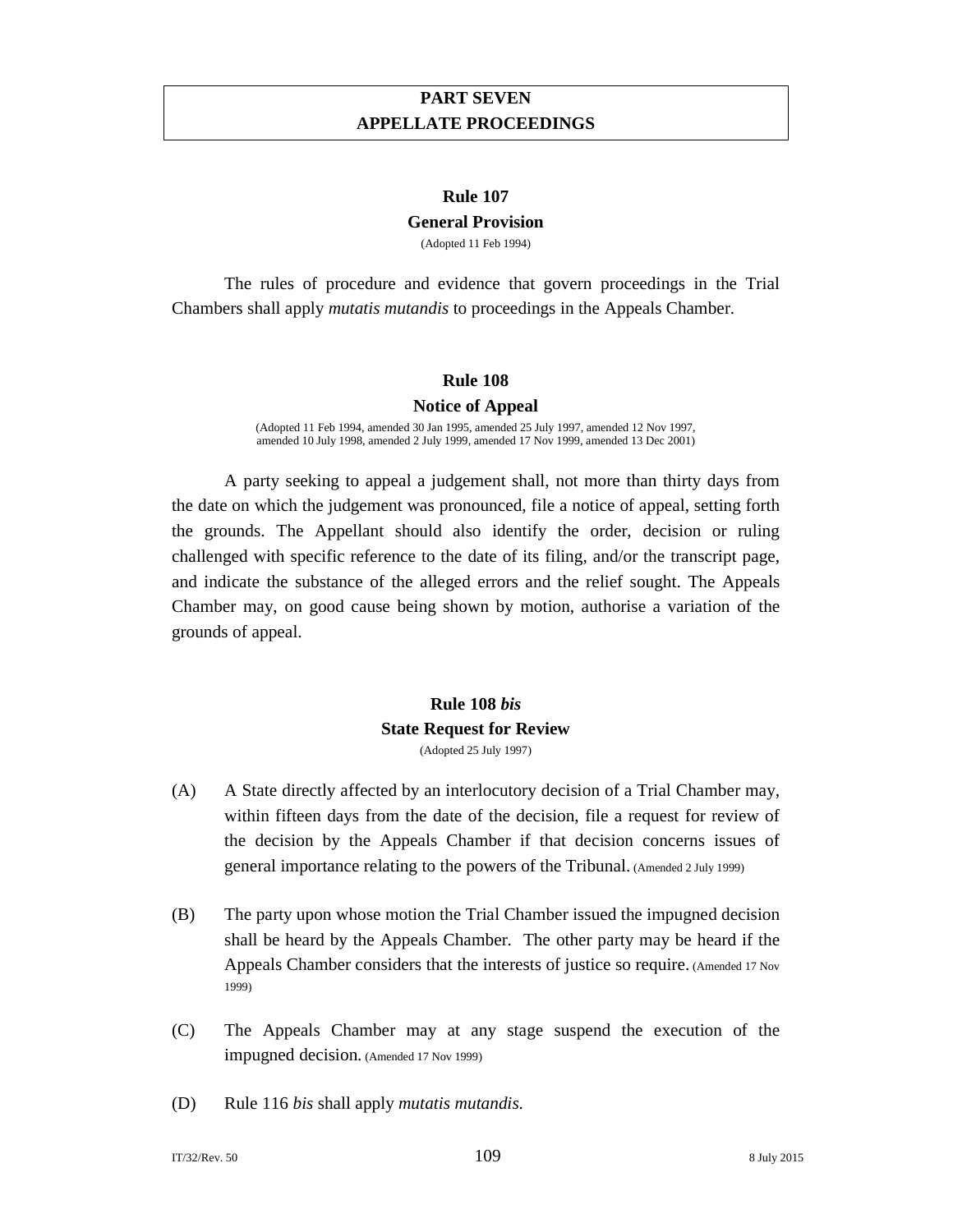# PART SEVEN
# APPELLATE PROCEEDINGS

## Rule 107
## General Provision

(Adopted 11 Feb 1994)

The rules of procedure and evidence that govern proceedings in the Trial Chambers shall apply *mutatis mutandis* to proceedings in the Appeals Chamber.

## Rule 108
## Notice of Appeal

(Adopted 11 Feb 1994, amended 30 Jan 1995, amended 25 July 1997, amended 12 Nov 1997, amended 10 July 1998, amended 2 July 1999, amended 17 Nov 1999, amended 13 Dec 2001)

A party seeking to appeal a judgement shall, not more than thirty days from the date on which the judgement was pronounced, file a notice of appeal, setting forth the grounds. The Appellant should also identify the order, decision or ruling challenged with specific reference to the date of its filing, and/or the transcript page, and indicate the substance of the alleged errors and the relief sought. The Appeals Chamber may, on good cause being shown by motion, authorise a variation of the grounds of appeal.

## Rule 108 *bis*
## State Request for Review

(Adopted 25 July 1997)

(A) A State directly affected by an interlocutory decision of a Trial Chamber may, within fifteen days from the date of the decision, file a request for review of the decision by the Appeals Chamber if that decision concerns issues of general importance relating to the powers of the Tribunal. (Amended 2 July 1999)

(B) The party upon whose motion the Trial Chamber issued the impugned decision shall be heard by the Appeals Chamber. The other party may be heard if the Appeals Chamber considers that the interests of justice so require. (Amended 17 Nov 1999)

(C) The Appeals Chamber may at any stage suspend the execution of the impugned decision. (Amended 17 Nov 1999)

(D) Rule 116 *bis* shall apply *mutatis mutandis*.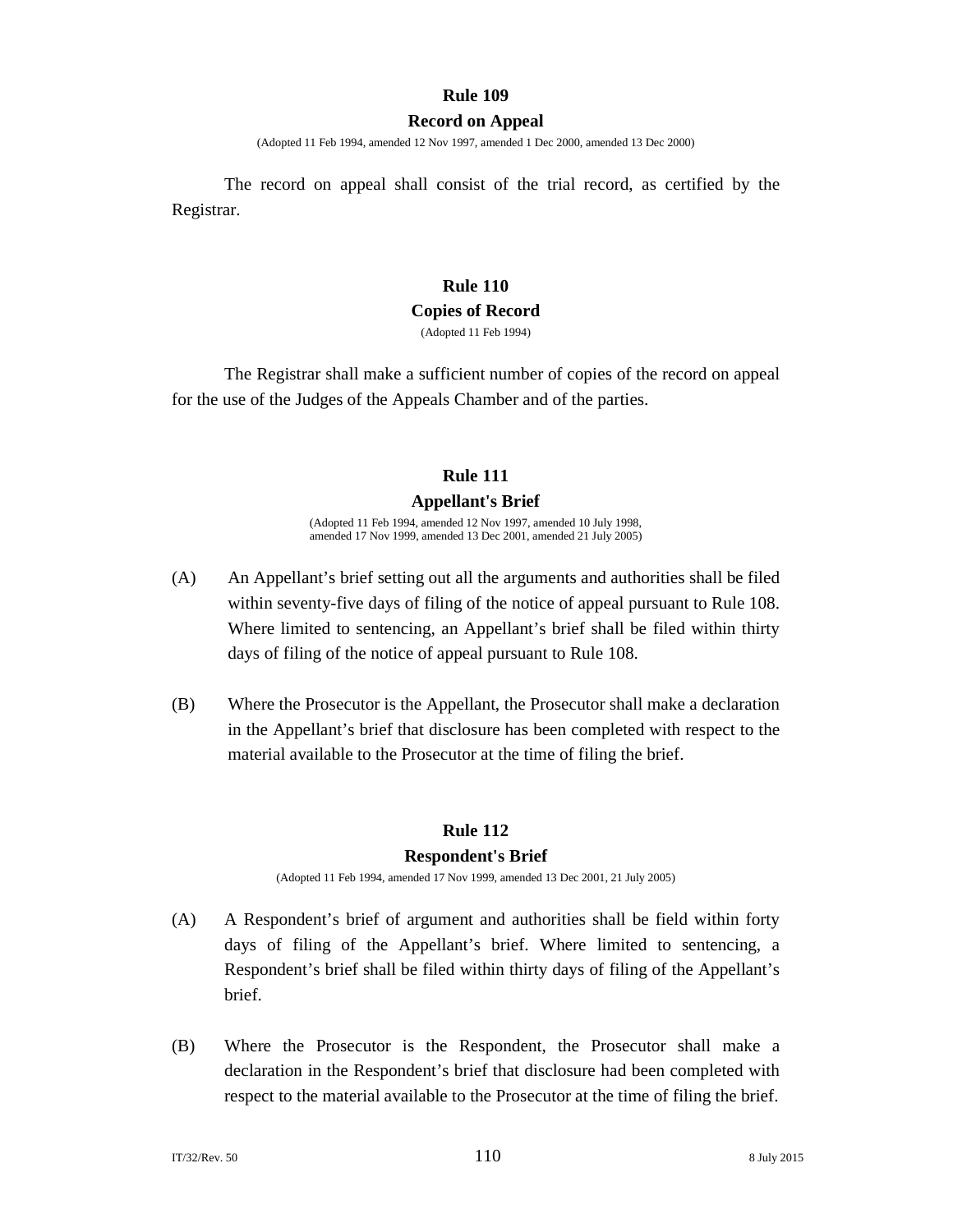## Rule 109

### Record on Appeal

(Adopted 11 Feb 1994, amended 12 Nov 1997, amended 1 Dec 2000, amended 13 Dec 2000)

The record on appeal shall consist of the trial record, as certified by the Registrar.

## Rule 110

### Copies of Record

(Adopted 11 Feb 1994)

The Registrar shall make a sufficient number of copies of the record on appeal for the use of the Judges of the Appeals Chamber and of the parties.

## Rule 111

### Appellant's Brief

(Adopted 11 Feb 1994, amended 12 Nov 1997, amended 10 July 1998, amended 17 Nov 1999, amended 13 Dec 2001, amended 21 July 2005)

(A) An Appellant's brief setting out all the arguments and authorities shall be filed within seventy-five days of filing of the notice of appeal pursuant to Rule 108. Where limited to sentencing, an Appellant's brief shall be filed within thirty days of filing of the notice of appeal pursuant to Rule 108.

(B) Where the Prosecutor is the Appellant, the Prosecutor shall make a declaration in the Appellant's brief that disclosure has been completed with respect to the material available to the Prosecutor at the time of filing the brief.

## Rule 112

### Respondent's Brief

(Adopted 11 Feb 1994, amended 17 Nov 1999, amended 13 Dec 2001, 21 July 2005)

(A) A Respondent's brief of argument and authorities shall be field within forty days of filing of the Appellant's brief. Where limited to sentencing, a Respondent's brief shall be filed within thirty days of filing of the Appellant's brief.

(B) Where the Prosecutor is the Respondent, the Prosecutor shall make a declaration in the Respondent's brief that disclosure had been completed with respect to the material available to the Prosecutor at the time of filing the brief.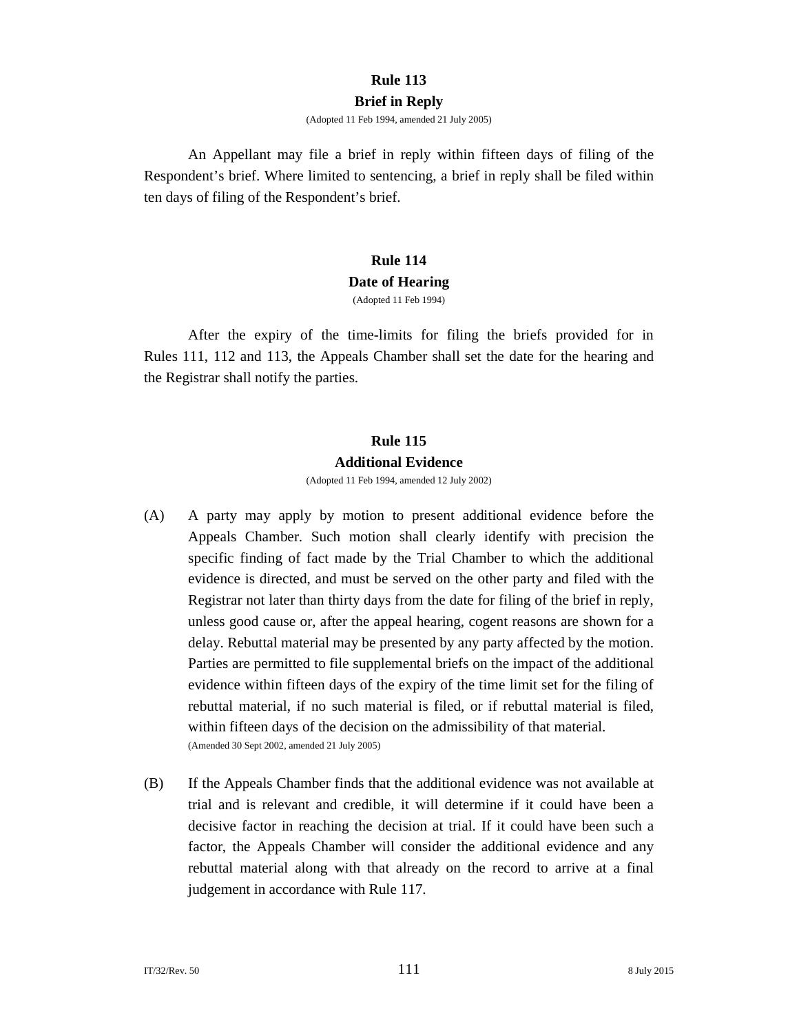## Rule 113

### Brief in Reply

(Adopted 11 Feb 1994, amended 21 July 2005)

An Appellant may file a brief in reply within fifteen days of filing of the Respondent's brief. Where limited to sentencing, a brief in reply shall be filed within ten days of filing of the Respondent's brief.

## Rule 114

### Date of Hearing

(Adopted 11 Feb 1994)

After the expiry of the time-limits for filing the briefs provided for in Rules 111, 112 and 113, the Appeals Chamber shall set the date for the hearing and the Registrar shall notify the parties.

## Rule 115

### Additional Evidence

(Adopted 11 Feb 1994, amended 12 July 2002)

(A) A party may apply by motion to present additional evidence before the Appeals Chamber. Such motion shall clearly identify with precision the specific finding of fact made by the Trial Chamber to which the additional evidence is directed, and must be served on the other party and filed with the Registrar not later than thirty days from the date for filing of the brief in reply, unless good cause or, after the appeal hearing, cogent reasons are shown for a delay. Rebuttal material may be presented by any party affected by the motion. Parties are permitted to file supplemental briefs on the impact of the additional evidence within fifteen days of the expiry of the time limit set for the filing of rebuttal material, if no such material is filed, or if rebuttal material is filed, within fifteen days of the decision on the admissibility of that material.
(Amended 30 Sept 2002, amended 21 July 2005)

(B) If the Appeals Chamber finds that the additional evidence was not available at trial and is relevant and credible, it will determine if it could have been a decisive factor in reaching the decision at trial. If it could have been such a factor, the Appeals Chamber will consider the additional evidence and any rebuttal material along with that already on the record to arrive at a final judgement in accordance with Rule 117.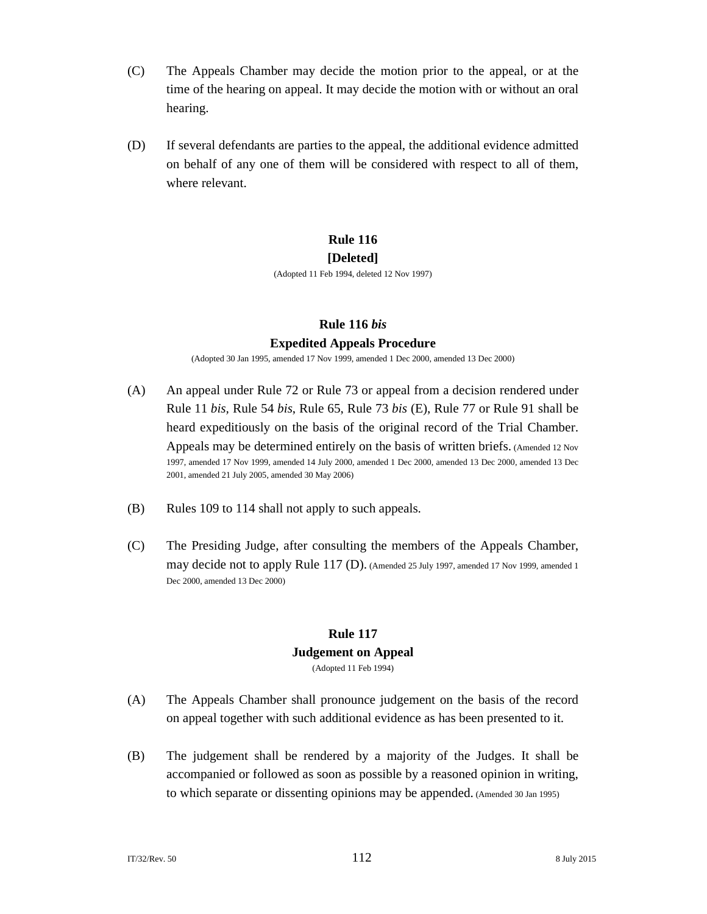(C) The Appeals Chamber may decide the motion prior to the appeal, or at the time of the hearing on appeal. It may decide the motion with or without an oral hearing.

(D) If several defendants are parties to the appeal, the additional evidence admitted on behalf of any one of them will be considered with respect to all of them, where relevant.

### Rule 116
### [Deleted]

(Adopted 11 Feb 1994, deleted 12 Nov 1997)

### Rule 116 *bis*
### Expedited Appeals Procedure

(Adopted 30 Jan 1995, amended 17 Nov 1999, amended 1 Dec 2000, amended 13 Dec 2000)

(A) An appeal under Rule 72 or Rule 73 or appeal from a decision rendered under Rule 11 *bis*, Rule 54 *bis*, Rule 65, Rule 73 *bis* (E), Rule 77 or Rule 91 shall be heard expeditiously on the basis of the original record of the Trial Chamber. Appeals may be determined entirely on the basis of written briefs. (Amended 12 Nov 1997, amended 17 Nov 1999, amended 14 July 2000, amended 1 Dec 2000, amended 13 Dec 2000, amended 13 Dec 2001, amended 21 July 2005, amended 30 May 2006)

(B) Rules 109 to 114 shall not apply to such appeals.

(C) The Presiding Judge, after consulting the members of the Appeals Chamber, may decide not to apply Rule 117 (D). (Amended 25 July 1997, amended 17 Nov 1999, amended 1 Dec 2000, amended 13 Dec 2000)

### Rule 117
### Judgement on Appeal

(Adopted 11 Feb 1994)

(A) The Appeals Chamber shall pronounce judgement on the basis of the record on appeal together with such additional evidence as has been presented to it.

(B) The judgement shall be rendered by a majority of the Judges. It shall be accompanied or followed as soon as possible by a reasoned opinion in writing, to which separate or dissenting opinions may be appended. (Amended 30 Jan 1995)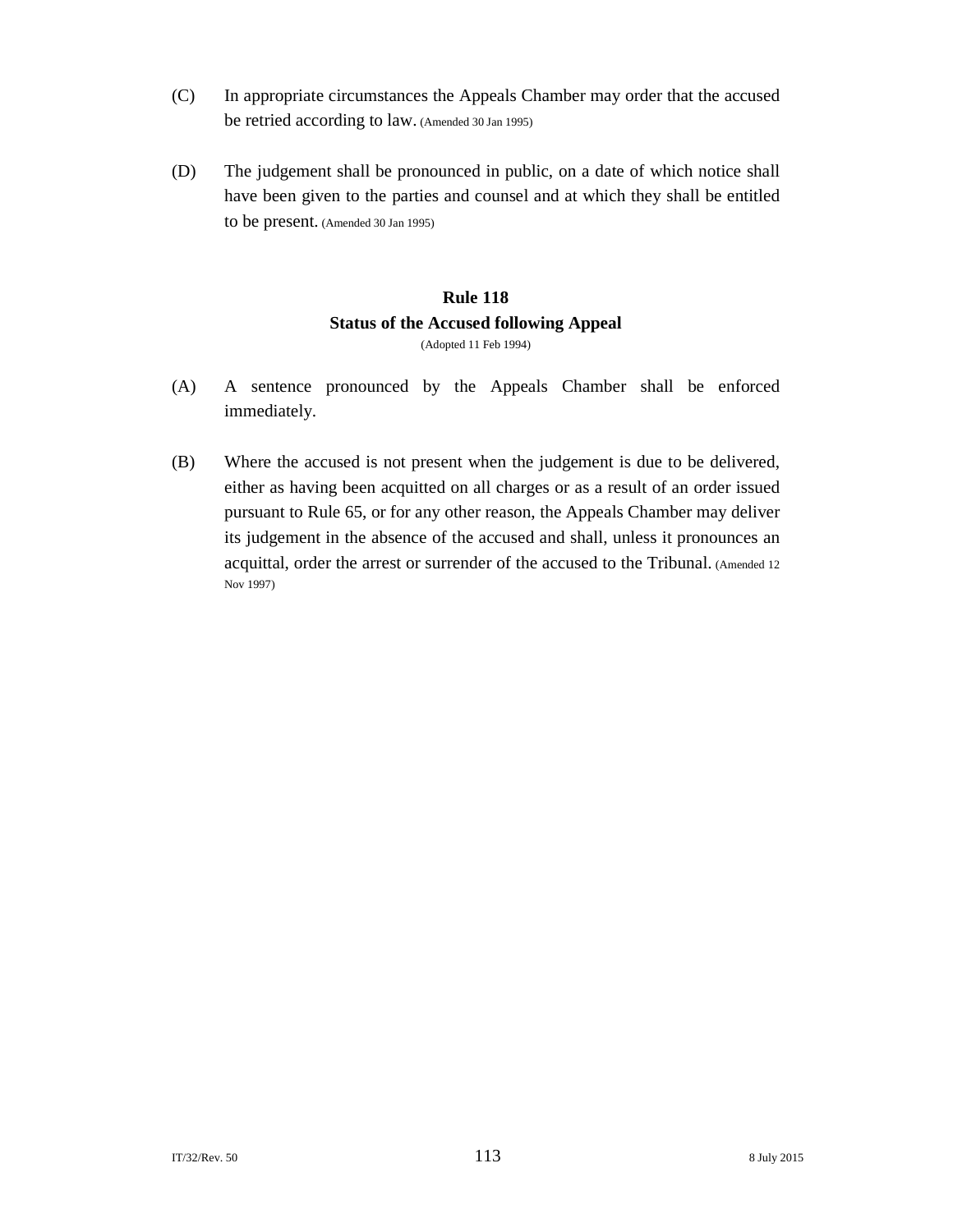(C) In appropriate circumstances the Appeals Chamber may order that the accused be retried according to law. (Amended 30 Jan 1995)

(D) The judgement shall be pronounced in public, on a date of which notice shall have been given to the parties and counsel and at which they shall be entitled to be present. (Amended 30 Jan 1995)

**Rule 118**
**Status of the Accused following Appeal**
(Adopted 11 Feb 1994)

(A) A sentence pronounced by the Appeals Chamber shall be enforced immediately.

(B) Where the accused is not present when the judgement is due to be delivered, either as having been acquitted on all charges or as a result of an order issued pursuant to Rule 65, or for any other reason, the Appeals Chamber may deliver its judgement in the absence of the accused and shall, unless it pronounces an acquittal, order the arrest or surrender of the accused to the Tribunal. (Amended 12 Nov 1997)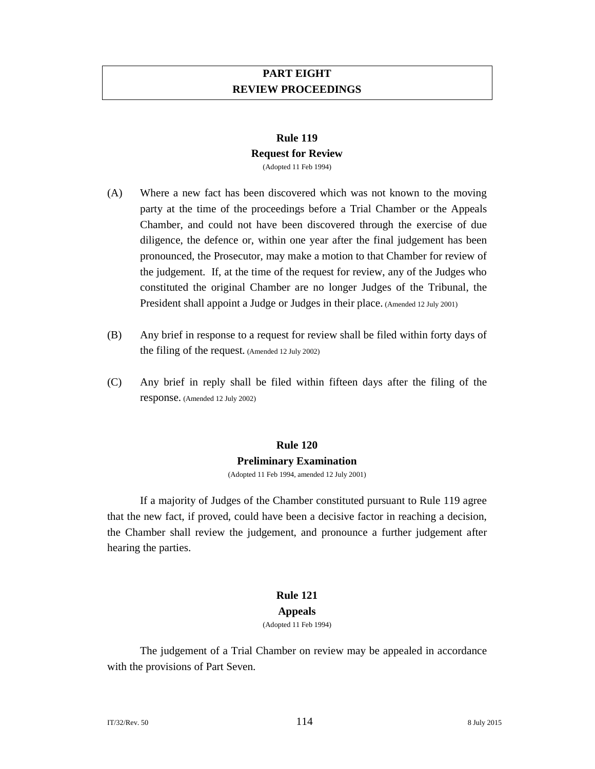# PART EIGHT
# REVIEW PROCEEDINGS

### Rule 119
### Request for Review

(Adopted 11 Feb 1994)

(A) Where a new fact has been discovered which was not known to the moving party at the time of the proceedings before a Trial Chamber or the Appeals Chamber, and could not have been discovered through the exercise of due diligence, the defence or, within one year after the final judgement has been pronounced, the Prosecutor, may make a motion to that Chamber for review of the judgement. If, at the time of the request for review, any of the Judges who constituted the original Chamber are no longer Judges of the Tribunal, the President shall appoint a Judge or Judges in their place. (Amended 12 July 2001)

(B) Any brief in response to a request for review shall be filed within forty days of the filing of the request. (Amended 12 July 2002)

(C) Any brief in reply shall be filed within fifteen days after the filing of the response. (Amended 12 July 2002)

### Rule 120
### Preliminary Examination

(Adopted 11 Feb 1994, amended 12 July 2001)

If a majority of Judges of the Chamber constituted pursuant to Rule 119 agree that the new fact, if proved, could have been a decisive factor in reaching a decision, the Chamber shall review the judgement, and pronounce a further judgement after hearing the parties.

### Rule 121
### Appeals

(Adopted 11 Feb 1994)

The judgement of a Trial Chamber on review may be appealed in accordance with the provisions of Part Seven.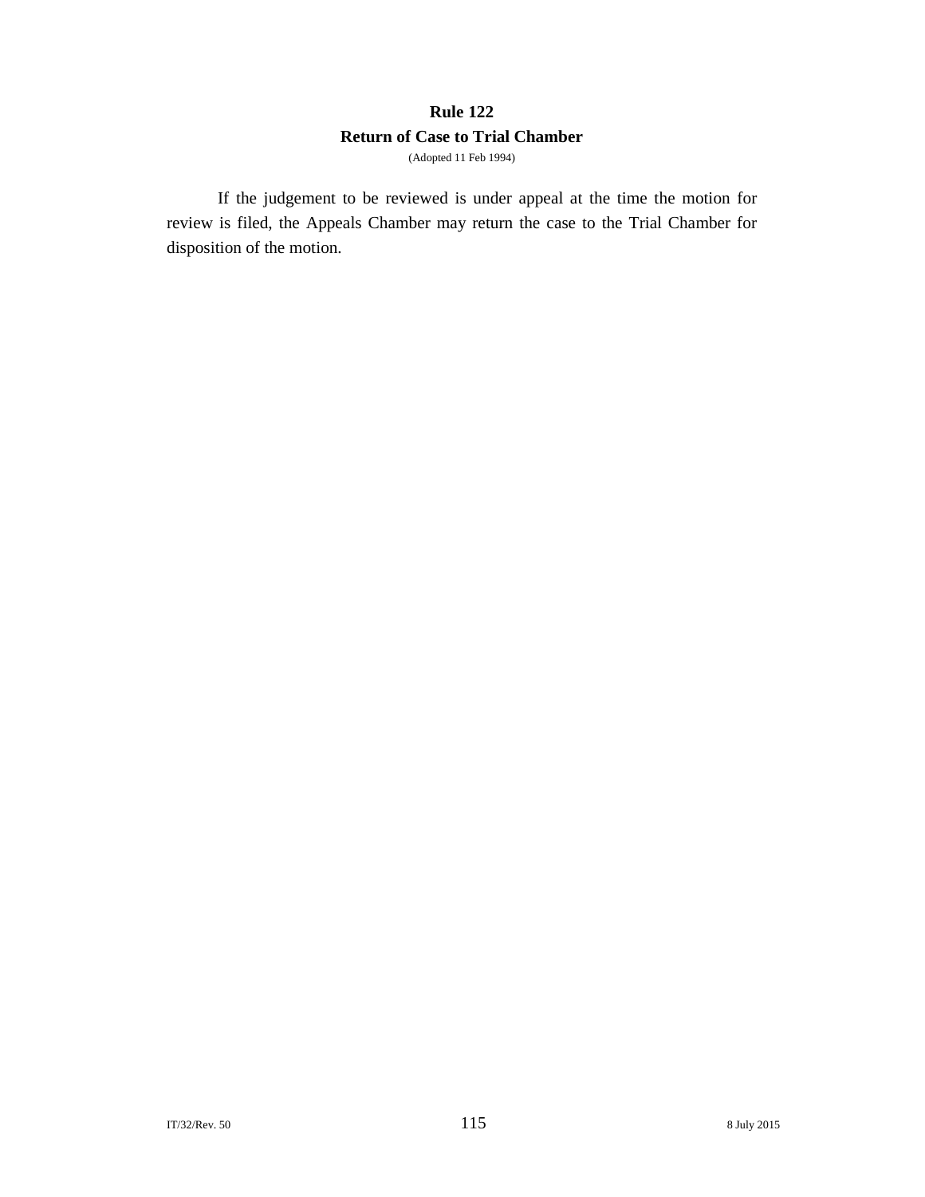## Rule 122

### Return of Case to Trial Chamber

(Adopted 11 Feb 1994)

If the judgement to be reviewed is under appeal at the time the motion for review is filed, the Appeals Chamber may return the case to the Trial Chamber for disposition of the motion.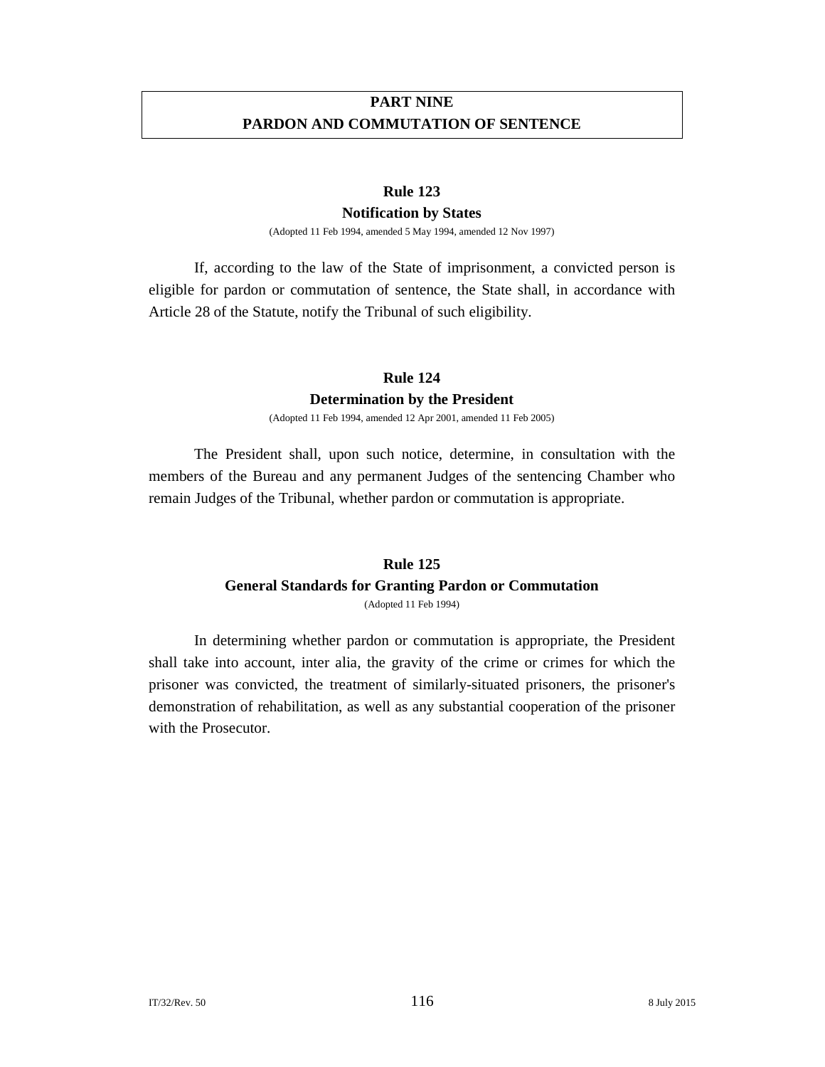# PART NINE
# PARDON AND COMMUTATION OF SENTENCE

## Rule 123
### Notification by States

(Adopted 11 Feb 1994, amended 5 May 1994, amended 12 Nov 1997)

If, according to the law of the State of imprisonment, a convicted person is eligible for pardon or commutation of sentence, the State shall, in accordance with Article 28 of the Statute, notify the Tribunal of such eligibility.

## Rule 124
### Determination by the President

(Adopted 11 Feb 1994, amended 12 Apr 2001, amended 11 Feb 2005)

The President shall, upon such notice, determine, in consultation with the members of the Bureau and any permanent Judges of the sentencing Chamber who remain Judges of the Tribunal, whether pardon or commutation is appropriate.

## Rule 125
### General Standards for Granting Pardon or Commutation

(Adopted 11 Feb 1994)

In determining whether pardon or commutation is appropriate, the President shall take into account, inter alia, the gravity of the crime or crimes for which the prisoner was convicted, the treatment of similarly-situated prisoners, the prisoner's demonstration of rehabilitation, as well as any substantial cooperation of the prisoner with the Prosecutor.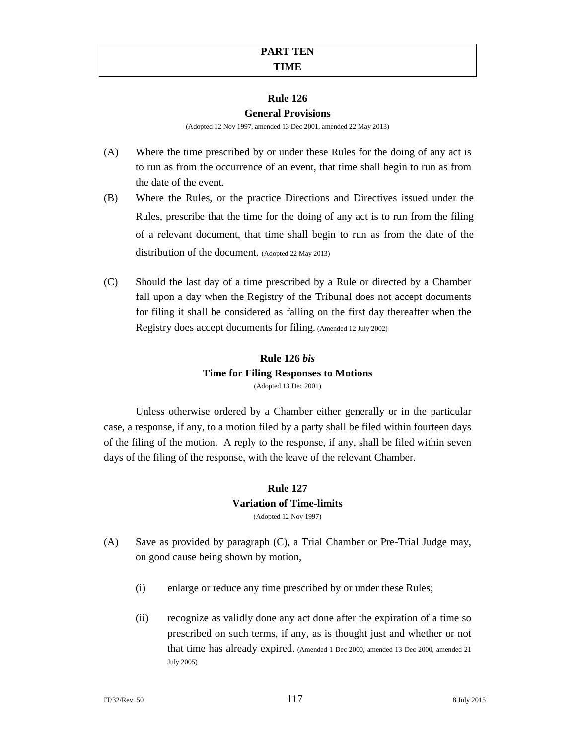# PART TEN
# TIME

## Rule 126
## General Provisions

(Adopted 12 Nov 1997, amended 13 Dec 2001, amended 22 May 2013)

(A) Where the time prescribed by or under these Rules for the doing of any act is to run as from the occurrence of an event, that time shall begin to run as from the date of the event.

(B) Where the Rules, or the practice Directions and Directives issued under the Rules, prescribe that the time for the doing of any act is to run from the filing of a relevant document, that time shall begin to run as from the date of the distribution of the document. (Adopted 22 May 2013)

(C) Should the last day of a time prescribed by a Rule or directed by a Chamber fall upon a day when the Registry of the Tribunal does not accept documents for filing it shall be considered as falling on the first day thereafter when the Registry does accept documents for filing. (Amended 12 July 2002)

## Rule 126 *bis*
## Time for Filing Responses to Motions

(Adopted 13 Dec 2001)

Unless otherwise ordered by a Chamber either generally or in the particular case, a response, if any, to a motion filed by a party shall be filed within fourteen days of the filing of the motion. A reply to the response, if any, shall be filed within seven days of the filing of the response, with the leave of the relevant Chamber.

## Rule 127
## Variation of Time-limits

(Adopted 12 Nov 1997)

(A) Save as provided by paragraph (C), a Trial Chamber or Pre-Trial Judge may, on good cause being shown by motion,

  (i) enlarge or reduce any time prescribed by or under these Rules;

  (ii) recognize as validly done any act done after the expiration of a time so prescribed on such terms, if any, as is thought just and whether or not that time has already expired. (Amended 1 Dec 2000, amended 13 Dec 2000, amended 21 July 2005)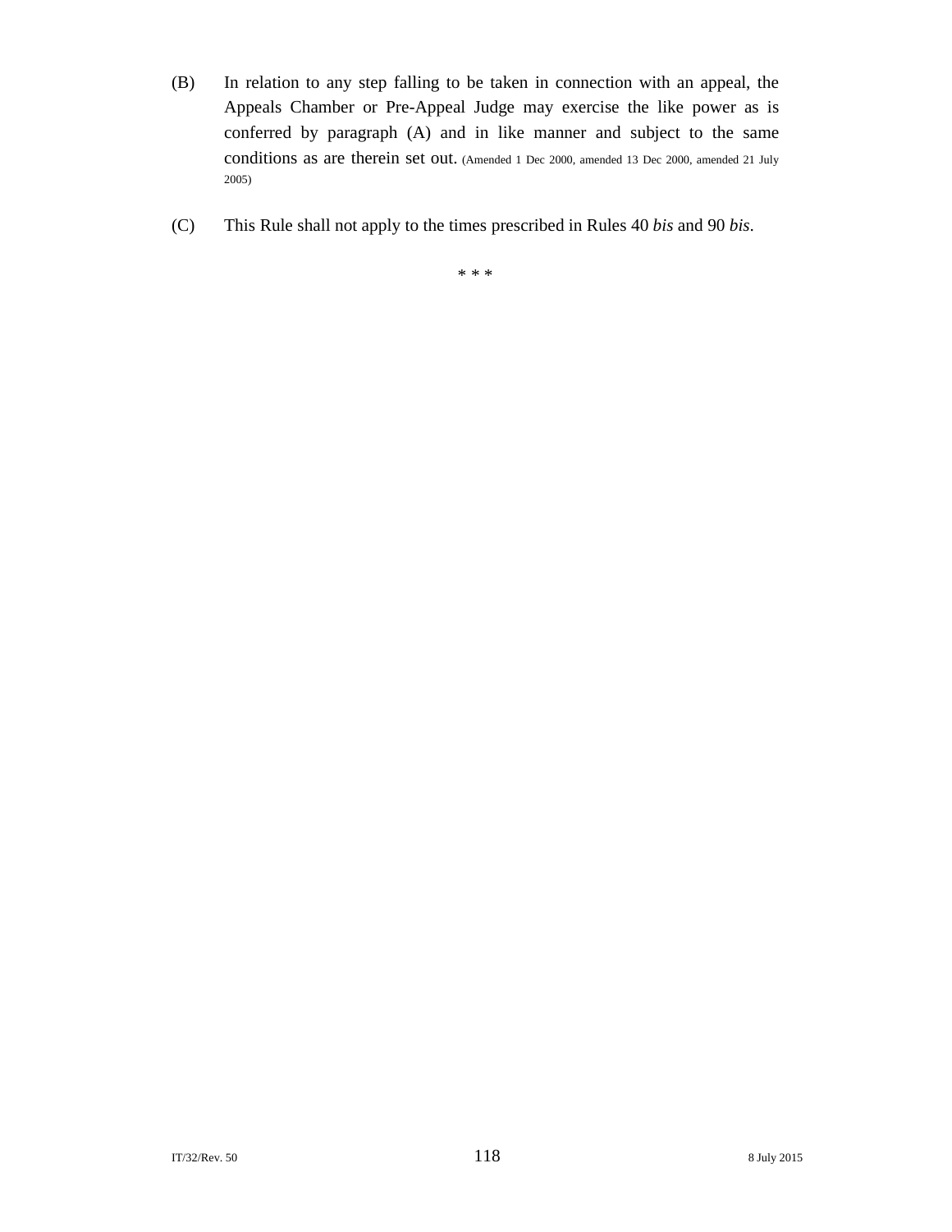(B) In relation to any step falling to be taken in connection with an appeal, the Appeals Chamber or Pre-Appeal Judge may exercise the like power as is conferred by paragraph (A) and in like manner and subject to the same conditions as are therein set out. (Amended 1 Dec 2000, amended 13 Dec 2000, amended 21 July 2005)

(C) This Rule shall not apply to the times prescribed in Rules 40 *bis* and 90 *bis*.

* * *